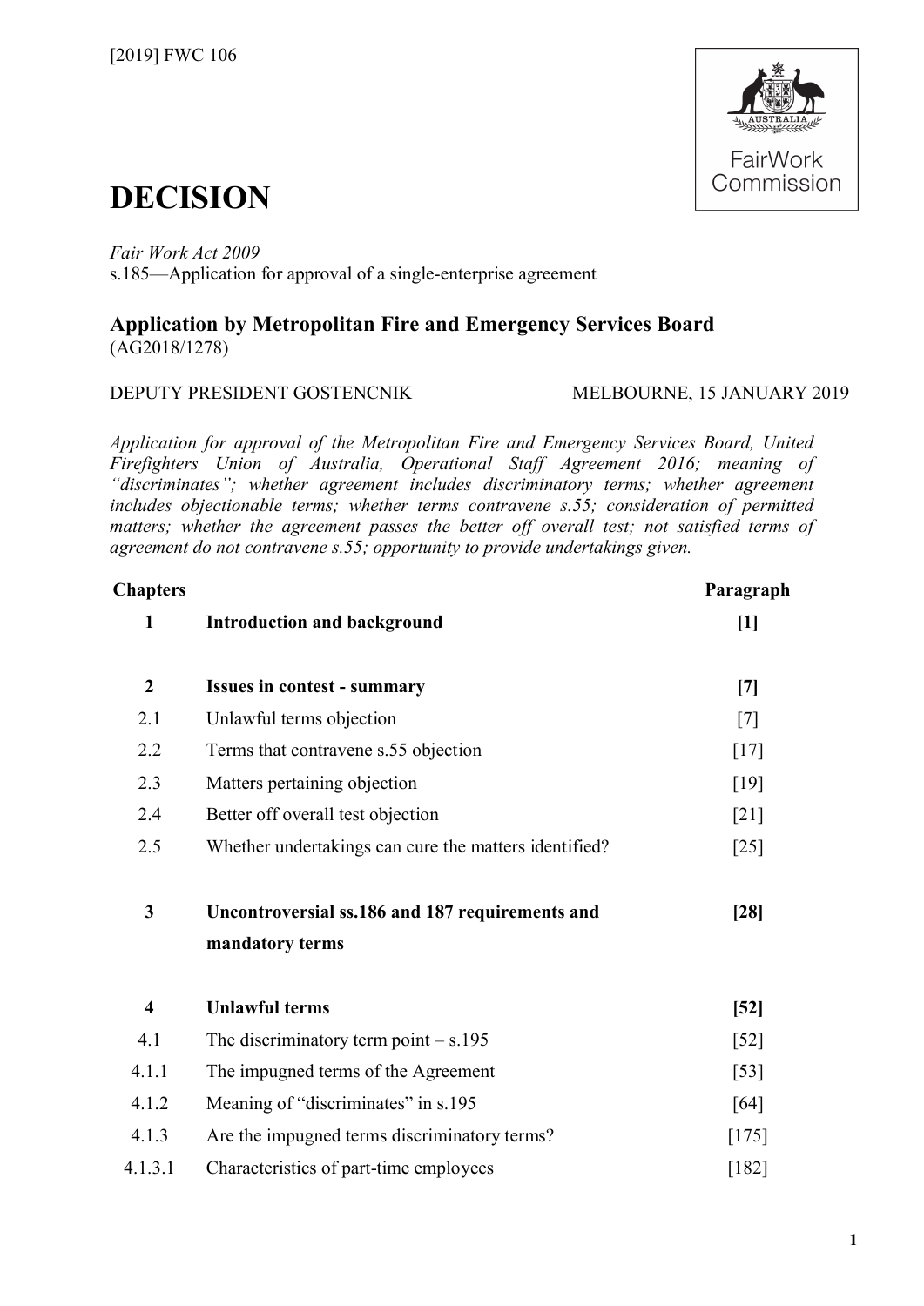[2019] FWC 106

# DECISION

*Fair Work Act 2009*
s.185—Application for approval of a single-enterprise agreement

## Application by Metropolitan Fire and Emergency Services Board

(AG2018/1278)

DEPUTY PRESIDENT GOSTENCNIK — MELBOURNE, 15 JANUARY 2019

*Application for approval of the Metropolitan Fire and Emergency Services Board, United Firefighters Union of Australia, Operational Staff Agreement 2016; meaning of "discriminates"; whether agreement includes discriminatory terms; whether agreement includes objectionable terms; whether terms contravene s.55; consideration of permitted matters; whether the agreement passes the better off overall test; not satisfied terms of agreement do not contravene s.55; opportunity to provide undertakings given.*

| Chapters | | Paragraph |
|---|---|---|
| **1** | **Introduction and background** | **[1]** |
| **2** | **Issues in contest - summary** | **[7]** |
| 2.1 | Unlawful terms objection | [7] |
| 2.2 | Terms that contravene s.55 objection | [17] |
| 2.3 | Matters pertaining objection | [19] |
| 2.4 | Better off overall test objection | [21] |
| 2.5 | Whether undertakings can cure the matters identified? | [25] |
| **3** | **Uncontroversial ss.186 and 187 requirements and mandatory terms** | **[28]** |
| **4** | **Unlawful terms** | **[52]** |
| 4.1 | The discriminatory term point – s.195 | [52] |
| 4.1.1 | The impugned terms of the Agreement | [53] |
| 4.1.2 | Meaning of "discriminates" in s.195 | [64] |
| 4.1.3 | Are the impugned terms discriminatory terms? | [175] |
| 4.1.3.1 | Characteristics of part-time employees | [182] |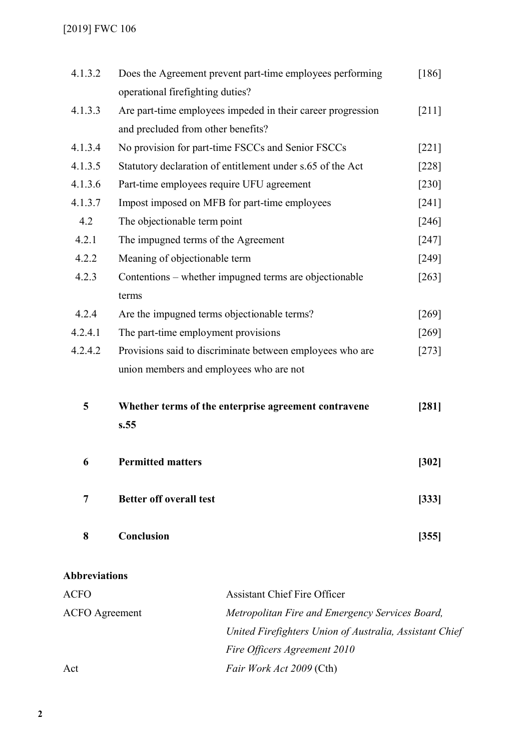| | | |
|---|---|---|
| 4.1.3.2 | Does the Agreement prevent part-time employees performing operational firefighting duties? | [186] |
| 4.1.3.3 | Are part-time employees impeded in their career progression and precluded from other benefits? | [211] |
| 4.1.3.4 | No provision for part-time FSCCs and Senior FSCCs | [221] |
| 4.1.3.5 | Statutory declaration of entitlement under s.65 of the Act | [228] |
| 4.1.3.6 | Part-time employees require UFU agreement | [230] |
| 4.1.3.7 | Impost imposed on MFB for part-time employees | [241] |
| 4.2 | The objectionable term point | [246] |
| 4.2.1 | The impugned terms of the Agreement | [247] |
| 4.2.2 | Meaning of objectionable term | [249] |
| 4.2.3 | Contentions – whether impugned terms are objectionable terms | [263] |
| 4.2.4 | Are the impugned terms objectionable terms? | [269] |
| 4.2.4.1 | The part-time employment provisions | [269] |
| 4.2.4.2 | Provisions said to discriminate between employees who are union members and employees who are not | [273] |
| **5** | **Whether terms of the enterprise agreement contravene s.55** | **[281]** |
| **6** | **Permitted matters** | **[302]** |
| **7** | **Better off overall test** | **[333]** |
| **8** | **Conclusion** | **[355]** |

**Abbreviations**

| | |
|---|---|
| ACFO | Assistant Chief Fire Officer |
| ACFO Agreement | *Metropolitan Fire and Emergency Services Board, United Firefighters Union of Australia, Assistant Chief Fire Officers Agreement 2010* |
| Act | *Fair Work Act 2009* (Cth) |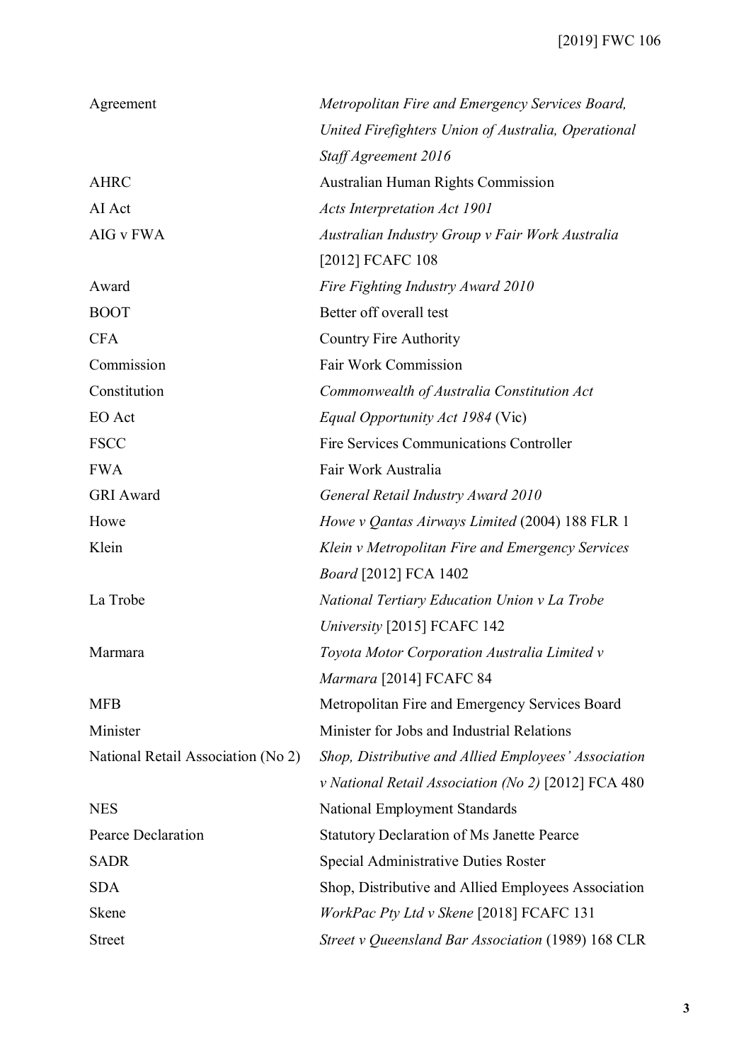| | |
|---|---|
| Agreement | *Metropolitan Fire and Emergency Services Board, United Firefighters Union of Australia, Operational Staff Agreement 2016* |
| AHRC | Australian Human Rights Commission |
| AI Act | *Acts Interpretation Act 1901* |
| AIG v FWA | *Australian Industry Group v Fair Work Australia* [2012] FCAFC 108 |
| Award | *Fire Fighting Industry Award 2010* |
| BOOT | Better off overall test |
| CFA | Country Fire Authority |
| Commission | Fair Work Commission |
| Constitution | *Commonwealth of Australia Constitution Act* |
| EO Act | *Equal Opportunity Act 1984* (Vic) |
| FSCC | Fire Services Communications Controller |
| FWA | Fair Work Australia |
| GRI Award | *General Retail Industry Award 2010* |
| Howe | *Howe v Qantas Airways Limited* (2004) 188 FLR 1 |
| Klein | *Klein v Metropolitan Fire and Emergency Services Board* [2012] FCA 1402 |
| La Trobe | *National Tertiary Education Union v La Trobe University* [2015] FCAFC 142 |
| Marmara | *Toyota Motor Corporation Australia Limited v Marmara* [2014] FCAFC 84 |
| MFB | Metropolitan Fire and Emergency Services Board |
| Minister | Minister for Jobs and Industrial Relations |
| National Retail Association (No 2) | *Shop, Distributive and Allied Employees' Association v National Retail Association (No 2)* [2012] FCA 480 |
| NES | National Employment Standards |
| Pearce Declaration | Statutory Declaration of Ms Janette Pearce |
| SADR | Special Administrative Duties Roster |
| SDA | Shop, Distributive and Allied Employees Association |
| Skene | *WorkPac Pty Ltd v Skene* [2018] FCAFC 131 |
| Street | *Street v Queensland Bar Association* (1989) 168 CLR |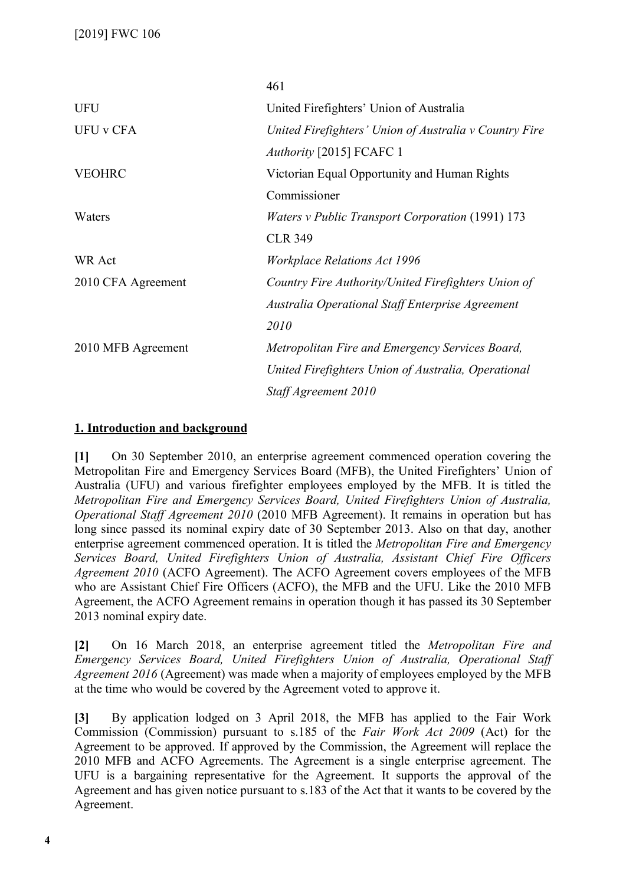| | |
|---|---|
| | 461 |
| UFU | United Firefighters' Union of Australia |
| UFU v CFA | *United Firefighters' Union of Australia v Country Fire Authority* [2015] FCAFC 1 |
| VEOHRC | Victorian Equal Opportunity and Human Rights Commissioner |
| Waters | *Waters v Public Transport Corporation* (1991) 173 CLR 349 |
| WR Act | *Workplace Relations Act 1996* |
| 2010 CFA Agreement | *Country Fire Authority/United Firefighters Union of Australia Operational Staff Enterprise Agreement 2010* |
| 2010 MFB Agreement | *Metropolitan Fire and Emergency Services Board, United Firefighters Union of Australia, Operational Staff Agreement 2010* |

## 1. Introduction and background

**[1]** On 30 September 2010, an enterprise agreement commenced operation covering the Metropolitan Fire and Emergency Services Board (MFB), the United Firefighters' Union of Australia (UFU) and various firefighter employees employed by the MFB. It is titled the *Metropolitan Fire and Emergency Services Board, United Firefighters Union of Australia, Operational Staff Agreement 2010* (2010 MFB Agreement). It remains in operation but has long since passed its nominal expiry date of 30 September 2013. Also on that day, another enterprise agreement commenced operation. It is titled the *Metropolitan Fire and Emergency Services Board, United Firefighters Union of Australia, Assistant Chief Fire Officers Agreement 2010* (ACFO Agreement). The ACFO Agreement covers employees of the MFB who are Assistant Chief Fire Officers (ACFO), the MFB and the UFU. Like the 2010 MFB Agreement, the ACFO Agreement remains in operation though it has passed its 30 September 2013 nominal expiry date.

**[2]** On 16 March 2018, an enterprise agreement titled the *Metropolitan Fire and Emergency Services Board, United Firefighters Union of Australia, Operational Staff Agreement 2016* (Agreement) was made when a majority of employees employed by the MFB at the time who would be covered by the Agreement voted to approve it.

**[3]** By application lodged on 3 April 2018, the MFB has applied to the Fair Work Commission (Commission) pursuant to s.185 of the *Fair Work Act 2009* (Act) for the Agreement to be approved. If approved by the Commission, the Agreement will replace the 2010 MFB and ACFO Agreements. The Agreement is a single enterprise agreement. The UFU is a bargaining representative for the Agreement. It supports the approval of the Agreement and has given notice pursuant to s.183 of the Act that it wants to be covered by the Agreement.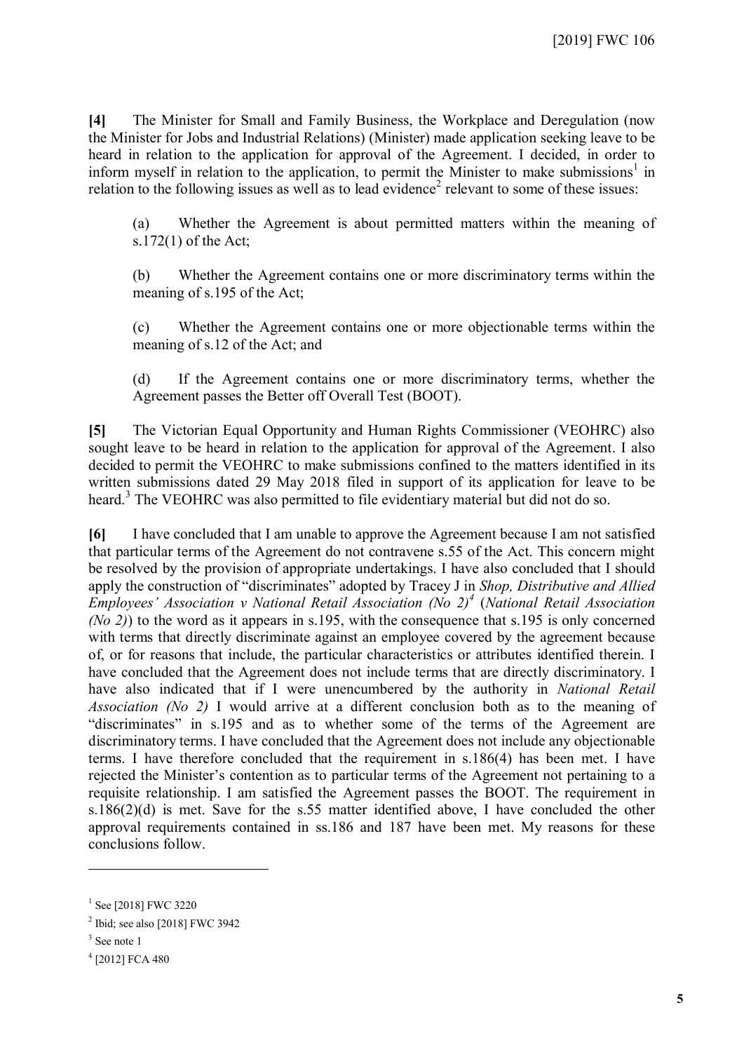**[4]** The Minister for Small and Family Business, the Workplace and Deregulation (now the Minister for Jobs and Industrial Relations) (Minister) made application seeking leave to be heard in relation to the application for approval of the Agreement. I decided, in order to inform myself in relation to the application, to permit the Minister to make submissions[1] in relation to the following issues as well as to lead evidence[2] relevant to some of these issues:

(a) Whether the Agreement is about permitted matters within the meaning of s.172(1) of the Act;

(b) Whether the Agreement contains one or more discriminatory terms within the meaning of s.195 of the Act;

(c) Whether the Agreement contains one or more objectionable terms within the meaning of s.12 of the Act; and

(d) If the Agreement contains one or more discriminatory terms, whether the Agreement passes the Better off Overall Test (BOOT).

**[5]** The Victorian Equal Opportunity and Human Rights Commissioner (VEOHRC) also sought leave to be heard in relation to the application for approval of the Agreement. I also decided to permit the VEOHRC to make submissions confined to the matters identified in its written submissions dated 29 May 2018 filed in support of its application for leave to be heard.[3] The VEOHRC was also permitted to file evidentiary material but did not do so.

**[6]** I have concluded that I am unable to approve the Agreement because I am not satisfied that particular terms of the Agreement do not contravene s.55 of the Act. This concern might be resolved by the provision of appropriate undertakings. I have also concluded that I should apply the construction of "discriminates" adopted by Tracey J in *Shop, Distributive and Allied Employees' Association v National Retail Association (No 2)*[4] (*National Retail Association (No 2)*) to the word as it appears in s.195, with the consequence that s.195 is only concerned with terms that directly discriminate against an employee covered by the agreement because of, or for reasons that include, the particular characteristics or attributes identified therein. I have concluded that the Agreement does not include terms that are directly discriminatory. I have also indicated that if I were unencumbered by the authority in *National Retail Association (No 2)* I would arrive at a different conclusion both as to the meaning of "discriminates" in s.195 and as to whether some of the terms of the Agreement are discriminatory terms. I have concluded that the Agreement does not include any objectionable terms. I have therefore concluded that the requirement in s.186(4) has been met. I have rejected the Minister's contention as to particular terms of the Agreement not pertaining to a requisite relationship. I am satisfied the Agreement passes the BOOT. The requirement in s.186(2)(d) is met. Save for the s.55 matter identified above, I have concluded the other approval requirements contained in ss.186 and 187 have been met. My reasons for these conclusions follow.

---

[1] See [2018] FWC 3220

[2] Ibid; see also [2018] FWC 3942

[3] See note 1

[4] [2012] FCA 480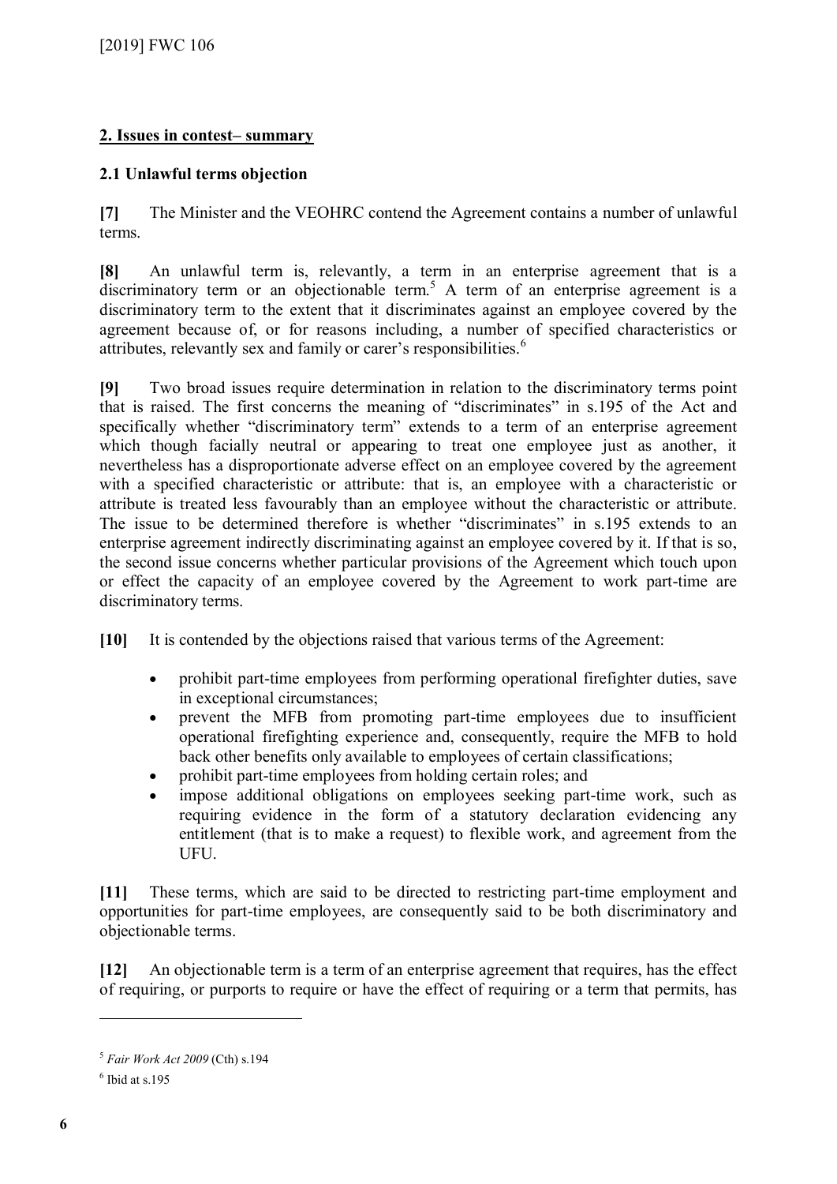## 2. Issues in contest– summary

### 2.1 Unlawful terms objection

**[7]** The Minister and the VEOHRC contend the Agreement contains a number of unlawful terms.

**[8]** An unlawful term is, relevantly, a term in an enterprise agreement that is a discriminatory term or an objectionable term.[5] A term of an enterprise agreement is a discriminatory term to the extent that it discriminates against an employee covered by the agreement because of, or for reasons including, a number of specified characteristics or attributes, relevantly sex and family or carer's responsibilities.[6]

**[9]** Two broad issues require determination in relation to the discriminatory terms point that is raised. The first concerns the meaning of "discriminates" in s.195 of the Act and specifically whether "discriminatory term" extends to a term of an enterprise agreement which though facially neutral or appearing to treat one employee just as another, it nevertheless has a disproportionate adverse effect on an employee covered by the agreement with a specified characteristic or attribute: that is, an employee with a characteristic or attribute is treated less favourably than an employee without the characteristic or attribute. The issue to be determined therefore is whether "discriminates" in s.195 extends to an enterprise agreement indirectly discriminating against an employee covered by it. If that is so, the second issue concerns whether particular provisions of the Agreement which touch upon or effect the capacity of an employee covered by the Agreement to work part-time are discriminatory terms.

**[10]** It is contended by the objections raised that various terms of the Agreement:

- prohibit part-time employees from performing operational firefighter duties, save in exceptional circumstances;
- prevent the MFB from promoting part-time employees due to insufficient operational firefighting experience and, consequently, require the MFB to hold back other benefits only available to employees of certain classifications;
- prohibit part-time employees from holding certain roles; and
- impose additional obligations on employees seeking part-time work, such as requiring evidence in the form of a statutory declaration evidencing any entitlement (that is to make a request) to flexible work, and agreement from the UFU.

**[11]** These terms, which are said to be directed to restricting part-time employment and opportunities for part-time employees, are consequently said to be both discriminatory and objectionable terms.

**[12]** An objectionable term is a term of an enterprise agreement that requires, has the effect of requiring, or purports to require or have the effect of requiring or a term that permits, has

---

[5] *Fair Work Act 2009* (Cth) s.194

[6] Ibid at s.195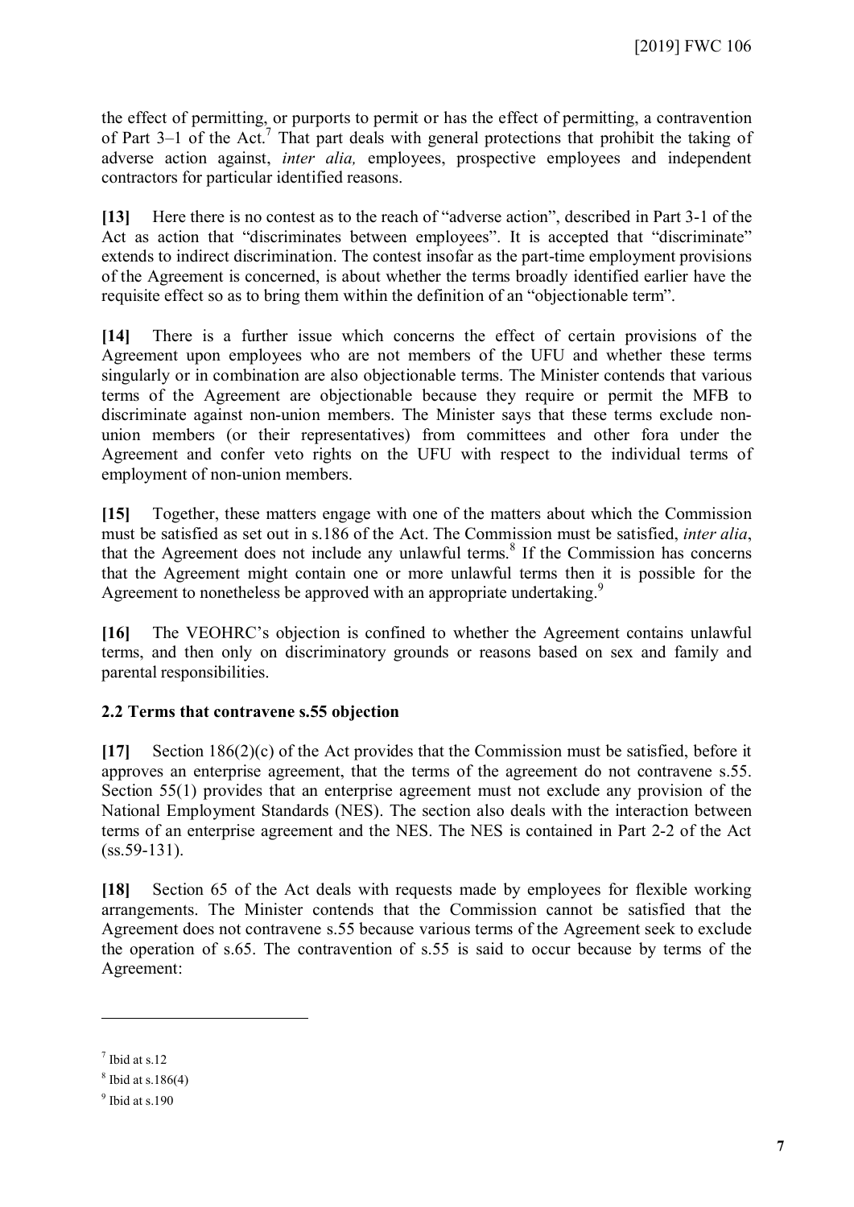the effect of permitting, or purports to permit or has the effect of permitting, a contravention of Part 3–1 of the Act.[7] That part deals with general protections that prohibit the taking of adverse action against, *inter alia,* employees, prospective employees and independent contractors for particular identified reasons.

**[13]** Here there is no contest as to the reach of "adverse action", described in Part 3-1 of the Act as action that "discriminates between employees". It is accepted that "discriminate" extends to indirect discrimination. The contest insofar as the part-time employment provisions of the Agreement is concerned, is about whether the terms broadly identified earlier have the requisite effect so as to bring them within the definition of an "objectionable term".

**[14]** There is a further issue which concerns the effect of certain provisions of the Agreement upon employees who are not members of the UFU and whether these terms singularly or in combination are also objectionable terms. The Minister contends that various terms of the Agreement are objectionable because they require or permit the MFB to discriminate against non-union members. The Minister says that these terms exclude non-union members (or their representatives) from committees and other fora under the Agreement and confer veto rights on the UFU with respect to the individual terms of employment of non-union members.

**[15]** Together, these matters engage with one of the matters about which the Commission must be satisfied as set out in s.186 of the Act. The Commission must be satisfied, *inter alia*, that the Agreement does not include any unlawful terms.[8] If the Commission has concerns that the Agreement might contain one or more unlawful terms then it is possible for the Agreement to nonetheless be approved with an appropriate undertaking.[9]

**[16]** The VEOHRC's objection is confined to whether the Agreement contains unlawful terms, and then only on discriminatory grounds or reasons based on sex and family and parental responsibilities.

### 2.2 Terms that contravene s.55 objection

**[17]** Section 186(2)(c) of the Act provides that the Commission must be satisfied, before it approves an enterprise agreement, that the terms of the agreement do not contravene s.55. Section 55(1) provides that an enterprise agreement must not exclude any provision of the National Employment Standards (NES). The section also deals with the interaction between terms of an enterprise agreement and the NES. The NES is contained in Part 2-2 of the Act (ss.59-131).

**[18]** Section 65 of the Act deals with requests made by employees for flexible working arrangements. The Minister contends that the Commission cannot be satisfied that the Agreement does not contravene s.55 because various terms of the Agreement seek to exclude the operation of s.65. The contravention of s.55 is said to occur because by terms of the Agreement:

---

[7] Ibid at s.12

[8] Ibid at s.186(4)

[9] Ibid at s.190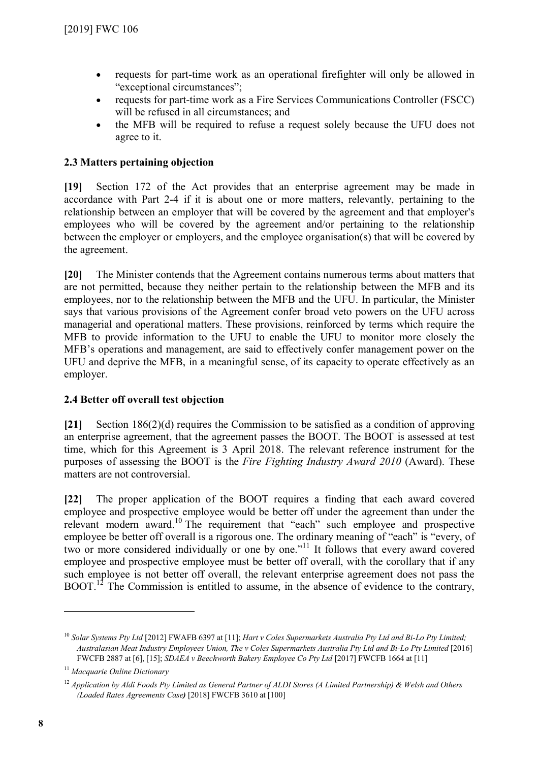- requests for part-time work as an operational firefighter will only be allowed in "exceptional circumstances";
- requests for part-time work as a Fire Services Communications Controller (FSCC) will be refused in all circumstances; and
- the MFB will be required to refuse a request solely because the UFU does not agree to it.

### 2.3 Matters pertaining objection

**[19]** Section 172 of the Act provides that an enterprise agreement may be made in accordance with Part 2-4 if it is about one or more matters, relevantly, pertaining to the relationship between an employer that will be covered by the agreement and that employer's employees who will be covered by the agreement and/or pertaining to the relationship between the employer or employers, and the employee organisation(s) that will be covered by the agreement.

**[20]** The Minister contends that the Agreement contains numerous terms about matters that are not permitted, because they neither pertain to the relationship between the MFB and its employees, nor to the relationship between the MFB and the UFU. In particular, the Minister says that various provisions of the Agreement confer broad veto powers on the UFU across managerial and operational matters. These provisions, reinforced by terms which require the MFB to provide information to the UFU to enable the UFU to monitor more closely the MFB's operations and management, are said to effectively confer management power on the UFU and deprive the MFB, in a meaningful sense, of its capacity to operate effectively as an employer.

### 2.4 Better off overall test objection

**[21]** Section 186(2)(d) requires the Commission to be satisfied as a condition of approving an enterprise agreement, that the agreement passes the BOOT. The BOOT is assessed at test time, which for this Agreement is 3 April 2018. The relevant reference instrument for the purposes of assessing the BOOT is the *Fire Fighting Industry Award 2010* (Award). These matters are not controversial.

**[22]** The proper application of the BOOT requires a finding that each award covered employee and prospective employee would be better off under the agreement than under the relevant modern award.[10] The requirement that "each" such employee and prospective employee be better off overall is a rigorous one. The ordinary meaning of "each" is "every, of two or more considered individually or one by one."[11] It follows that every award covered employee and prospective employee must be better off overall, with the corollary that if any such employee is not better off overall, the relevant enterprise agreement does not pass the BOOT.[12] The Commission is entitled to assume, in the absence of evidence to the contrary,

---

[10] *Solar Systems Pty Ltd* [2012] FWAFB 6397 at [11]; *Hart v Coles Supermarkets Australia Pty Ltd and Bi-Lo Pty Limited; Australasian Meat Industry Employees Union, The v Coles Supermarkets Australia Pty Ltd and Bi-Lo Pty Limited* [2016] FWCFB 2887 at [6], [15]; *SDAEA v Beechworth Bakery Employee Co Pty Ltd* [2017] FWCFB 1664 at [11]

[11] *Macquarie Online Dictionary*

[12] *Application by Aldi Foods Pty Limited as General Partner of ALDI Stores (A Limited Partnership) & Welsh and Others (Loaded Rates Agreements Case)* [2018] FWCFB 3610 at [100]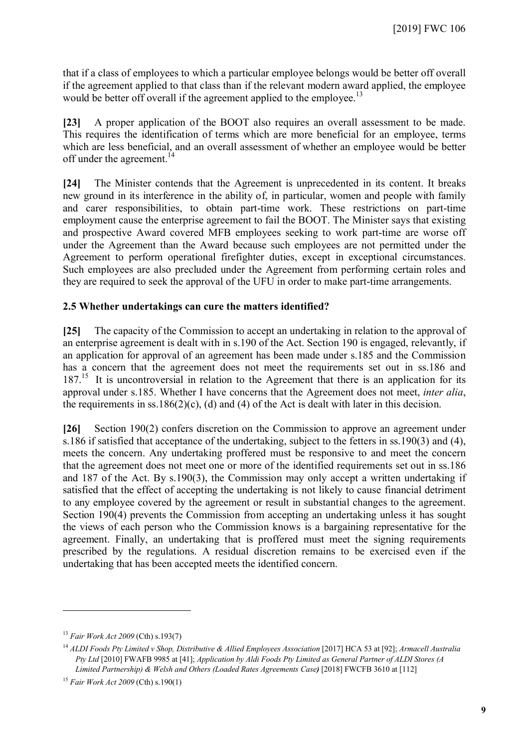that if a class of employees to which a particular employee belongs would be better off overall if the agreement applied to that class than if the relevant modern award applied, the employee would be better off overall if the agreement applied to the employee.[13]

**[23]** A proper application of the BOOT also requires an overall assessment to be made. This requires the identification of terms which are more beneficial for an employee, terms which are less beneficial, and an overall assessment of whether an employee would be better off under the agreement.[14]

**[24]** The Minister contends that the Agreement is unprecedented in its content. It breaks new ground in its interference in the ability of, in particular, women and people with family and carer responsibilities, to obtain part-time work. These restrictions on part-time employment cause the enterprise agreement to fail the BOOT. The Minister says that existing and prospective Award covered MFB employees seeking to work part-time are worse off under the Agreement than the Award because such employees are not permitted under the Agreement to perform operational firefighter duties, except in exceptional circumstances. Such employees are also precluded under the Agreement from performing certain roles and they are required to seek the approval of the UFU in order to make part-time arrangements.

### 2.5 Whether undertakings can cure the matters identified?

**[25]** The capacity of the Commission to accept an undertaking in relation to the approval of an enterprise agreement is dealt with in s.190 of the Act. Section 190 is engaged, relevantly, if an application for approval of an agreement has been made under s.185 and the Commission has a concern that the agreement does not meet the requirements set out in ss.186 and 187.[15] It is uncontroversial in relation to the Agreement that there is an application for its approval under s.185. Whether I have concerns that the Agreement does not meet, *inter alia*, the requirements in ss.186(2)(c), (d) and (4) of the Act is dealt with later in this decision.

**[26]** Section 190(2) confers discretion on the Commission to approve an agreement under s.186 if satisfied that acceptance of the undertaking, subject to the fetters in ss.190(3) and (4), meets the concern. Any undertaking proffered must be responsive to and meet the concern that the agreement does not meet one or more of the identified requirements set out in ss.186 and 187 of the Act. By s.190(3), the Commission may only accept a written undertaking if satisfied that the effect of accepting the undertaking is not likely to cause financial detriment to any employee covered by the agreement or result in substantial changes to the agreement. Section 190(4) prevents the Commission from accepting an undertaking unless it has sought the views of each person who the Commission knows is a bargaining representative for the agreement. Finally, an undertaking that is proffered must meet the signing requirements prescribed by the regulations. A residual discretion remains to be exercised even if the undertaking that has been accepted meets the identified concern.

---

[13] *Fair Work Act 2009* (Cth) s.193(7)

[14] *ALDI Foods Pty Limited v Shop, Distributive & Allied Employees Association* [2017] HCA 53 at [92]; *Armacell Australia Pty Ltd* [2010] FWAFB 9985 at [41]; *Application by Aldi Foods Pty Limited as General Partner of ALDI Stores (A Limited Partnership) & Welsh and Others (Loaded Rates Agreements Case)* [2018] FWCFB 3610 at [112]

[15] *Fair Work Act 2009* (Cth) s.190(1)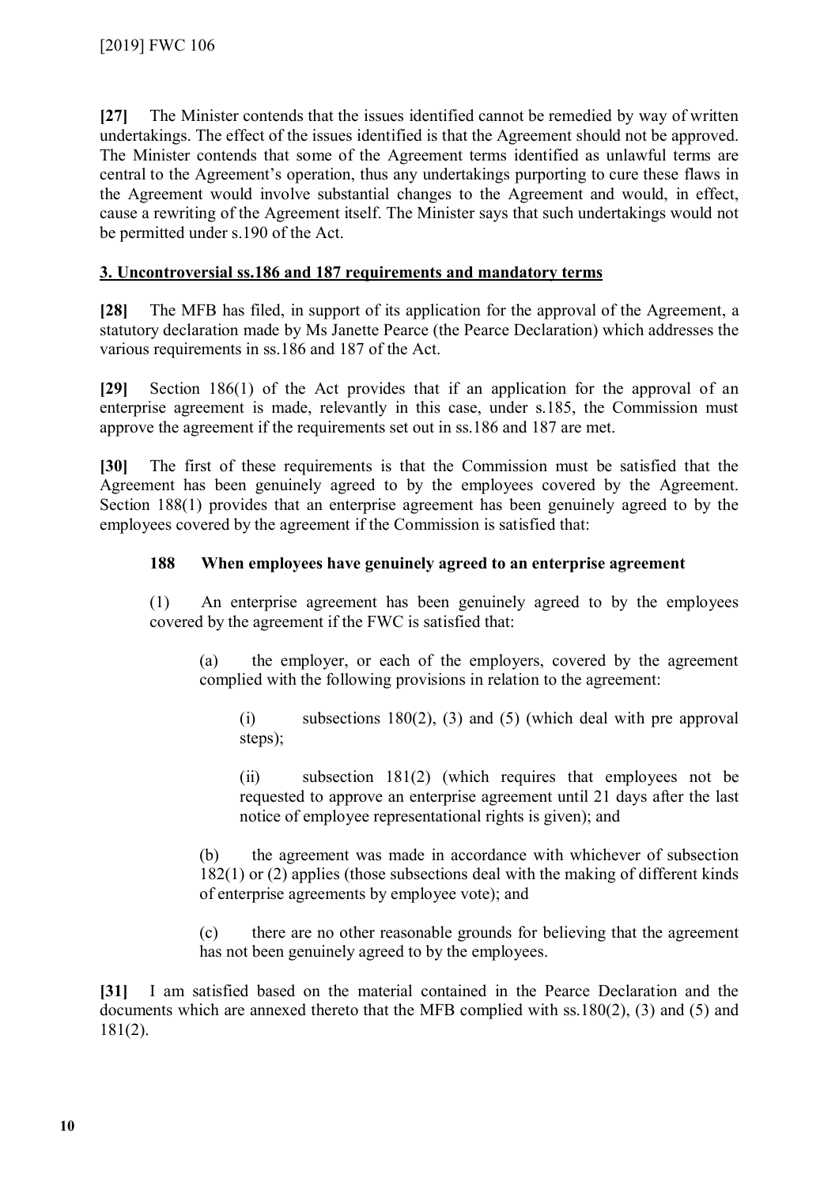**[27]** The Minister contends that the issues identified cannot be remedied by way of written undertakings. The effect of the issues identified is that the Agreement should not be approved. The Minister contends that some of the Agreement terms identified as unlawful terms are central to the Agreement's operation, thus any undertakings purporting to cure these flaws in the Agreement would involve substantial changes to the Agreement and would, in effect, cause a rewriting of the Agreement itself. The Minister says that such undertakings would not be permitted under s.190 of the Act.

## 3. Uncontroversial ss.186 and 187 requirements and mandatory terms

**[28]** The MFB has filed, in support of its application for the approval of the Agreement, a statutory declaration made by Ms Janette Pearce (the Pearce Declaration) which addresses the various requirements in ss.186 and 187 of the Act.

**[29]** Section 186(1) of the Act provides that if an application for the approval of an enterprise agreement is made, relevantly in this case, under s.185, the Commission must approve the agreement if the requirements set out in ss.186 and 187 are met.

**[30]** The first of these requirements is that the Commission must be satisfied that the Agreement has been genuinely agreed to by the employees covered by the Agreement. Section 188(1) provides that an enterprise agreement has been genuinely agreed to by the employees covered by the agreement if the Commission is satisfied that:

> **188 When employees have genuinely agreed to an enterprise agreement**
>
> (1) An enterprise agreement has been genuinely agreed to by the employees covered by the agreement if the FWC is satisfied that:
>
> > (a) the employer, or each of the employers, covered by the agreement complied with the following provisions in relation to the agreement:
> >
> > > (i) subsections 180(2), (3) and (5) (which deal with pre approval steps);
> > >
> > > (ii) subsection 181(2) (which requires that employees not be requested to approve an enterprise agreement until 21 days after the last notice of employee representational rights is given); and
> >
> > (b) the agreement was made in accordance with whichever of subsection 182(1) or (2) applies (those subsections deal with the making of different kinds of enterprise agreements by employee vote); and
> >
> > (c) there are no other reasonable grounds for believing that the agreement has not been genuinely agreed to by the employees.

**[31]** I am satisfied based on the material contained in the Pearce Declaration and the documents which are annexed thereto that the MFB complied with ss.180(2), (3) and (5) and 181(2).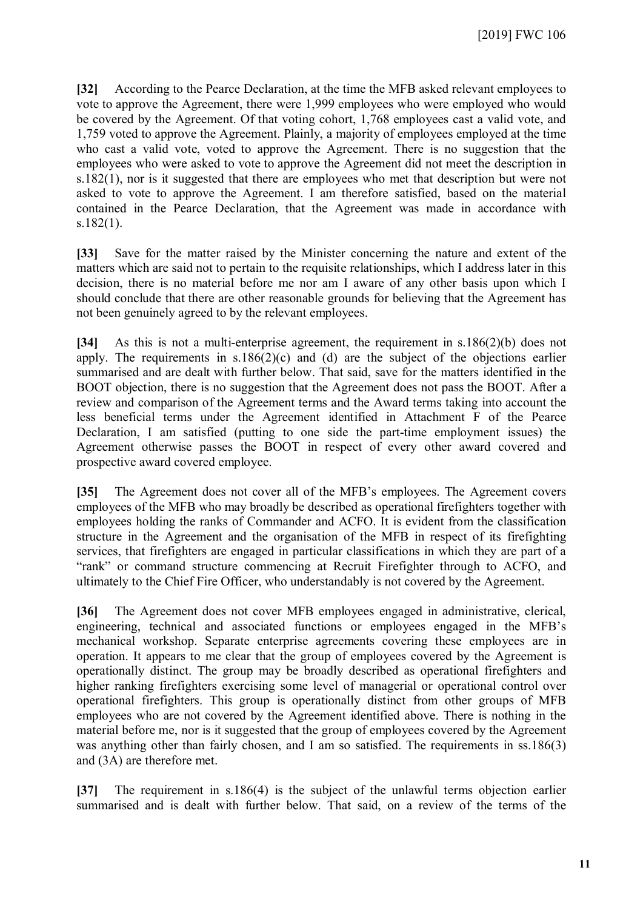**[32]** According to the Pearce Declaration, at the time the MFB asked relevant employees to vote to approve the Agreement, there were 1,999 employees who were employed who would be covered by the Agreement. Of that voting cohort, 1,768 employees cast a valid vote, and 1,759 voted to approve the Agreement. Plainly, a majority of employees employed at the time who cast a valid vote, voted to approve the Agreement. There is no suggestion that the employees who were asked to vote to approve the Agreement did not meet the description in s.182(1), nor is it suggested that there are employees who met that description but were not asked to vote to approve the Agreement. I am therefore satisfied, based on the material contained in the Pearce Declaration, that the Agreement was made in accordance with s.182(1).

**[33]** Save for the matter raised by the Minister concerning the nature and extent of the matters which are said not to pertain to the requisite relationships, which I address later in this decision, there is no material before me nor am I aware of any other basis upon which I should conclude that there are other reasonable grounds for believing that the Agreement has not been genuinely agreed to by the relevant employees.

**[34]** As this is not a multi-enterprise agreement, the requirement in s.186(2)(b) does not apply. The requirements in s.186(2)(c) and (d) are the subject of the objections earlier summarised and are dealt with further below. That said, save for the matters identified in the BOOT objection, there is no suggestion that the Agreement does not pass the BOOT. After a review and comparison of the Agreement terms and the Award terms taking into account the less beneficial terms under the Agreement identified in Attachment F of the Pearce Declaration, I am satisfied (putting to one side the part-time employment issues) the Agreement otherwise passes the BOOT in respect of every other award covered and prospective award covered employee.

**[35]** The Agreement does not cover all of the MFB's employees. The Agreement covers employees of the MFB who may broadly be described as operational firefighters together with employees holding the ranks of Commander and ACFO. It is evident from the classification structure in the Agreement and the organisation of the MFB in respect of its firefighting services, that firefighters are engaged in particular classifications in which they are part of a "rank" or command structure commencing at Recruit Firefighter through to ACFO, and ultimately to the Chief Fire Officer, who understandably is not covered by the Agreement.

**[36]** The Agreement does not cover MFB employees engaged in administrative, clerical, engineering, technical and associated functions or employees engaged in the MFB's mechanical workshop. Separate enterprise agreements covering these employees are in operation. It appears to me clear that the group of employees covered by the Agreement is operationally distinct. The group may be broadly described as operational firefighters and higher ranking firefighters exercising some level of managerial or operational control over operational firefighters. This group is operationally distinct from other groups of MFB employees who are not covered by the Agreement identified above. There is nothing in the material before me, nor is it suggested that the group of employees covered by the Agreement was anything other than fairly chosen, and I am so satisfied. The requirements in ss.186(3) and (3A) are therefore met.

**[37]** The requirement in s.186(4) is the subject of the unlawful terms objection earlier summarised and is dealt with further below. That said, on a review of the terms of the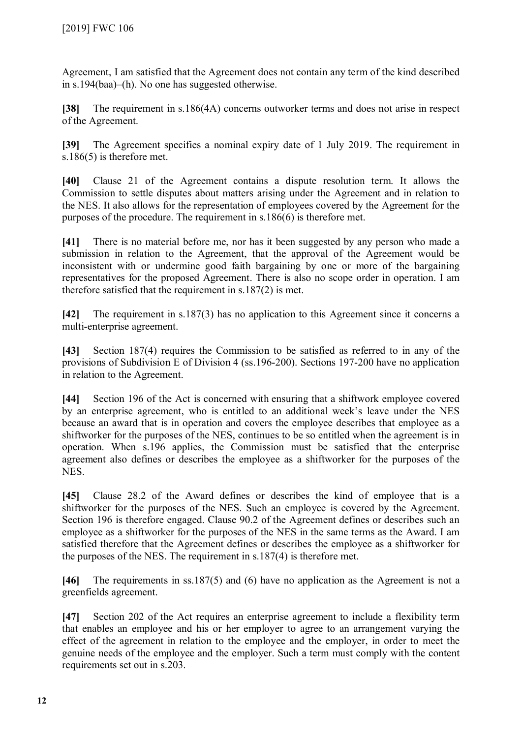Agreement, I am satisfied that the Agreement does not contain any term of the kind described in s.194(baa)–(h). No one has suggested otherwise.

**[38]** The requirement in s.186(4A) concerns outworker terms and does not arise in respect of the Agreement.

**[39]** The Agreement specifies a nominal expiry date of 1 July 2019. The requirement in s.186(5) is therefore met.

**[40]** Clause 21 of the Agreement contains a dispute resolution term. It allows the Commission to settle disputes about matters arising under the Agreement and in relation to the NES. It also allows for the representation of employees covered by the Agreement for the purposes of the procedure. The requirement in s.186(6) is therefore met.

**[41]** There is no material before me, nor has it been suggested by any person who made a submission in relation to the Agreement, that the approval of the Agreement would be inconsistent with or undermine good faith bargaining by one or more of the bargaining representatives for the proposed Agreement. There is also no scope order in operation. I am therefore satisfied that the requirement in s.187(2) is met.

**[42]** The requirement in s.187(3) has no application to this Agreement since it concerns a multi-enterprise agreement.

**[43]** Section 187(4) requires the Commission to be satisfied as referred to in any of the provisions of Subdivision E of Division 4 (ss.196-200). Sections 197-200 have no application in relation to the Agreement.

**[44]** Section 196 of the Act is concerned with ensuring that a shiftwork employee covered by an enterprise agreement, who is entitled to an additional week's leave under the NES because an award that is in operation and covers the employee describes that employee as a shiftworker for the purposes of the NES, continues to be so entitled when the agreement is in operation. When s.196 applies, the Commission must be satisfied that the enterprise agreement also defines or describes the employee as a shiftworker for the purposes of the NES.

**[45]** Clause 28.2 of the Award defines or describes the kind of employee that is a shiftworker for the purposes of the NES. Such an employee is covered by the Agreement. Section 196 is therefore engaged. Clause 90.2 of the Agreement defines or describes such an employee as a shiftworker for the purposes of the NES in the same terms as the Award. I am satisfied therefore that the Agreement defines or describes the employee as a shiftworker for the purposes of the NES. The requirement in s.187(4) is therefore met.

**[46]** The requirements in ss.187(5) and (6) have no application as the Agreement is not a greenfields agreement.

**[47]** Section 202 of the Act requires an enterprise agreement to include a flexibility term that enables an employee and his or her employer to agree to an arrangement varying the effect of the agreement in relation to the employee and the employer, in order to meet the genuine needs of the employee and the employer. Such a term must comply with the content requirements set out in s.203.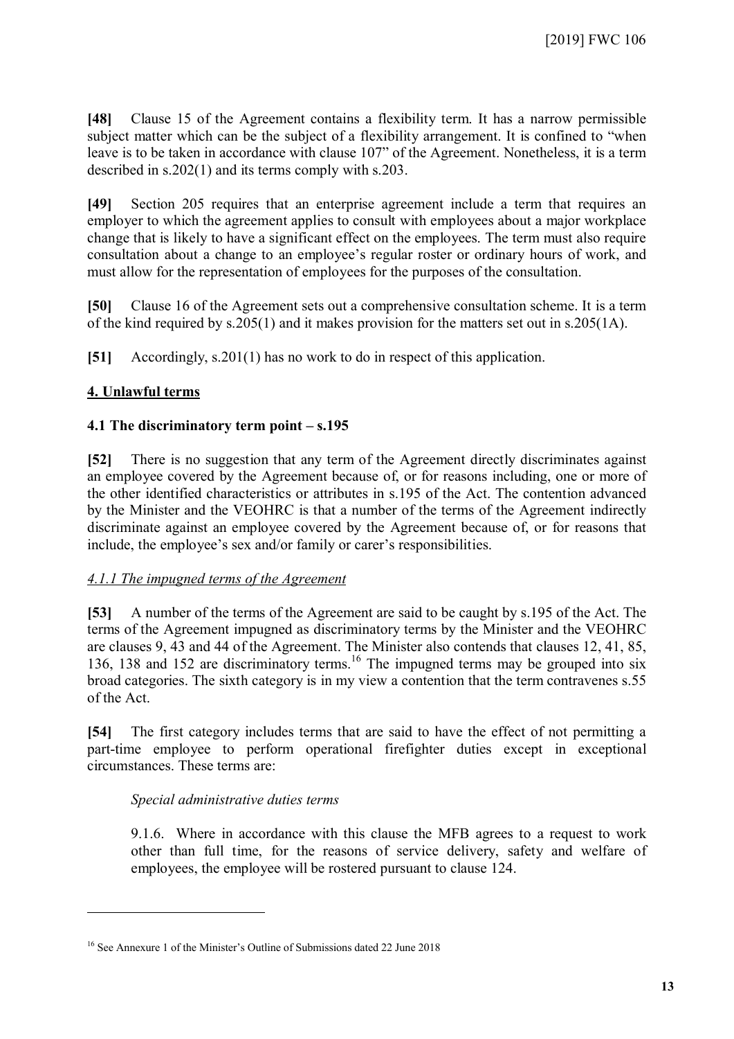**[48]** Clause 15 of the Agreement contains a flexibility term. It has a narrow permissible subject matter which can be the subject of a flexibility arrangement. It is confined to "when leave is to be taken in accordance with clause 107" of the Agreement. Nonetheless, it is a term described in s.202(1) and its terms comply with s.203.

**[49]** Section 205 requires that an enterprise agreement include a term that requires an employer to which the agreement applies to consult with employees about a major workplace change that is likely to have a significant effect on the employees. The term must also require consultation about a change to an employee's regular roster or ordinary hours of work, and must allow for the representation of employees for the purposes of the consultation.

**[50]** Clause 16 of the Agreement sets out a comprehensive consultation scheme. It is a term of the kind required by s.205(1) and it makes provision for the matters set out in s.205(1A).

**[51]** Accordingly, s.201(1) has no work to do in respect of this application.

## 4. Unlawful terms

### 4.1 The discriminatory term point – s.195

**[52]** There is no suggestion that any term of the Agreement directly discriminates against an employee covered by the Agreement because of, or for reasons including, one or more of the other identified characteristics or attributes in s.195 of the Act. The contention advanced by the Minister and the VEOHRC is that a number of the terms of the Agreement indirectly discriminate against an employee covered by the Agreement because of, or for reasons that include, the employee's sex and/or family or carer's responsibilities.

#### *4.1.1 The impugned terms of the Agreement*

**[53]** A number of the terms of the Agreement are said to be caught by s.195 of the Act. The terms of the Agreement impugned as discriminatory terms by the Minister and the VEOHRC are clauses 9, 43 and 44 of the Agreement. The Minister also contends that clauses 12, 41, 85, 136, 138 and 152 are discriminatory terms.[16] The impugned terms may be grouped into six broad categories. The sixth category is in my view a contention that the term contravenes s.55 of the Act.

**[54]** The first category includes terms that are said to have the effect of not permitting a part-time employee to perform operational firefighter duties except in exceptional circumstances. These terms are:

> *Special administrative duties terms*
>
> 9.1.6. Where in accordance with this clause the MFB agrees to a request to work other than full time, for the reasons of service delivery, safety and welfare of employees, the employee will be rostered pursuant to clause 124.

---

[16] See Annexure 1 of the Minister's Outline of Submissions dated 22 June 2018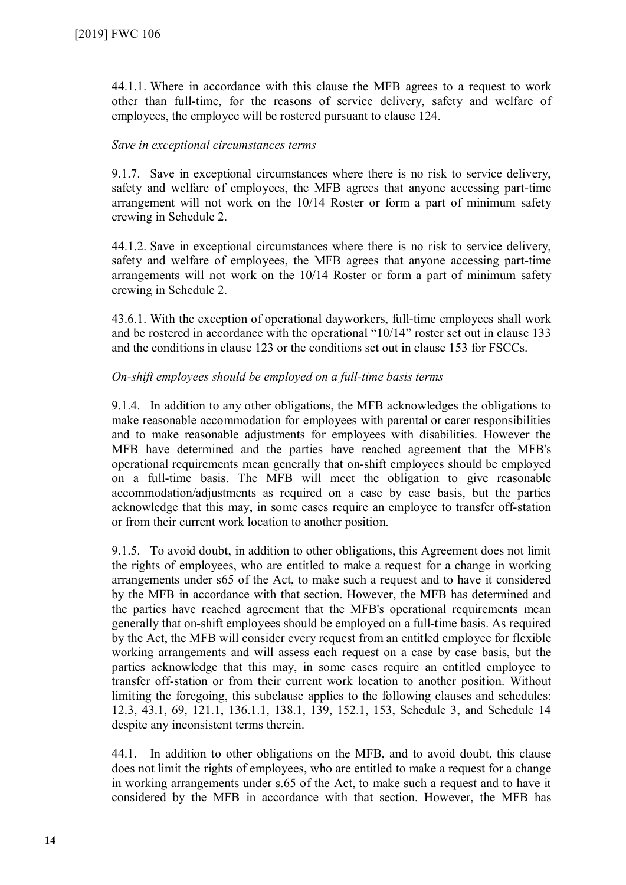44.1.1. Where in accordance with this clause the MFB agrees to a request to work other than full-time, for the reasons of service delivery, safety and welfare of employees, the employee will be rostered pursuant to clause 124.

*Save in exceptional circumstances terms*

9.1.7. Save in exceptional circumstances where there is no risk to service delivery, safety and welfare of employees, the MFB agrees that anyone accessing part-time arrangement will not work on the 10/14 Roster or form a part of minimum safety crewing in Schedule 2.

44.1.2. Save in exceptional circumstances where there is no risk to service delivery, safety and welfare of employees, the MFB agrees that anyone accessing part-time arrangements will not work on the 10/14 Roster or form a part of minimum safety crewing in Schedule 2.

43.6.1. With the exception of operational dayworkers, full-time employees shall work and be rostered in accordance with the operational "10/14" roster set out in clause 133 and the conditions in clause 123 or the conditions set out in clause 153 for FSCCs.

*On-shift employees should be employed on a full-time basis terms*

9.1.4. In addition to any other obligations, the MFB acknowledges the obligations to make reasonable accommodation for employees with parental or carer responsibilities and to make reasonable adjustments for employees with disabilities. However the MFB have determined and the parties have reached agreement that the MFB's operational requirements mean generally that on-shift employees should be employed on a full-time basis. The MFB will meet the obligation to give reasonable accommodation/adjustments as required on a case by case basis, but the parties acknowledge that this may, in some cases require an employee to transfer off-station or from their current work location to another position.

9.1.5. To avoid doubt, in addition to other obligations, this Agreement does not limit the rights of employees, who are entitled to make a request for a change in working arrangements under s65 of the Act, to make such a request and to have it considered by the MFB in accordance with that section. However, the MFB has determined and the parties have reached agreement that the MFB's operational requirements mean generally that on-shift employees should be employed on a full-time basis. As required by the Act, the MFB will consider every request from an entitled employee for flexible working arrangements and will assess each request on a case by case basis, but the parties acknowledge that this may, in some cases require an entitled employee to transfer off-station or from their current work location to another position. Without limiting the foregoing, this subclause applies to the following clauses and schedules: 12.3, 43.1, 69, 121.1, 136.1.1, 138.1, 139, 152.1, 153, Schedule 3, and Schedule 14 despite any inconsistent terms therein.

44.1. In addition to other obligations on the MFB, and to avoid doubt, this clause does not limit the rights of employees, who are entitled to make a request for a change in working arrangements under s.65 of the Act, to make such a request and to have it considered by the MFB in accordance with that section. However, the MFB has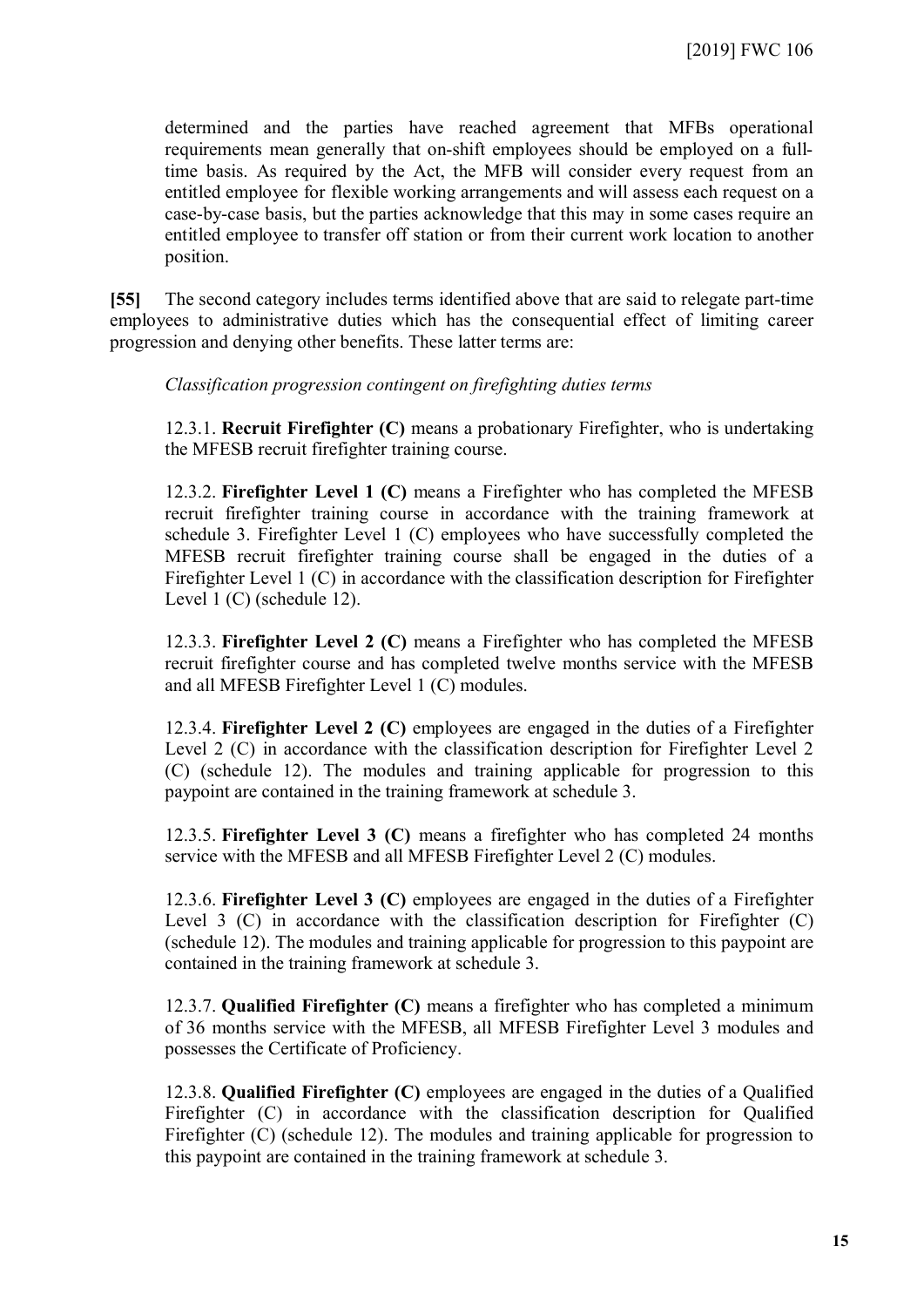determined and the parties have reached agreement that MFBs operational requirements mean generally that on-shift employees should be employed on a full-time basis. As required by the Act, the MFB will consider every request from an entitled employee for flexible working arrangements and will assess each request on a case-by-case basis, but the parties acknowledge that this may in some cases require an entitled employee to transfer off station or from their current work location to another position.

**[55]** The second category includes terms identified above that are said to relegate part-time employees to administrative duties which has the consequential effect of limiting career progression and denying other benefits. These latter terms are:

*Classification progression contingent on firefighting duties terms*

12.3.1. **Recruit Firefighter (C)** means a probationary Firefighter, who is undertaking the MFESB recruit firefighter training course.

12.3.2. **Firefighter Level 1 (C)** means a Firefighter who has completed the MFESB recruit firefighter training course in accordance with the training framework at schedule 3. Firefighter Level 1 (C) employees who have successfully completed the MFESB recruit firefighter training course shall be engaged in the duties of a Firefighter Level 1 (C) in accordance with the classification description for Firefighter Level 1 (C) (schedule 12).

12.3.3. **Firefighter Level 2 (C)** means a Firefighter who has completed the MFESB recruit firefighter course and has completed twelve months service with the MFESB and all MFESB Firefighter Level 1 (C) modules.

12.3.4. **Firefighter Level 2 (C)** employees are engaged in the duties of a Firefighter Level 2 (C) in accordance with the classification description for Firefighter Level 2 (C) (schedule 12). The modules and training applicable for progression to this paypoint are contained in the training framework at schedule 3.

12.3.5. **Firefighter Level 3 (C)** means a firefighter who has completed 24 months service with the MFESB and all MFESB Firefighter Level 2 (C) modules.

12.3.6. **Firefighter Level 3 (C)** employees are engaged in the duties of a Firefighter Level 3 (C) in accordance with the classification description for Firefighter (C) (schedule 12). The modules and training applicable for progression to this paypoint are contained in the training framework at schedule 3.

12.3.7. **Qualified Firefighter (C)** means a firefighter who has completed a minimum of 36 months service with the MFESB, all MFESB Firefighter Level 3 modules and possesses the Certificate of Proficiency.

12.3.8. **Qualified Firefighter (C)** employees are engaged in the duties of a Qualified Firefighter (C) in accordance with the classification description for Qualified Firefighter (C) (schedule 12). The modules and training applicable for progression to this paypoint are contained in the training framework at schedule 3.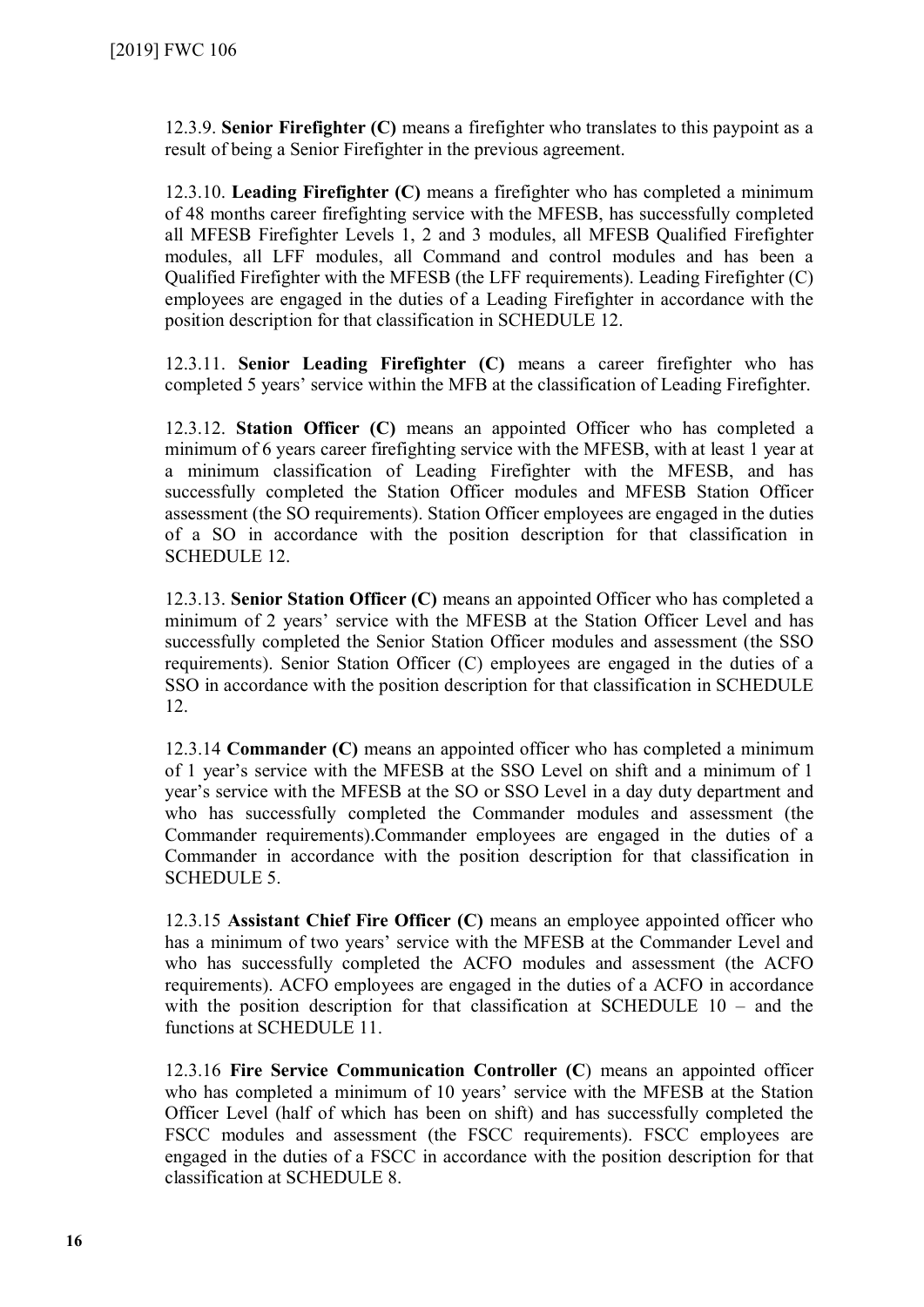12.3.9. **Senior Firefighter (C)** means a firefighter who translates to this paypoint as a result of being a Senior Firefighter in the previous agreement.

12.3.10. **Leading Firefighter (C)** means a firefighter who has completed a minimum of 48 months career firefighting service with the MFESB, has successfully completed all MFESB Firefighter Levels 1, 2 and 3 modules, all MFESB Qualified Firefighter modules, all LFF modules, all Command and control modules and has been a Qualified Firefighter with the MFESB (the LFF requirements). Leading Firefighter (C) employees are engaged in the duties of a Leading Firefighter in accordance with the position description for that classification in SCHEDULE 12.

12.3.11. **Senior Leading Firefighter (C)** means a career firefighter who has completed 5 years' service within the MFB at the classification of Leading Firefighter.

12.3.12. **Station Officer (C)** means an appointed Officer who has completed a minimum of 6 years career firefighting service with the MFESB, with at least 1 year at a minimum classification of Leading Firefighter with the MFESB, and has successfully completed the Station Officer modules and MFESB Station Officer assessment (the SO requirements). Station Officer employees are engaged in the duties of a SO in accordance with the position description for that classification in SCHEDULE 12.

12.3.13. **Senior Station Officer (C)** means an appointed Officer who has completed a minimum of 2 years' service with the MFESB at the Station Officer Level and has successfully completed the Senior Station Officer modules and assessment (the SSO requirements). Senior Station Officer (C) employees are engaged in the duties of a SSO in accordance with the position description for that classification in SCHEDULE 12.

12.3.14 **Commander (C)** means an appointed officer who has completed a minimum of 1 year's service with the MFESB at the SSO Level on shift and a minimum of 1 year's service with the MFESB at the SO or SSO Level in a day duty department and who has successfully completed the Commander modules and assessment (the Commander requirements).Commander employees are engaged in the duties of a Commander in accordance with the position description for that classification in SCHEDULE 5.

12.3.15 **Assistant Chief Fire Officer (C)** means an employee appointed officer who has a minimum of two years' service with the MFESB at the Commander Level and who has successfully completed the ACFO modules and assessment (the ACFO requirements). ACFO employees are engaged in the duties of a ACFO in accordance with the position description for that classification at SCHEDULE 10 – and the functions at SCHEDULE 11.

12.3.16 **Fire Service Communication Controller (C**) means an appointed officer who has completed a minimum of 10 years' service with the MFESB at the Station Officer Level (half of which has been on shift) and has successfully completed the FSCC modules and assessment (the FSCC requirements). FSCC employees are engaged in the duties of a FSCC in accordance with the position description for that classification at SCHEDULE 8.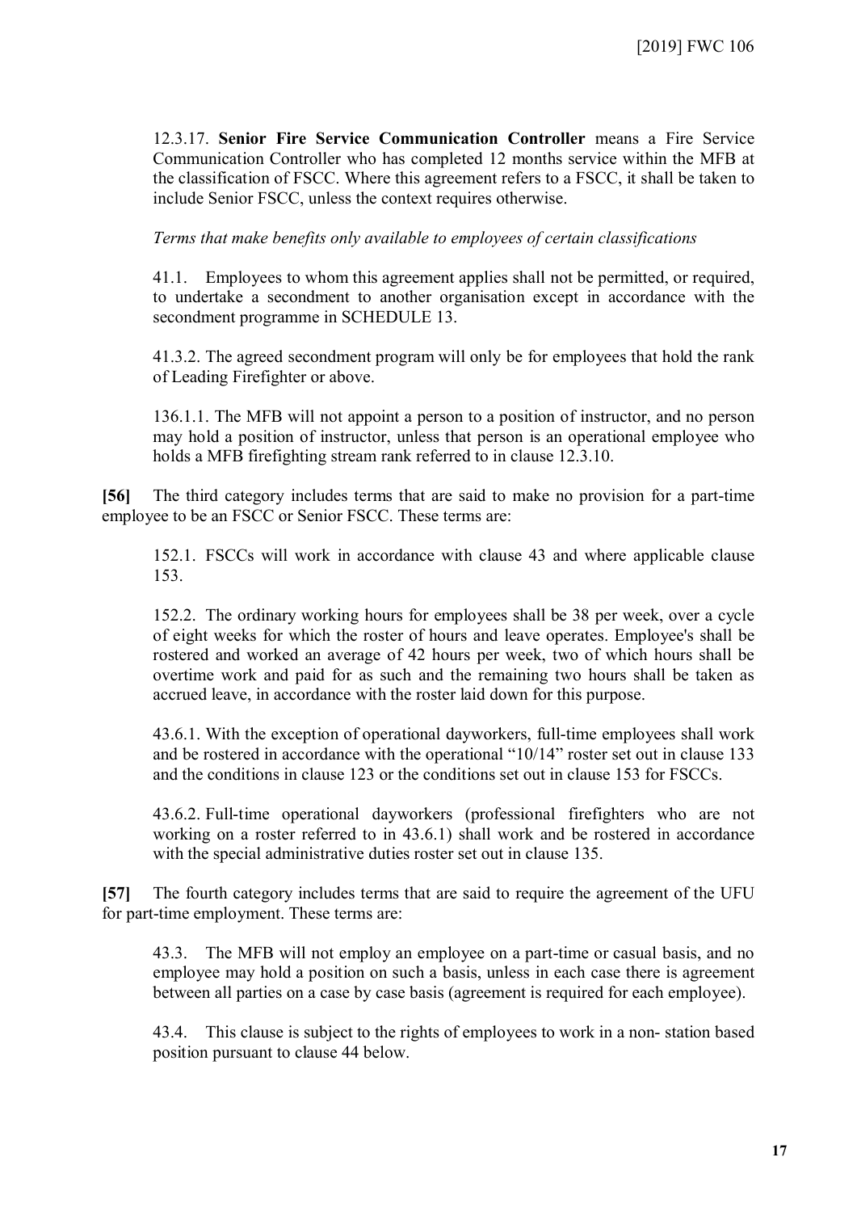12.3.17. **Senior Fire Service Communication Controller** means a Fire Service Communication Controller who has completed 12 months service within the MFB at the classification of FSCC. Where this agreement refers to a FSCC, it shall be taken to include Senior FSCC, unless the context requires otherwise.

*Terms that make benefits only available to employees of certain classifications*

> 41.1. Employees to whom this agreement applies shall not be permitted, or required, to undertake a secondment to another organisation except in accordance with the secondment programme in SCHEDULE 13.
>
> 41.3.2. The agreed secondment program will only be for employees that hold the rank of Leading Firefighter or above.
>
> 136.1.1. The MFB will not appoint a person to a position of instructor, and no person may hold a position of instructor, unless that person is an operational employee who holds a MFB firefighting stream rank referred to in clause 12.3.10.

**[56]** The third category includes terms that are said to make no provision for a part-time employee to be an FSCC or Senior FSCC. These terms are:

> 152.1. FSCCs will work in accordance with clause 43 and where applicable clause 153.
>
> 152.2. The ordinary working hours for employees shall be 38 per week, over a cycle of eight weeks for which the roster of hours and leave operates. Employee's shall be rostered and worked an average of 42 hours per week, two of which hours shall be overtime work and paid for as such and the remaining two hours shall be taken as accrued leave, in accordance with the roster laid down for this purpose.
>
> 43.6.1. With the exception of operational dayworkers, full-time employees shall work and be rostered in accordance with the operational "10/14" roster set out in clause 133 and the conditions in clause 123 or the conditions set out in clause 153 for FSCCs.
>
> 43.6.2. Full-time operational dayworkers (professional firefighters who are not working on a roster referred to in 43.6.1) shall work and be rostered in accordance with the special administrative duties roster set out in clause 135.

**[57]** The fourth category includes terms that are said to require the agreement of the UFU for part-time employment. These terms are:

> 43.3. The MFB will not employ an employee on a part-time or casual basis, and no employee may hold a position on such a basis, unless in each case there is agreement between all parties on a case by case basis (agreement is required for each employee).
>
> 43.4. This clause is subject to the rights of employees to work in a non- station based position pursuant to clause 44 below.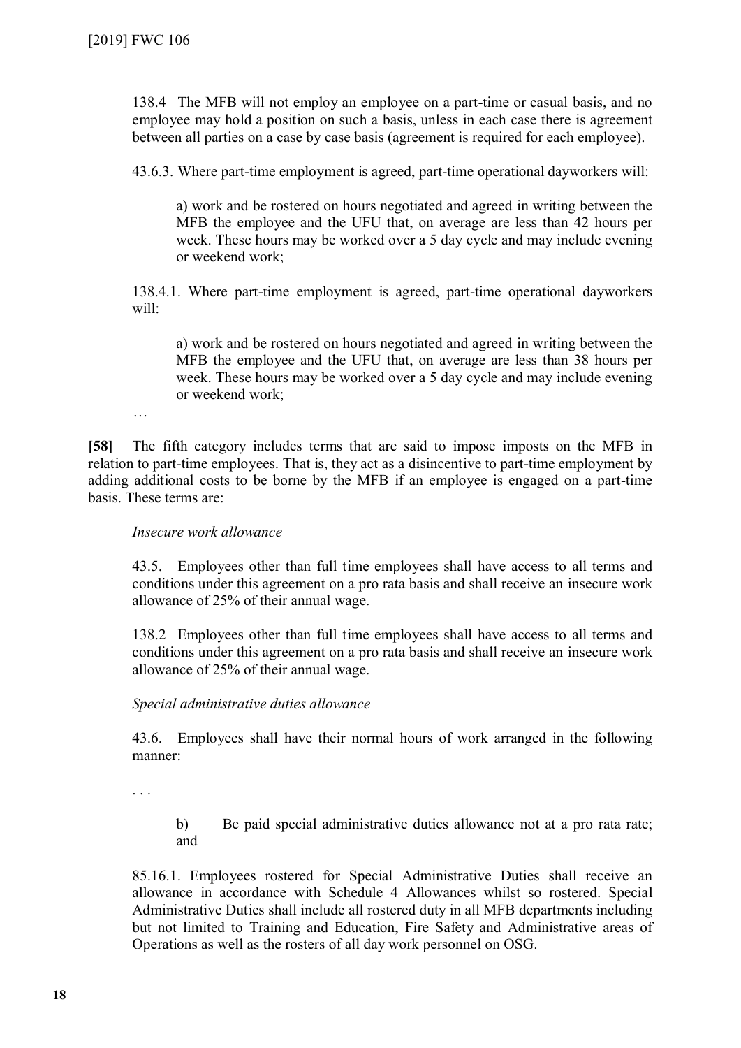> 138.4 The MFB will not employ an employee on a part-time or casual basis, and no employee may hold a position on such a basis, unless in each case there is agreement between all parties on a case by case basis (agreement is required for each employee).
>
> 43.6.3. Where part-time employment is agreed, part-time operational dayworkers will:
>
> > a) work and be rostered on hours negotiated and agreed in writing between the MFB the employee and the UFU that, on average are less than 42 hours per week. These hours may be worked over a 5 day cycle and may include evening or weekend work;
>
> 138.4.1. Where part-time employment is agreed, part-time operational dayworkers will:
>
> > a) work and be rostered on hours negotiated and agreed in writing between the MFB the employee and the UFU that, on average are less than 38 hours per week. These hours may be worked over a 5 day cycle and may include evening or weekend work;
>
> …

**[58]** The fifth category includes terms that are said to impose imposts on the MFB in relation to part-time employees. That is, they act as a disincentive to part-time employment by adding additional costs to be borne by the MFB if an employee is engaged on a part-time basis. These terms are:

> *Insecure work allowance*
>
> 43.5. Employees other than full time employees shall have access to all terms and conditions under this agreement on a pro rata basis and shall receive an insecure work allowance of 25% of their annual wage.
>
> 138.2 Employees other than full time employees shall have access to all terms and conditions under this agreement on a pro rata basis and shall receive an insecure work allowance of 25% of their annual wage.
>
> *Special administrative duties allowance*
>
> 43.6. Employees shall have their normal hours of work arranged in the following manner:
>
> . . .
>
> > b) Be paid special administrative duties allowance not at a pro rata rate; and
>
> 85.16.1. Employees rostered for Special Administrative Duties shall receive an allowance in accordance with Schedule 4 Allowances whilst so rostered. Special Administrative Duties shall include all rostered duty in all MFB departments including but not limited to Training and Education, Fire Safety and Administrative areas of Operations as well as the rosters of all day work personnel on OSG.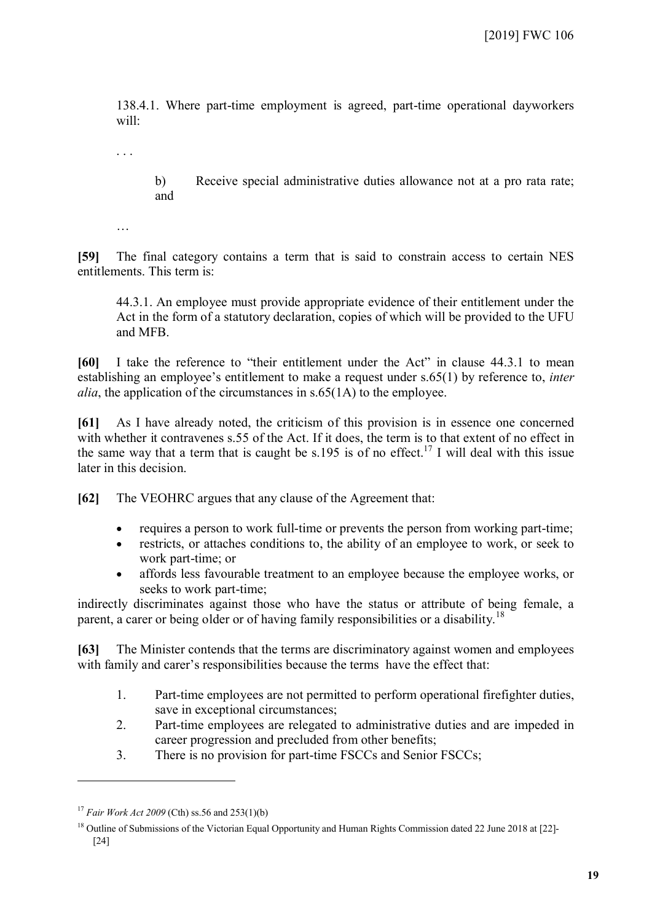138.4.1. Where part-time employment is agreed, part-time operational dayworkers will:

. . .

b) Receive special administrative duties allowance not at a pro rata rate; and

…

**[59]** The final category contains a term that is said to constrain access to certain NES entitlements. This term is:

44.3.1. An employee must provide appropriate evidence of their entitlement under the Act in the form of a statutory declaration, copies of which will be provided to the UFU and MFB.

**[60]** I take the reference to "their entitlement under the Act" in clause 44.3.1 to mean establishing an employee's entitlement to make a request under s.65(1) by reference to, *inter alia*, the application of the circumstances in s.65(1A) to the employee.

**[61]** As I have already noted, the criticism of this provision is in essence one concerned with whether it contravenes s.55 of the Act. If it does, the term is to that extent of no effect in the same way that a term that is caught be s.195 is of no effect.[17] I will deal with this issue later in this decision.

**[62]** The VEOHRC argues that any clause of the Agreement that:

- requires a person to work full-time or prevents the person from working part-time;
- restricts, or attaches conditions to, the ability of an employee to work, or seek to work part-time; or
- affords less favourable treatment to an employee because the employee works, or seeks to work part-time;

indirectly discriminates against those who have the status or attribute of being female, a parent, a carer or being older or of having family responsibilities or a disability.[18]

**[63]** The Minister contends that the terms are discriminatory against women and employees with family and carer's responsibilities because the terms have the effect that:

1. Part-time employees are not permitted to perform operational firefighter duties, save in exceptional circumstances;
2. Part-time employees are relegated to administrative duties and are impeded in career progression and precluded from other benefits;
3. There is no provision for part-time FSCCs and Senior FSCCs;

---

[17] *Fair Work Act 2009* (Cth) ss.56 and 253(1)(b)

[18] Outline of Submissions of the Victorian Equal Opportunity and Human Rights Commission dated 22 June 2018 at [22]-[24]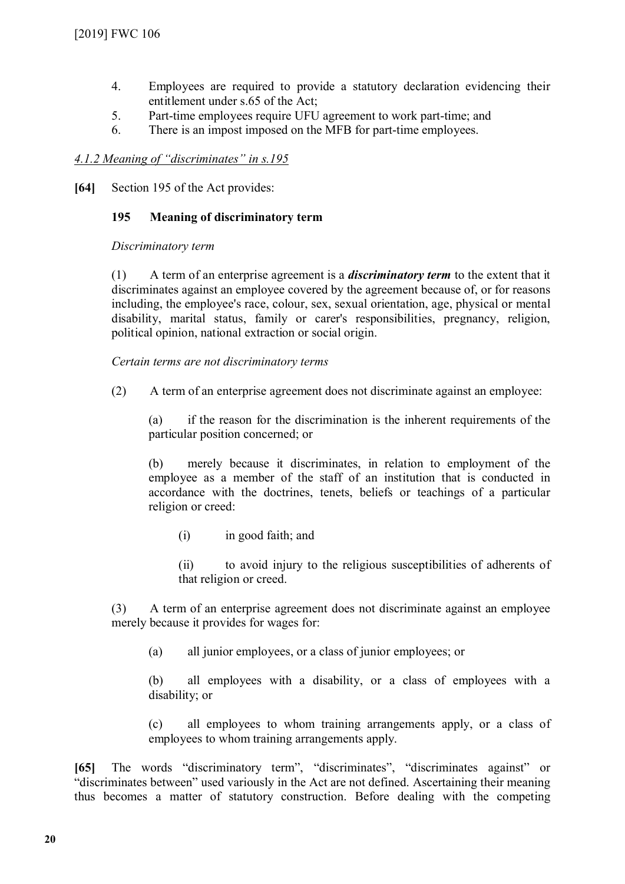4. Employees are required to provide a statutory declaration evidencing their entitlement under s.65 of the Act;
5. Part-time employees require UFU agreement to work part-time; and
6. There is an impost imposed on the MFB for part-time employees.

*4.1.2 Meaning of "discriminates" in s.195*

**[64]** Section 195 of the Act provides:

> **195 Meaning of discriminatory term**
>
> *Discriminatory term*
>
> (1) A term of an enterprise agreement is a ***discriminatory term*** to the extent that it discriminates against an employee covered by the agreement because of, or for reasons including, the employee's race, colour, sex, sexual orientation, age, physical or mental disability, marital status, family or carer's responsibilities, pregnancy, religion, political opinion, national extraction or social origin.
>
> *Certain terms are not discriminatory terms*
>
> (2) A term of an enterprise agreement does not discriminate against an employee:
>
> (a) if the reason for the discrimination is the inherent requirements of the particular position concerned; or
>
> (b) merely because it discriminates, in relation to employment of the employee as a member of the staff of an institution that is conducted in accordance with the doctrines, tenets, beliefs or teachings of a particular religion or creed:
>
> (i) in good faith; and
>
> (ii) to avoid injury to the religious susceptibilities of adherents of that religion or creed.
>
> (3) A term of an enterprise agreement does not discriminate against an employee merely because it provides for wages for:
>
> (a) all junior employees, or a class of junior employees; or
>
> (b) all employees with a disability, or a class of employees with a disability; or
>
> (c) all employees to whom training arrangements apply, or a class of employees to whom training arrangements apply.

**[65]** The words "discriminatory term", "discriminates", "discriminates against" or "discriminates between" used variously in the Act are not defined. Ascertaining their meaning thus becomes a matter of statutory construction. Before dealing with the competing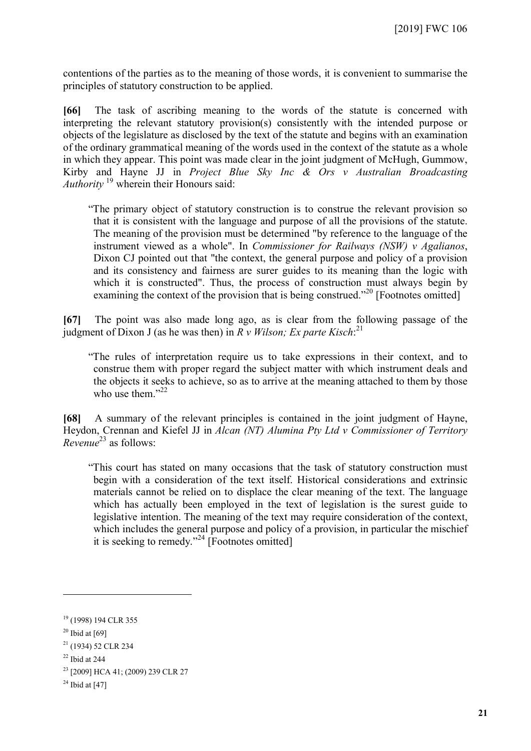contentions of the parties as to the meaning of those words, it is convenient to summarise the principles of statutory construction to be applied.

**[66]** The task of ascribing meaning to the words of the statute is concerned with interpreting the relevant statutory provision(s) consistently with the intended purpose or objects of the legislature as disclosed by the text of the statute and begins with an examination of the ordinary grammatical meaning of the words used in the context of the statute as a whole in which they appear. This point was made clear in the joint judgment of McHugh, Gummow, Kirby and Hayne JJ in *Project Blue Sky Inc & Ors v Australian Broadcasting Authority* [19] wherein their Honours said:

> "The primary object of statutory construction is to construe the relevant provision so that it is consistent with the language and purpose of all the provisions of the statute. The meaning of the provision must be determined "by reference to the language of the instrument viewed as a whole". In *Commissioner for Railways (NSW) v Agalianos*, Dixon CJ pointed out that "the context, the general purpose and policy of a provision and its consistency and fairness are surer guides to its meaning than the logic with which it is constructed". Thus, the process of construction must always begin by examining the context of the provision that is being construed."[20] [Footnotes omitted]

**[67]** The point was also made long ago, as is clear from the following passage of the judgment of Dixon J (as he was then) in *R v Wilson; Ex parte Kisch*:[21]

> "The rules of interpretation require us to take expressions in their context, and to construe them with proper regard the subject matter with which instrument deals and the objects it seeks to achieve, so as to arrive at the meaning attached to them by those who use them."[22]

**[68]** A summary of the relevant principles is contained in the joint judgment of Hayne, Heydon, Crennan and Kiefel JJ in *Alcan (NT) Alumina Pty Ltd v Commissioner of Territory Revenue*[23] as follows:

> "This court has stated on many occasions that the task of statutory construction must begin with a consideration of the text itself. Historical considerations and extrinsic materials cannot be relied on to displace the clear meaning of the text. The language which has actually been employed in the text of legislation is the surest guide to legislative intention. The meaning of the text may require consideration of the context, which includes the general purpose and policy of a provision, in particular the mischief it is seeking to remedy."[24] [Footnotes omitted]

---

[19] (1998) 194 CLR 355

[20] Ibid at [69]

[21] (1934) 52 CLR 234

[22] Ibid at 244

[23] [2009] HCA 41; (2009) 239 CLR 27

[24] Ibid at [47]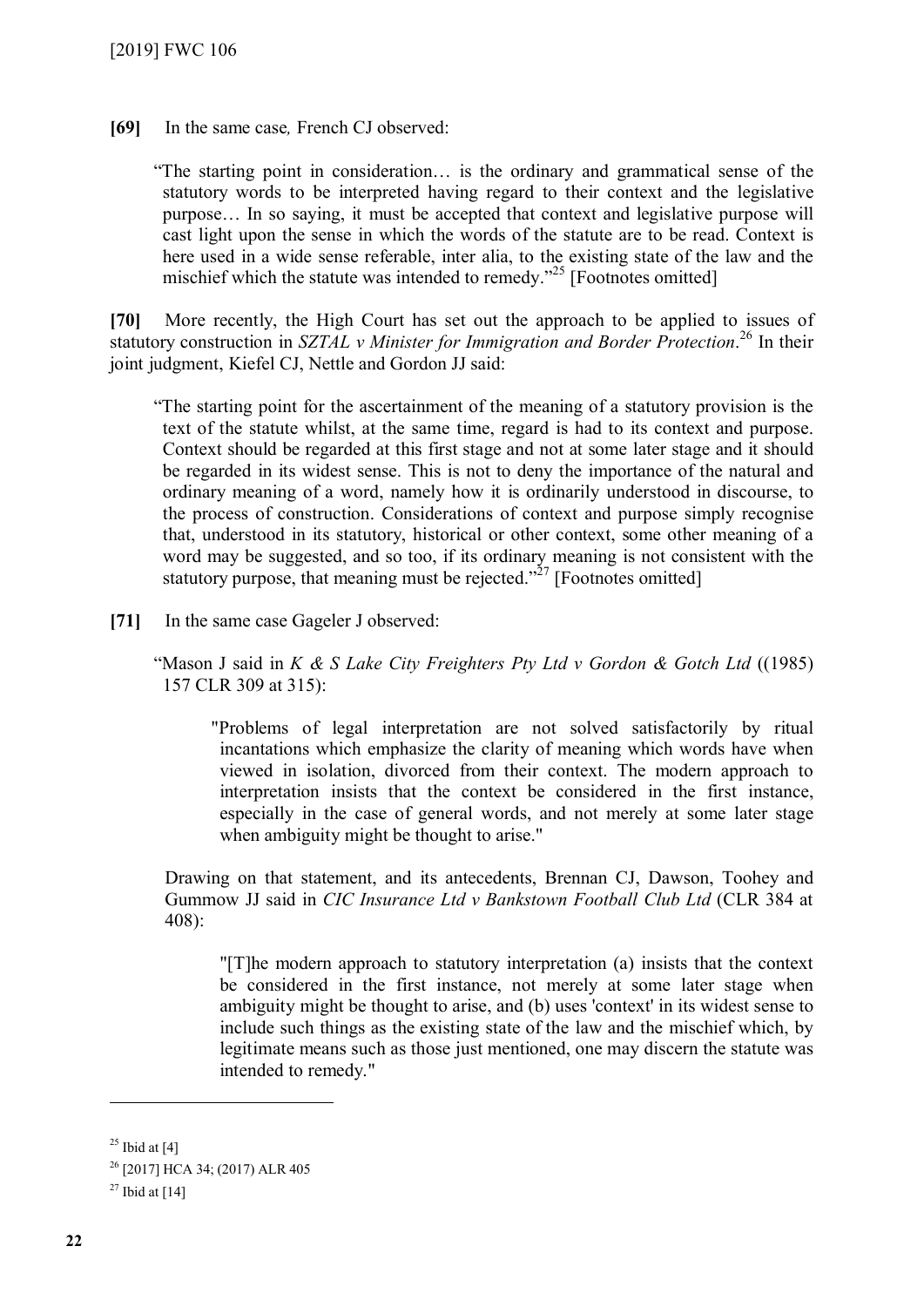**[69]** In the same case*,* French CJ observed:

> "The starting point in consideration… is the ordinary and grammatical sense of the statutory words to be interpreted having regard to their context and the legislative purpose… In so saying, it must be accepted that context and legislative purpose will cast light upon the sense in which the words of the statute are to be read. Context is here used in a wide sense referable, inter alia, to the existing state of the law and the mischief which the statute was intended to remedy."[25] [Footnotes omitted]

**[70]** More recently, the High Court has set out the approach to be applied to issues of statutory construction in *SZTAL v Minister for Immigration and Border Protection*.[26] In their joint judgment, Kiefel CJ, Nettle and Gordon JJ said:

> "The starting point for the ascertainment of the meaning of a statutory provision is the text of the statute whilst, at the same time, regard is had to its context and purpose. Context should be regarded at this first stage and not at some later stage and it should be regarded in its widest sense. This is not to deny the importance of the natural and ordinary meaning of a word, namely how it is ordinarily understood in discourse, to the process of construction. Considerations of context and purpose simply recognise that, understood in its statutory, historical or other context, some other meaning of a word may be suggested, and so too, if its ordinary meaning is not consistent with the statutory purpose, that meaning must be rejected."[27] [Footnotes omitted]

**[71]** In the same case Gageler J observed:

> "Mason J said in *K & S Lake City Freighters Pty Ltd v Gordon & Gotch Ltd* ((1985) 157 CLR 309 at 315):
>
> > "Problems of legal interpretation are not solved satisfactorily by ritual incantations which emphasize the clarity of meaning which words have when viewed in isolation, divorced from their context. The modern approach to interpretation insists that the context be considered in the first instance, especially in the case of general words, and not merely at some later stage when ambiguity might be thought to arise."
>
> Drawing on that statement, and its antecedents, Brennan CJ, Dawson, Toohey and Gummow JJ said in *CIC Insurance Ltd v Bankstown Football Club Ltd* (CLR 384 at 408):
>
> > "[T]he modern approach to statutory interpretation (a) insists that the context be considered in the first instance, not merely at some later stage when ambiguity might be thought to arise, and (b) uses 'context' in its widest sense to include such things as the existing state of the law and the mischief which, by legitimate means such as those just mentioned, one may discern the statute was intended to remedy."

---

[25] Ibid at [4]

[26] [2017] HCA 34; (2017) ALR 405

[27] Ibid at [14]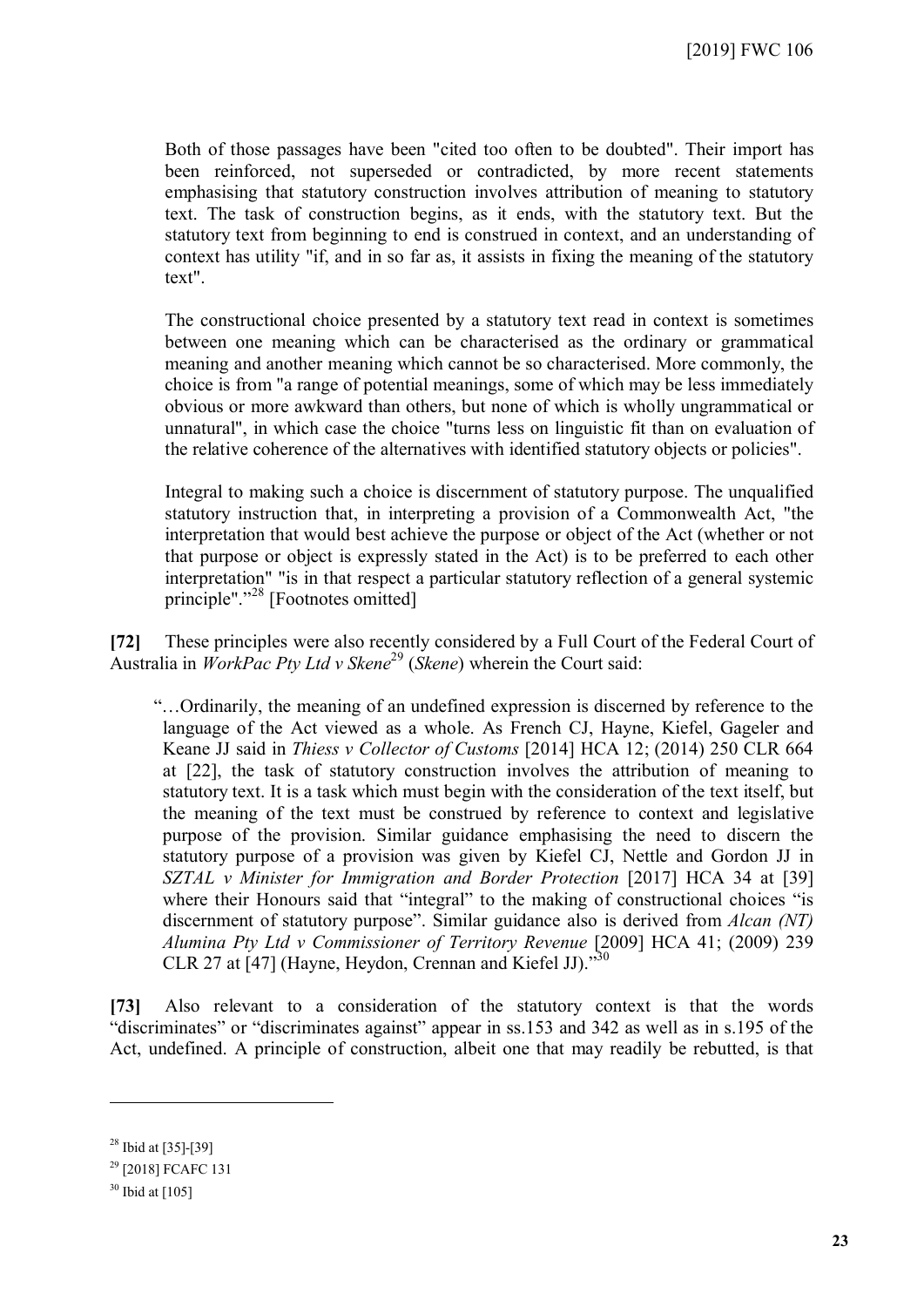> Both of those passages have been "cited too often to be doubted". Their import has been reinforced, not superseded or contradicted, by more recent statements emphasising that statutory construction involves attribution of meaning to statutory text. The task of construction begins, as it ends, with the statutory text. But the statutory text from beginning to end is construed in context, and an understanding of context has utility "if, and in so far as, it assists in fixing the meaning of the statutory text".
>
> The constructional choice presented by a statutory text read in context is sometimes between one meaning which can be characterised as the ordinary or grammatical meaning and another meaning which cannot be so characterised. More commonly, the choice is from "a range of potential meanings, some of which may be less immediately obvious or more awkward than others, but none of which is wholly ungrammatical or unnatural", in which case the choice "turns less on linguistic fit than on evaluation of the relative coherence of the alternatives with identified statutory objects or policies".
>
> Integral to making such a choice is discernment of statutory purpose. The unqualified statutory instruction that, in interpreting a provision of a Commonwealth Act, "the interpretation that would best achieve the purpose or object of the Act (whether or not that purpose or object is expressly stated in the Act) is to be preferred to each other interpretation" "is in that respect a particular statutory reflection of a general systemic principle"."[28] [Footnotes omitted]

**[72]** These principles were also recently considered by a Full Court of the Federal Court of Australia in *WorkPac Pty Ltd v Skene*[29] (*Skene*) wherein the Court said:

> "…Ordinarily, the meaning of an undefined expression is discerned by reference to the language of the Act viewed as a whole. As French CJ, Hayne, Kiefel, Gageler and Keane JJ said in *Thiess v Collector of Customs* [2014] HCA 12; (2014) 250 CLR 664 at [22], the task of statutory construction involves the attribution of meaning to statutory text. It is a task which must begin with the consideration of the text itself, but the meaning of the text must be construed by reference to context and legislative purpose of the provision. Similar guidance emphasising the need to discern the statutory purpose of a provision was given by Kiefel CJ, Nettle and Gordon JJ in *SZTAL v Minister for Immigration and Border Protection* [2017] HCA 34 at [39] where their Honours said that "integral" to the making of constructional choices "is discernment of statutory purpose". Similar guidance also is derived from *Alcan (NT) Alumina Pty Ltd v Commissioner of Territory Revenue* [2009] HCA 41; (2009) 239 CLR 27 at [47] (Hayne, Heydon, Crennan and Kiefel JJ)."[30]

**[73]** Also relevant to a consideration of the statutory context is that the words "discriminates" or "discriminates against" appear in ss.153 and 342 as well as in s.195 of the Act, undefined. A principle of construction, albeit one that may readily be rebutted, is that

---

[28] Ibid at [35]-[39]

[29] [2018] FCAFC 131

[30] Ibid at [105]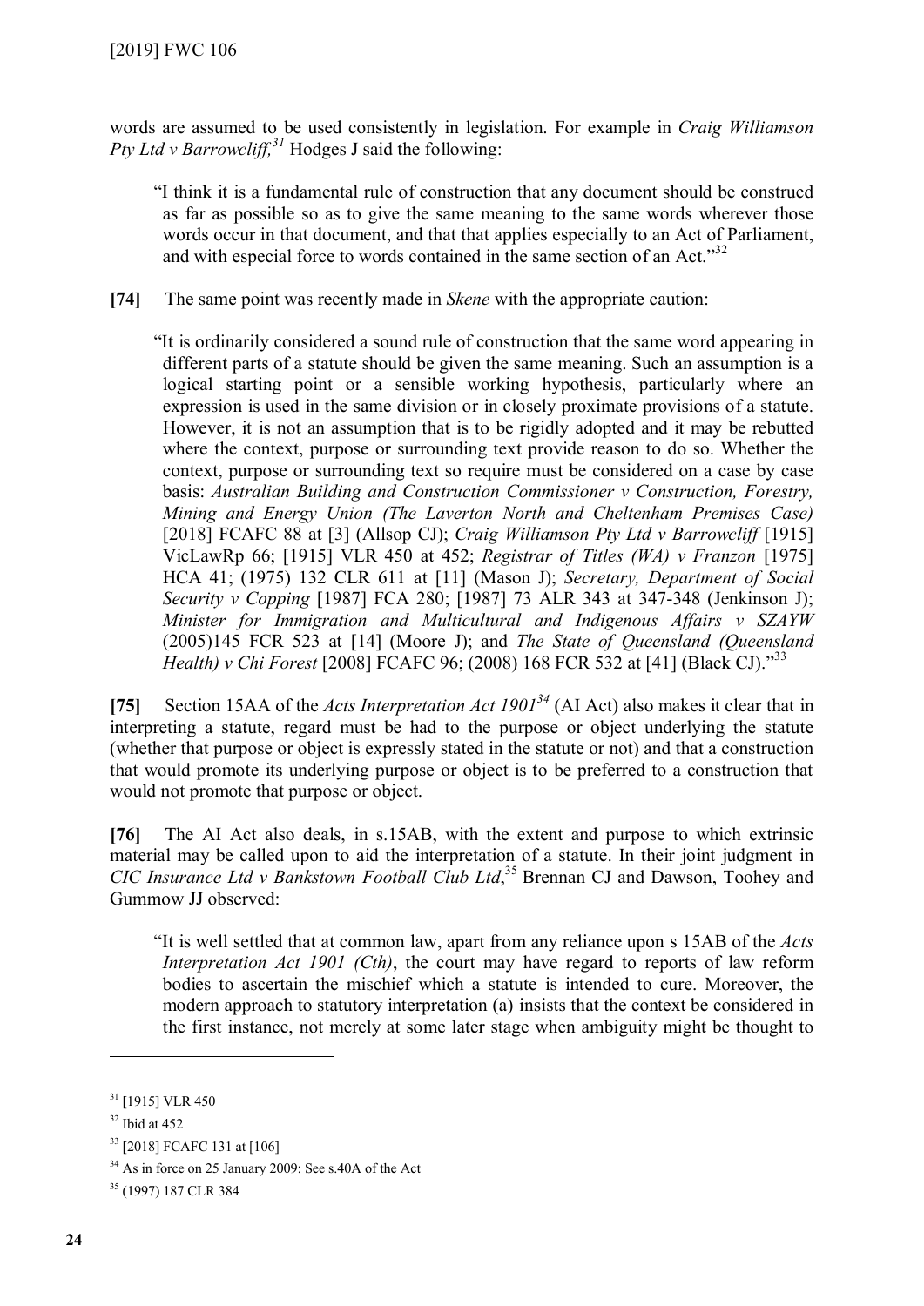words are assumed to be used consistently in legislation. For example in *Craig Williamson Pty Ltd v Barrowcliff,*[31] Hodges J said the following:

> "I think it is a fundamental rule of construction that any document should be construed as far as possible so as to give the same meaning to the same words wherever those words occur in that document, and that that applies especially to an Act of Parliament, and with especial force to words contained in the same section of an Act."[32]

**[74]** The same point was recently made in *Skene* with the appropriate caution:

> "It is ordinarily considered a sound rule of construction that the same word appearing in different parts of a statute should be given the same meaning. Such an assumption is a logical starting point or a sensible working hypothesis, particularly where an expression is used in the same division or in closely proximate provisions of a statute. However, it is not an assumption that is to be rigidly adopted and it may be rebutted where the context, purpose or surrounding text provide reason to do so. Whether the context, purpose or surrounding text so require must be considered on a case by case basis: *Australian Building and Construction Commissioner v Construction, Forestry, Mining and Energy Union (The Laverton North and Cheltenham Premises Case)* [2018] FCAFC 88 at [3] (Allsop CJ); *Craig Williamson Pty Ltd v Barrowcliff* [1915] VicLawRp 66; [1915] VLR 450 at 452; *Registrar of Titles (WA) v Franzon* [1975] HCA 41; (1975) 132 CLR 611 at [11] (Mason J); *Secretary, Department of Social Security v Copping* [1987] FCA 280; [1987] 73 ALR 343 at 347-348 (Jenkinson J); *Minister for Immigration and Multicultural and Indigenous Affairs v SZAYW* (2005)145 FCR 523 at [14] (Moore J); and *The State of Queensland (Queensland Health) v Chi Forest* [2008] FCAFC 96; (2008) 168 FCR 532 at [41] (Black CJ)."[33]

**[75]** Section 15AA of the *Acts Interpretation Act 1901*[34] (AI Act) also makes it clear that in interpreting a statute, regard must be had to the purpose or object underlying the statute (whether that purpose or object is expressly stated in the statute or not) and that a construction that would promote its underlying purpose or object is to be preferred to a construction that would not promote that purpose or object.

**[76]** The AI Act also deals, in s.15AB, with the extent and purpose to which extrinsic material may be called upon to aid the interpretation of a statute. In their joint judgment in *CIC Insurance Ltd v Bankstown Football Club Ltd*,[35] Brennan CJ and Dawson, Toohey and Gummow JJ observed:

> "It is well settled that at common law, apart from any reliance upon s 15AB of the *Acts Interpretation Act 1901 (Cth)*, the court may have regard to reports of law reform bodies to ascertain the mischief which a statute is intended to cure. Moreover, the modern approach to statutory interpretation (a) insists that the context be considered in the first instance, not merely at some later stage when ambiguity might be thought to

---

[31] [1915] VLR 450

[32] Ibid at 452

[33] [2018] FCAFC 131 at [106]

[34] As in force on 25 January 2009: See s.40A of the Act

[35] (1997) 187 CLR 384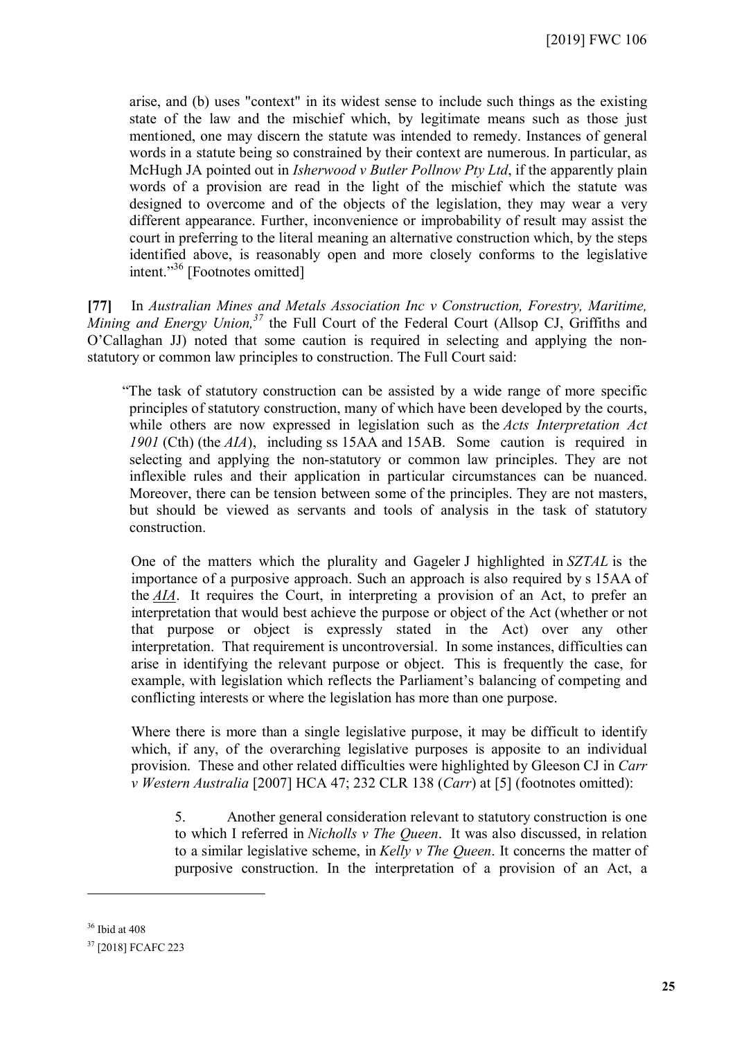arise, and (b) uses "context" in its widest sense to include such things as the existing state of the law and the mischief which, by legitimate means such as those just mentioned, one may discern the statute was intended to remedy. Instances of general words in a statute being so constrained by their context are numerous. In particular, as McHugh JA pointed out in *Isherwood v Butler Pollnow Pty Ltd*, if the apparently plain words of a provision are read in the light of the mischief which the statute was designed to overcome and of the objects of the legislation, they may wear a very different appearance. Further, inconvenience or improbability of result may assist the court in preferring to the literal meaning an alternative construction which, by the steps identified above, is reasonably open and more closely conforms to the legislative intent."[36] [Footnotes omitted]

**[77]** In *Australian Mines and Metals Association Inc v Construction, Forestry, Maritime, Mining and Energy Union,*[37] the Full Court of the Federal Court (Allsop CJ, Griffiths and O'Callaghan JJ) noted that some caution is required in selecting and applying the non-statutory or common law principles to construction. The Full Court said:

"The task of statutory construction can be assisted by a wide range of more specific principles of statutory construction, many of which have been developed by the courts, while others are now expressed in legislation such as the *Acts Interpretation Act 1901* (Cth) (the *AIA*), including ss 15AA and 15AB. Some caution is required in selecting and applying the non-statutory or common law principles. They are not inflexible rules and their application in particular circumstances can be nuanced. Moreover, there can be tension between some of the principles. They are not masters, but should be viewed as servants and tools of analysis in the task of statutory construction.

One of the matters which the plurality and Gageler J highlighted in *SZTAL* is the importance of a purposive approach. Such an approach is also required by s 15AA of the *AIA*. It requires the Court, in interpreting a provision of an Act, to prefer an interpretation that would best achieve the purpose or object of the Act (whether or not that purpose or object is expressly stated in the Act) over any other interpretation. That requirement is uncontroversial. In some instances, difficulties can arise in identifying the relevant purpose or object. This is frequently the case, for example, with legislation which reflects the Parliament's balancing of competing and conflicting interests or where the legislation has more than one purpose.

Where there is more than a single legislative purpose, it may be difficult to identify which, if any, of the overarching legislative purposes is apposite to an individual provision. These and other related difficulties were highlighted by Gleeson CJ in *Carr v Western Australia* [2007] HCA 47; 232 CLR 138 (*Carr*) at [5] (footnotes omitted):

> 5. Another general consideration relevant to statutory construction is one to which I referred in *Nicholls v The Queen*. It was also discussed, in relation to a similar legislative scheme, in *Kelly v The Queen*. It concerns the matter of purposive construction. In the interpretation of a provision of an Act, a

---

[36] Ibid at 408

[37] [2018] FCAFC 223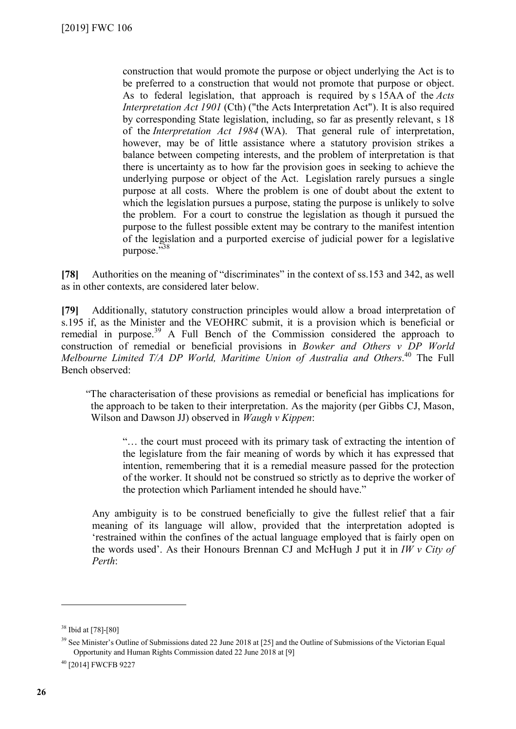> construction that would promote the purpose or object underlying the Act is to be preferred to a construction that would not promote that purpose or object. As to federal legislation, that approach is required by s 15AA of the *Acts Interpretation Act 1901* (Cth) ("the Acts Interpretation Act"). It is also required by corresponding State legislation, including, so far as presently relevant, s 18 of the *Interpretation Act 1984* (WA). That general rule of interpretation, however, may be of little assistance where a statutory provision strikes a balance between competing interests, and the problem of interpretation is that there is uncertainty as to how far the provision goes in seeking to achieve the underlying purpose or object of the Act. Legislation rarely pursues a single purpose at all costs. Where the problem is one of doubt about the extent to which the legislation pursues a purpose, stating the purpose is unlikely to solve the problem. For a court to construe the legislation as though it pursued the purpose to the fullest possible extent may be contrary to the manifest intention of the legislation and a purported exercise of judicial power for a legislative purpose."[38]

**[78]** Authorities on the meaning of "discriminates" in the context of ss.153 and 342, as well as in other contexts, are considered later below.

**[79]** Additionally, statutory construction principles would allow a broad interpretation of s.195 if, as the Minister and the VEOHRC submit, it is a provision which is beneficial or remedial in purpose.[39] A Full Bench of the Commission considered the approach to construction of remedial or beneficial provisions in *Bowker and Others v DP World Melbourne Limited T/A DP World, Maritime Union of Australia and Others*.[40] The Full Bench observed:

> "The characterisation of these provisions as remedial or beneficial has implications for the approach to be taken to their interpretation. As the majority (per Gibbs CJ, Mason, Wilson and Dawson JJ) observed in *Waugh v Kippen*:
>
> > "… the court must proceed with its primary task of extracting the intention of the legislature from the fair meaning of words by which it has expressed that intention, remembering that it is a remedial measure passed for the protection of the worker. It should not be construed so strictly as to deprive the worker of the protection which Parliament intended he should have."
>
> Any ambiguity is to be construed beneficially to give the fullest relief that a fair meaning of its language will allow, provided that the interpretation adopted is 'restrained within the confines of the actual language employed that is fairly open on the words used'. As their Honours Brennan CJ and McHugh J put it in *IW v City of Perth*:

---

[38] Ibid at [78]-[80]

[39] See Minister's Outline of Submissions dated 22 June 2018 at [25] and the Outline of Submissions of the Victorian Equal Opportunity and Human Rights Commission dated 22 June 2018 at [9]

[40] [2014] FWCFB 9227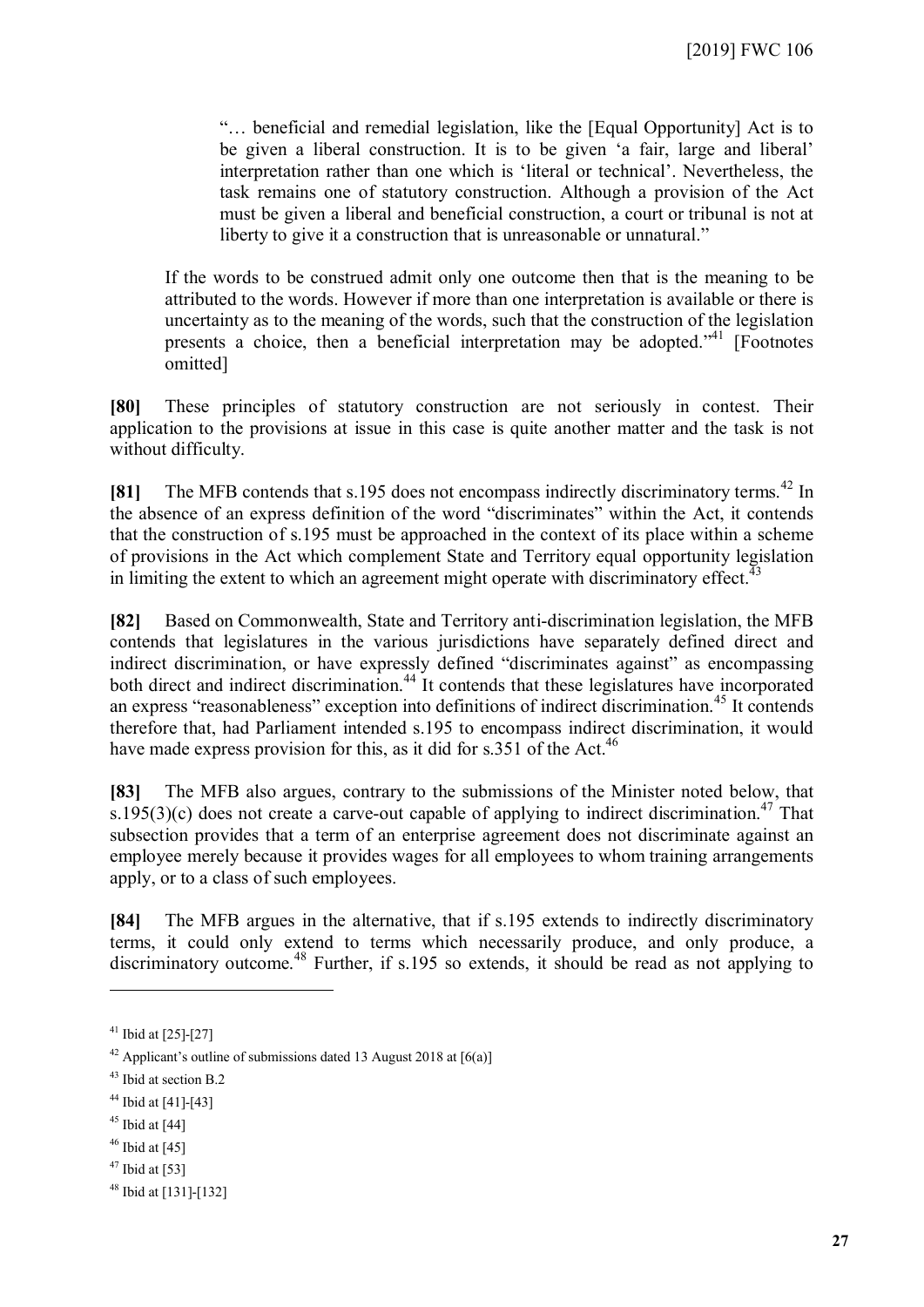> "… beneficial and remedial legislation, like the [Equal Opportunity] Act is to be given a liberal construction. It is to be given 'a fair, large and liberal' interpretation rather than one which is 'literal or technical'. Nevertheless, the task remains one of statutory construction. Although a provision of the Act must be given a liberal and beneficial construction, a court or tribunal is not at liberty to give it a construction that is unreasonable or unnatural."

If the words to be construed admit only one outcome then that is the meaning to be attributed to the words. However if more than one interpretation is available or there is uncertainty as to the meaning of the words, such that the construction of the legislation presents a choice, then a beneficial interpretation may be adopted."[41] [Footnotes omitted]

**[80]** These principles of statutory construction are not seriously in contest. Their application to the provisions at issue in this case is quite another matter and the task is not without difficulty.

**[81]** The MFB contends that s.195 does not encompass indirectly discriminatory terms.[42] In the absence of an express definition of the word "discriminates" within the Act, it contends that the construction of s.195 must be approached in the context of its place within a scheme of provisions in the Act which complement State and Territory equal opportunity legislation in limiting the extent to which an agreement might operate with discriminatory effect.[43]

**[82]** Based on Commonwealth, State and Territory anti-discrimination legislation, the MFB contends that legislatures in the various jurisdictions have separately defined direct and indirect discrimination, or have expressly defined "discriminates against" as encompassing both direct and indirect discrimination.[44] It contends that these legislatures have incorporated an express "reasonableness" exception into definitions of indirect discrimination.[45] It contends therefore that, had Parliament intended s.195 to encompass indirect discrimination, it would have made express provision for this, as it did for s.351 of the Act.[46]

**[83]** The MFB also argues, contrary to the submissions of the Minister noted below, that s.195(3)(c) does not create a carve-out capable of applying to indirect discrimination.[47] That subsection provides that a term of an enterprise agreement does not discriminate against an employee merely because it provides wages for all employees to whom training arrangements apply, or to a class of such employees.

**[84]** The MFB argues in the alternative, that if s.195 extends to indirectly discriminatory terms, it could only extend to terms which necessarily produce, and only produce, a discriminatory outcome.[48] Further, if s.195 so extends, it should be read as not applying to

---

[41] Ibid at [25]-[27]

[42] Applicant's outline of submissions dated 13 August 2018 at [6(a)]

[43] Ibid at section B.2

[44] Ibid at [41]-[43]

[45] Ibid at [44]

[46] Ibid at [45]

[47] Ibid at [53]

[48] Ibid at [131]-[132]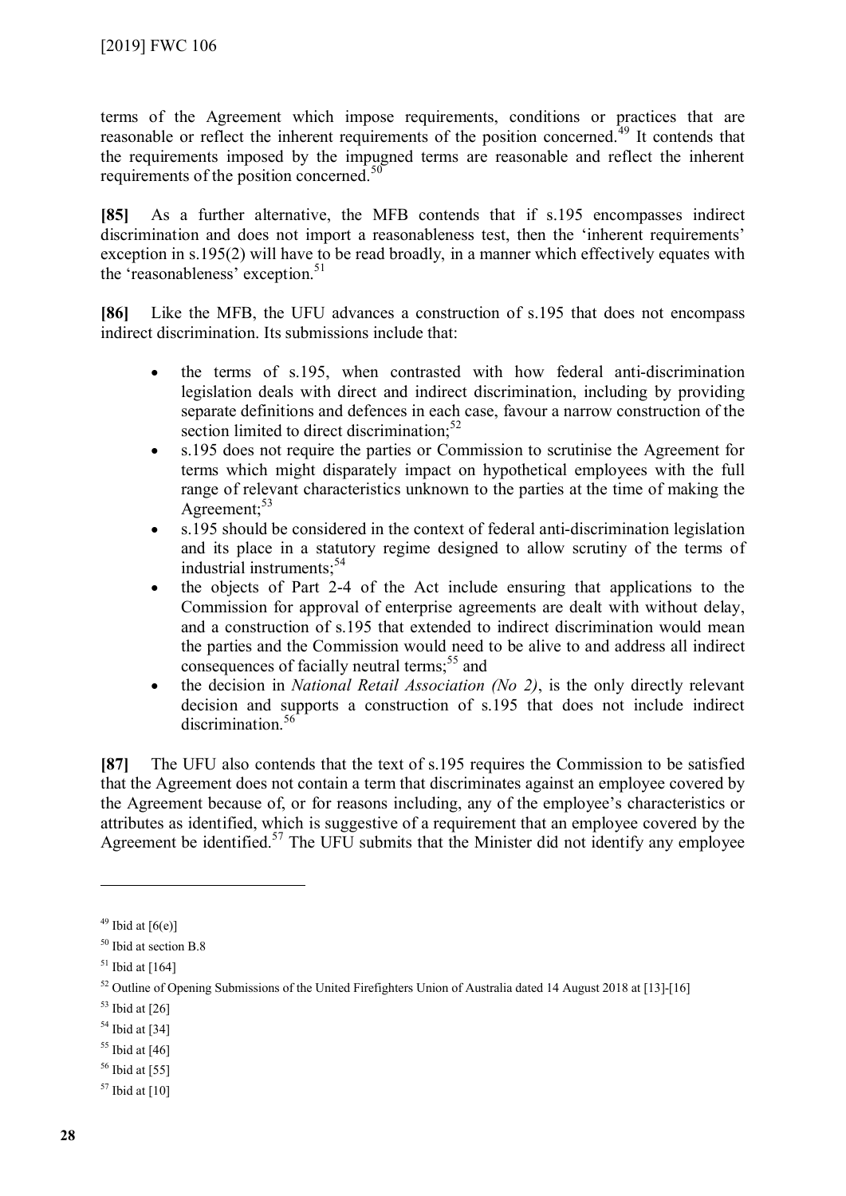terms of the Agreement which impose requirements, conditions or practices that are reasonable or reflect the inherent requirements of the position concerned.[49] It contends that the requirements imposed by the impugned terms are reasonable and reflect the inherent requirements of the position concerned.[50]

**[85]** As a further alternative, the MFB contends that if s.195 encompasses indirect discrimination and does not import a reasonableness test, then the 'inherent requirements' exception in s.195(2) will have to be read broadly, in a manner which effectively equates with the 'reasonableness' exception.[51]

**[86]** Like the MFB, the UFU advances a construction of s.195 that does not encompass indirect discrimination. Its submissions include that:

- the terms of s.195, when contrasted with how federal anti-discrimination legislation deals with direct and indirect discrimination, including by providing separate definitions and defences in each case, favour a narrow construction of the section limited to direct discrimination;[52]
- s.195 does not require the parties or Commission to scrutinise the Agreement for terms which might disparately impact on hypothetical employees with the full range of relevant characteristics unknown to the parties at the time of making the Agreement;[53]
- s.195 should be considered in the context of federal anti-discrimination legislation and its place in a statutory regime designed to allow scrutiny of the terms of industrial instruments;[54]
- the objects of Part 2-4 of the Act include ensuring that applications to the Commission for approval of enterprise agreements are dealt with without delay, and a construction of s.195 that extended to indirect discrimination would mean the parties and the Commission would need to be alive to and address all indirect consequences of facially neutral terms;[55] and
- the decision in *National Retail Association (No 2)*, is the only directly relevant decision and supports a construction of s.195 that does not include indirect discrimination.[56]

**[87]** The UFU also contends that the text of s.195 requires the Commission to be satisfied that the Agreement does not contain a term that discriminates against an employee covered by the Agreement because of, or for reasons including, any of the employee's characteristics or attributes as identified, which is suggestive of a requirement that an employee covered by the Agreement be identified.[57] The UFU submits that the Minister did not identify any employee

---

[49] Ibid at [6(e)]

[50] Ibid at section B.8

[51] Ibid at [164]

[52] Outline of Opening Submissions of the United Firefighters Union of Australia dated 14 August 2018 at [13]-[16]

[53] Ibid at [26]

[54] Ibid at [34]

[55] Ibid at [46]

[56] Ibid at [55]

[57] Ibid at [10]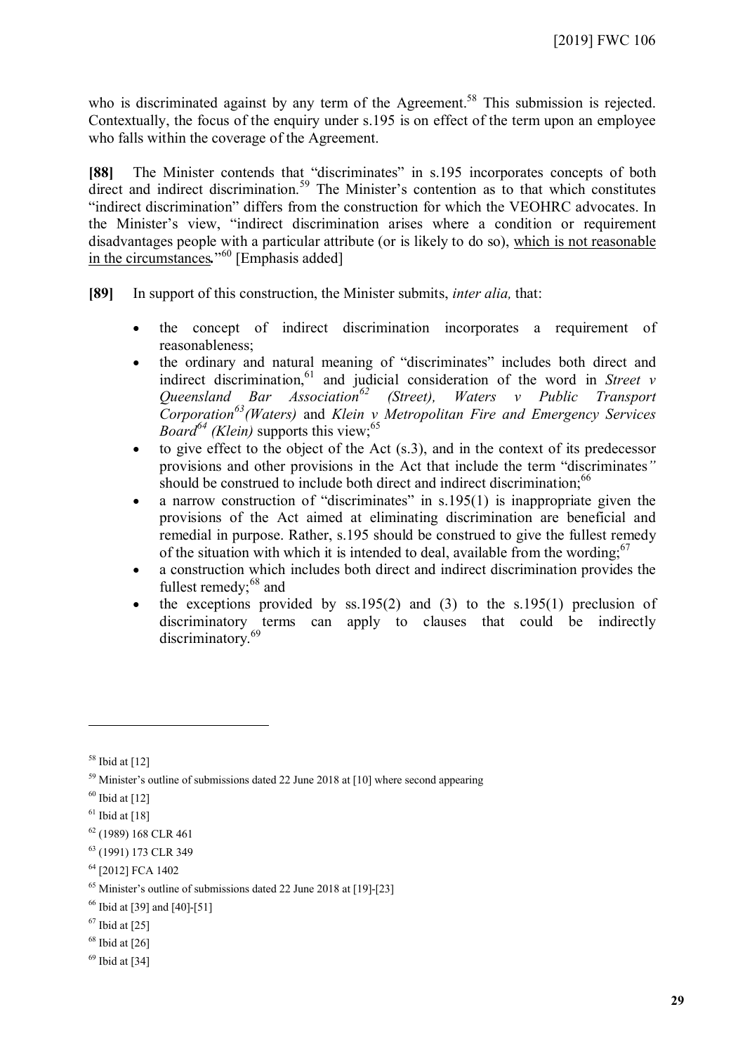who is discriminated against by any term of the Agreement.[58] This submission is rejected. Contextually, the focus of the enquiry under s.195 is on effect of the term upon an employee who falls within the coverage of the Agreement.

**[88]** The Minister contends that "discriminates" in s.195 incorporates concepts of both direct and indirect discrimination.[59] The Minister's contention as to that which constitutes "indirect discrimination" differs from the construction for which the VEOHRC advocates. In the Minister's view, "indirect discrimination arises where a condition or requirement disadvantages people with a particular attribute (or is likely to do so), <u>which is not reasonable in the circumstances</u>**.**"[60] [Emphasis added]

**[89]** In support of this construction, the Minister submits, *inter alia,* that:

- the concept of indirect discrimination incorporates a requirement of reasonableness;
- the ordinary and natural meaning of "discriminates" includes both direct and indirect discrimination,[61] and judicial consideration of the word in *Street v Queensland Bar Association*[62] *(Street), Waters v Public Transport Corporation*[63] *(Waters)* and *Klein v Metropolitan Fire and Emergency Services Board*[64] *(Klein)* supports this view;[65]
- to give effect to the object of the Act (s.3), and in the context of its predecessor provisions and other provisions in the Act that include the term "discriminates*"* should be construed to include both direct and indirect discrimination;[66]
- a narrow construction of "discriminates" in s.195(1) is inappropriate given the provisions of the Act aimed at eliminating discrimination are beneficial and remedial in purpose. Rather, s.195 should be construed to give the fullest remedy of the situation with which it is intended to deal, available from the wording;[67]
- a construction which includes both direct and indirect discrimination provides the fullest remedy;[68] and
- the exceptions provided by ss.195(2) and (3) to the s.195(1) preclusion of discriminatory terms can apply to clauses that could be indirectly discriminatory.[69]

---

[58] Ibid at [12]

[59] Minister's outline of submissions dated 22 June 2018 at [10] where second appearing

[60] Ibid at [12]

[61] Ibid at [18]

[62] (1989) 168 CLR 461

[63] (1991) 173 CLR 349

[64] [2012] FCA 1402

[65] Minister's outline of submissions dated 22 June 2018 at [19]-[23]

[66] Ibid at [39] and [40]-[51]

[67] Ibid at [25]

[68] Ibid at [26]

[69] Ibid at [34]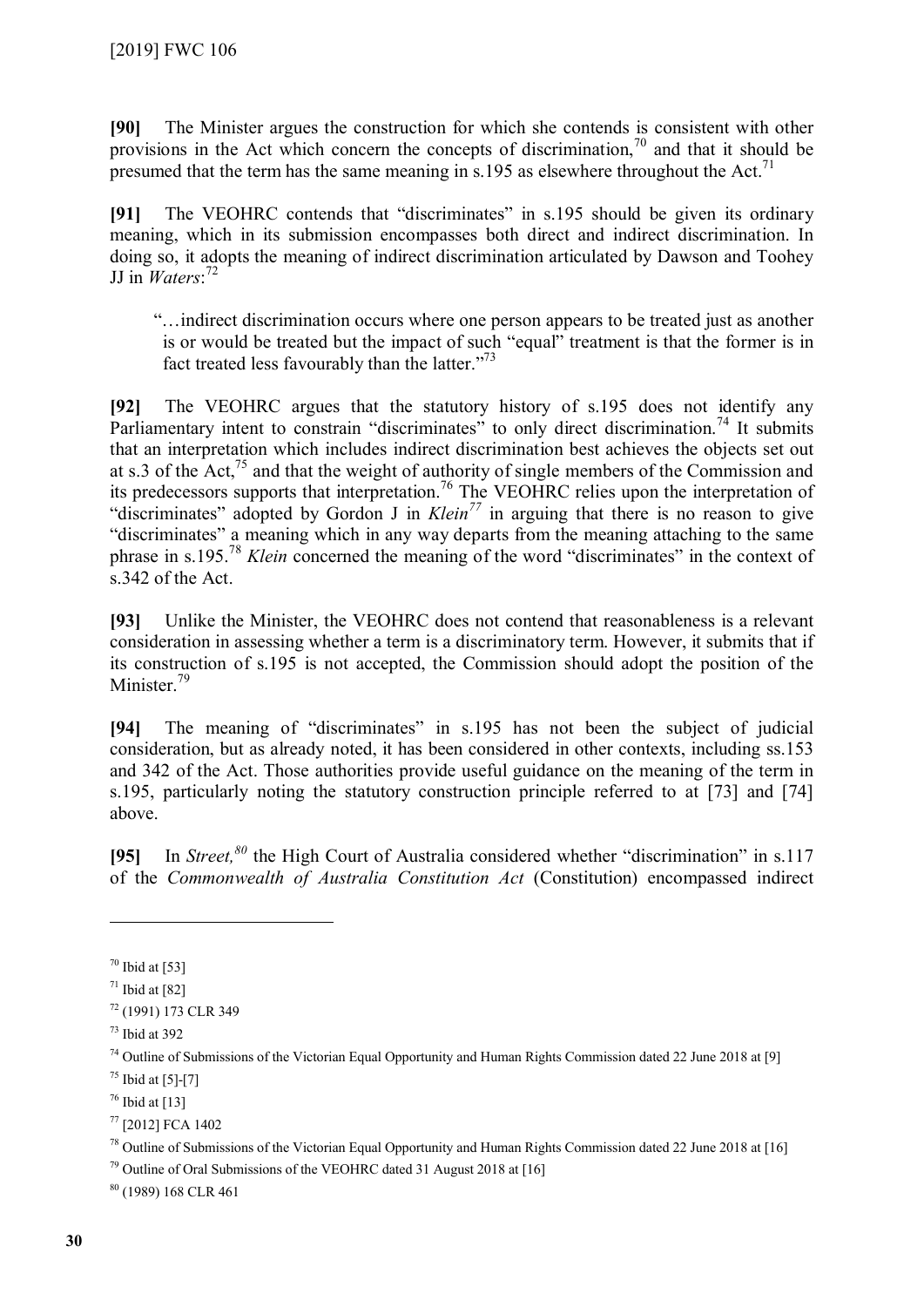**[90]** The Minister argues the construction for which she contends is consistent with other provisions in the Act which concern the concepts of discrimination,[70] and that it should be presumed that the term has the same meaning in s.195 as elsewhere throughout the Act.[71]

**[91]** The VEOHRC contends that "discriminates" in s.195 should be given its ordinary meaning, which in its submission encompasses both direct and indirect discrimination. In doing so, it adopts the meaning of indirect discrimination articulated by Dawson and Toohey JJ in *Waters*:[72]

> "…indirect discrimination occurs where one person appears to be treated just as another is or would be treated but the impact of such "equal" treatment is that the former is in fact treated less favourably than the latter."[73]

**[92]** The VEOHRC argues that the statutory history of s.195 does not identify any Parliamentary intent to constrain "discriminates" to only direct discrimination.[74] It submits that an interpretation which includes indirect discrimination best achieves the objects set out at s.3 of the Act,[75] and that the weight of authority of single members of the Commission and its predecessors supports that interpretation.[76] The VEOHRC relies upon the interpretation of "discriminates" adopted by Gordon J in *Klein*[77] in arguing that there is no reason to give "discriminates" a meaning which in any way departs from the meaning attaching to the same phrase in s.195.[78] *Klein* concerned the meaning of the word "discriminates" in the context of s.342 of the Act.

**[93]** Unlike the Minister, the VEOHRC does not contend that reasonableness is a relevant consideration in assessing whether a term is a discriminatory term. However, it submits that if its construction of s.195 is not accepted, the Commission should adopt the position of the Minister.[79]

**[94]** The meaning of "discriminates" in s.195 has not been the subject of judicial consideration, but as already noted, it has been considered in other contexts, including ss.153 and 342 of the Act. Those authorities provide useful guidance on the meaning of the term in s.195, particularly noting the statutory construction principle referred to at [73] and [74] above.

**[95]** In *Street,*[80] the High Court of Australia considered whether "discrimination" in s.117 of the *Commonwealth of Australia Constitution Act* (Constitution) encompassed indirect

---

[70] Ibid at [53]

[71] Ibid at [82]

[72] (1991) 173 CLR 349

[73] Ibid at 392

[74] Outline of Submissions of the Victorian Equal Opportunity and Human Rights Commission dated 22 June 2018 at [9]

[75] Ibid at [5]-[7]

[76] Ibid at [13]

[77] [2012] FCA 1402

[78] Outline of Submissions of the Victorian Equal Opportunity and Human Rights Commission dated 22 June 2018 at [16]

[79] Outline of Oral Submissions of the VEOHRC dated 31 August 2018 at [16]

[80] (1989) 168 CLR 461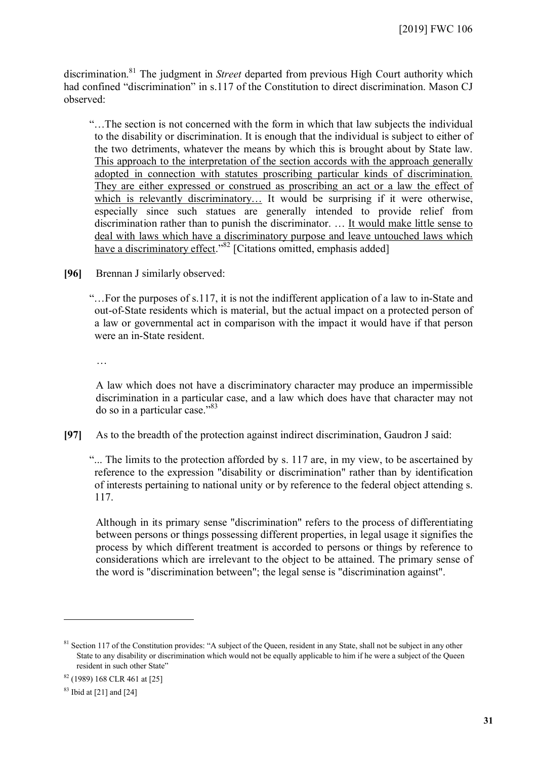discrimination.[81] The judgment in *Street* departed from previous High Court authority which had confined "discrimination" in s.117 of the Constitution to direct discrimination. Mason CJ observed:

> "…The section is not concerned with the form in which that law subjects the individual to the disability or discrimination. It is enough that the individual is subject to either of the two detriments, whatever the means by which this is brought about by State law. <u>This approach to the interpretation of the section accords with the approach generally adopted in connection with statutes proscribing particular kinds of discrimination. They are either expressed or construed as proscribing an act or a law the effect of which is relevantly discriminatory…</u> It would be surprising if it were otherwise, especially since such statues are generally intended to provide relief from discrimination rather than to punish the discriminator. … <u>It would make little sense to deal with laws which have a discriminatory purpose and leave untouched laws which have a discriminatory effect</u>."[82] [Citations omitted, emphasis added]

**[96]** Brennan J similarly observed:

> "…For the purposes of s.117, it is not the indifferent application of a law to in-State and out-of-State residents which is material, but the actual impact on a protected person of a law or governmental act in comparison with the impact it would have if that person were an in-State resident.
>
> …
>
> A law which does not have a discriminatory character may produce an impermissible discrimination in a particular case, and a law which does have that character may not do so in a particular case."[83]

**[97]** As to the breadth of the protection against indirect discrimination, Gaudron J said:

> "... The limits to the protection afforded by s. 117 are, in my view, to be ascertained by reference to the expression "disability or discrimination" rather than by identification of interests pertaining to national unity or by reference to the federal object attending s. 117.
>
> Although in its primary sense "discrimination" refers to the process of differentiating between persons or things possessing different properties, in legal usage it signifies the process by which different treatment is accorded to persons or things by reference to considerations which are irrelevant to the object to be attained. The primary sense of the word is "discrimination between"; the legal sense is "discrimination against".

---

[81] Section 117 of the Constitution provides: "A subject of the Queen, resident in any State, shall not be subject in any other State to any disability or discrimination which would not be equally applicable to him if he were a subject of the Queen resident in such other State"

[82] (1989) 168 CLR 461 at [25]

[83] Ibid at [21] and [24]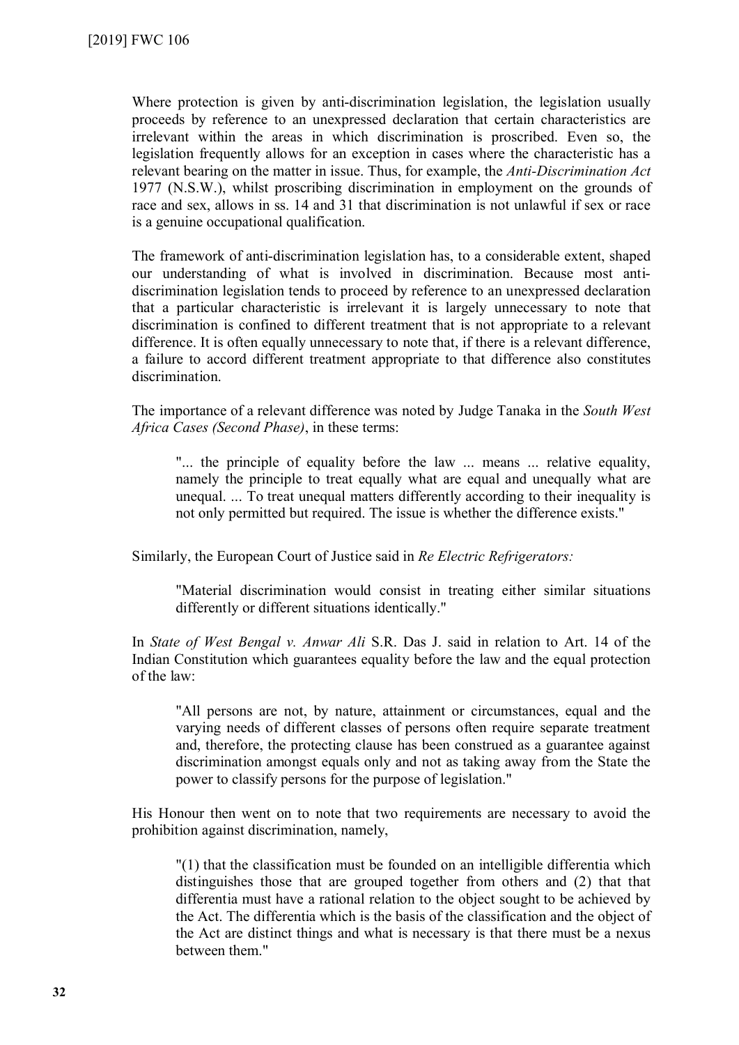Where protection is given by anti-discrimination legislation, the legislation usually proceeds by reference to an unexpressed declaration that certain characteristics are irrelevant within the areas in which discrimination is proscribed. Even so, the legislation frequently allows for an exception in cases where the characteristic has a relevant bearing on the matter in issue. Thus, for example, the *Anti-Discrimination Act* 1977 (N.S.W.), whilst proscribing discrimination in employment on the grounds of race and sex, allows in ss. 14 and 31 that discrimination is not unlawful if sex or race is a genuine occupational qualification.

The framework of anti-discrimination legislation has, to a considerable extent, shaped our understanding of what is involved in discrimination. Because most anti-discrimination legislation tends to proceed by reference to an unexpressed declaration that a particular characteristic is irrelevant it is largely unnecessary to note that discrimination is confined to different treatment that is not appropriate to a relevant difference. It is often equally unnecessary to note that, if there is a relevant difference, a failure to accord different treatment appropriate to that difference also constitutes discrimination.

The importance of a relevant difference was noted by Judge Tanaka in the *South West Africa Cases (Second Phase)*, in these terms:

> "... the principle of equality before the law ... means ... relative equality, namely the principle to treat equally what are equal and unequally what are unequal. ... To treat unequal matters differently according to their inequality is not only permitted but required. The issue is whether the difference exists."

Similarly, the European Court of Justice said in *Re Electric Refrigerators:*

> "Material discrimination would consist in treating either similar situations differently or different situations identically."

In *State of West Bengal v. Anwar Ali* S.R. Das J. said in relation to Art. 14 of the Indian Constitution which guarantees equality before the law and the equal protection of the law:

> "All persons are not, by nature, attainment or circumstances, equal and the varying needs of different classes of persons often require separate treatment and, therefore, the protecting clause has been construed as a guarantee against discrimination amongst equals only and not as taking away from the State the power to classify persons for the purpose of legislation."

His Honour then went on to note that two requirements are necessary to avoid the prohibition against discrimination, namely,

> "(1) that the classification must be founded on an intelligible differentia which distinguishes those that are grouped together from others and (2) that that differentia must have a rational relation to the object sought to be achieved by the Act. The differentia which is the basis of the classification and the object of the Act are distinct things and what is necessary is that there must be a nexus between them."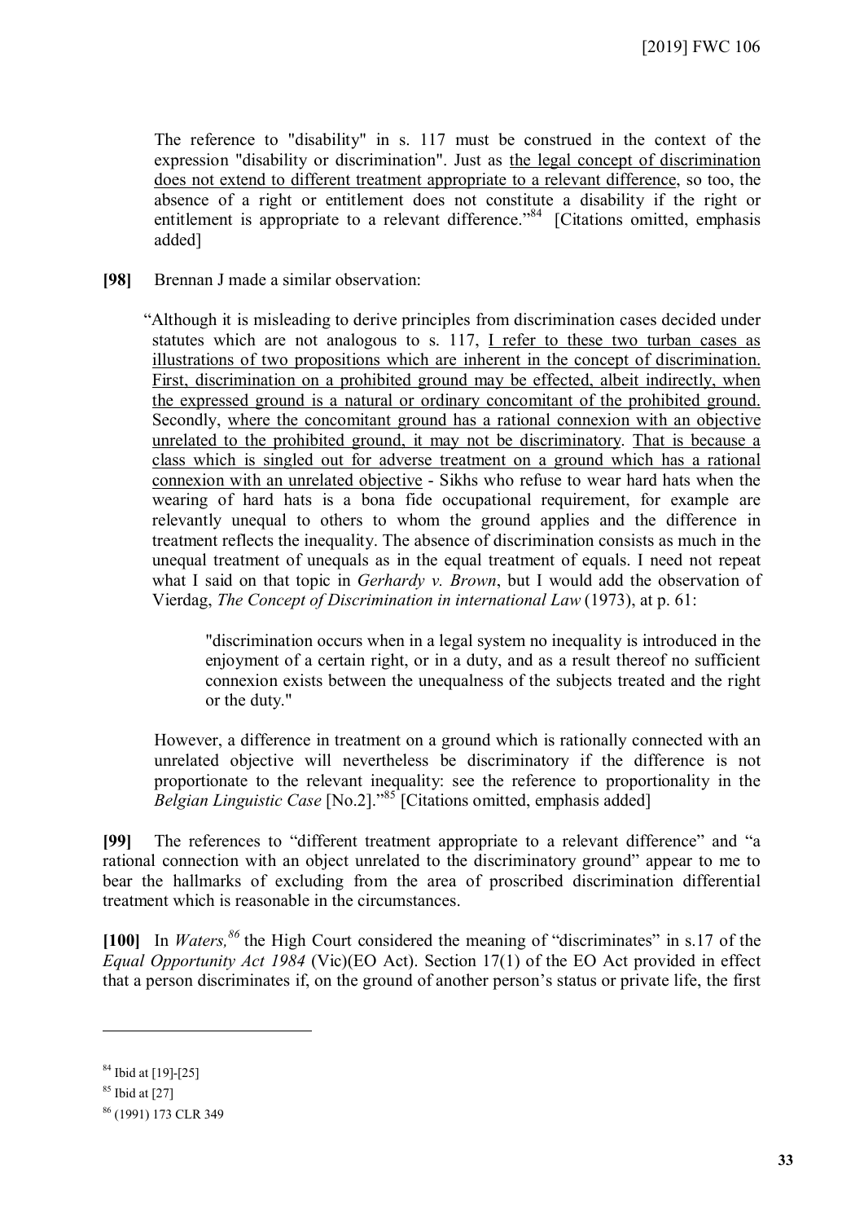The reference to "disability" in s. 117 must be construed in the context of the expression "disability or discrimination". Just as <u>the legal concept of discrimination does not extend to different treatment appropriate to a relevant difference</u>, so too, the absence of a right or entitlement does not constitute a disability if the right or entitlement is appropriate to a relevant difference."[84] [Citations omitted, emphasis added]

**[98]** Brennan J made a similar observation:

> "Although it is misleading to derive principles from discrimination cases decided under statutes which are not analogous to s. 117, <u>I refer to these two turban cases as illustrations of two propositions which are inherent in the concept of discrimination. First, discrimination on a prohibited ground may be effected, albeit indirectly, when the expressed ground is a natural or ordinary concomitant of the prohibited ground.</u> Secondly, <u>where the concomitant ground has a rational connexion with an objective unrelated to the prohibited ground, it may not be discriminatory</u>. <u>That is because a class which is singled out for adverse treatment on a ground which has a rational connexion with an unrelated objective</u> - Sikhs who refuse to wear hard hats when the wearing of hard hats is a bona fide occupational requirement, for example are relevantly unequal to others to whom the ground applies and the difference in treatment reflects the inequality. The absence of discrimination consists as much in the unequal treatment of unequals as in the equal treatment of equals. I need not repeat what I said on that topic in *Gerhardy v. Brown*, but I would add the observation of Vierdag, *The Concept of Discrimination in international Law* (1973), at p. 61:
>
> > "discrimination occurs when in a legal system no inequality is introduced in the enjoyment of a certain right, or in a duty, and as a result thereof no sufficient connexion exists between the unequalness of the subjects treated and the right or the duty."
>
> However, a difference in treatment on a ground which is rationally connected with an unrelated objective will nevertheless be discriminatory if the difference is not proportionate to the relevant inequality: see the reference to proportionality in the *Belgian Linguistic Case* [No.2]."[85] [Citations omitted, emphasis added]

**[99]** The references to "different treatment appropriate to a relevant difference" and "a rational connection with an object unrelated to the discriminatory ground" appear to me to bear the hallmarks of excluding from the area of proscribed discrimination differential treatment which is reasonable in the circumstances.

**[100]** In *Waters,*[86] the High Court considered the meaning of "discriminates" in s.17 of the *Equal Opportunity Act 1984* (Vic)(EO Act). Section 17(1) of the EO Act provided in effect that a person discriminates if, on the ground of another person's status or private life, the first

---

[84] Ibid at [19]-[25]

[85] Ibid at [27]

[86] (1991) 173 CLR 349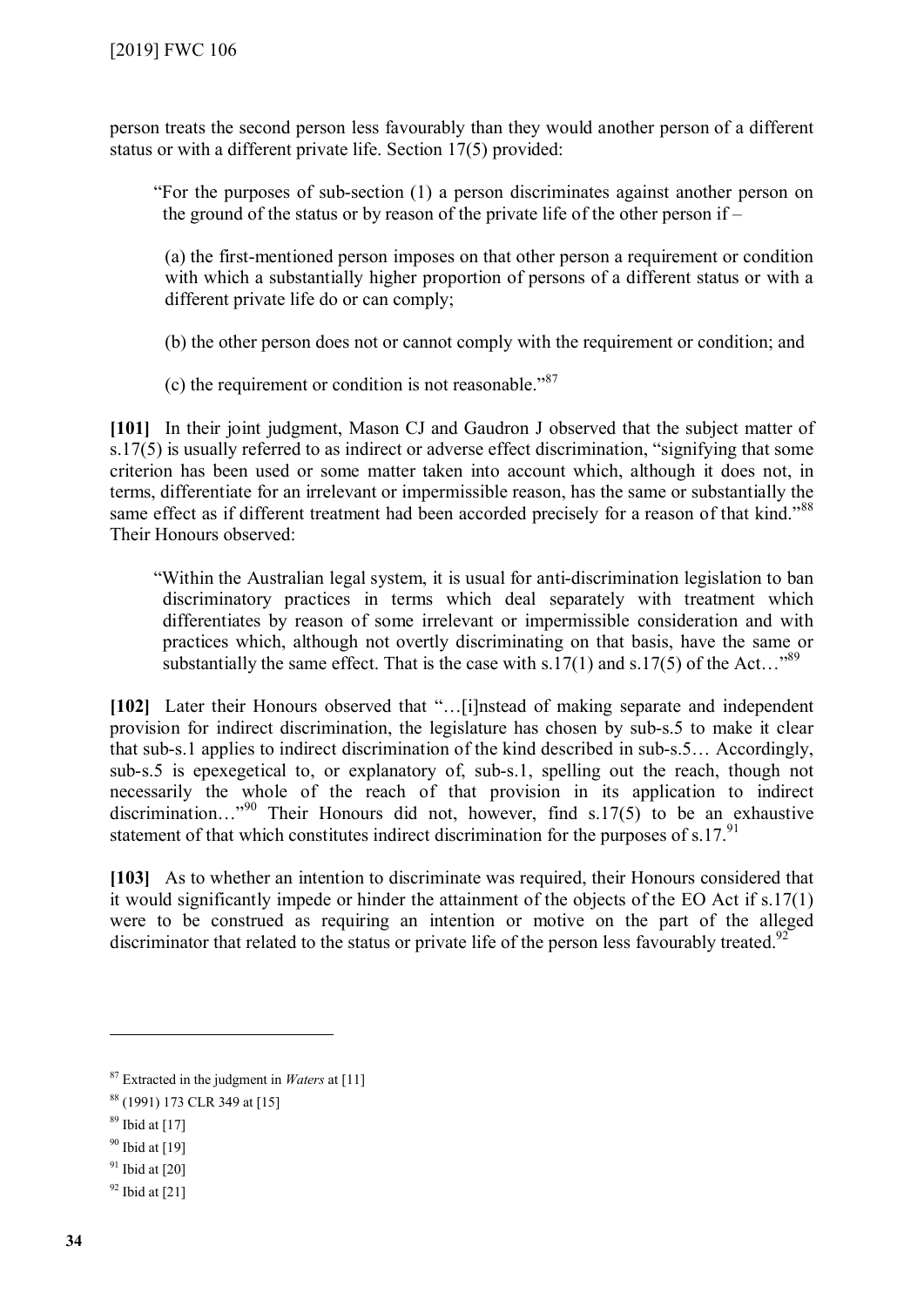person treats the second person less favourably than they would another person of a different status or with a different private life. Section 17(5) provided:

> "For the purposes of sub-section (1) a person discriminates against another person on the ground of the status or by reason of the private life of the other person if –
>
> (a) the first-mentioned person imposes on that other person a requirement or condition with which a substantially higher proportion of persons of a different status or with a different private life do or can comply;
>
> (b) the other person does not or cannot comply with the requirement or condition; and
>
> (c) the requirement or condition is not reasonable."[87]

**[101]** In their joint judgment, Mason CJ and Gaudron J observed that the subject matter of s.17(5) is usually referred to as indirect or adverse effect discrimination, "signifying that some criterion has been used or some matter taken into account which, although it does not, in terms, differentiate for an irrelevant or impermissible reason, has the same or substantially the same effect as if different treatment had been accorded precisely for a reason of that kind."[88] Their Honours observed:

> "Within the Australian legal system, it is usual for anti-discrimination legislation to ban discriminatory practices in terms which deal separately with treatment which differentiates by reason of some irrelevant or impermissible consideration and with practices which, although not overtly discriminating on that basis, have the same or substantially the same effect. That is the case with s.17(1) and s.17(5) of the Act…"[89]

**[102]** Later their Honours observed that "…[i]nstead of making separate and independent provision for indirect discrimination, the legislature has chosen by sub-s.5 to make it clear that sub-s.1 applies to indirect discrimination of the kind described in sub-s.5… Accordingly, sub-s.5 is epexegetical to, or explanatory of, sub-s.1, spelling out the reach, though not necessarily the whole of the reach of that provision in its application to indirect discrimination…"[90] Their Honours did not, however, find s.17(5) to be an exhaustive statement of that which constitutes indirect discrimination for the purposes of s.17.[91]

**[103]** As to whether an intention to discriminate was required, their Honours considered that it would significantly impede or hinder the attainment of the objects of the EO Act if s.17(1) were to be construed as requiring an intention or motive on the part of the alleged discriminator that related to the status or private life of the person less favourably treated.[92]

---

[87] Extracted in the judgment in *Waters* at [11]

[88] (1991) 173 CLR 349 at [15]

[89] Ibid at [17]

[90] Ibid at [19]

[91] Ibid at [20]

[92] Ibid at [21]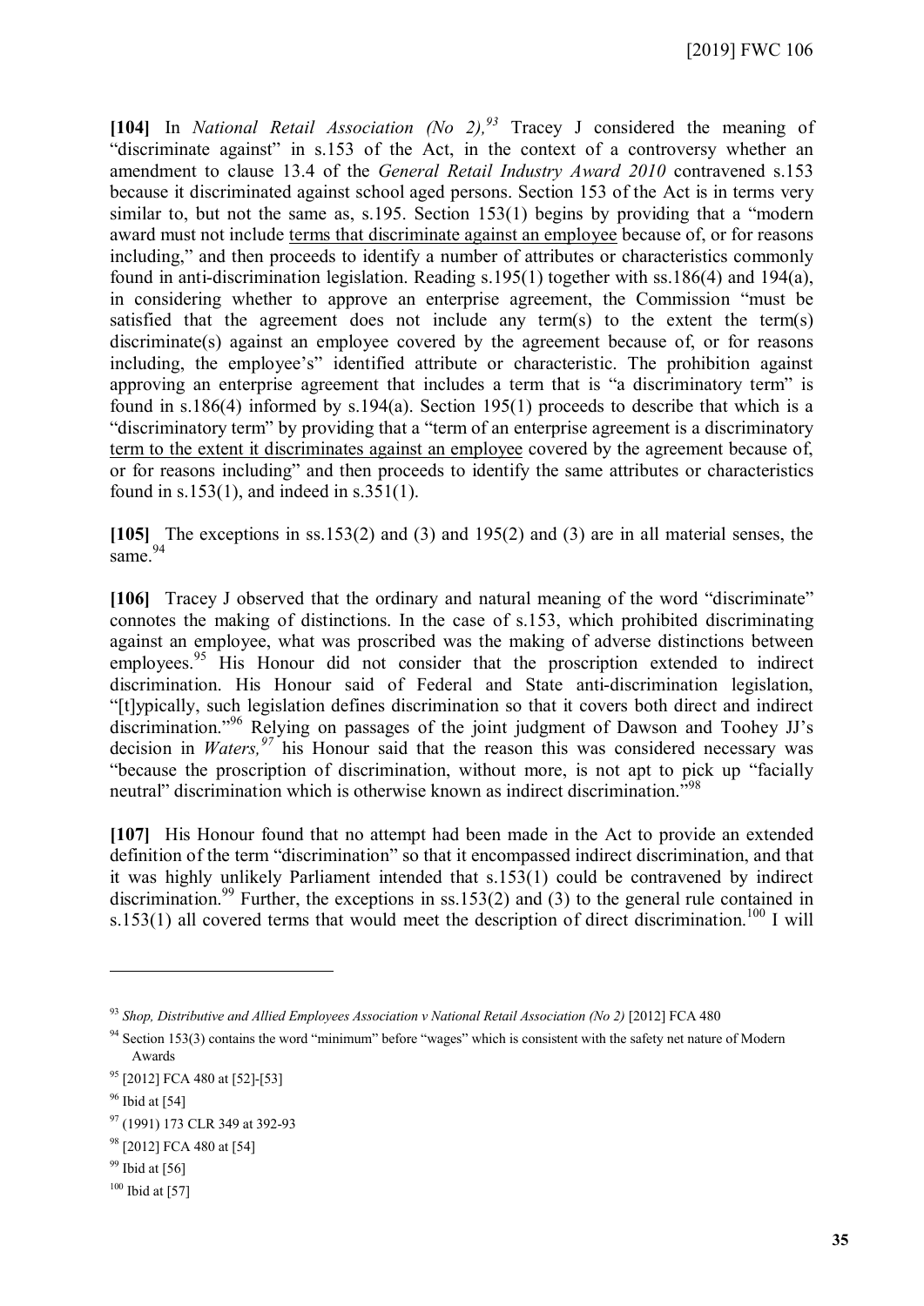**[104]** In *National Retail Association (No 2),*[93] Tracey J considered the meaning of "discriminate against" in s.153 of the Act, in the context of a controversy whether an amendment to clause 13.4 of the *General Retail Industry Award 2010* contravened s.153 because it discriminated against school aged persons. Section 153 of the Act is in terms very similar to, but not the same as, s.195. Section 153(1) begins by providing that a "modern award must not include <u>terms that discriminate against an employee</u> because of, or for reasons including," and then proceeds to identify a number of attributes or characteristics commonly found in anti-discrimination legislation. Reading s.195(1) together with ss.186(4) and 194(a), in considering whether to approve an enterprise agreement, the Commission "must be satisfied that the agreement does not include any term(s) to the extent the term(s) discriminate(s) against an employee covered by the agreement because of, or for reasons including, the employee's" identified attribute or characteristic. The prohibition against approving an enterprise agreement that includes a term that is "a discriminatory term" is found in s.186(4) informed by s.194(a). Section 195(1) proceeds to describe that which is a "discriminatory term" by providing that a "term of an enterprise agreement is a discriminatory <u>term to the extent it discriminates against an employee</u> covered by the agreement because of, or for reasons including" and then proceeds to identify the same attributes or characteristics found in s.153(1), and indeed in s.351(1).

**[105]** The exceptions in ss.153(2) and (3) and 195(2) and (3) are in all material senses, the same.[94]

**[106]** Tracey J observed that the ordinary and natural meaning of the word "discriminate" connotes the making of distinctions. In the case of s.153, which prohibited discriminating against an employee, what was proscribed was the making of adverse distinctions between employees.[95] His Honour did not consider that the proscription extended to indirect discrimination. His Honour said of Federal and State anti-discrimination legislation, "[t]ypically, such legislation defines discrimination so that it covers both direct and indirect discrimination."[96] Relying on passages of the joint judgment of Dawson and Toohey JJ's decision in *Waters,*[97] his Honour said that the reason this was considered necessary was "because the proscription of discrimination, without more, is not apt to pick up "facially neutral" discrimination which is otherwise known as indirect discrimination."[98]

**[107]** His Honour found that no attempt had been made in the Act to provide an extended definition of the term "discrimination" so that it encompassed indirect discrimination, and that it was highly unlikely Parliament intended that s.153(1) could be contravened by indirect discrimination.[99] Further, the exceptions in ss.153(2) and (3) to the general rule contained in s.153(1) all covered terms that would meet the description of direct discrimination.[100] I will

---

[93] *Shop, Distributive and Allied Employees Association v National Retail Association (No 2)* [2012] FCA 480

[94] Section 153(3) contains the word "minimum" before "wages" which is consistent with the safety net nature of Modern Awards

[95] [2012] FCA 480 at [52]-[53]

[96] Ibid at [54]

[97] (1991) 173 CLR 349 at 392-93

[98] [2012] FCA 480 at [54]

[99] Ibid at [56]

[100] Ibid at [57]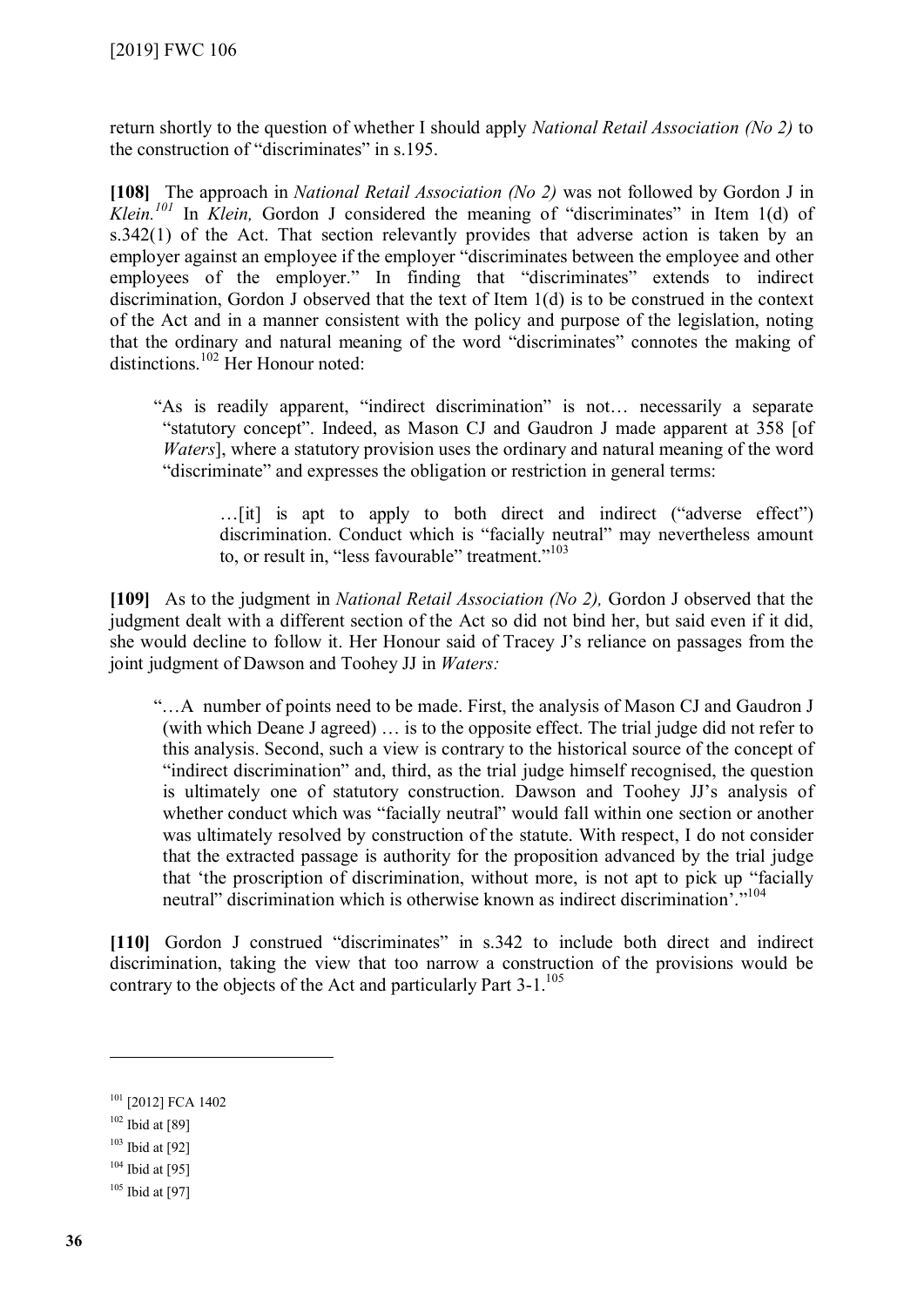return shortly to the question of whether I should apply *National Retail Association (No 2)* to the construction of "discriminates" in s.195.

**[108]** The approach in *National Retail Association (No 2)* was not followed by Gordon J in *Klein.*[101] In *Klein,* Gordon J considered the meaning of "discriminates" in Item 1(d) of s.342(1) of the Act. That section relevantly provides that adverse action is taken by an employer against an employee if the employer "discriminates between the employee and other employees of the employer." In finding that "discriminates" extends to indirect discrimination, Gordon J observed that the text of Item 1(d) is to be construed in the context of the Act and in a manner consistent with the policy and purpose of the legislation, noting that the ordinary and natural meaning of the word "discriminates" connotes the making of distinctions.[102] Her Honour noted:

> "As is readily apparent, "indirect discrimination" is not… necessarily a separate "statutory concept". Indeed, as Mason CJ and Gaudron J made apparent at 358 [of *Waters*], where a statutory provision uses the ordinary and natural meaning of the word "discriminate" and expresses the obligation or restriction in general terms:
>
> > …[it] is apt to apply to both direct and indirect ("adverse effect") discrimination. Conduct which is "facially neutral" may nevertheless amount to, or result in, "less favourable" treatment."[103]

**[109]** As to the judgment in *National Retail Association (No 2),* Gordon J observed that the judgment dealt with a different section of the Act so did not bind her, but said even if it did, she would decline to follow it. Her Honour said of Tracey J's reliance on passages from the joint judgment of Dawson and Toohey JJ in *Waters:*

> "…A number of points need to be made. First, the analysis of Mason CJ and Gaudron J (with which Deane J agreed) … is to the opposite effect. The trial judge did not refer to this analysis. Second, such a view is contrary to the historical source of the concept of "indirect discrimination" and, third, as the trial judge himself recognised, the question is ultimately one of statutory construction. Dawson and Toohey JJ's analysis of whether conduct which was "facially neutral" would fall within one section or another was ultimately resolved by construction of the statute. With respect, I do not consider that the extracted passage is authority for the proposition advanced by the trial judge that 'the proscription of discrimination, without more, is not apt to pick up "facially neutral" discrimination which is otherwise known as indirect discrimination'."[104]

**[110]** Gordon J construed "discriminates" in s.342 to include both direct and indirect discrimination, taking the view that too narrow a construction of the provisions would be contrary to the objects of the Act and particularly Part 3-1.[105]

---

[101] [2012] FCA 1402

[102] Ibid at [89]

[103] Ibid at [92]

[104] Ibid at [95]

[105] Ibid at [97]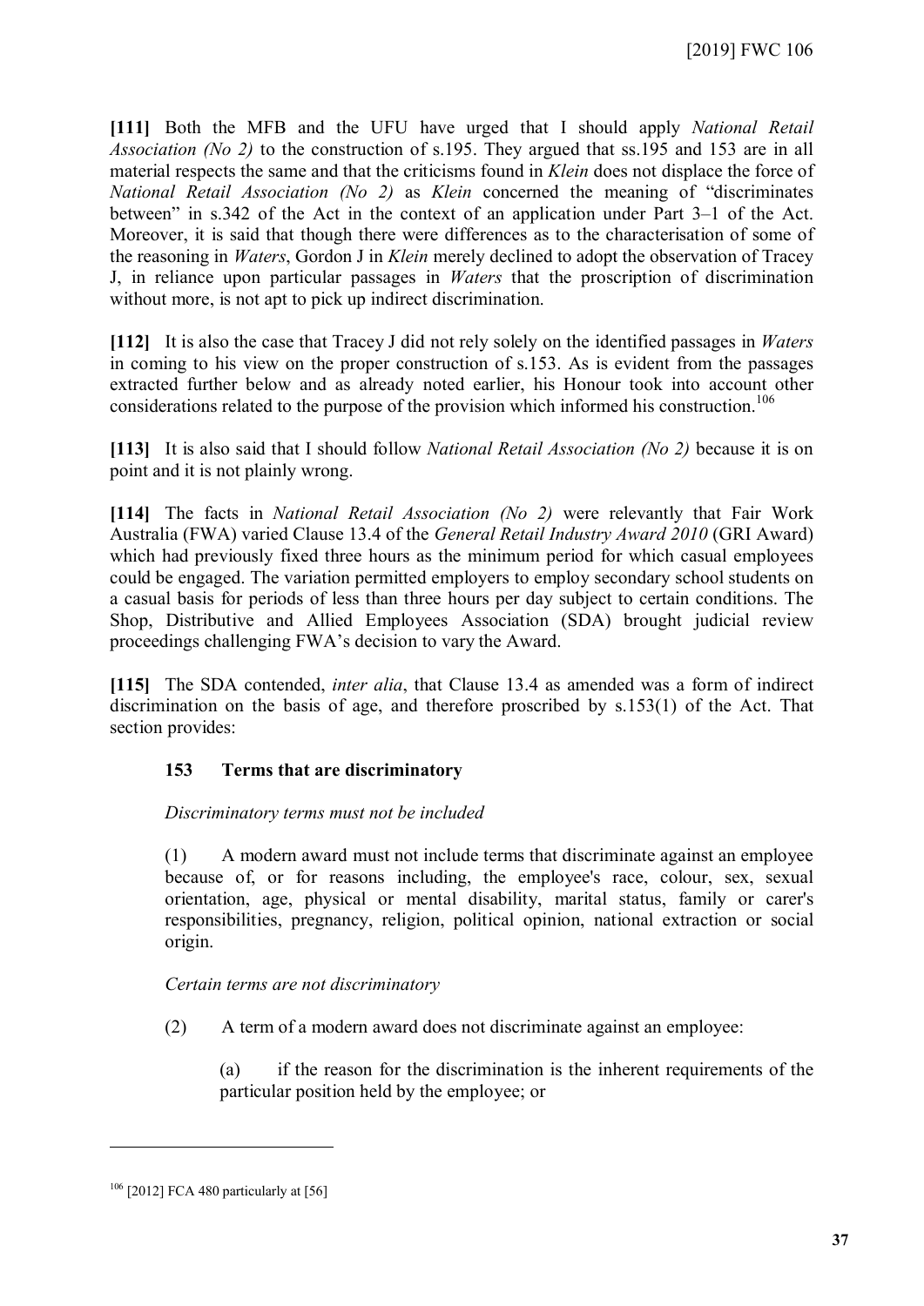**[111]** Both the MFB and the UFU have urged that I should apply *National Retail Association (No 2)* to the construction of s.195. They argued that ss.195 and 153 are in all material respects the same and that the criticisms found in *Klein* does not displace the force of *National Retail Association (No 2)* as *Klein* concerned the meaning of "discriminates between" in s.342 of the Act in the context of an application under Part 3–1 of the Act. Moreover, it is said that though there were differences as to the characterisation of some of the reasoning in *Waters*, Gordon J in *Klein* merely declined to adopt the observation of Tracey J, in reliance upon particular passages in *Waters* that the proscription of discrimination without more, is not apt to pick up indirect discrimination.

**[112]** It is also the case that Tracey J did not rely solely on the identified passages in *Waters* in coming to his view on the proper construction of s.153. As is evident from the passages extracted further below and as already noted earlier, his Honour took into account other considerations related to the purpose of the provision which informed his construction.[106]

**[113]** It is also said that I should follow *National Retail Association (No 2)* because it is on point and it is not plainly wrong.

**[114]** The facts in *National Retail Association (No 2)* were relevantly that Fair Work Australia (FWA) varied Clause 13.4 of the *General Retail Industry Award 2010* (GRI Award) which had previously fixed three hours as the minimum period for which casual employees could be engaged. The variation permitted employers to employ secondary school students on a casual basis for periods of less than three hours per day subject to certain conditions. The Shop, Distributive and Allied Employees Association (SDA) brought judicial review proceedings challenging FWA's decision to vary the Award.

**[115]** The SDA contended, *inter alia*, that Clause 13.4 as amended was a form of indirect discrimination on the basis of age, and therefore proscribed by s.153(1) of the Act. That section provides:

> **153 Terms that are discriminatory**
>
> *Discriminatory terms must not be included*
>
> (1) A modern award must not include terms that discriminate against an employee because of, or for reasons including, the employee's race, colour, sex, sexual orientation, age, physical or mental disability, marital status, family or carer's responsibilities, pregnancy, religion, political opinion, national extraction or social origin.
>
> *Certain terms are not discriminatory*
>
> (2) A term of a modern award does not discriminate against an employee:
>
> (a) if the reason for the discrimination is the inherent requirements of the particular position held by the employee; or

---

[106] [2012] FCA 480 particularly at [56]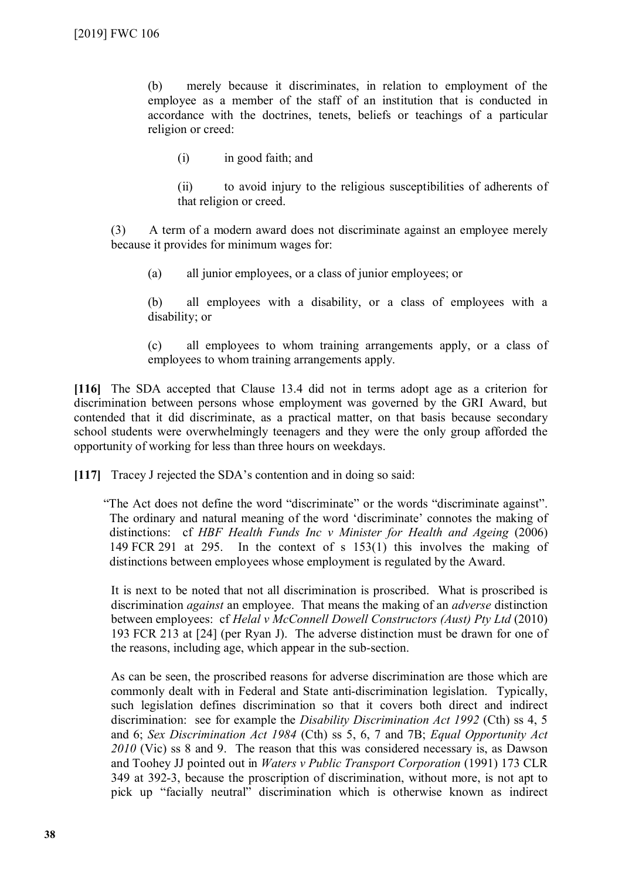(b) merely because it discriminates, in relation to employment of the employee as a member of the staff of an institution that is conducted in accordance with the doctrines, tenets, beliefs or teachings of a particular religion or creed:

(i) in good faith; and

(ii) to avoid injury to the religious susceptibilities of adherents of that religion or creed.

(3) A term of a modern award does not discriminate against an employee merely because it provides for minimum wages for:

(a) all junior employees, or a class of junior employees; or

(b) all employees with a disability, or a class of employees with a disability; or

(c) all employees to whom training arrangements apply, or a class of employees to whom training arrangements apply.

**[116]** The SDA accepted that Clause 13.4 did not in terms adopt age as a criterion for discrimination between persons whose employment was governed by the GRI Award, but contended that it did discriminate, as a practical matter, on that basis because secondary school students were overwhelmingly teenagers and they were the only group afforded the opportunity of working for less than three hours on weekdays.

**[117]** Tracey J rejected the SDA's contention and in doing so said:

> "The Act does not define the word "discriminate" or the words "discriminate against". The ordinary and natural meaning of the word 'discriminate' connotes the making of distinctions: cf *HBF Health Funds Inc v Minister for Health and Ageing* (2006) 149 FCR 291 at 295. In the context of s 153(1) this involves the making of distinctions between employees whose employment is regulated by the Award.
>
> It is next to be noted that not all discrimination is proscribed. What is proscribed is discrimination *against* an employee. That means the making of an *adverse* distinction between employees: cf *Helal v McConnell Dowell Constructors (Aust) Pty Ltd* (2010) 193 FCR 213 at [24] (per Ryan J). The adverse distinction must be drawn for one of the reasons, including age, which appear in the sub-section.
>
> As can be seen, the proscribed reasons for adverse discrimination are those which are commonly dealt with in Federal and State anti-discrimination legislation. Typically, such legislation defines discrimination so that it covers both direct and indirect discrimination: see for example the *Disability Discrimination Act 1992* (Cth) ss 4, 5 and 6; *Sex Discrimination Act 1984* (Cth) ss 5, 6, 7 and 7B; *Equal Opportunity Act 2010* (Vic) ss 8 and 9. The reason that this was considered necessary is, as Dawson and Toohey JJ pointed out in *Waters v Public Transport Corporation* (1991) 173 CLR 349 at 392-3, because the proscription of discrimination, without more, is not apt to pick up "facially neutral" discrimination which is otherwise known as indirect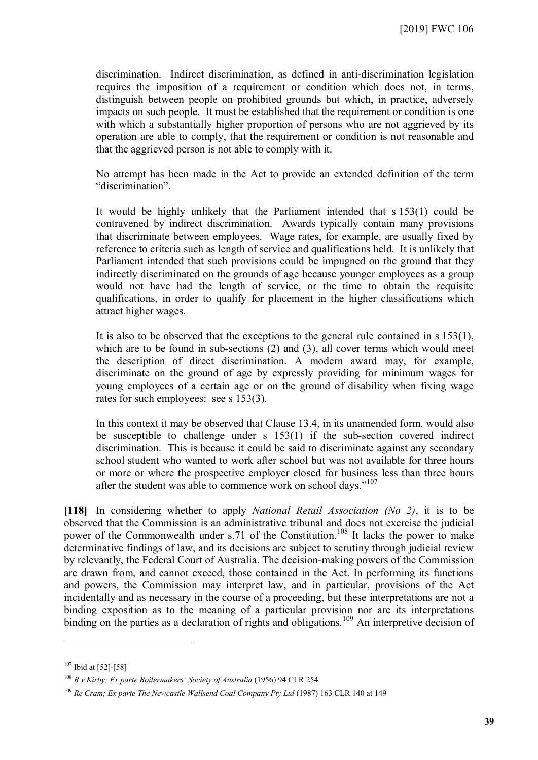> discrimination. Indirect discrimination, as defined in anti-discrimination legislation requires the imposition of a requirement or condition which does not, in terms, distinguish between people on prohibited grounds but which, in practice, adversely impacts on such people. It must be established that the requirement or condition is one with which a substantially higher proportion of persons who are not aggrieved by its operation are able to comply, that the requirement or condition is not reasonable and that the aggrieved person is not able to comply with it.
>
> No attempt has been made in the Act to provide an extended definition of the term "discrimination".
>
> It would be highly unlikely that the Parliament intended that s 153(1) could be contravened by indirect discrimination. Awards typically contain many provisions that discriminate between employees. Wage rates, for example, are usually fixed by reference to criteria such as length of service and qualifications held. It is unlikely that Parliament intended that such provisions could be impugned on the ground that they indirectly discriminated on the grounds of age because younger employees as a group would not have had the length of service, or the time to obtain the requisite qualifications, in order to qualify for placement in the higher classifications which attract higher wages.
>
> It is also to be observed that the exceptions to the general rule contained in s 153(1), which are to be found in sub-sections (2) and (3), all cover terms which would meet the description of direct discrimination. A modern award may, for example, discriminate on the ground of age by expressly providing for minimum wages for young employees of a certain age or on the ground of disability when fixing wage rates for such employees: see s 153(3).
>
> In this context it may be observed that Clause 13.4, in its unamended form, would also be susceptible to challenge under s 153(1) if the sub-section covered indirect discrimination. This is because it could be said to discriminate against any secondary school student who wanted to work after school but was not available for three hours or more or where the prospective employer closed for business less than three hours after the student was able to commence work on school days."[107]

**[118]** In considering whether to apply *National Retail Association (No 2)*, it is to be observed that the Commission is an administrative tribunal and does not exercise the judicial power of the Commonwealth under s.71 of the Constitution.[108] It lacks the power to make determinative findings of law, and its decisions are subject to scrutiny through judicial review by relevantly, the Federal Court of Australia. The decision-making powers of the Commission are drawn from, and cannot exceed, those contained in the Act. In performing its functions and powers, the Commission may interpret law, and in particular, provisions of the Act incidentally and as necessary in the course of a proceeding, but these interpretations are not a binding exposition as to the meaning of a particular provision nor are its interpretations binding on the parties as a declaration of rights and obligations.[109] An interpretive decision of

---

[107] Ibid at [52]-[58]

[108] *R v Kirby; Ex parte Boilermakers' Society of Australia* (1956) 94 CLR 254

[109] *Re Cram; Ex parte The Newcastle Wallsend Coal Company Pty Ltd* (1987) 163 CLR 140 at 149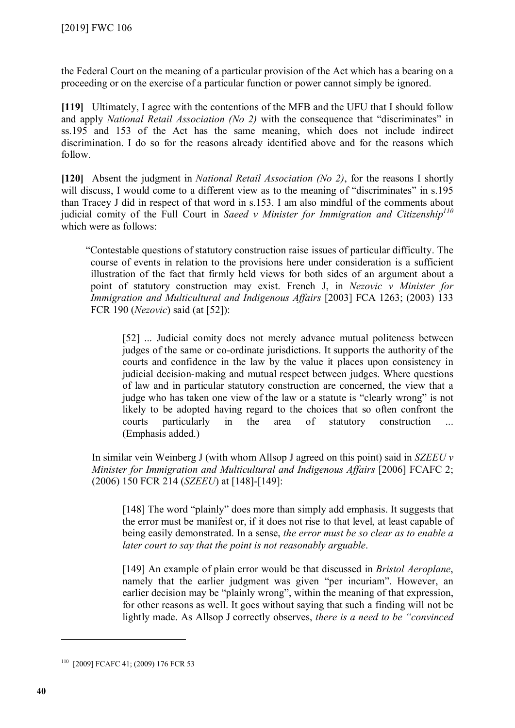the Federal Court on the meaning of a particular provision of the Act which has a bearing on a proceeding or on the exercise of a particular function or power cannot simply be ignored.

**[119]** Ultimately, I agree with the contentions of the MFB and the UFU that I should follow and apply *National Retail Association (No 2)* with the consequence that "discriminates" in ss.195 and 153 of the Act has the same meaning, which does not include indirect discrimination. I do so for the reasons already identified above and for the reasons which follow.

**[120]** Absent the judgment in *National Retail Association (No 2)*, for the reasons I shortly will discuss, I would come to a different view as to the meaning of "discriminates" in s.195 than Tracey J did in respect of that word in s.153. I am also mindful of the comments about judicial comity of the Full Court in *Saeed v Minister for Immigration and Citizenship*[110] which were as follows:

> "Contestable questions of statutory construction raise issues of particular difficulty. The course of events in relation to the provisions here under consideration is a sufficient illustration of the fact that firmly held views for both sides of an argument about a point of statutory construction may exist. French J, in *Nezovic v Minister for Immigration and Multicultural and Indigenous Affairs* [2003] FCA 1263; (2003) 133 FCR 190 (*Nezovic*) said (at [52]):
>
> > [52] ... Judicial comity does not merely advance mutual politeness between judges of the same or co-ordinate jurisdictions. It supports the authority of the courts and confidence in the law by the value it places upon consistency in judicial decision-making and mutual respect between judges. Where questions of law and in particular statutory construction are concerned, the view that a judge who has taken one view of the law or a statute is "clearly wrong" is not likely to be adopted having regard to the choices that so often confront the courts particularly in the area of statutory construction ... (Emphasis added.)
>
> In similar vein Weinberg J (with whom Allsop J agreed on this point) said in *SZEEU v Minister for Immigration and Multicultural and Indigenous Affairs* [2006] FCAFC 2; (2006) 150 FCR 214 (*SZEEU*) at [148]-[149]:
>
> > [148] The word "plainly" does more than simply add emphasis. It suggests that the error must be manifest or, if it does not rise to that level, at least capable of being easily demonstrated. In a sense, *the error must be so clear as to enable a later court to say that the point is not reasonably arguable*.
> >
> > [149] An example of plain error would be that discussed in *Bristol Aeroplane*, namely that the earlier judgment was given "per incuriam". However, an earlier decision may be "plainly wrong", within the meaning of that expression, for other reasons as well. It goes without saying that such a finding will not be lightly made. As Allsop J correctly observes, *there is a need to be "convinced*

---

[110] [2009] FCAFC 41; (2009) 176 FCR 53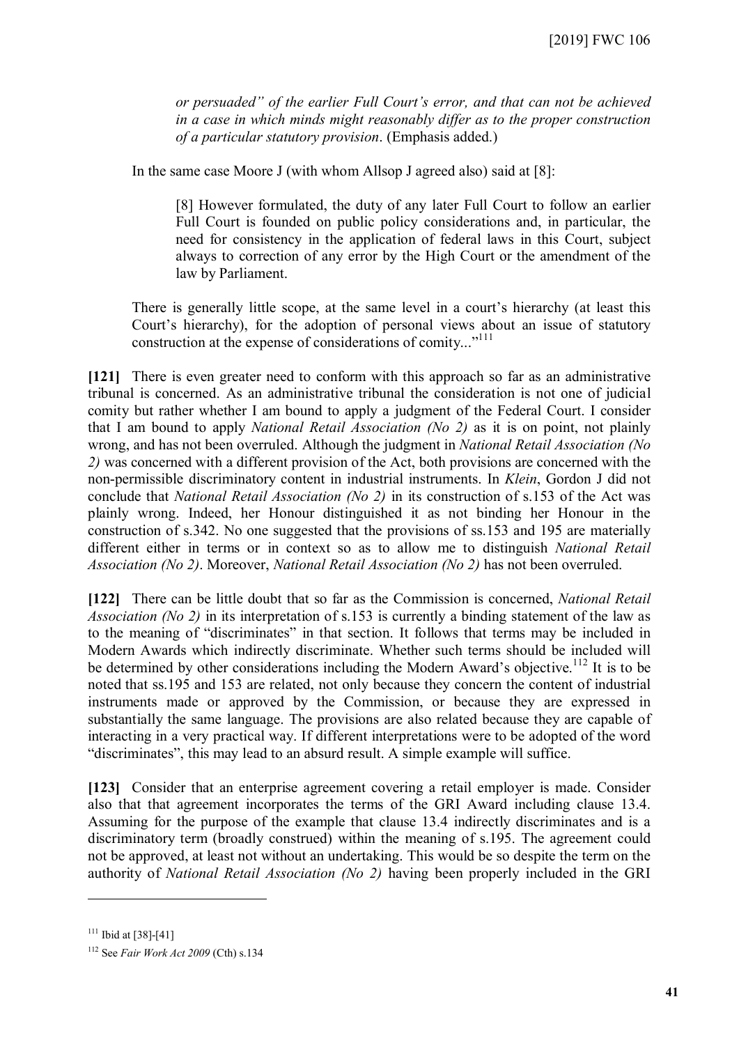*or persuaded" of the earlier Full Court's error, and that can not be achieved in a case in which minds might reasonably differ as to the proper construction of a particular statutory provision*. (Emphasis added.)

In the same case Moore J (with whom Allsop J agreed also) said at [8]:

> [8] However formulated, the duty of any later Full Court to follow an earlier Full Court is founded on public policy considerations and, in particular, the need for consistency in the application of federal laws in this Court, subject always to correction of any error by the High Court or the amendment of the law by Parliament.

There is generally little scope, at the same level in a court's hierarchy (at least this Court's hierarchy), for the adoption of personal views about an issue of statutory construction at the expense of considerations of comity..."[111]

**[121]** There is even greater need to conform with this approach so far as an administrative tribunal is concerned. As an administrative tribunal the consideration is not one of judicial comity but rather whether I am bound to apply a judgment of the Federal Court. I consider that I am bound to apply *National Retail Association (No 2)* as it is on point, not plainly wrong, and has not been overruled. Although the judgment in *National Retail Association (No 2)* was concerned with a different provision of the Act, both provisions are concerned with the non-permissible discriminatory content in industrial instruments. In *Klein*, Gordon J did not conclude that *National Retail Association (No 2)* in its construction of s.153 of the Act was plainly wrong. Indeed, her Honour distinguished it as not binding her Honour in the construction of s.342. No one suggested that the provisions of ss.153 and 195 are materially different either in terms or in context so as to allow me to distinguish *National Retail Association (No 2)*. Moreover, *National Retail Association (No 2)* has not been overruled.

**[122]** There can be little doubt that so far as the Commission is concerned, *National Retail Association (No 2)* in its interpretation of s.153 is currently a binding statement of the law as to the meaning of "discriminates" in that section. It follows that terms may be included in Modern Awards which indirectly discriminate. Whether such terms should be included will be determined by other considerations including the Modern Award's objective.[112] It is to be noted that ss.195 and 153 are related, not only because they concern the content of industrial instruments made or approved by the Commission, or because they are expressed in substantially the same language. The provisions are also related because they are capable of interacting in a very practical way. If different interpretations were to be adopted of the word "discriminates", this may lead to an absurd result. A simple example will suffice.

**[123]** Consider that an enterprise agreement covering a retail employer is made. Consider also that that agreement incorporates the terms of the GRI Award including clause 13.4. Assuming for the purpose of the example that clause 13.4 indirectly discriminates and is a discriminatory term (broadly construed) within the meaning of s.195. The agreement could not be approved, at least not without an undertaking. This would be so despite the term on the authority of *National Retail Association (No 2)* having been properly included in the GRI

---

[111] Ibid at [38]-[41]

[112] See *Fair Work Act 2009* (Cth) s.134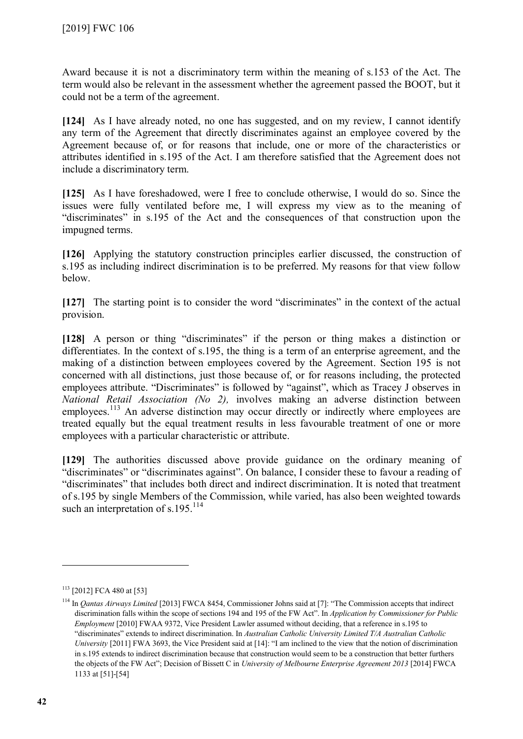Award because it is not a discriminatory term within the meaning of s.153 of the Act. The term would also be relevant in the assessment whether the agreement passed the BOOT, but it could not be a term of the agreement.

**[124]** As I have already noted, no one has suggested, and on my review, I cannot identify any term of the Agreement that directly discriminates against an employee covered by the Agreement because of, or for reasons that include, one or more of the characteristics or attributes identified in s.195 of the Act. I am therefore satisfied that the Agreement does not include a discriminatory term.

**[125]** As I have foreshadowed, were I free to conclude otherwise, I would do so. Since the issues were fully ventilated before me, I will express my view as to the meaning of "discriminates" in s.195 of the Act and the consequences of that construction upon the impugned terms.

**[126]** Applying the statutory construction principles earlier discussed, the construction of s.195 as including indirect discrimination is to be preferred. My reasons for that view follow below.

**[127]** The starting point is to consider the word "discriminates" in the context of the actual provision.

**[128]** A person or thing "discriminates" if the person or thing makes a distinction or differentiates. In the context of s.195, the thing is a term of an enterprise agreement, and the making of a distinction between employees covered by the Agreement. Section 195 is not concerned with all distinctions, just those because of, or for reasons including, the protected employees attribute. "Discriminates" is followed by "against", which as Tracey J observes in *National Retail Association (No 2),* involves making an adverse distinction between employees.[113] An adverse distinction may occur directly or indirectly where employees are treated equally but the equal treatment results in less favourable treatment of one or more employees with a particular characteristic or attribute.

**[129]** The authorities discussed above provide guidance on the ordinary meaning of "discriminates" or "discriminates against". On balance, I consider these to favour a reading of "discriminates" that includes both direct and indirect discrimination. It is noted that treatment of s.195 by single Members of the Commission, while varied, has also been weighted towards such an interpretation of s.195.[114]

---

[113] [2012] FCA 480 at [53]

[114] In *Qantas Airways Limited* [2013] FWCA 8454, Commissioner Johns said at [7]: "The Commission accepts that indirect discrimination falls within the scope of sections 194 and 195 of the FW Act". In *Application by Commissioner for Public Employment* [2010] FWAA 9372, Vice President Lawler assumed without deciding, that a reference in s.195 to "discriminates" extends to indirect discrimination. In *Australian Catholic University Limited T/A Australian Catholic University* [2011] FWA 3693, the Vice President said at [14]: "I am inclined to the view that the notion of discrimination in s.195 extends to indirect discrimination because that construction would seem to be a construction that better furthers the objects of the FW Act"; Decision of Bissett C in *University of Melbourne Enterprise Agreement 2013* [2014] FWCA 1133 at [51]-[54]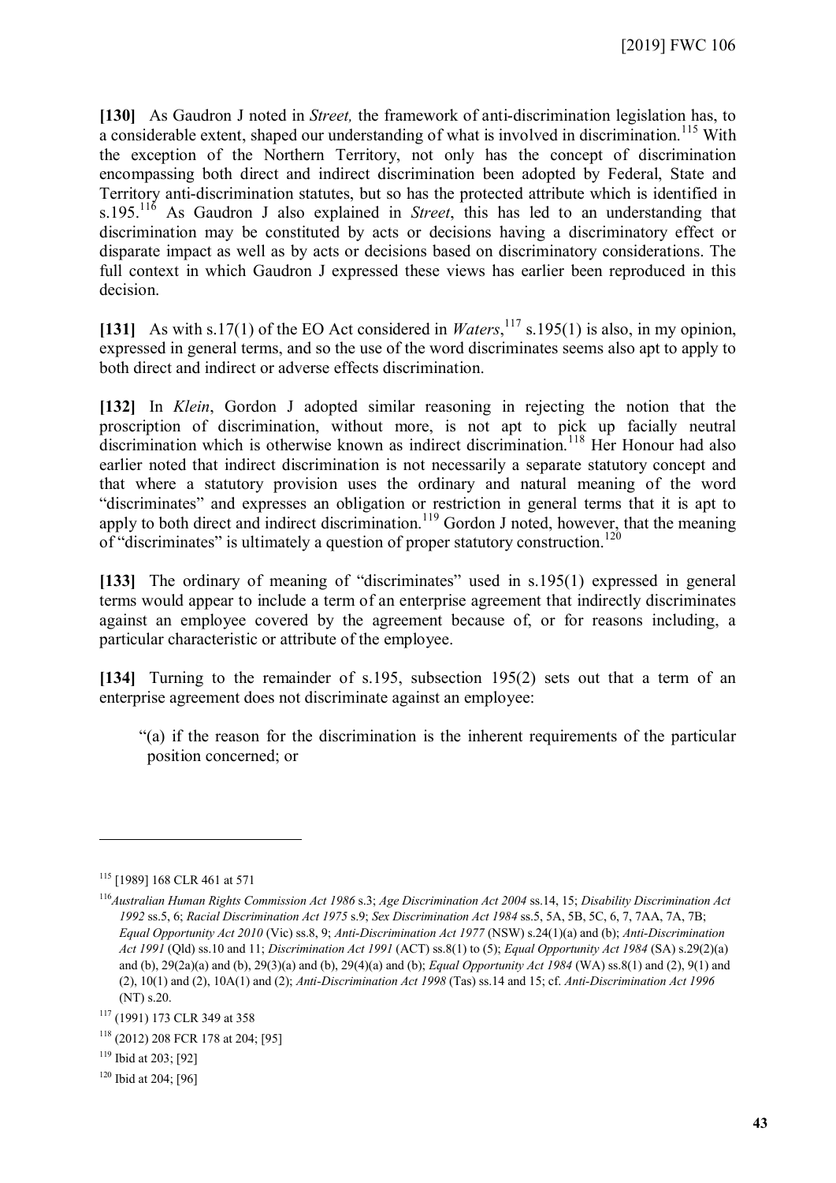**[130]** As Gaudron J noted in *Street,* the framework of anti-discrimination legislation has, to a considerable extent, shaped our understanding of what is involved in discrimination.[115] With the exception of the Northern Territory, not only has the concept of discrimination encompassing both direct and indirect discrimination been adopted by Federal, State and Territory anti-discrimination statutes, but so has the protected attribute which is identified in s.195.[116] As Gaudron J also explained in *Street*, this has led to an understanding that discrimination may be constituted by acts or decisions having a discriminatory effect or disparate impact as well as by acts or decisions based on discriminatory considerations. The full context in which Gaudron J expressed these views has earlier been reproduced in this decision.

**[131]** As with s.17(1) of the EO Act considered in *Waters*,[117] s.195(1) is also, in my opinion, expressed in general terms, and so the use of the word discriminates seems also apt to apply to both direct and indirect or adverse effects discrimination.

**[132]** In *Klein*, Gordon J adopted similar reasoning in rejecting the notion that the proscription of discrimination, without more, is not apt to pick up facially neutral discrimination which is otherwise known as indirect discrimination.[118] Her Honour had also earlier noted that indirect discrimination is not necessarily a separate statutory concept and that where a statutory provision uses the ordinary and natural meaning of the word "discriminates" and expresses an obligation or restriction in general terms that it is apt to apply to both direct and indirect discrimination.[119] Gordon J noted, however, that the meaning of "discriminates" is ultimately a question of proper statutory construction.[120]

**[133]** The ordinary of meaning of "discriminates" used in s.195(1) expressed in general terms would appear to include a term of an enterprise agreement that indirectly discriminates against an employee covered by the agreement because of, or for reasons including, a particular characteristic or attribute of the employee.

**[134]** Turning to the remainder of s.195, subsection 195(2) sets out that a term of an enterprise agreement does not discriminate against an employee:

> "(a) if the reason for the discrimination is the inherent requirements of the particular position concerned; or

---

[115] [1989] 168 CLR 461 at 571

[116] *Australian Human Rights Commission Act 1986* s.3; *Age Discrimination Act 2004* ss.14, 15; *Disability Discrimination Act 1992* ss.5, 6; *Racial Discrimination Act 1975* s.9; *Sex Discrimination Act 1984* ss.5, 5A, 5B, 5C, 6, 7, 7AA, 7A, 7B; *Equal Opportunity Act 2010* (Vic) ss.8, 9; *Anti-Discrimination Act 1977* (NSW) s.24(1)(a) and (b); *Anti-Discrimination Act 1991* (Qld) ss.10 and 11; *Discrimination Act 1991* (ACT) ss.8(1) to (5); *Equal Opportunity Act 1984* (SA) s.29(2)(a) and (b), 29(2a)(a) and (b), 29(3)(a) and (b), 29(4)(a) and (b); *Equal Opportunity Act 1984* (WA) ss.8(1) and (2), 9(1) and (2), 10(1) and (2), 10A(1) and (2); *Anti-Discrimination Act 1998* (Tas) ss.14 and 15; cf. *Anti-Discrimination Act 1996* (NT) s.20.

[117] (1991) 173 CLR 349 at 358

[118] (2012) 208 FCR 178 at 204; [95]

[119] Ibid at 203; [92]

[120] Ibid at 204; [96]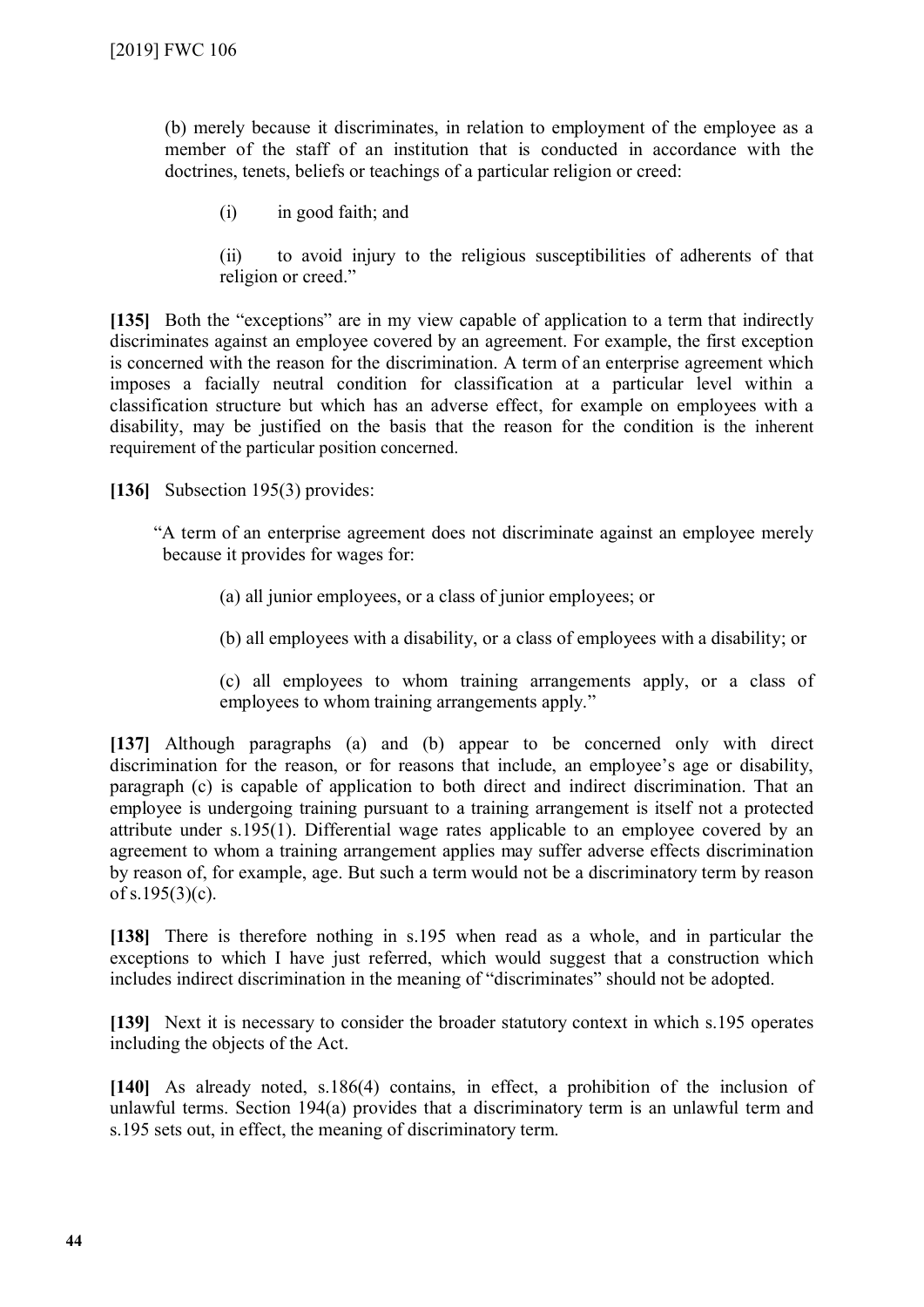(b) merely because it discriminates, in relation to employment of the employee as a member of the staff of an institution that is conducted in accordance with the doctrines, tenets, beliefs or teachings of a particular religion or creed:

(i) in good faith; and

(ii) to avoid injury to the religious susceptibilities of adherents of that religion or creed."

**[135]** Both the "exceptions" are in my view capable of application to a term that indirectly discriminates against an employee covered by an agreement. For example, the first exception is concerned with the reason for the discrimination. A term of an enterprise agreement which imposes a facially neutral condition for classification at a particular level within a classification structure but which has an adverse effect, for example on employees with a disability, may be justified on the basis that the reason for the condition is the inherent requirement of the particular position concerned.

**[136]** Subsection 195(3) provides:

"A term of an enterprise agreement does not discriminate against an employee merely because it provides for wages for:

(a) all junior employees, or a class of junior employees; or

(b) all employees with a disability, or a class of employees with a disability; or

(c) all employees to whom training arrangements apply, or a class of employees to whom training arrangements apply."

**[137]** Although paragraphs (a) and (b) appear to be concerned only with direct discrimination for the reason, or for reasons that include, an employee's age or disability, paragraph (c) is capable of application to both direct and indirect discrimination. That an employee is undergoing training pursuant to a training arrangement is itself not a protected attribute under s.195(1). Differential wage rates applicable to an employee covered by an agreement to whom a training arrangement applies may suffer adverse effects discrimination by reason of, for example, age. But such a term would not be a discriminatory term by reason of s.195(3)(c).

**[138]** There is therefore nothing in s.195 when read as a whole, and in particular the exceptions to which I have just referred, which would suggest that a construction which includes indirect discrimination in the meaning of "discriminates" should not be adopted.

**[139]** Next it is necessary to consider the broader statutory context in which s.195 operates including the objects of the Act.

**[140]** As already noted, s.186(4) contains, in effect, a prohibition of the inclusion of unlawful terms. Section 194(a) provides that a discriminatory term is an unlawful term and s.195 sets out, in effect, the meaning of discriminatory term.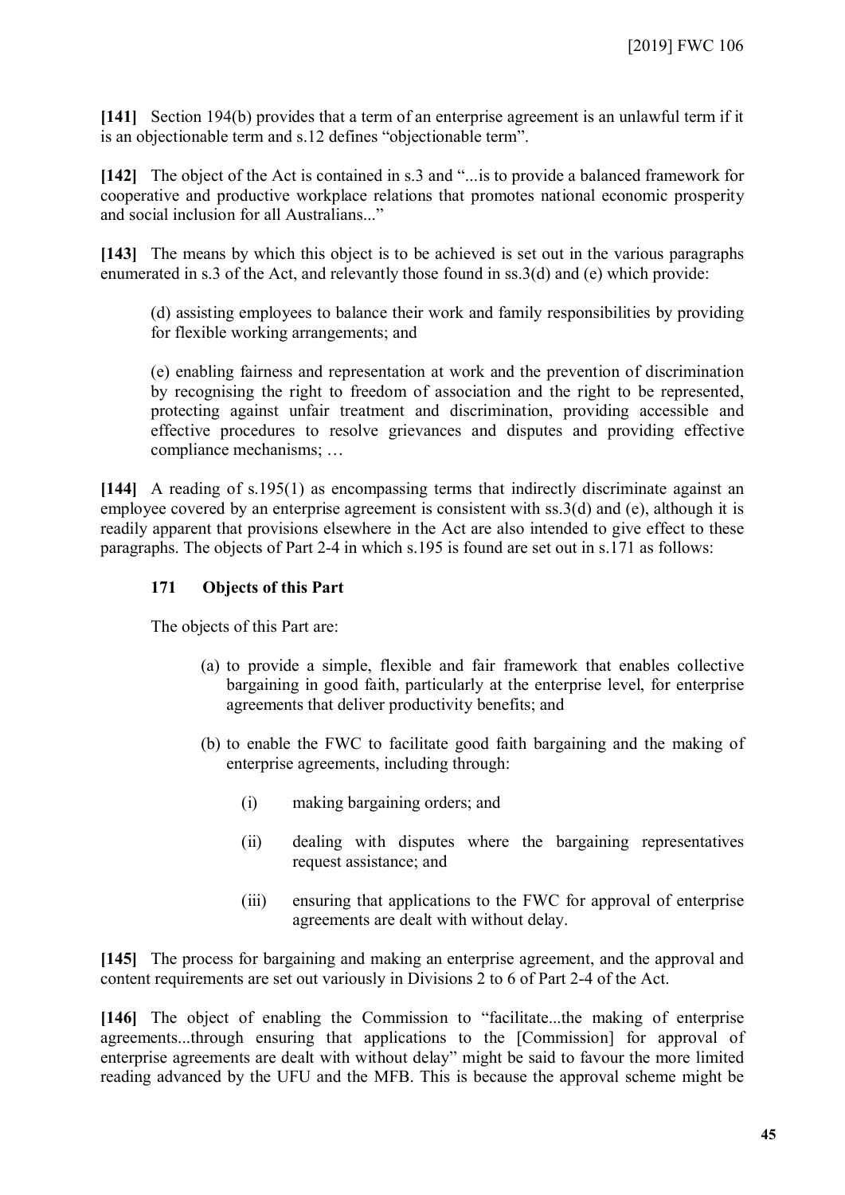**[141]** Section 194(b) provides that a term of an enterprise agreement is an unlawful term if it is an objectionable term and s.12 defines "objectionable term".

**[142]** The object of the Act is contained in s.3 and "...is to provide a balanced framework for cooperative and productive workplace relations that promotes national economic prosperity and social inclusion for all Australians..."

**[143]** The means by which this object is to be achieved is set out in the various paragraphs enumerated in s.3 of the Act, and relevantly those found in ss.3(d) and (e) which provide:

> (d) assisting employees to balance their work and family responsibilities by providing for flexible working arrangements; and
>
> (e) enabling fairness and representation at work and the prevention of discrimination by recognising the right to freedom of association and the right to be represented, protecting against unfair treatment and discrimination, providing accessible and effective procedures to resolve grievances and disputes and providing effective compliance mechanisms; …

**[144]** A reading of s.195(1) as encompassing terms that indirectly discriminate against an employee covered by an enterprise agreement is consistent with ss.3(d) and (e), although it is readily apparent that provisions elsewhere in the Act are also intended to give effect to these paragraphs. The objects of Part 2-4 in which s.195 is found are set out in s.171 as follows:

> **171 Objects of this Part**
>
> The objects of this Part are:
>
> (a) to provide a simple, flexible and fair framework that enables collective bargaining in good faith, particularly at the enterprise level, for enterprise agreements that deliver productivity benefits; and
>
> (b) to enable the FWC to facilitate good faith bargaining and the making of enterprise agreements, including through:
>
> (i) making bargaining orders; and
>
> (ii) dealing with disputes where the bargaining representatives request assistance; and
>
> (iii) ensuring that applications to the FWC for approval of enterprise agreements are dealt with without delay.

**[145]** The process for bargaining and making an enterprise agreement, and the approval and content requirements are set out variously in Divisions 2 to 6 of Part 2-4 of the Act.

**[146]** The object of enabling the Commission to "facilitate...the making of enterprise agreements...through ensuring that applications to the [Commission] for approval of enterprise agreements are dealt with without delay" might be said to favour the more limited reading advanced by the UFU and the MFB. This is because the approval scheme might be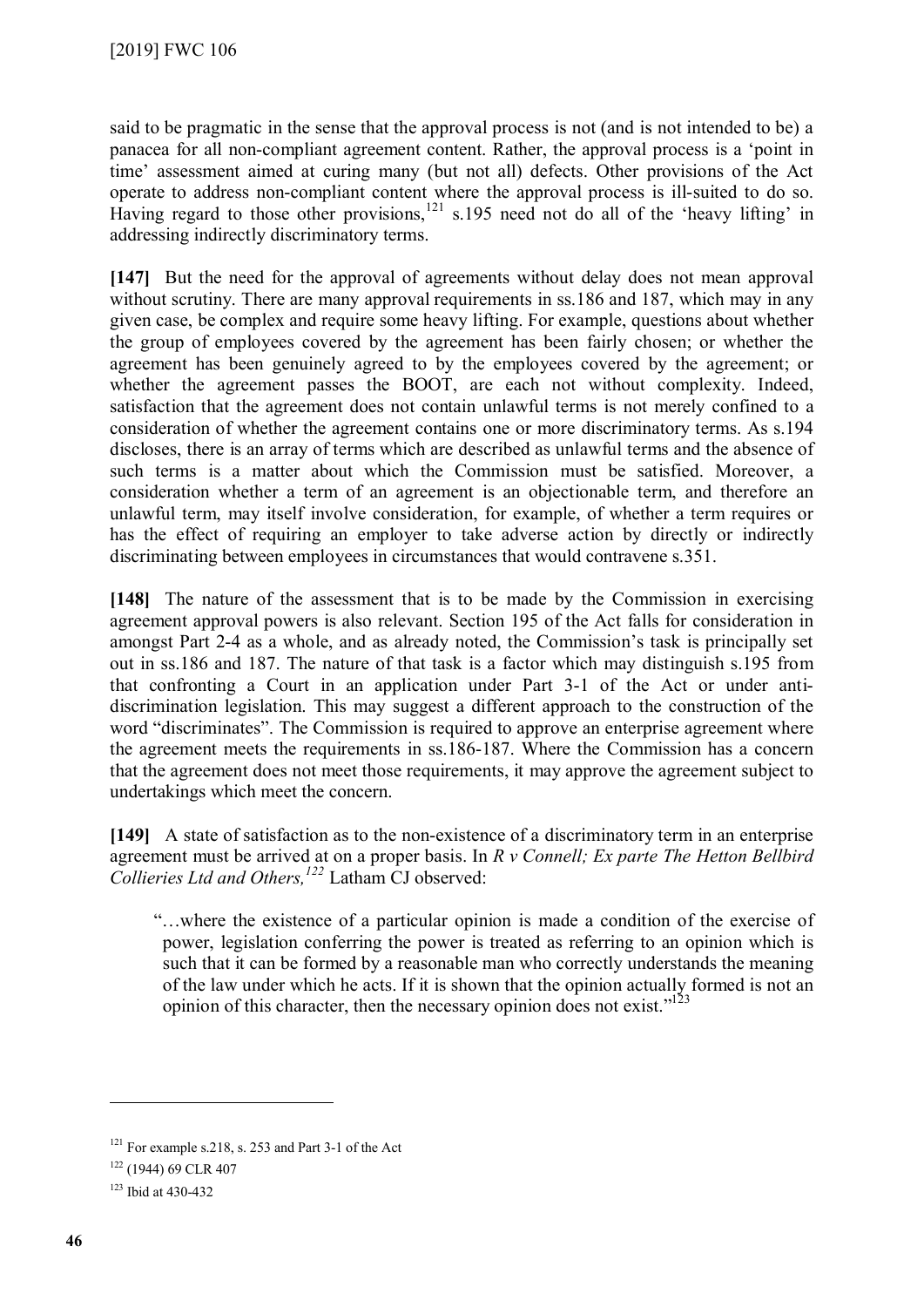said to be pragmatic in the sense that the approval process is not (and is not intended to be) a panacea for all non-compliant agreement content. Rather, the approval process is a 'point in time' assessment aimed at curing many (but not all) defects. Other provisions of the Act operate to address non-compliant content where the approval process is ill-suited to do so. Having regard to those other provisions,[121] s.195 need not do all of the 'heavy lifting' in addressing indirectly discriminatory terms.

**[147]** But the need for the approval of agreements without delay does not mean approval without scrutiny. There are many approval requirements in ss.186 and 187, which may in any given case, be complex and require some heavy lifting. For example, questions about whether the group of employees covered by the agreement has been fairly chosen; or whether the agreement has been genuinely agreed to by the employees covered by the agreement; or whether the agreement passes the BOOT, are each not without complexity. Indeed, satisfaction that the agreement does not contain unlawful terms is not merely confined to a consideration of whether the agreement contains one or more discriminatory terms. As s.194 discloses, there is an array of terms which are described as unlawful terms and the absence of such terms is a matter about which the Commission must be satisfied. Moreover, a consideration whether a term of an agreement is an objectionable term, and therefore an unlawful term, may itself involve consideration, for example, of whether a term requires or has the effect of requiring an employer to take adverse action by directly or indirectly discriminating between employees in circumstances that would contravene s.351.

**[148]** The nature of the assessment that is to be made by the Commission in exercising agreement approval powers is also relevant. Section 195 of the Act falls for consideration in amongst Part 2-4 as a whole, and as already noted, the Commission's task is principally set out in ss.186 and 187. The nature of that task is a factor which may distinguish s.195 from that confronting a Court in an application under Part 3-1 of the Act or under anti-discrimination legislation. This may suggest a different approach to the construction of the word "discriminates". The Commission is required to approve an enterprise agreement where the agreement meets the requirements in ss.186-187. Where the Commission has a concern that the agreement does not meet those requirements, it may approve the agreement subject to undertakings which meet the concern.

**[149]** A state of satisfaction as to the non-existence of a discriminatory term in an enterprise agreement must be arrived at on a proper basis. In *R v Connell; Ex parte The Hetton Bellbird Collieries Ltd and Others,*[122] Latham CJ observed:

> "…where the existence of a particular opinion is made a condition of the exercise of power, legislation conferring the power is treated as referring to an opinion which is such that it can be formed by a reasonable man who correctly understands the meaning of the law under which he acts. If it is shown that the opinion actually formed is not an opinion of this character, then the necessary opinion does not exist."[123]

---

[121] For example s.218, s. 253 and Part 3-1 of the Act

[122] (1944) 69 CLR 407

[123] Ibid at 430-432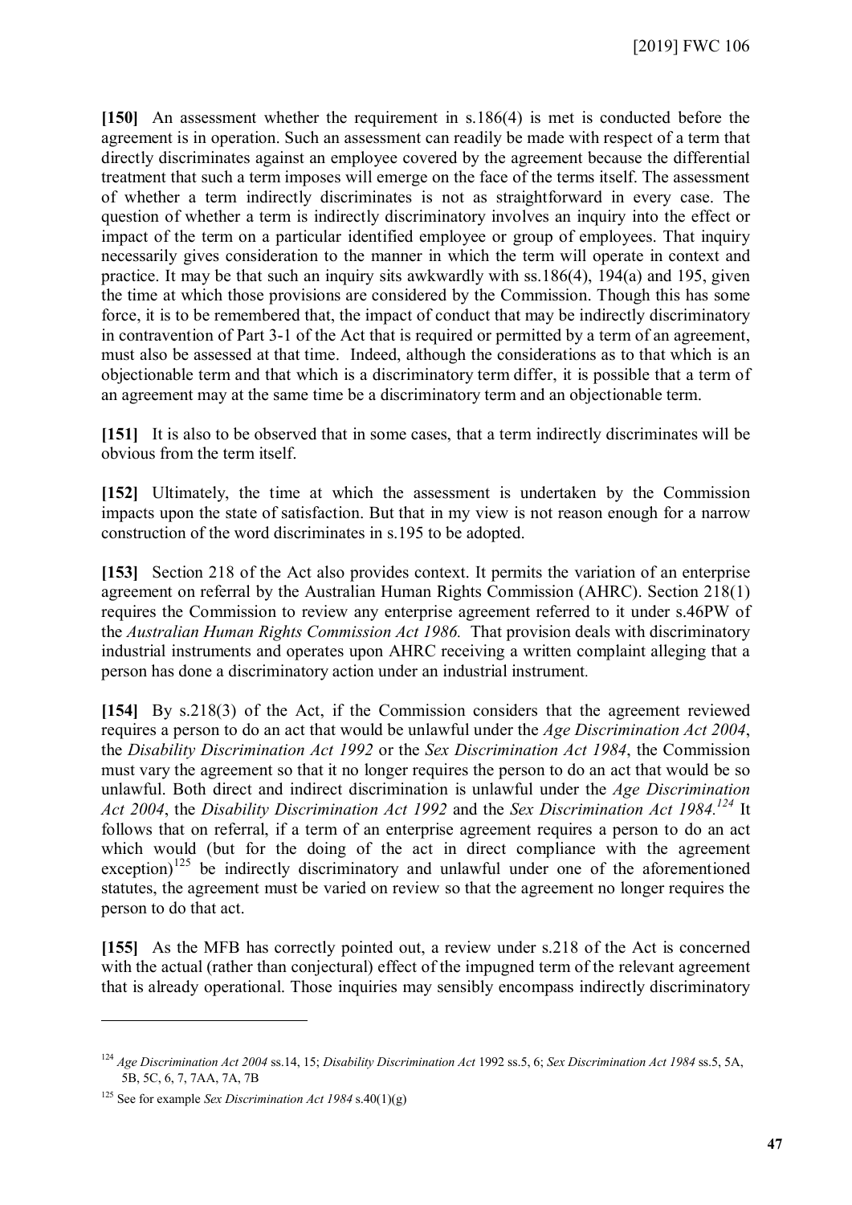**[150]** An assessment whether the requirement in s.186(4) is met is conducted before the agreement is in operation. Such an assessment can readily be made with respect of a term that directly discriminates against an employee covered by the agreement because the differential treatment that such a term imposes will emerge on the face of the terms itself. The assessment of whether a term indirectly discriminates is not as straightforward in every case. The question of whether a term is indirectly discriminatory involves an inquiry into the effect or impact of the term on a particular identified employee or group of employees. That inquiry necessarily gives consideration to the manner in which the term will operate in context and practice. It may be that such an inquiry sits awkwardly with ss.186(4), 194(a) and 195, given the time at which those provisions are considered by the Commission. Though this has some force, it is to be remembered that, the impact of conduct that may be indirectly discriminatory in contravention of Part 3-1 of the Act that is required or permitted by a term of an agreement, must also be assessed at that time. Indeed, although the considerations as to that which is an objectionable term and that which is a discriminatory term differ, it is possible that a term of an agreement may at the same time be a discriminatory term and an objectionable term.

**[151]** It is also to be observed that in some cases, that a term indirectly discriminates will be obvious from the term itself.

**[152]** Ultimately, the time at which the assessment is undertaken by the Commission impacts upon the state of satisfaction. But that in my view is not reason enough for a narrow construction of the word discriminates in s.195 to be adopted.

**[153]** Section 218 of the Act also provides context. It permits the variation of an enterprise agreement on referral by the Australian Human Rights Commission (AHRC). Section 218(1) requires the Commission to review any enterprise agreement referred to it under s.46PW of the *Australian Human Rights Commission Act 1986.* That provision deals with discriminatory industrial instruments and operates upon AHRC receiving a written complaint alleging that a person has done a discriminatory action under an industrial instrument.

**[154]** By s.218(3) of the Act, if the Commission considers that the agreement reviewed requires a person to do an act that would be unlawful under the *Age Discrimination Act 2004*, the *Disability Discrimination Act 1992* or the *Sex Discrimination Act 1984*, the Commission must vary the agreement so that it no longer requires the person to do an act that would be so unlawful. Both direct and indirect discrimination is unlawful under the *Age Discrimination Act 2004*, the *Disability Discrimination Act 1992* and the *Sex Discrimination Act 1984.*[124] It follows that on referral, if a term of an enterprise agreement requires a person to do an act which would (but for the doing of the act in direct compliance with the agreement exception)[125] be indirectly discriminatory and unlawful under one of the aforementioned statutes, the agreement must be varied on review so that the agreement no longer requires the person to do that act.

**[155]** As the MFB has correctly pointed out, a review under s.218 of the Act is concerned with the actual (rather than conjectural) effect of the impugned term of the relevant agreement that is already operational. Those inquiries may sensibly encompass indirectly discriminatory

---

[124] *Age Discrimination Act 2004* ss.14, 15; *Disability Discrimination Act* 1992 ss.5, 6; *Sex Discrimination Act 1984* ss.5, 5A, 5B, 5C, 6, 7, 7AA, 7A, 7B

[125] See for example *Sex Discrimination Act 1984* s.40(1)(g)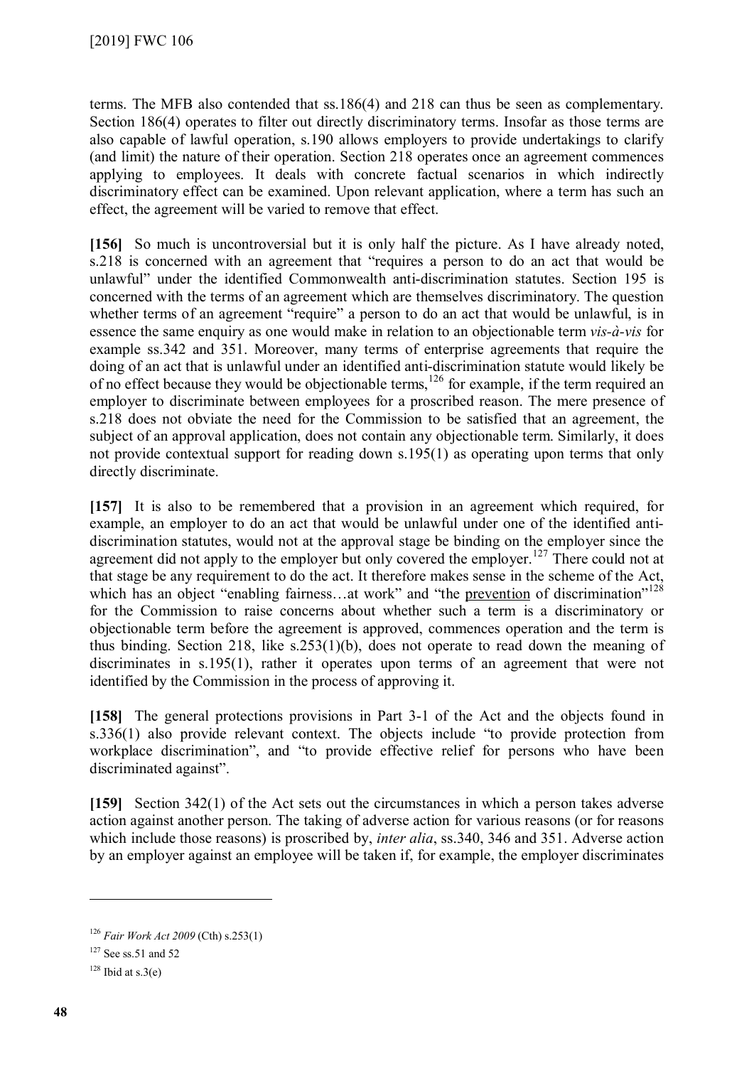terms. The MFB also contended that ss.186(4) and 218 can thus be seen as complementary. Section 186(4) operates to filter out directly discriminatory terms. Insofar as those terms are also capable of lawful operation, s.190 allows employers to provide undertakings to clarify (and limit) the nature of their operation. Section 218 operates once an agreement commences applying to employees. It deals with concrete factual scenarios in which indirectly discriminatory effect can be examined. Upon relevant application, where a term has such an effect, the agreement will be varied to remove that effect.

**[156]** So much is uncontroversial but it is only half the picture. As I have already noted, s.218 is concerned with an agreement that "requires a person to do an act that would be unlawful" under the identified Commonwealth anti-discrimination statutes. Section 195 is concerned with the terms of an agreement which are themselves discriminatory. The question whether terms of an agreement "require" a person to do an act that would be unlawful, is in essence the same enquiry as one would make in relation to an objectionable term *vis-à-vis* for example ss.342 and 351. Moreover, many terms of enterprise agreements that require the doing of an act that is unlawful under an identified anti-discrimination statute would likely be of no effect because they would be objectionable terms,[126] for example, if the term required an employer to discriminate between employees for a proscribed reason. The mere presence of s.218 does not obviate the need for the Commission to be satisfied that an agreement, the subject of an approval application, does not contain any objectionable term. Similarly, it does not provide contextual support for reading down s.195(1) as operating upon terms that only directly discriminate.

**[157]** It is also to be remembered that a provision in an agreement which required, for example, an employer to do an act that would be unlawful under one of the identified anti-discrimination statutes, would not at the approval stage be binding on the employer since the agreement did not apply to the employer but only covered the employer.[127] There could not at that stage be any requirement to do the act. It therefore makes sense in the scheme of the Act, which has an object "enabling fairness…at work" and "the <u>prevention</u> of discrimination"[128] for the Commission to raise concerns about whether such a term is a discriminatory or objectionable term before the agreement is approved, commences operation and the term is thus binding. Section 218, like s.253(1)(b), does not operate to read down the meaning of discriminates in s.195(1), rather it operates upon terms of an agreement that were not identified by the Commission in the process of approving it.

**[158]** The general protections provisions in Part 3-1 of the Act and the objects found in s.336(1) also provide relevant context. The objects include "to provide protection from workplace discrimination", and "to provide effective relief for persons who have been discriminated against".

**[159]** Section 342(1) of the Act sets out the circumstances in which a person takes adverse action against another person. The taking of adverse action for various reasons (or for reasons which include those reasons) is proscribed by, *inter alia*, ss.340, 346 and 351. Adverse action by an employer against an employee will be taken if, for example, the employer discriminates

---

[126] *Fair Work Act 2009* (Cth) s.253(1)

[127] See ss.51 and 52

[128] Ibid at s.3(e)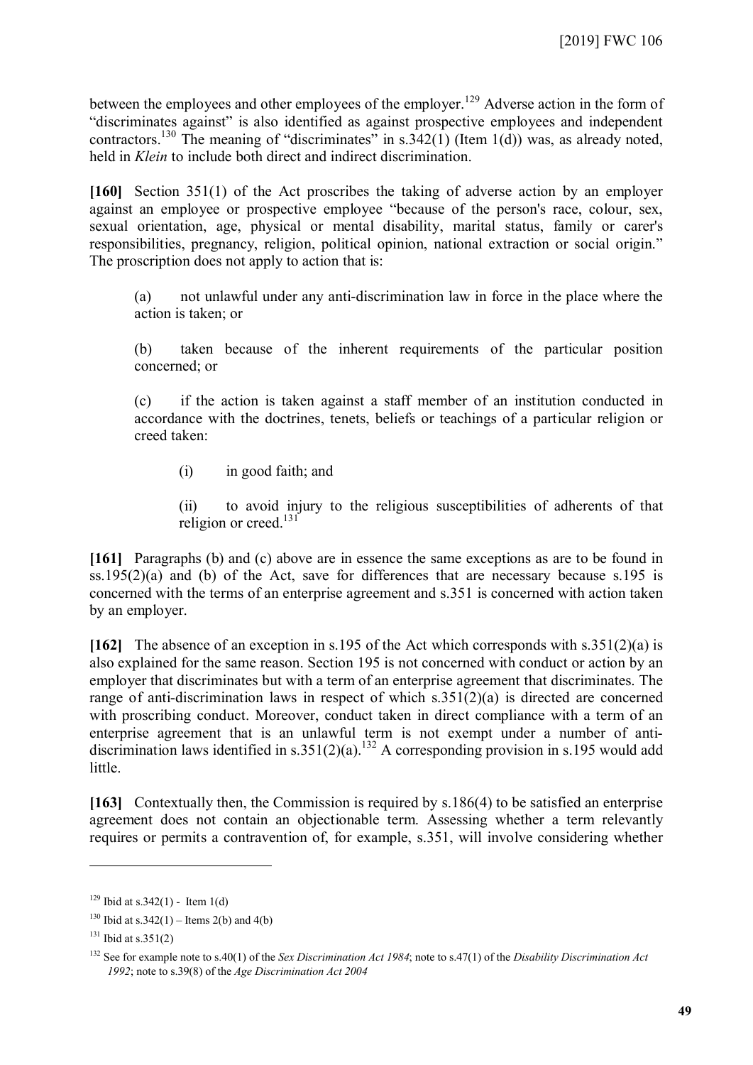between the employees and other employees of the employer.[129] Adverse action in the form of "discriminates against" is also identified as against prospective employees and independent contractors.[130] The meaning of "discriminates" in s.342(1) (Item 1(d)) was, as already noted, held in *Klein* to include both direct and indirect discrimination.

**[160]** Section 351(1) of the Act proscribes the taking of adverse action by an employer against an employee or prospective employee "because of the person's race, colour, sex, sexual orientation, age, physical or mental disability, marital status, family or carer's responsibilities, pregnancy, religion, political opinion, national extraction or social origin." The proscription does not apply to action that is:

> (a) not unlawful under any anti-discrimination law in force in the place where the action is taken; or
>
> (b) taken because of the inherent requirements of the particular position concerned; or
>
> (c) if the action is taken against a staff member of an institution conducted in accordance with the doctrines, tenets, beliefs or teachings of a particular religion or creed taken:
>
> > (i) in good faith; and
> >
> > (ii) to avoid injury to the religious susceptibilities of adherents of that religion or creed.[131]

**[161]** Paragraphs (b) and (c) above are in essence the same exceptions as are to be found in ss.195(2)(a) and (b) of the Act, save for differences that are necessary because s.195 is concerned with the terms of an enterprise agreement and s.351 is concerned with action taken by an employer.

**[162]** The absence of an exception in s.195 of the Act which corresponds with s.351(2)(a) is also explained for the same reason. Section 195 is not concerned with conduct or action by an employer that discriminates but with a term of an enterprise agreement that discriminates. The range of anti-discrimination laws in respect of which s.351(2)(a) is directed are concerned with proscribing conduct. Moreover, conduct taken in direct compliance with a term of an enterprise agreement that is an unlawful term is not exempt under a number of anti-discrimination laws identified in s.351(2)(a).[132] A corresponding provision in s.195 would add little.

**[163]** Contextually then, the Commission is required by s.186(4) to be satisfied an enterprise agreement does not contain an objectionable term. Assessing whether a term relevantly requires or permits a contravention of, for example, s.351, will involve considering whether

---

[129] Ibid at s.342(1) - Item 1(d)

[130] Ibid at s.342(1) – Items 2(b) and 4(b)

[131] Ibid at s.351(2)

[132] See for example note to s.40(1) of the *Sex Discrimination Act 1984*; note to s.47(1) of the *Disability Discrimination Act 1992*; note to s.39(8) of the *Age Discrimination Act 2004*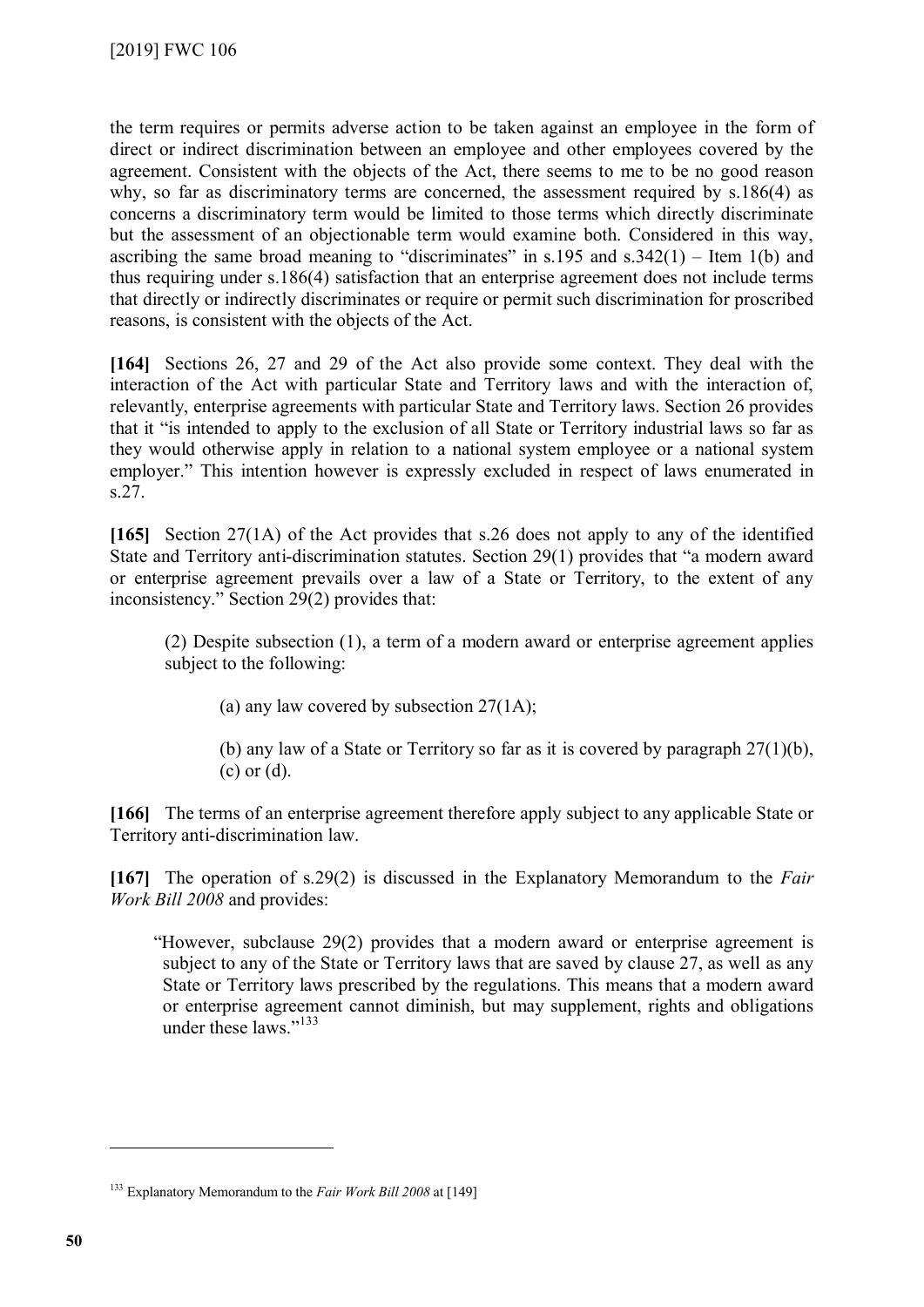the term requires or permits adverse action to be taken against an employee in the form of direct or indirect discrimination between an employee and other employees covered by the agreement. Consistent with the objects of the Act, there seems to me to be no good reason why, so far as discriminatory terms are concerned, the assessment required by s.186(4) as concerns a discriminatory term would be limited to those terms which directly discriminate but the assessment of an objectionable term would examine both. Considered in this way, ascribing the same broad meaning to "discriminates" in s.195 and s.342(1) – Item 1(b) and thus requiring under s.186(4) satisfaction that an enterprise agreement does not include terms that directly or indirectly discriminates or require or permit such discrimination for proscribed reasons, is consistent with the objects of the Act.

**[164]** Sections 26, 27 and 29 of the Act also provide some context. They deal with the interaction of the Act with particular State and Territory laws and with the interaction of, relevantly, enterprise agreements with particular State and Territory laws. Section 26 provides that it "is intended to apply to the exclusion of all State or Territory industrial laws so far as they would otherwise apply in relation to a national system employee or a national system employer." This intention however is expressly excluded in respect of laws enumerated in s.27.

**[165]** Section 27(1A) of the Act provides that s.26 does not apply to any of the identified State and Territory anti-discrimination statutes. Section 29(1) provides that "a modern award or enterprise agreement prevails over a law of a State or Territory, to the extent of any inconsistency." Section 29(2) provides that:

> (2) Despite subsection (1), a term of a modern award or enterprise agreement applies subject to the following:
>
> > (a) any law covered by subsection 27(1A);
> >
> > (b) any law of a State or Territory so far as it is covered by paragraph 27(1)(b), (c) or (d).

**[166]** The terms of an enterprise agreement therefore apply subject to any applicable State or Territory anti-discrimination law.

**[167]** The operation of s.29(2) is discussed in the Explanatory Memorandum to the *Fair Work Bill 2008* and provides:

> "However, subclause 29(2) provides that a modern award or enterprise agreement is subject to any of the State or Territory laws that are saved by clause 27, as well as any State or Territory laws prescribed by the regulations. This means that a modern award or enterprise agreement cannot diminish, but may supplement, rights and obligations under these laws."[133]

---

[133] Explanatory Memorandum to the *Fair Work Bill 2008* at [149]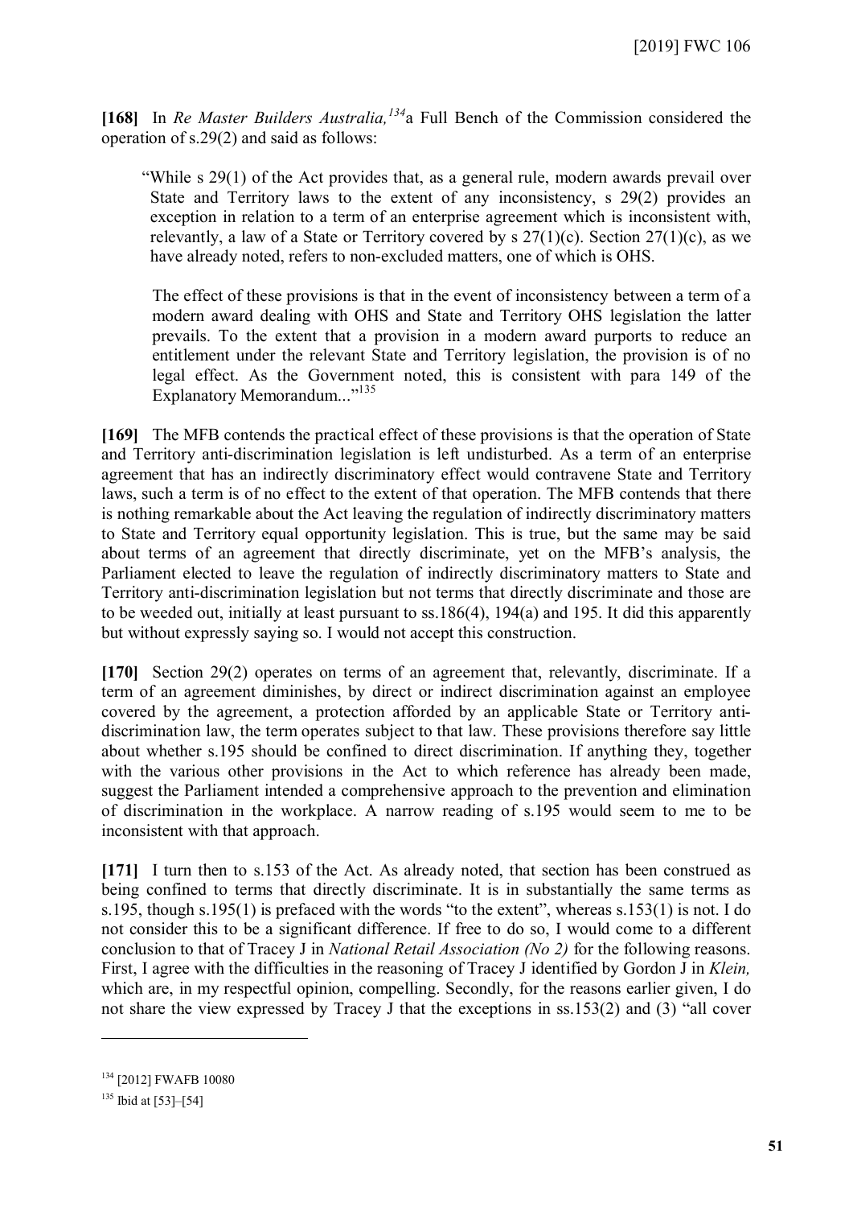**[168]** In *Re Master Builders Australia,*[134] a Full Bench of the Commission considered the operation of s.29(2) and said as follows:

> "While s 29(1) of the Act provides that, as a general rule, modern awards prevail over State and Territory laws to the extent of any inconsistency, s 29(2) provides an exception in relation to a term of an enterprise agreement which is inconsistent with, relevantly, a law of a State or Territory covered by s 27(1)(c). Section 27(1)(c), as we have already noted, refers to non-excluded matters, one of which is OHS.
>
> The effect of these provisions is that in the event of inconsistency between a term of a modern award dealing with OHS and State and Territory OHS legislation the latter prevails. To the extent that a provision in a modern award purports to reduce an entitlement under the relevant State and Territory legislation, the provision is of no legal effect. As the Government noted, this is consistent with para 149 of the Explanatory Memorandum..."[135]

**[169]** The MFB contends the practical effect of these provisions is that the operation of State and Territory anti-discrimination legislation is left undisturbed. As a term of an enterprise agreement that has an indirectly discriminatory effect would contravene State and Territory laws, such a term is of no effect to the extent of that operation. The MFB contends that there is nothing remarkable about the Act leaving the regulation of indirectly discriminatory matters to State and Territory equal opportunity legislation. This is true, but the same may be said about terms of an agreement that directly discriminate, yet on the MFB's analysis, the Parliament elected to leave the regulation of indirectly discriminatory matters to State and Territory anti-discrimination legislation but not terms that directly discriminate and those are to be weeded out, initially at least pursuant to ss.186(4), 194(a) and 195. It did this apparently but without expressly saying so. I would not accept this construction.

**[170]** Section 29(2) operates on terms of an agreement that, relevantly, discriminate. If a term of an agreement diminishes, by direct or indirect discrimination against an employee covered by the agreement, a protection afforded by an applicable State or Territory anti-discrimination law, the term operates subject to that law. These provisions therefore say little about whether s.195 should be confined to direct discrimination. If anything they, together with the various other provisions in the Act to which reference has already been made, suggest the Parliament intended a comprehensive approach to the prevention and elimination of discrimination in the workplace. A narrow reading of s.195 would seem to me to be inconsistent with that approach.

**[171]** I turn then to s.153 of the Act. As already noted, that section has been construed as being confined to terms that directly discriminate. It is in substantially the same terms as s.195, though s.195(1) is prefaced with the words "to the extent", whereas s.153(1) is not. I do not consider this to be a significant difference. If free to do so, I would come to a different conclusion to that of Tracey J in *National Retail Association (No 2)* for the following reasons. First, I agree with the difficulties in the reasoning of Tracey J identified by Gordon J in *Klein,* which are, in my respectful opinion, compelling. Secondly, for the reasons earlier given, I do not share the view expressed by Tracey J that the exceptions in ss.153(2) and (3) "all cover

---

[134] [2012] FWAFB 10080

[135] Ibid at [53]–[54]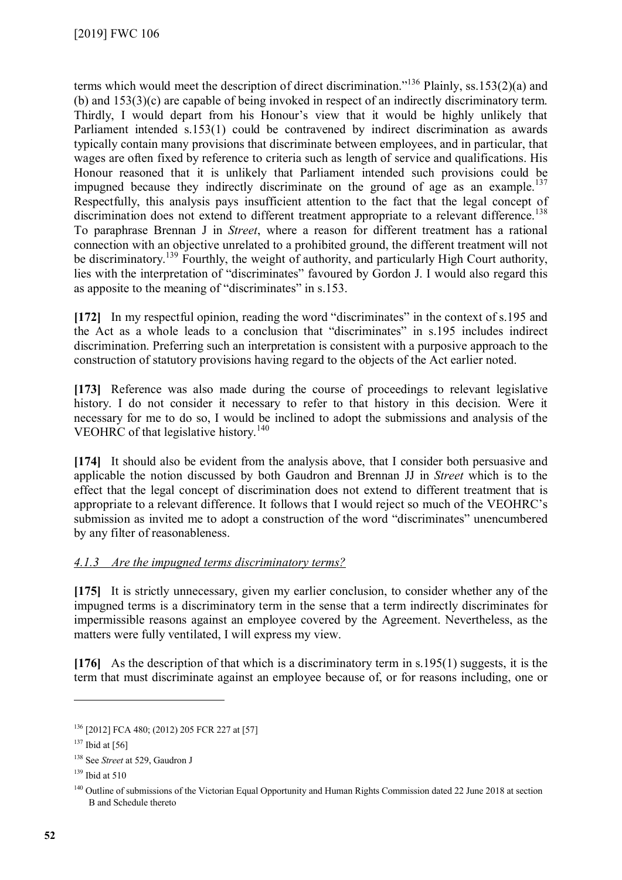terms which would meet the description of direct discrimination."[136] Plainly, ss.153(2)(a) and (b) and 153(3)(c) are capable of being invoked in respect of an indirectly discriminatory term. Thirdly, I would depart from his Honour's view that it would be highly unlikely that Parliament intended s.153(1) could be contravened by indirect discrimination as awards typically contain many provisions that discriminate between employees, and in particular, that wages are often fixed by reference to criteria such as length of service and qualifications. His Honour reasoned that it is unlikely that Parliament intended such provisions could be impugned because they indirectly discriminate on the ground of age as an example.[137] Respectfully, this analysis pays insufficient attention to the fact that the legal concept of discrimination does not extend to different treatment appropriate to a relevant difference.[138] To paraphrase Brennan J in *Street*, where a reason for different treatment has a rational connection with an objective unrelated to a prohibited ground, the different treatment will not be discriminatory.[139] Fourthly, the weight of authority, and particularly High Court authority, lies with the interpretation of "discriminates" favoured by Gordon J. I would also regard this as apposite to the meaning of "discriminates" in s.153.

**[172]** In my respectful opinion, reading the word "discriminates" in the context of s.195 and the Act as a whole leads to a conclusion that "discriminates" in s.195 includes indirect discrimination. Preferring such an interpretation is consistent with a purposive approach to the construction of statutory provisions having regard to the objects of the Act earlier noted.

**[173]** Reference was also made during the course of proceedings to relevant legislative history. I do not consider it necessary to refer to that history in this decision. Were it necessary for me to do so, I would be inclined to adopt the submissions and analysis of the VEOHRC of that legislative history.[140]

**[174]** It should also be evident from the analysis above, that I consider both persuasive and applicable the notion discussed by both Gaudron and Brennan JJ in *Street* which is to the effect that the legal concept of discrimination does not extend to different treatment that is appropriate to a relevant difference. It follows that I would reject so much of the VEOHRC's submission as invited me to adopt a construction of the word "discriminates" unencumbered by any filter of reasonableness.

### *4.1.3 Are the impugned terms discriminatory terms?*

**[175]** It is strictly unnecessary, given my earlier conclusion, to consider whether any of the impugned terms is a discriminatory term in the sense that a term indirectly discriminates for impermissible reasons against an employee covered by the Agreement. Nevertheless, as the matters were fully ventilated, I will express my view.

**[176]** As the description of that which is a discriminatory term in s.195(1) suggests, it is the term that must discriminate against an employee because of, or for reasons including, one or

---

[136] [2012] FCA 480; (2012) 205 FCR 227 at [57]

[137] Ibid at [56]

[138] See *Street* at 529, Gaudron J

[139] Ibid at 510

[140] Outline of submissions of the Victorian Equal Opportunity and Human Rights Commission dated 22 June 2018 at section B and Schedule thereto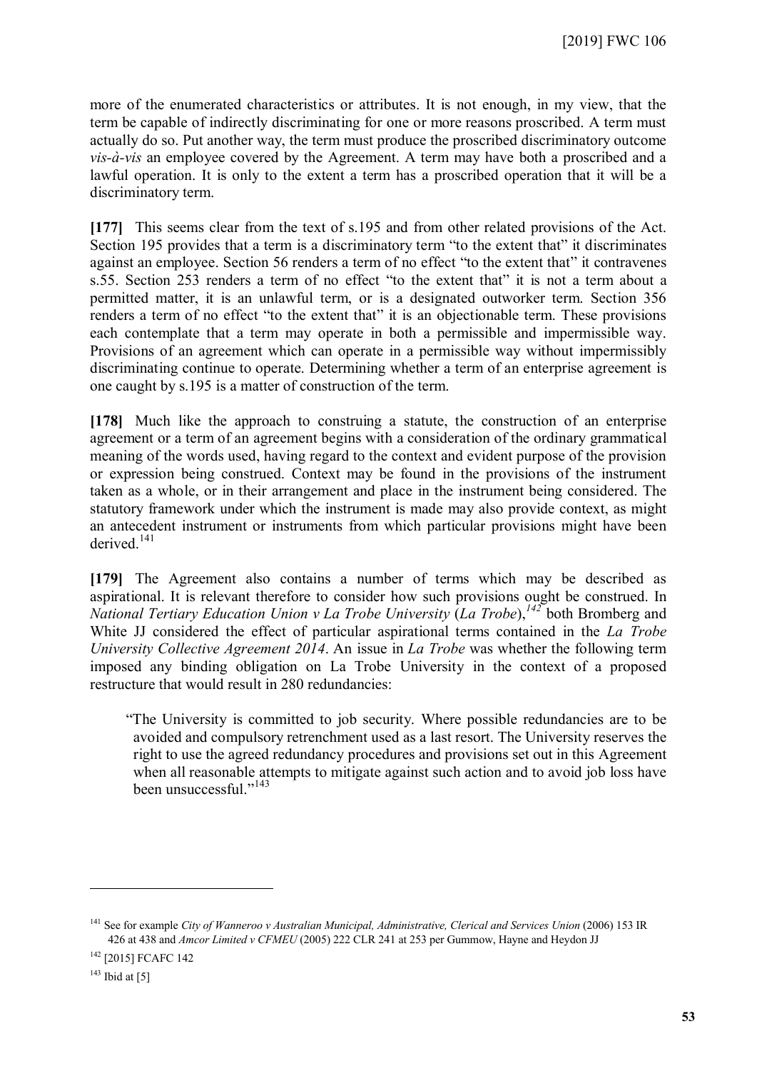more of the enumerated characteristics or attributes. It is not enough, in my view, that the term be capable of indirectly discriminating for one or more reasons proscribed. A term must actually do so. Put another way, the term must produce the proscribed discriminatory outcome *vis-à-vis* an employee covered by the Agreement. A term may have both a proscribed and a lawful operation. It is only to the extent a term has a proscribed operation that it will be a discriminatory term.

**[177]** This seems clear from the text of s.195 and from other related provisions of the Act. Section 195 provides that a term is a discriminatory term "to the extent that" it discriminates against an employee. Section 56 renders a term of no effect "to the extent that" it contravenes s.55. Section 253 renders a term of no effect "to the extent that" it is not a term about a permitted matter, it is an unlawful term, or is a designated outworker term. Section 356 renders a term of no effect "to the extent that" it is an objectionable term. These provisions each contemplate that a term may operate in both a permissible and impermissible way. Provisions of an agreement which can operate in a permissible way without impermissibly discriminating continue to operate. Determining whether a term of an enterprise agreement is one caught by s.195 is a matter of construction of the term.

**[178]** Much like the approach to construing a statute, the construction of an enterprise agreement or a term of an agreement begins with a consideration of the ordinary grammatical meaning of the words used, having regard to the context and evident purpose of the provision or expression being construed. Context may be found in the provisions of the instrument taken as a whole, or in their arrangement and place in the instrument being considered. The statutory framework under which the instrument is made may also provide context, as might an antecedent instrument or instruments from which particular provisions might have been derived.[141]

**[179]** The Agreement also contains a number of terms which may be described as aspirational. It is relevant therefore to consider how such provisions ought be construed. In *National Tertiary Education Union v La Trobe University* (*La Trobe*),[142] both Bromberg and White JJ considered the effect of particular aspirational terms contained in the *La Trobe University Collective Agreement 2014*. An issue in *La Trobe* was whether the following term imposed any binding obligation on La Trobe University in the context of a proposed restructure that would result in 280 redundancies:

> "The University is committed to job security. Where possible redundancies are to be avoided and compulsory retrenchment used as a last resort. The University reserves the right to use the agreed redundancy procedures and provisions set out in this Agreement when all reasonable attempts to mitigate against such action and to avoid job loss have been unsuccessful."[143]

---

[141] See for example *City of Wanneroo v Australian Municipal, Administrative, Clerical and Services Union* (2006) 153 IR 426 at 438 and *Amcor Limited v CFMEU* (2005) 222 CLR 241 at 253 per Gummow, Hayne and Heydon JJ

[142] [2015] FCAFC 142

[143] Ibid at [5]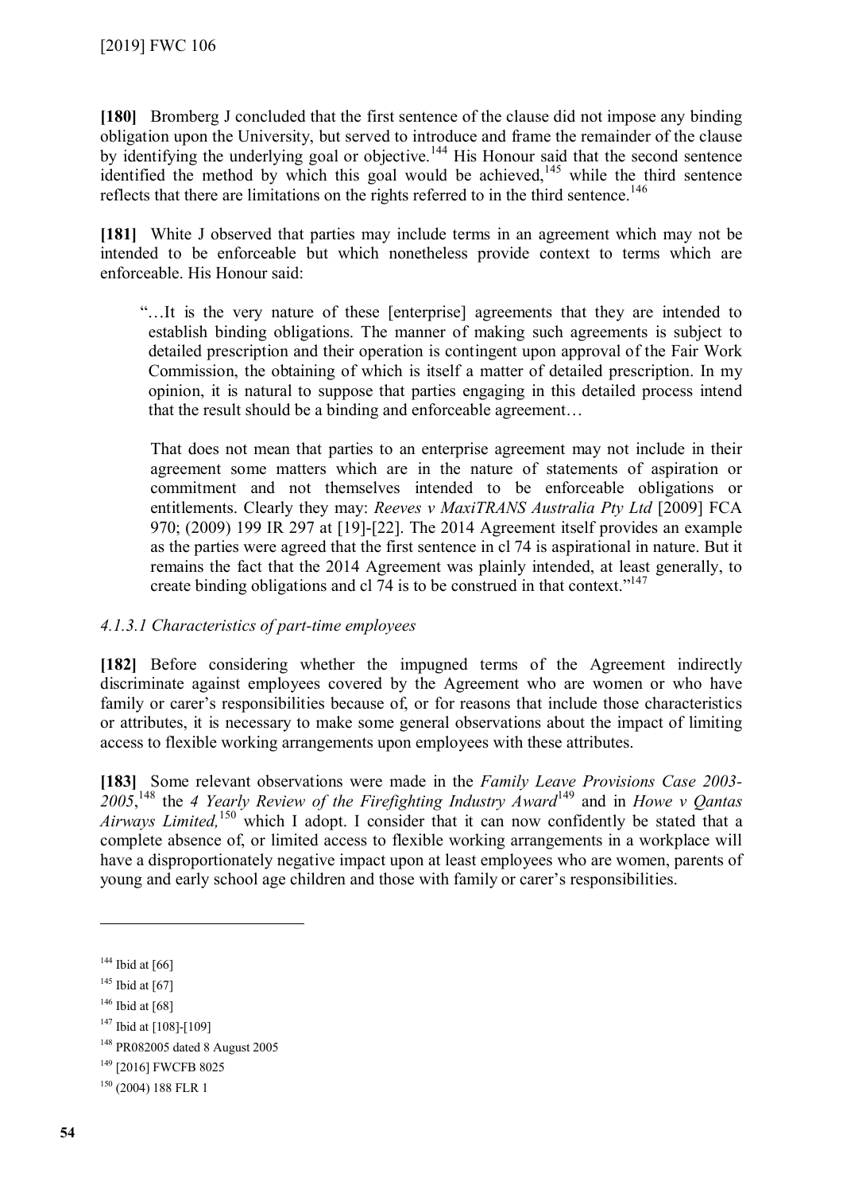**[180]** Bromberg J concluded that the first sentence of the clause did not impose any binding obligation upon the University, but served to introduce and frame the remainder of the clause by identifying the underlying goal or objective.[144] His Honour said that the second sentence identified the method by which this goal would be achieved,[145] while the third sentence reflects that there are limitations on the rights referred to in the third sentence.[146]

**[181]** White J observed that parties may include terms in an agreement which may not be intended to be enforceable but which nonetheless provide context to terms which are enforceable. His Honour said:

> "…It is the very nature of these [enterprise] agreements that they are intended to establish binding obligations. The manner of making such agreements is subject to detailed prescription and their operation is contingent upon approval of the Fair Work Commission, the obtaining of which is itself a matter of detailed prescription. In my opinion, it is natural to suppose that parties engaging in this detailed process intend that the result should be a binding and enforceable agreement…
>
> That does not mean that parties to an enterprise agreement may not include in their agreement some matters which are in the nature of statements of aspiration or commitment and not themselves intended to be enforceable obligations or entitlements. Clearly they may: *Reeves v MaxiTRANS Australia Pty Ltd* [2009] FCA 970; (2009) 199 IR 297 at [19]-[22]. The 2014 Agreement itself provides an example as the parties were agreed that the first sentence in cl 74 is aspirational in nature. But it remains the fact that the 2014 Agreement was plainly intended, at least generally, to create binding obligations and cl 74 is to be construed in that context."[147]

*4.1.3.1 Characteristics of part-time employees*

**[182]** Before considering whether the impugned terms of the Agreement indirectly discriminate against employees covered by the Agreement who are women or who have family or carer's responsibilities because of, or for reasons that include those characteristics or attributes, it is necessary to make some general observations about the impact of limiting access to flexible working arrangements upon employees with these attributes.

**[183]** Some relevant observations were made in the *Family Leave Provisions Case 2003-2005*,[148] the *4 Yearly Review of the Firefighting Industry Award*[149] and in *Howe v Qantas Airways Limited,*[150] which I adopt. I consider that it can now confidently be stated that a complete absence of, or limited access to flexible working arrangements in a workplace will have a disproportionately negative impact upon at least employees who are women, parents of young and early school age children and those with family or carer's responsibilities.

---

[144] Ibid at [66]

[145] Ibid at [67]

[146] Ibid at [68]

[147] Ibid at [108]-[109]

[148] PR082005 dated 8 August 2005

[149] [2016] FWCFB 8025

[150] (2004) 188 FLR 1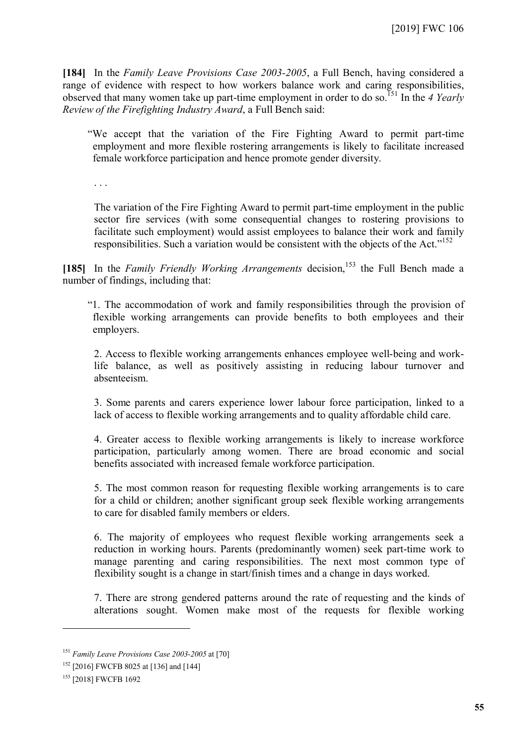**[184]** In the *Family Leave Provisions Case 2003-2005*, a Full Bench, having considered a range of evidence with respect to how workers balance work and caring responsibilities, observed that many women take up part-time employment in order to do so.[151] In the *4 Yearly Review of the Firefighting Industry Award*, a Full Bench said:

> "We accept that the variation of the Fire Fighting Award to permit part-time employment and more flexible rostering arrangements is likely to facilitate increased female workforce participation and hence promote gender diversity.
>
> . . .
>
> The variation of the Fire Fighting Award to permit part-time employment in the public sector fire services (with some consequential changes to rostering provisions to facilitate such employment) would assist employees to balance their work and family responsibilities. Such a variation would be consistent with the objects of the Act."[152]

**[185]** In the *Family Friendly Working Arrangements* decision,[153] the Full Bench made a number of findings, including that:

> "1. The accommodation of work and family responsibilities through the provision of flexible working arrangements can provide benefits to both employees and their employers.
>
> 2. Access to flexible working arrangements enhances employee well-being and work-life balance, as well as positively assisting in reducing labour turnover and absenteeism.
>
> 3. Some parents and carers experience lower labour force participation, linked to a lack of access to flexible working arrangements and to quality affordable child care.
>
> 4. Greater access to flexible working arrangements is likely to increase workforce participation, particularly among women. There are broad economic and social benefits associated with increased female workforce participation.
>
> 5. The most common reason for requesting flexible working arrangements is to care for a child or children; another significant group seek flexible working arrangements to care for disabled family members or elders.
>
> 6. The majority of employees who request flexible working arrangements seek a reduction in working hours. Parents (predominantly women) seek part-time work to manage parenting and caring responsibilities. The next most common type of flexibility sought is a change in start/finish times and a change in days worked.
>
> 7. There are strong gendered patterns around the rate of requesting and the kinds of alterations sought. Women make most of the requests for flexible working

---

[151] *Family Leave Provisions Case 2003-2005* at [70]

[152] [2016] FWCFB 8025 at [136] and [144]

[153] [2018] FWCFB 1692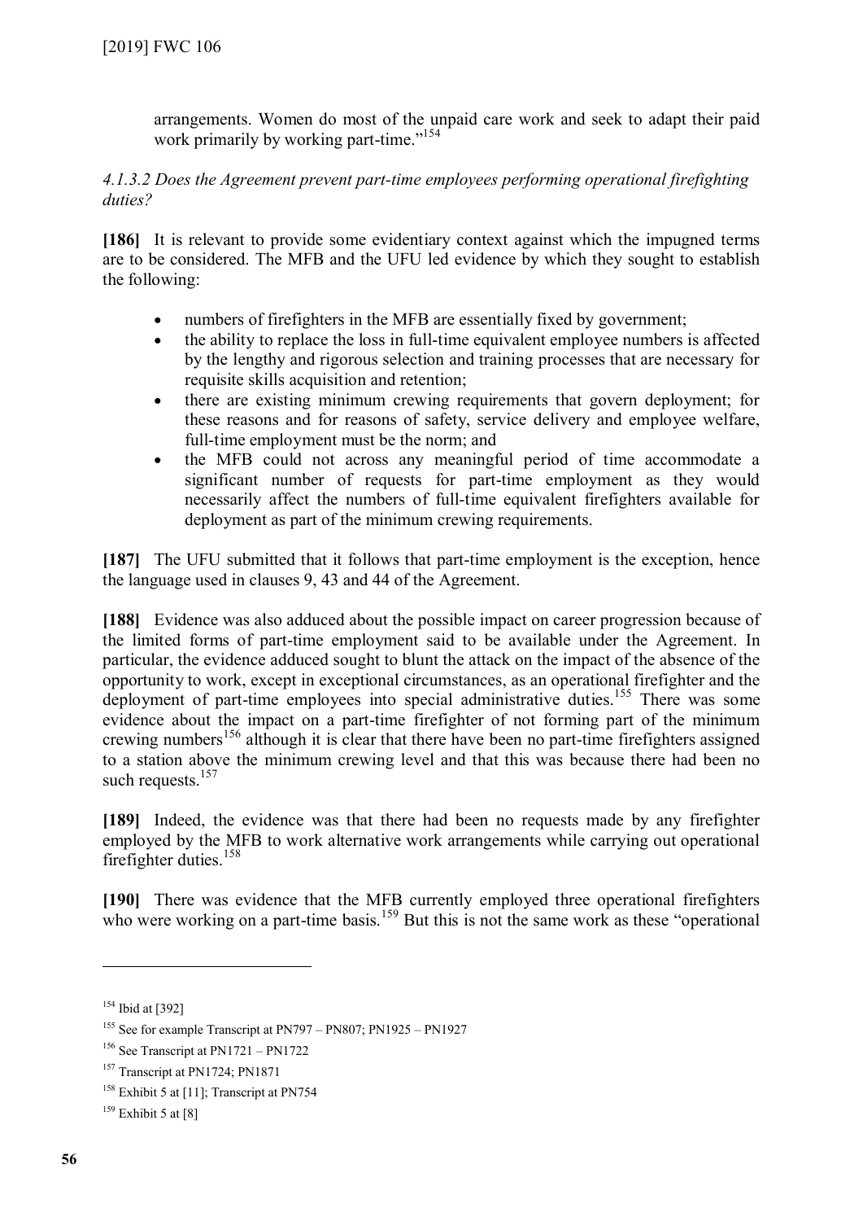arrangements. Women do most of the unpaid care work and seek to adapt their paid work primarily by working part-time."[154]

*4.1.3.2 Does the Agreement prevent part-time employees performing operational firefighting duties?*

**[186]** It is relevant to provide some evidentiary context against which the impugned terms are to be considered. The MFB and the UFU led evidence by which they sought to establish the following:

- numbers of firefighters in the MFB are essentially fixed by government;
- the ability to replace the loss in full-time equivalent employee numbers is affected by the lengthy and rigorous selection and training processes that are necessary for requisite skills acquisition and retention;
- there are existing minimum crewing requirements that govern deployment; for these reasons and for reasons of safety, service delivery and employee welfare, full-time employment must be the norm; and
- the MFB could not across any meaningful period of time accommodate a significant number of requests for part-time employment as they would necessarily affect the numbers of full-time equivalent firefighters available for deployment as part of the minimum crewing requirements.

**[187]** The UFU submitted that it follows that part-time employment is the exception, hence the language used in clauses 9, 43 and 44 of the Agreement.

**[188]** Evidence was also adduced about the possible impact on career progression because of the limited forms of part-time employment said to be available under the Agreement. In particular, the evidence adduced sought to blunt the attack on the impact of the absence of the opportunity to work, except in exceptional circumstances, as an operational firefighter and the deployment of part-time employees into special administrative duties.[155] There was some evidence about the impact on a part-time firefighter of not forming part of the minimum crewing numbers[156] although it is clear that there have been no part-time firefighters assigned to a station above the minimum crewing level and that this was because there had been no such requests.[157]

**[189]** Indeed, the evidence was that there had been no requests made by any firefighter employed by the MFB to work alternative work arrangements while carrying out operational firefighter duties.[158]

**[190]** There was evidence that the MFB currently employed three operational firefighters who were working on a part-time basis.[159] But this is not the same work as these "operational

---

[154] Ibid at [392]

[155] See for example Transcript at PN797 – PN807; PN1925 – PN1927

[156] See Transcript at PN1721 – PN1722

[157] Transcript at PN1724; PN1871

[158] Exhibit 5 at [11]; Transcript at PN754

[159] Exhibit 5 at [8]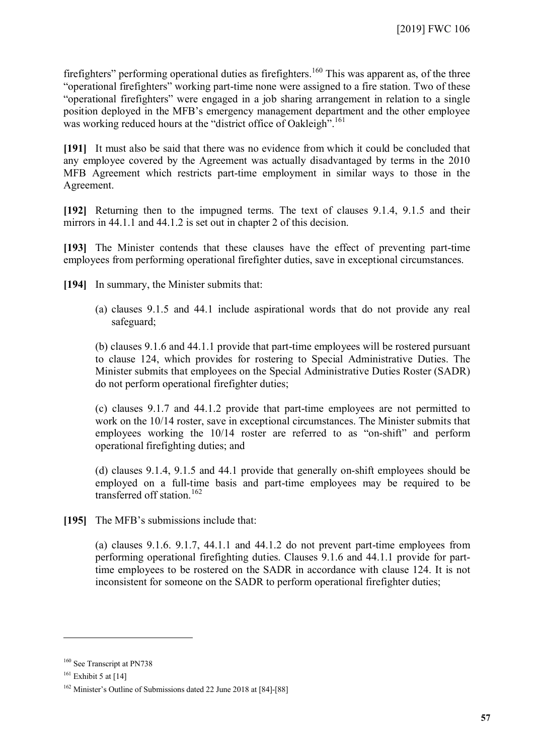firefighters" performing operational duties as firefighters.[160] This was apparent as, of the three "operational firefighters" working part-time none were assigned to a fire station. Two of these "operational firefighters" were engaged in a job sharing arrangement in relation to a single position deployed in the MFB's emergency management department and the other employee was working reduced hours at the "district office of Oakleigh".[161]

**[191]** It must also be said that there was no evidence from which it could be concluded that any employee covered by the Agreement was actually disadvantaged by terms in the 2010 MFB Agreement which restricts part-time employment in similar ways to those in the Agreement.

**[192]** Returning then to the impugned terms. The text of clauses 9.1.4, 9.1.5 and their mirrors in 44.1.1 and 44.1.2 is set out in chapter 2 of this decision.

**[193]** The Minister contends that these clauses have the effect of preventing part-time employees from performing operational firefighter duties, save in exceptional circumstances.

**[194]** In summary, the Minister submits that:

> (a) clauses 9.1.5 and 44.1 include aspirational words that do not provide any real safeguard;
>
> (b) clauses 9.1.6 and 44.1.1 provide that part-time employees will be rostered pursuant to clause 124, which provides for rostering to Special Administrative Duties. The Minister submits that employees on the Special Administrative Duties Roster (SADR) do not perform operational firefighter duties;
>
> (c) clauses 9.1.7 and 44.1.2 provide that part-time employees are not permitted to work on the 10/14 roster, save in exceptional circumstances. The Minister submits that employees working the 10/14 roster are referred to as "on-shift" and perform operational firefighting duties; and
>
> (d) clauses 9.1.4, 9.1.5 and 44.1 provide that generally on-shift employees should be employed on a full-time basis and part-time employees may be required to be transferred off station.[162]

**[195]** The MFB's submissions include that:

> (a) clauses 9.1.6. 9.1.7, 44.1.1 and 44.1.2 do not prevent part-time employees from performing operational firefighting duties. Clauses 9.1.6 and 44.1.1 provide for part-time employees to be rostered on the SADR in accordance with clause 124. It is not inconsistent for someone on the SADR to perform operational firefighter duties;

---

[160] See Transcript at PN738

[161] Exhibit 5 at [14]

[162] Minister's Outline of Submissions dated 22 June 2018 at [84]-[88]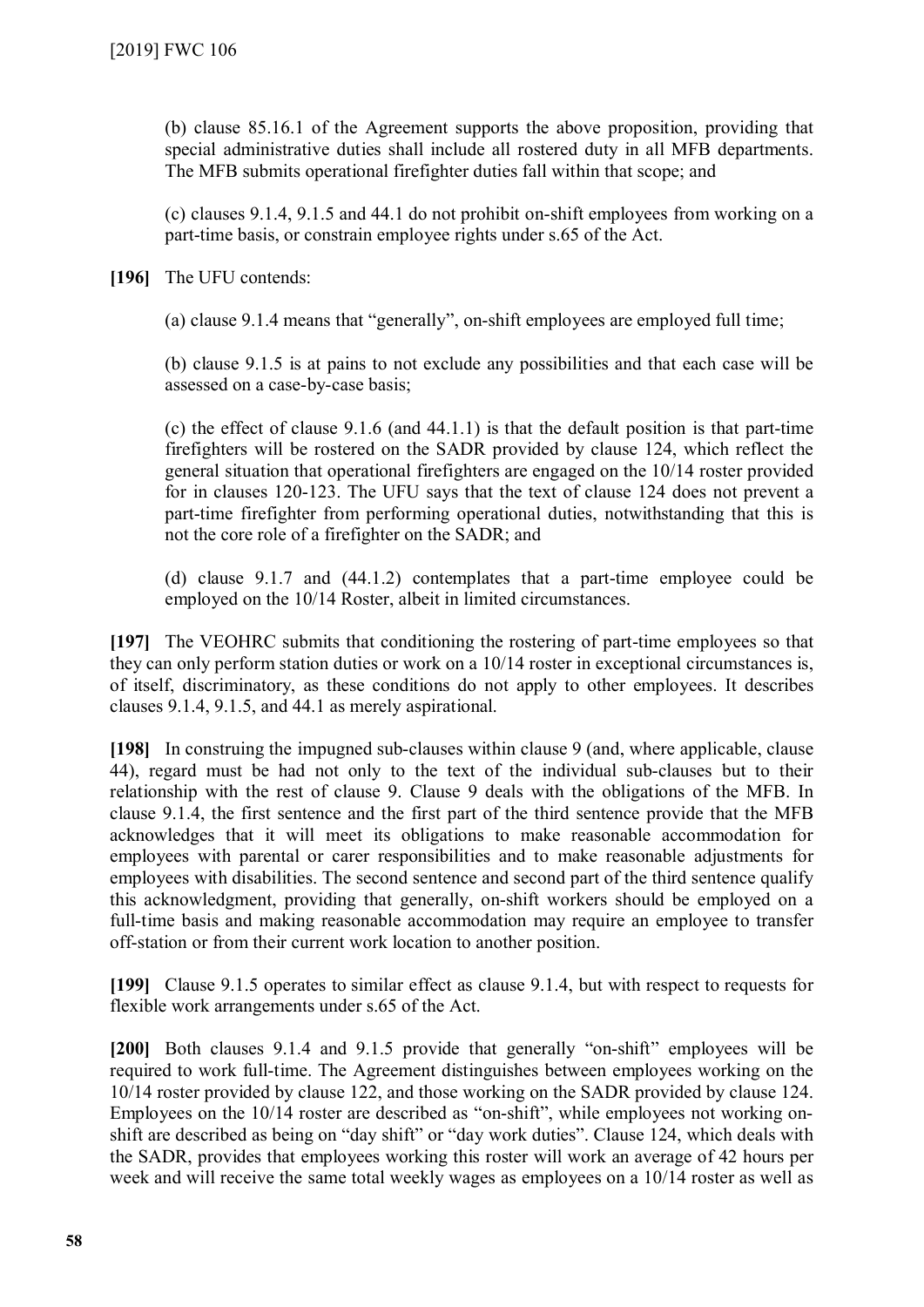(b) clause 85.16.1 of the Agreement supports the above proposition, providing that special administrative duties shall include all rostered duty in all MFB departments. The MFB submits operational firefighter duties fall within that scope; and

(c) clauses 9.1.4, 9.1.5 and 44.1 do not prohibit on-shift employees from working on a part-time basis, or constrain employee rights under s.65 of the Act.

**[196]** The UFU contends:

(a) clause 9.1.4 means that "generally", on-shift employees are employed full time;

(b) clause 9.1.5 is at pains to not exclude any possibilities and that each case will be assessed on a case-by-case basis;

(c) the effect of clause 9.1.6 (and 44.1.1) is that the default position is that part-time firefighters will be rostered on the SADR provided by clause 124, which reflect the general situation that operational firefighters are engaged on the 10/14 roster provided for in clauses 120-123. The UFU says that the text of clause 124 does not prevent a part-time firefighter from performing operational duties, notwithstanding that this is not the core role of a firefighter on the SADR; and

(d) clause 9.1.7 and (44.1.2) contemplates that a part-time employee could be employed on the 10/14 Roster, albeit in limited circumstances.

**[197]** The VEOHRC submits that conditioning the rostering of part-time employees so that they can only perform station duties or work on a 10/14 roster in exceptional circumstances is, of itself, discriminatory, as these conditions do not apply to other employees. It describes clauses 9.1.4, 9.1.5, and 44.1 as merely aspirational.

**[198]** In construing the impugned sub-clauses within clause 9 (and, where applicable, clause 44), regard must be had not only to the text of the individual sub-clauses but to their relationship with the rest of clause 9. Clause 9 deals with the obligations of the MFB. In clause 9.1.4, the first sentence and the first part of the third sentence provide that the MFB acknowledges that it will meet its obligations to make reasonable accommodation for employees with parental or carer responsibilities and to make reasonable adjustments for employees with disabilities. The second sentence and second part of the third sentence qualify this acknowledgment, providing that generally, on-shift workers should be employed on a full-time basis and making reasonable accommodation may require an employee to transfer off-station or from their current work location to another position.

**[199]** Clause 9.1.5 operates to similar effect as clause 9.1.4, but with respect to requests for flexible work arrangements under s.65 of the Act.

**[200]** Both clauses 9.1.4 and 9.1.5 provide that generally "on-shift" employees will be required to work full-time. The Agreement distinguishes between employees working on the 10/14 roster provided by clause 122, and those working on the SADR provided by clause 124. Employees on the 10/14 roster are described as "on-shift", while employees not working on-shift are described as being on "day shift" or "day work duties". Clause 124, which deals with the SADR, provides that employees working this roster will work an average of 42 hours per week and will receive the same total weekly wages as employees on a 10/14 roster as well as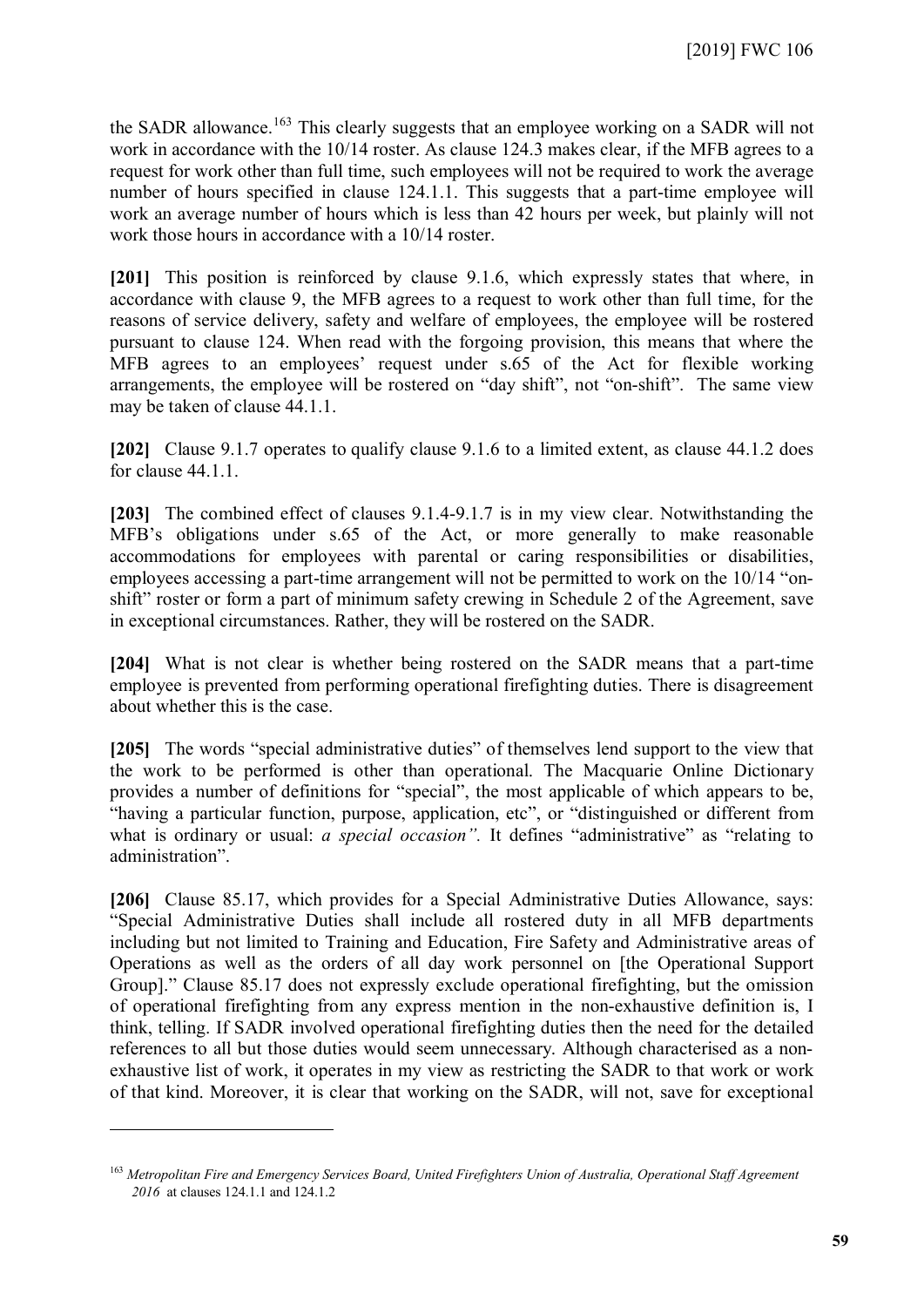the SADR allowance.[163] This clearly suggests that an employee working on a SADR will not work in accordance with the 10/14 roster. As clause 124.3 makes clear, if the MFB agrees to a request for work other than full time, such employees will not be required to work the average number of hours specified in clause 124.1.1. This suggests that a part-time employee will work an average number of hours which is less than 42 hours per week, but plainly will not work those hours in accordance with a 10/14 roster.

**[201]** This position is reinforced by clause 9.1.6, which expressly states that where, in accordance with clause 9, the MFB agrees to a request to work other than full time, for the reasons of service delivery, safety and welfare of employees, the employee will be rostered pursuant to clause 124. When read with the forgoing provision, this means that where the MFB agrees to an employees' request under s.65 of the Act for flexible working arrangements, the employee will be rostered on "day shift", not "on-shift". The same view may be taken of clause 44.1.1.

**[202]** Clause 9.1.7 operates to qualify clause 9.1.6 to a limited extent, as clause 44.1.2 does for clause 44.1.1.

**[203]** The combined effect of clauses 9.1.4-9.1.7 is in my view clear. Notwithstanding the MFB's obligations under s.65 of the Act, or more generally to make reasonable accommodations for employees with parental or caring responsibilities or disabilities, employees accessing a part-time arrangement will not be permitted to work on the 10/14 "on-shift" roster or form a part of minimum safety crewing in Schedule 2 of the Agreement, save in exceptional circumstances. Rather, they will be rostered on the SADR.

**[204]** What is not clear is whether being rostered on the SADR means that a part-time employee is prevented from performing operational firefighting duties. There is disagreement about whether this is the case.

**[205]** The words "special administrative duties" of themselves lend support to the view that the work to be performed is other than operational. The Macquarie Online Dictionary provides a number of definitions for "special", the most applicable of which appears to be, "having a particular function, purpose, application, etc", or "distinguished or different from what is ordinary or usual: *a special occasion"*. It defines "administrative" as "relating to administration".

**[206]** Clause 85.17, which provides for a Special Administrative Duties Allowance, says: "Special Administrative Duties shall include all rostered duty in all MFB departments including but not limited to Training and Education, Fire Safety and Administrative areas of Operations as well as the orders of all day work personnel on [the Operational Support Group]." Clause 85.17 does not expressly exclude operational firefighting, but the omission of operational firefighting from any express mention in the non-exhaustive definition is, I think, telling. If SADR involved operational firefighting duties then the need for the detailed references to all but those duties would seem unnecessary. Although characterised as a non-exhaustive list of work, it operates in my view as restricting the SADR to that work or work of that kind. Moreover, it is clear that working on the SADR, will not, save for exceptional

---

[163] *Metropolitan Fire and Emergency Services Board, United Firefighters Union of Australia, Operational Staff Agreement 2016* at clauses 124.1.1 and 124.1.2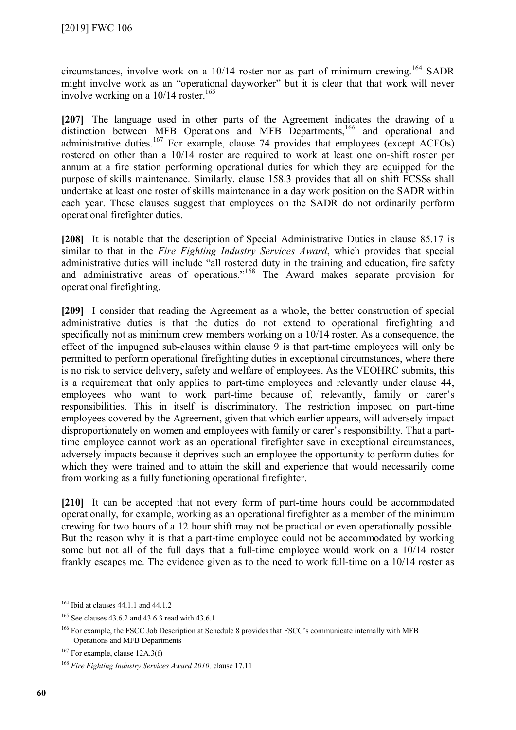circumstances, involve work on a 10/14 roster nor as part of minimum crewing.[164] SADR might involve work as an "operational dayworker" but it is clear that that work will never involve working on a 10/14 roster.[165]

**[207]** The language used in other parts of the Agreement indicates the drawing of a distinction between MFB Operations and MFB Departments,[166] and operational and administrative duties.[167] For example, clause 74 provides that employees (except ACFOs) rostered on other than a 10/14 roster are required to work at least one on-shift roster per annum at a fire station performing operational duties for which they are equipped for the purpose of skills maintenance. Similarly, clause 158.3 provides that all on shift FCSSs shall undertake at least one roster of skills maintenance in a day work position on the SADR within each year. These clauses suggest that employees on the SADR do not ordinarily perform operational firefighter duties.

**[208]** It is notable that the description of Special Administrative Duties in clause 85.17 is similar to that in the *Fire Fighting Industry Services Award*, which provides that special administrative duties will include "all rostered duty in the training and education, fire safety and administrative areas of operations."[168] The Award makes separate provision for operational firefighting.

**[209]** I consider that reading the Agreement as a whole, the better construction of special administrative duties is that the duties do not extend to operational firefighting and specifically not as minimum crew members working on a 10/14 roster. As a consequence, the effect of the impugned sub-clauses within clause 9 is that part-time employees will only be permitted to perform operational firefighting duties in exceptional circumstances, where there is no risk to service delivery, safety and welfare of employees. As the VEOHRC submits, this is a requirement that only applies to part-time employees and relevantly under clause 44, employees who want to work part-time because of, relevantly, family or carer's responsibilities. This in itself is discriminatory. The restriction imposed on part-time employees covered by the Agreement, given that which earlier appears, will adversely impact disproportionately on women and employees with family or carer's responsibility. That a part-time employee cannot work as an operational firefighter save in exceptional circumstances, adversely impacts because it deprives such an employee the opportunity to perform duties for which they were trained and to attain the skill and experience that would necessarily come from working as a fully functioning operational firefighter.

**[210]** It can be accepted that not every form of part-time hours could be accommodated operationally, for example, working as an operational firefighter as a member of the minimum crewing for two hours of a 12 hour shift may not be practical or even operationally possible. But the reason why it is that a part-time employee could not be accommodated by working some but not all of the full days that a full-time employee would work on a 10/14 roster frankly escapes me. The evidence given as to the need to work full-time on a 10/14 roster as

---

[164] Ibid at clauses 44.1.1 and 44.1.2

[165] See clauses 43.6.2 and 43.6.3 read with 43.6.1

[166] For example, the FSCC Job Description at Schedule 8 provides that FSCC's communicate internally with MFB Operations and MFB Departments

[167] For example, clause 12A.3(f)

[168] *Fire Fighting Industry Services Award 2010,* clause 17.11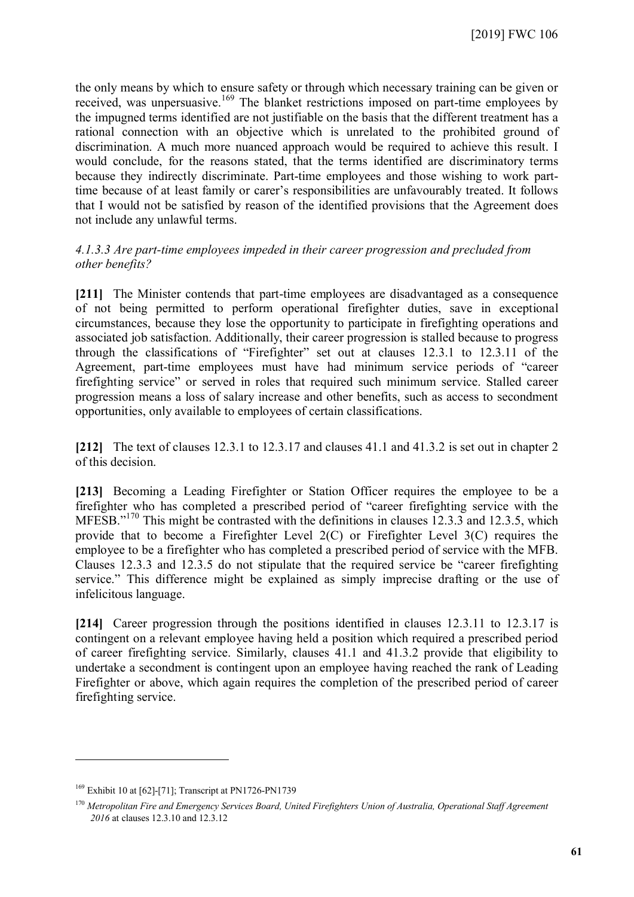the only means by which to ensure safety or through which necessary training can be given or received, was unpersuasive.[169] The blanket restrictions imposed on part-time employees by the impugned terms identified are not justifiable on the basis that the different treatment has a rational connection with an objective which is unrelated to the prohibited ground of discrimination. A much more nuanced approach would be required to achieve this result. I would conclude, for the reasons stated, that the terms identified are discriminatory terms because they indirectly discriminate. Part-time employees and those wishing to work part-time because of at least family or carer's responsibilities are unfavourably treated. It follows that I would not be satisfied by reason of the identified provisions that the Agreement does not include any unlawful terms.

#### *4.1.3.3 Are part-time employees impeded in their career progression and precluded from other benefits?*

**[211]** The Minister contends that part-time employees are disadvantaged as a consequence of not being permitted to perform operational firefighter duties, save in exceptional circumstances, because they lose the opportunity to participate in firefighting operations and associated job satisfaction. Additionally, their career progression is stalled because to progress through the classifications of "Firefighter" set out at clauses 12.3.1 to 12.3.11 of the Agreement, part-time employees must have had minimum service periods of "career firefighting service" or served in roles that required such minimum service. Stalled career progression means a loss of salary increase and other benefits, such as access to secondment opportunities, only available to employees of certain classifications.

**[212]** The text of clauses 12.3.1 to 12.3.17 and clauses 41.1 and 41.3.2 is set out in chapter 2 of this decision.

**[213]** Becoming a Leading Firefighter or Station Officer requires the employee to be a firefighter who has completed a prescribed period of "career firefighting service with the MFESB."[170] This might be contrasted with the definitions in clauses 12.3.3 and 12.3.5, which provide that to become a Firefighter Level 2(C) or Firefighter Level 3(C) requires the employee to be a firefighter who has completed a prescribed period of service with the MFB. Clauses 12.3.3 and 12.3.5 do not stipulate that the required service be "career firefighting service." This difference might be explained as simply imprecise drafting or the use of infelicitous language.

**[214]** Career progression through the positions identified in clauses 12.3.11 to 12.3.17 is contingent on a relevant employee having held a position which required a prescribed period of career firefighting service. Similarly, clauses 41.1 and 41.3.2 provide that eligibility to undertake a secondment is contingent upon an employee having reached the rank of Leading Firefighter or above, which again requires the completion of the prescribed period of career firefighting service.

---

[169] Exhibit 10 at [62]-[71]; Transcript at PN1726-PN1739

[170] *Metropolitan Fire and Emergency Services Board, United Firefighters Union of Australia, Operational Staff Agreement 2016* at clauses 12.3.10 and 12.3.12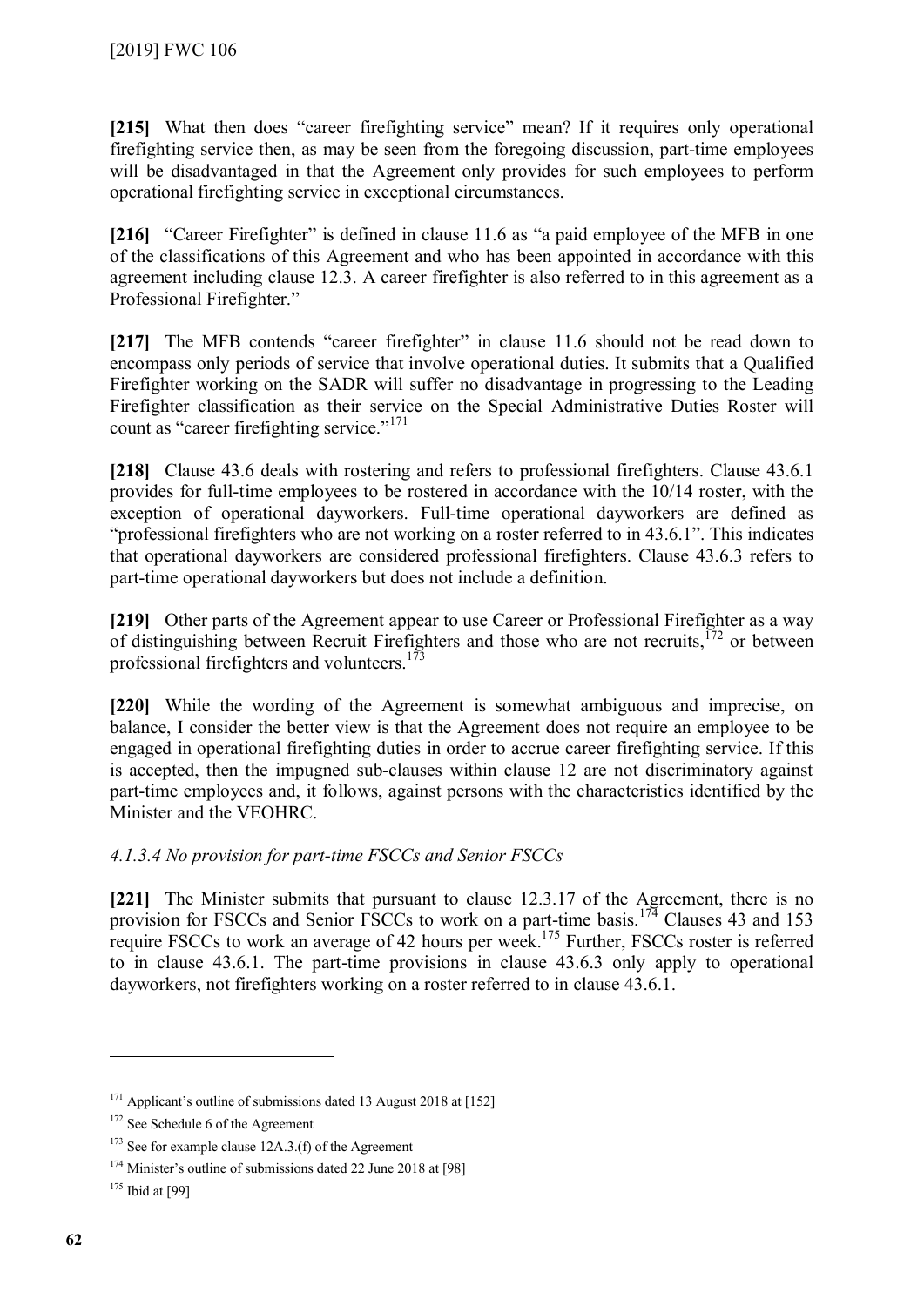**[215]** What then does "career firefighting service" mean? If it requires only operational firefighting service then, as may be seen from the foregoing discussion, part-time employees will be disadvantaged in that the Agreement only provides for such employees to perform operational firefighting service in exceptional circumstances.

**[216]** "Career Firefighter" is defined in clause 11.6 as "a paid employee of the MFB in one of the classifications of this Agreement and who has been appointed in accordance with this agreement including clause 12.3. A career firefighter is also referred to in this agreement as a Professional Firefighter."

**[217]** The MFB contends "career firefighter" in clause 11.6 should not be read down to encompass only periods of service that involve operational duties. It submits that a Qualified Firefighter working on the SADR will suffer no disadvantage in progressing to the Leading Firefighter classification as their service on the Special Administrative Duties Roster will count as "career firefighting service."[171]

**[218]** Clause 43.6 deals with rostering and refers to professional firefighters. Clause 43.6.1 provides for full-time employees to be rostered in accordance with the 10/14 roster, with the exception of operational dayworkers. Full-time operational dayworkers are defined as "professional firefighters who are not working on a roster referred to in 43.6.1". This indicates that operational dayworkers are considered professional firefighters. Clause 43.6.3 refers to part-time operational dayworkers but does not include a definition.

**[219]** Other parts of the Agreement appear to use Career or Professional Firefighter as a way of distinguishing between Recruit Firefighters and those who are not recruits,[172] or between professional firefighters and volunteers.[173]

**[220]** While the wording of the Agreement is somewhat ambiguous and imprecise, on balance, I consider the better view is that the Agreement does not require an employee to be engaged in operational firefighting duties in order to accrue career firefighting service. If this is accepted, then the impugned sub-clauses within clause 12 are not discriminatory against part-time employees and, it follows, against persons with the characteristics identified by the Minister and the VEOHRC.

*4.1.3.4 No provision for part-time FSCCs and Senior FSCCs*

**[221]** The Minister submits that pursuant to clause 12.3.17 of the Agreement, there is no provision for FSCCs and Senior FSCCs to work on a part-time basis.[174] Clauses 43 and 153 require FSCCs to work an average of 42 hours per week.[175] Further, FSCCs roster is referred to in clause 43.6.1. The part-time provisions in clause 43.6.3 only apply to operational dayworkers, not firefighters working on a roster referred to in clause 43.6.1.

---

[171] Applicant's outline of submissions dated 13 August 2018 at [152]

[172] See Schedule 6 of the Agreement

[173] See for example clause 12A.3.(f) of the Agreement

[174] Minister's outline of submissions dated 22 June 2018 at [98]

[175] Ibid at [99]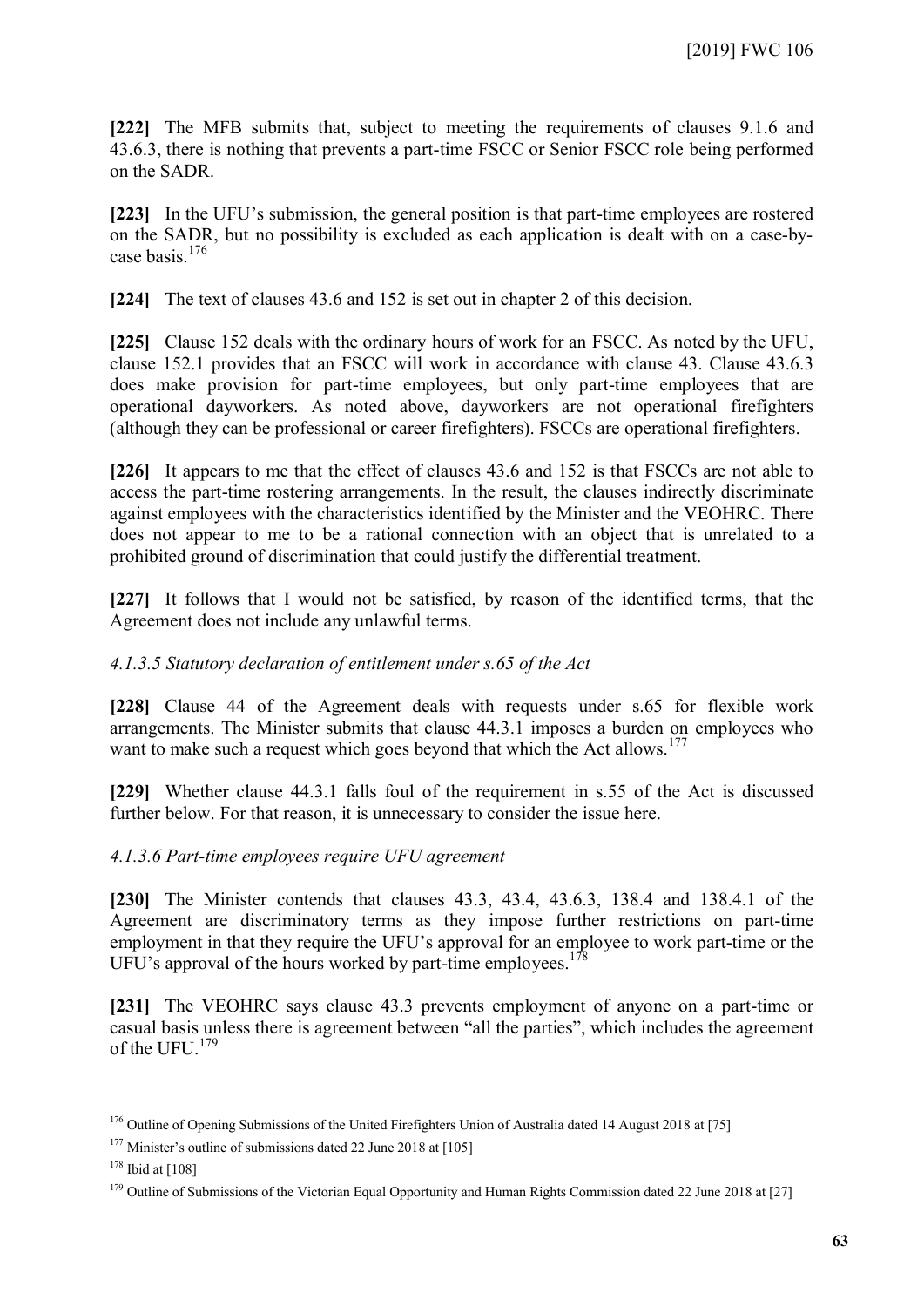**[222]** The MFB submits that, subject to meeting the requirements of clauses 9.1.6 and 43.6.3, there is nothing that prevents a part-time FSCC or Senior FSCC role being performed on the SADR.

**[223]** In the UFU's submission, the general position is that part-time employees are rostered on the SADR, but no possibility is excluded as each application is dealt with on a case-by-case basis.[176]

**[224]** The text of clauses 43.6 and 152 is set out in chapter 2 of this decision.

**[225]** Clause 152 deals with the ordinary hours of work for an FSCC. As noted by the UFU, clause 152.1 provides that an FSCC will work in accordance with clause 43. Clause 43.6.3 does make provision for part-time employees, but only part-time employees that are operational dayworkers. As noted above, dayworkers are not operational firefighters (although they can be professional or career firefighters). FSCCs are operational firefighters.

**[226]** It appears to me that the effect of clauses 43.6 and 152 is that FSCCs are not able to access the part-time rostering arrangements. In the result, the clauses indirectly discriminate against employees with the characteristics identified by the Minister and the VEOHRC. There does not appear to me to be a rational connection with an object that is unrelated to a prohibited ground of discrimination that could justify the differential treatment.

**[227]** It follows that I would not be satisfied, by reason of the identified terms, that the Agreement does not include any unlawful terms.

*4.1.3.5 Statutory declaration of entitlement under s.65 of the Act*

**[228]** Clause 44 of the Agreement deals with requests under s.65 for flexible work arrangements. The Minister submits that clause 44.3.1 imposes a burden on employees who want to make such a request which goes beyond that which the Act allows.[177]

**[229]** Whether clause 44.3.1 falls foul of the requirement in s.55 of the Act is discussed further below. For that reason, it is unnecessary to consider the issue here.

*4.1.3.6 Part-time employees require UFU agreement*

**[230]** The Minister contends that clauses 43.3, 43.4, 43.6.3, 138.4 and 138.4.1 of the Agreement are discriminatory terms as they impose further restrictions on part-time employment in that they require the UFU's approval for an employee to work part-time or the UFU's approval of the hours worked by part-time employees.[178]

**[231]** The VEOHRC says clause 43.3 prevents employment of anyone on a part-time or casual basis unless there is agreement between "all the parties", which includes the agreement of the UFU.[179]

---

[176] Outline of Opening Submissions of the United Firefighters Union of Australia dated 14 August 2018 at [75]

[177] Minister's outline of submissions dated 22 June 2018 at [105]

[178] Ibid at [108]

[179] Outline of Submissions of the Victorian Equal Opportunity and Human Rights Commission dated 22 June 2018 at [27]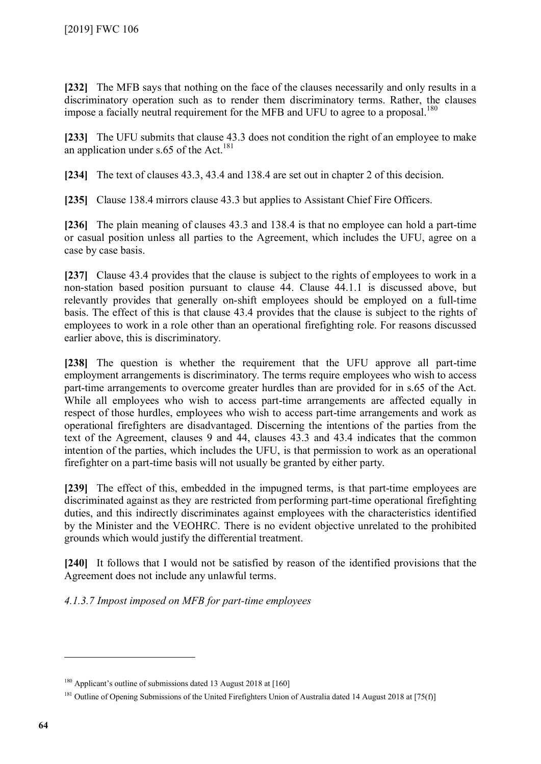**[232]** The MFB says that nothing on the face of the clauses necessarily and only results in a discriminatory operation such as to render them discriminatory terms. Rather, the clauses impose a facially neutral requirement for the MFB and UFU to agree to a proposal.[180]

**[233]** The UFU submits that clause 43.3 does not condition the right of an employee to make an application under s.65 of the Act.[181]

**[234]** The text of clauses 43.3, 43.4 and 138.4 are set out in chapter 2 of this decision.

**[235]** Clause 138.4 mirrors clause 43.3 but applies to Assistant Chief Fire Officers.

**[236]** The plain meaning of clauses 43.3 and 138.4 is that no employee can hold a part-time or casual position unless all parties to the Agreement, which includes the UFU, agree on a case by case basis.

**[237]** Clause 43.4 provides that the clause is subject to the rights of employees to work in a non-station based position pursuant to clause 44. Clause 44.1.1 is discussed above, but relevantly provides that generally on-shift employees should be employed on a full-time basis. The effect of this is that clause 43.4 provides that the clause is subject to the rights of employees to work in a role other than an operational firefighting role. For reasons discussed earlier above, this is discriminatory.

**[238]** The question is whether the requirement that the UFU approve all part-time employment arrangements is discriminatory. The terms require employees who wish to access part-time arrangements to overcome greater hurdles than are provided for in s.65 of the Act. While all employees who wish to access part-time arrangements are affected equally in respect of those hurdles, employees who wish to access part-time arrangements and work as operational firefighters are disadvantaged. Discerning the intentions of the parties from the text of the Agreement, clauses 9 and 44, clauses 43.3 and 43.4 indicates that the common intention of the parties, which includes the UFU, is that permission to work as an operational firefighter on a part-time basis will not usually be granted by either party.

**[239]** The effect of this, embedded in the impugned terms, is that part-time employees are discriminated against as they are restricted from performing part-time operational firefighting duties, and this indirectly discriminates against employees with the characteristics identified by the Minister and the VEOHRC. There is no evident objective unrelated to the prohibited grounds which would justify the differential treatment.

**[240]** It follows that I would not be satisfied by reason of the identified provisions that the Agreement does not include any unlawful terms.

*4.1.3.7 Impost imposed on MFB for part-time employees*

---

[180] Applicant's outline of submissions dated 13 August 2018 at [160]

[181] Outline of Opening Submissions of the United Firefighters Union of Australia dated 14 August 2018 at [75(f)]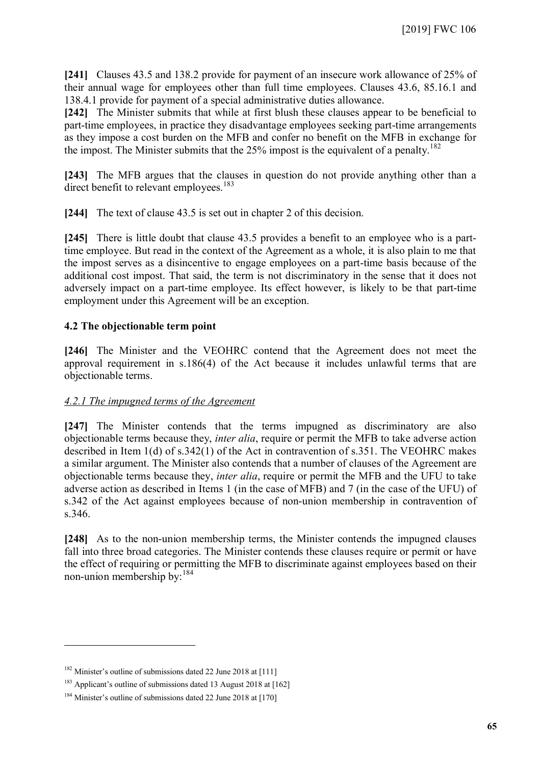**[241]** Clauses 43.5 and 138.2 provide for payment of an insecure work allowance of 25% of their annual wage for employees other than full time employees. Clauses 43.6, 85.16.1 and 138.4.1 provide for payment of a special administrative duties allowance.

**[242]** The Minister submits that while at first blush these clauses appear to be beneficial to part-time employees, in practice they disadvantage employees seeking part-time arrangements as they impose a cost burden on the MFB and confer no benefit on the MFB in exchange for the impost. The Minister submits that the 25% impost is the equivalent of a penalty.[182]

**[243]** The MFB argues that the clauses in question do not provide anything other than a direct benefit to relevant employees.[183]

**[244]** The text of clause 43.5 is set out in chapter 2 of this decision.

**[245]** There is little doubt that clause 43.5 provides a benefit to an employee who is a part-time employee. But read in the context of the Agreement as a whole, it is also plain to me that the impost serves as a disincentive to engage employees on a part-time basis because of the additional cost impost. That said, the term is not discriminatory in the sense that it does not adversely impact on a part-time employee. Its effect however, is likely to be that part-time employment under this Agreement will be an exception.

### 4.2 The objectionable term point

**[246]** The Minister and the VEOHRC contend that the Agreement does not meet the approval requirement in s.186(4) of the Act because it includes unlawful terms that are objectionable terms.

#### *4.2.1 The impugned terms of the Agreement*

**[247]** The Minister contends that the terms impugned as discriminatory are also objectionable terms because they, *inter alia*, require or permit the MFB to take adverse action described in Item 1(d) of s.342(1) of the Act in contravention of s.351. The VEOHRC makes a similar argument. The Minister also contends that a number of clauses of the Agreement are objectionable terms because they, *inter alia*, require or permit the MFB and the UFU to take adverse action as described in Items 1 (in the case of MFB) and 7 (in the case of the UFU) of s.342 of the Act against employees because of non-union membership in contravention of s.346.

**[248]** As to the non-union membership terms, the Minister contends the impugned clauses fall into three broad categories. The Minister contends these clauses require or permit or have the effect of requiring or permitting the MFB to discriminate against employees based on their non-union membership by:[184]

---

[182] Minister's outline of submissions dated 22 June 2018 at [111]

[183] Applicant's outline of submissions dated 13 August 2018 at [162]

[184] Minister's outline of submissions dated 22 June 2018 at [170]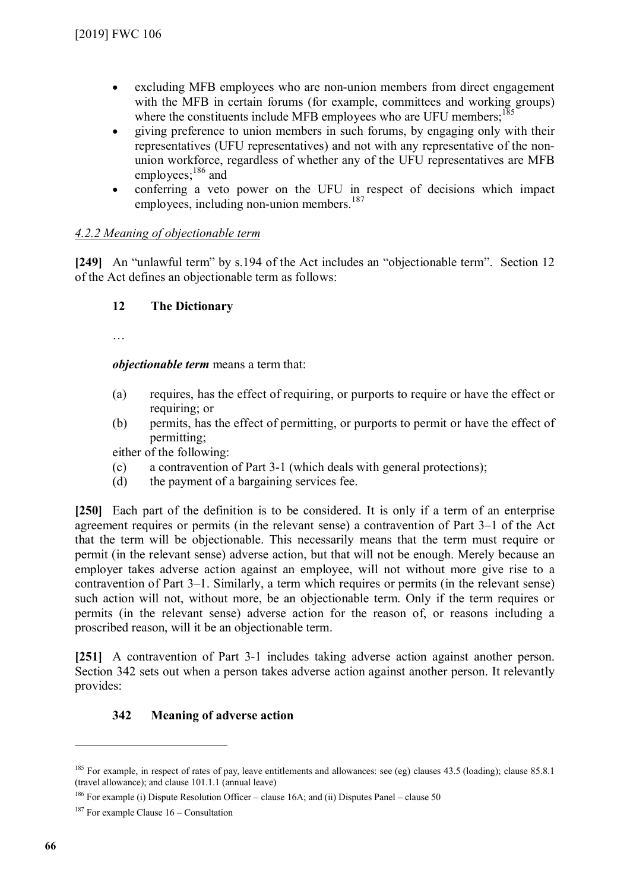- excluding MFB employees who are non-union members from direct engagement with the MFB in certain forums (for example, committees and working groups) where the constituents include MFB employees who are UFU members;[185]
- giving preference to union members in such forums, by engaging only with their representatives (UFU representatives) and not with any representative of the non-union workforce, regardless of whether any of the UFU representatives are MFB employees;[186] and
- conferring a veto power on the UFU in respect of decisions which impact employees, including non-union members.[187]

#### *4.2.2 Meaning of objectionable term*

**[249]** An "unlawful term" by s.194 of the Act includes an "objectionable term". Section 12 of the Act defines an objectionable term as follows:

> **12 The Dictionary**
>
> …
>
> ***objectionable term*** means a term that:
>
> (a) requires, has the effect of requiring, or purports to require or have the effect or requiring; or
>
> (b) permits, has the effect of permitting, or purports to permit or have the effect of permitting;
>
> either of the following:
>
> (c) a contravention of Part 3-1 (which deals with general protections);
>
> (d) the payment of a bargaining services fee.

**[250]** Each part of the definition is to be considered. It is only if a term of an enterprise agreement requires or permits (in the relevant sense) a contravention of Part 3–1 of the Act that the term will be objectionable. This necessarily means that the term must require or permit (in the relevant sense) adverse action, but that will not be enough. Merely because an employer takes adverse action against an employee, will not without more give rise to a contravention of Part 3–1. Similarly, a term which requires or permits (in the relevant sense) such action will not, without more, be an objectionable term. Only if the term requires or permits (in the relevant sense) adverse action for the reason of, or reasons including a proscribed reason, will it be an objectionable term.

**[251]** A contravention of Part 3-1 includes taking adverse action against another person. Section 342 sets out when a person takes adverse action against another person. It relevantly provides:

> **342 Meaning of adverse action**

---

[185] For example, in respect of rates of pay, leave entitlements and allowances: see (eg) clauses 43.5 (loading); clause 85.8.1 (travel allowance); and clause 101.1.1 (annual leave)

[186] For example (i) Dispute Resolution Officer – clause 16A; and (ii) Disputes Panel – clause 50

[187] For example Clause 16 – Consultation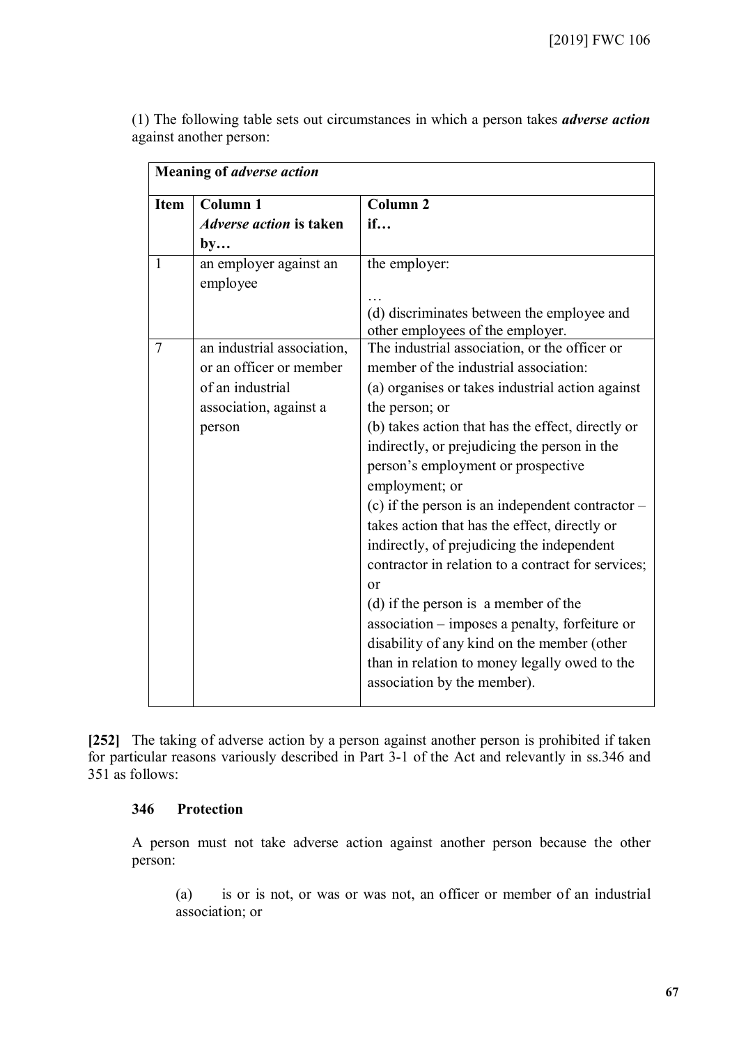(1) The following table sets out circumstances in which a person takes ***adverse action*** against another person:

| **Meaning of *adverse action*** | | |
|---|---|---|
| **Item** | **Column 1**<br>***Adverse action* is taken by…** | **Column 2**<br>**if…** |
| 1 | an employer against an employee | the employer:<br>…<br>(d) discriminates between the employee and other employees of the employer. |
| 7 | an industrial association, or an officer or member of an industrial association, against a person | The industrial association, or the officer or member of the industrial association:<br>(a) organises or takes industrial action against the person; or<br>(b) takes action that has the effect, directly or indirectly, or prejudicing the person in the person's employment or prospective employment; or<br>(c) if the person is an independent contractor – takes action that has the effect, directly or indirectly, of prejudicing the independent contractor in relation to a contract for services; or<br>(d) if the person is a member of the association – imposes a penalty, forfeiture or disability of any kind on the member (other than in relation to money legally owed to the association by the member). |

**[252]** The taking of adverse action by a person against another person is prohibited if taken for particular reasons variously described in Part 3-1 of the Act and relevantly in ss.346 and 351 as follows:

**346 Protection**

A person must not take adverse action against another person because the other person:

(a) is or is not, or was or was not, an officer or member of an industrial association; or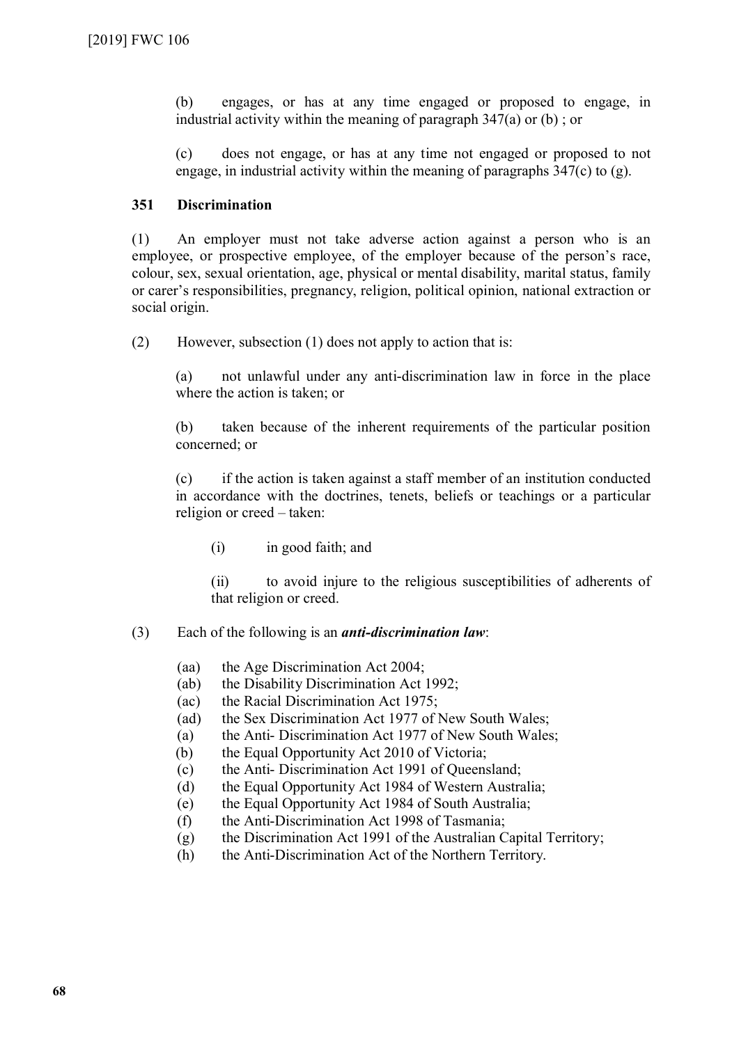(b) engages, or has at any time engaged or proposed to engage, in industrial activity within the meaning of paragraph 347(a) or (b) ; or

(c) does not engage, or has at any time not engaged or proposed to not engage, in industrial activity within the meaning of paragraphs 347(c) to (g).

**351 Discrimination**

(1) An employer must not take adverse action against a person who is an employee, or prospective employee, of the employer because of the person's race, colour, sex, sexual orientation, age, physical or mental disability, marital status, family or carer's responsibilities, pregnancy, religion, political opinion, national extraction or social origin.

(2) However, subsection (1) does not apply to action that is:

(a) not unlawful under any anti-discrimination law in force in the place where the action is taken; or

(b) taken because of the inherent requirements of the particular position concerned; or

(c) if the action is taken against a staff member of an institution conducted in accordance with the doctrines, tenets, beliefs or teachings or a particular religion or creed – taken:

(i) in good faith; and

(ii) to avoid injure to the religious susceptibilities of adherents of that religion or creed.

(3) Each of the following is an ***anti-discrimination law***:

(aa) the Age Discrimination Act 2004;
(ab) the Disability Discrimination Act 1992;
(ac) the Racial Discrimination Act 1975;
(ad) the Sex Discrimination Act 1977 of New South Wales;
(a) the Anti- Discrimination Act 1977 of New South Wales;
(b) the Equal Opportunity Act 2010 of Victoria;
(c) the Anti- Discrimination Act 1991 of Queensland;
(d) the Equal Opportunity Act 1984 of Western Australia;
(e) the Equal Opportunity Act 1984 of South Australia;
(f) the Anti-Discrimination Act 1998 of Tasmania;
(g) the Discrimination Act 1991 of the Australian Capital Territory;
(h) the Anti-Discrimination Act of the Northern Territory.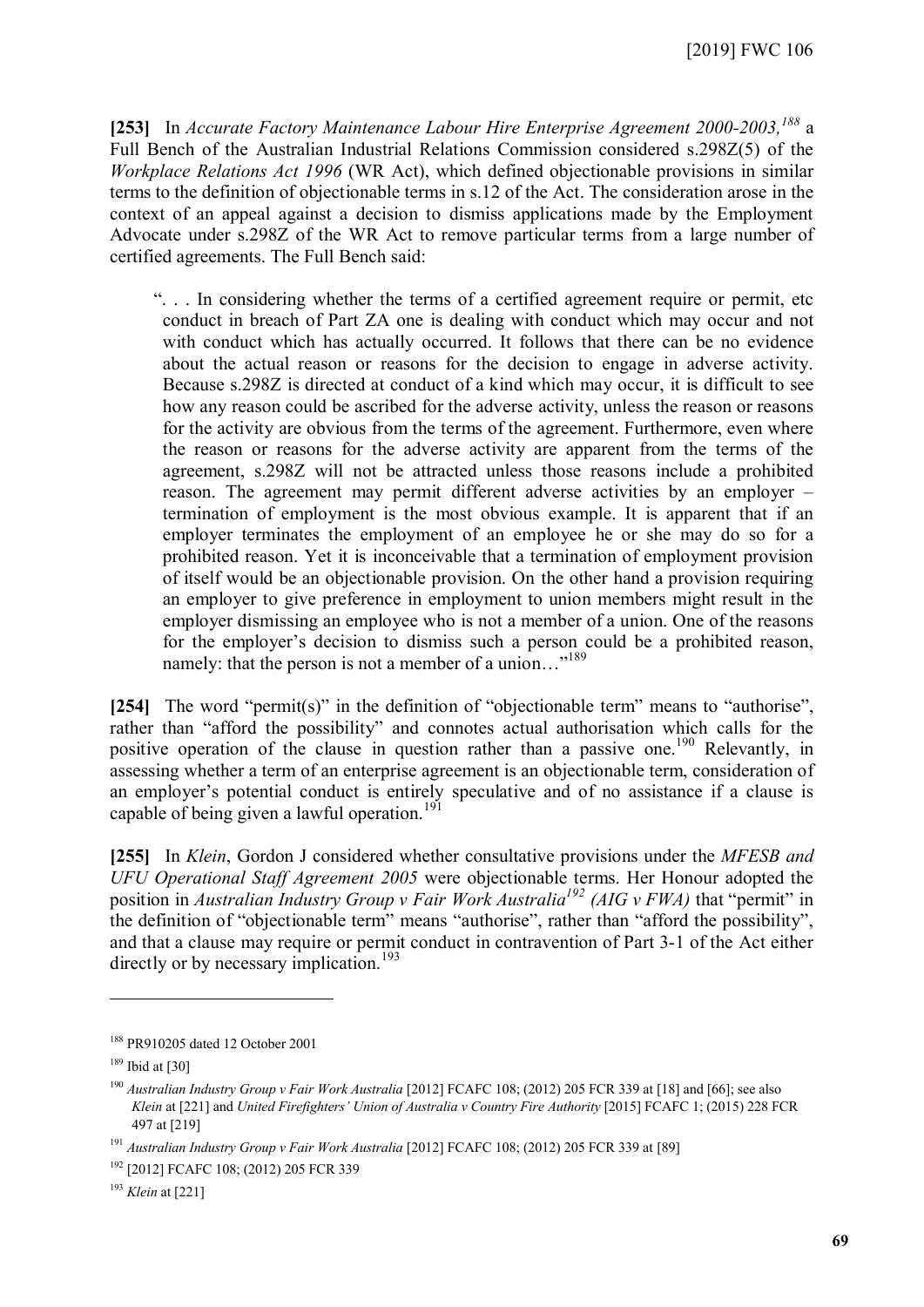**[253]** In *Accurate Factory Maintenance Labour Hire Enterprise Agreement 2000-2003,*[188] a Full Bench of the Australian Industrial Relations Commission considered s.298Z(5) of the *Workplace Relations Act 1996* (WR Act), which defined objectionable provisions in similar terms to the definition of objectionable terms in s.12 of the Act. The consideration arose in the context of an appeal against a decision to dismiss applications made by the Employment Advocate under s.298Z of the WR Act to remove particular terms from a large number of certified agreements. The Full Bench said:

> ". . . In considering whether the terms of a certified agreement require or permit, etc conduct in breach of Part ZA one is dealing with conduct which may occur and not with conduct which has actually occurred. It follows that there can be no evidence about the actual reason or reasons for the decision to engage in adverse activity. Because s.298Z is directed at conduct of a kind which may occur, it is difficult to see how any reason could be ascribed for the adverse activity, unless the reason or reasons for the activity are obvious from the terms of the agreement. Furthermore, even where the reason or reasons for the adverse activity are apparent from the terms of the agreement, s.298Z will not be attracted unless those reasons include a prohibited reason. The agreement may permit different adverse activities by an employer – termination of employment is the most obvious example. It is apparent that if an employer terminates the employment of an employee he or she may do so for a prohibited reason. Yet it is inconceivable that a termination of employment provision of itself would be an objectionable provision. On the other hand a provision requiring an employer to give preference in employment to union members might result in the employer dismissing an employee who is not a member of a union. One of the reasons for the employer's decision to dismiss such a person could be a prohibited reason, namely: that the person is not a member of a union…"[189]

**[254]** The word "permit(s)" in the definition of "objectionable term" means to "authorise", rather than "afford the possibility" and connotes actual authorisation which calls for the positive operation of the clause in question rather than a passive one.[190] Relevantly, in assessing whether a term of an enterprise agreement is an objectionable term, consideration of an employer's potential conduct is entirely speculative and of no assistance if a clause is capable of being given a lawful operation.[191]

**[255]** In *Klein*, Gordon J considered whether consultative provisions under the *MFESB and UFU Operational Staff Agreement 2005* were objectionable terms. Her Honour adopted the position in *Australian Industry Group v Fair Work Australia*[192] *(AIG v FWA)* that "permit" in the definition of "objectionable term" means "authorise", rather than "afford the possibility", and that a clause may require or permit conduct in contravention of Part 3-1 of the Act either directly or by necessary implication.[193]

---

[188] PR910205 dated 12 October 2001

[189] Ibid at [30]

[190] *Australian Industry Group v Fair Work Australia* [2012] FCAFC 108; (2012) 205 FCR 339 at [18] and [66]; see also *Klein* at [221] and *United Firefighters' Union of Australia v Country Fire Authority* [2015] FCAFC 1; (2015) 228 FCR 497 at [219]

[191] *Australian Industry Group v Fair Work Australia* [2012] FCAFC 108; (2012) 205 FCR 339 at [89]

[192] [2012] FCAFC 108; (2012) 205 FCR 339

[193] *Klein* at [221]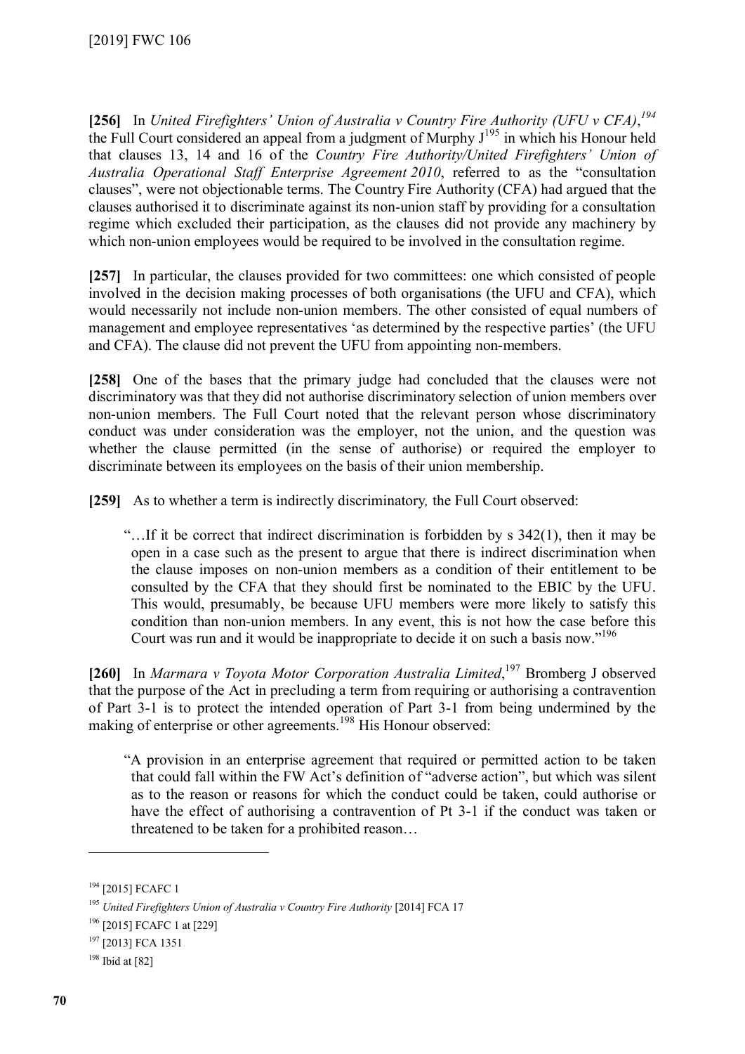**[256]** In *United Firefighters' Union of Australia v Country Fire Authority (UFU v CFA)*,[194] the Full Court considered an appeal from a judgment of Murphy J[195] in which his Honour held that clauses 13, 14 and 16 of the *Country Fire Authority/United Firefighters' Union of Australia Operational Staff Enterprise Agreement 2010*, referred to as the "consultation clauses", were not objectionable terms. The Country Fire Authority (CFA) had argued that the clauses authorised it to discriminate against its non-union staff by providing for a consultation regime which excluded their participation, as the clauses did not provide any machinery by which non-union employees would be required to be involved in the consultation regime.

**[257]** In particular, the clauses provided for two committees: one which consisted of people involved in the decision making processes of both organisations (the UFU and CFA), which would necessarily not include non-union members. The other consisted of equal numbers of management and employee representatives 'as determined by the respective parties' (the UFU and CFA). The clause did not prevent the UFU from appointing non-members.

**[258]** One of the bases that the primary judge had concluded that the clauses were not discriminatory was that they did not authorise discriminatory selection of union members over non-union members. The Full Court noted that the relevant person whose discriminatory conduct was under consideration was the employer, not the union, and the question was whether the clause permitted (in the sense of authorise) or required the employer to discriminate between its employees on the basis of their union membership.

**[259]** As to whether a term is indirectly discriminatory*,* the Full Court observed:

> "…If it be correct that indirect discrimination is forbidden by s 342(1), then it may be open in a case such as the present to argue that there is indirect discrimination when the clause imposes on non-union members as a condition of their entitlement to be consulted by the CFA that they should first be nominated to the EBIC by the UFU. This would, presumably, be because UFU members were more likely to satisfy this condition than non-union members. In any event, this is not how the case before this Court was run and it would be inappropriate to decide it on such a basis now."[196]

**[260]** In *Marmara v Toyota Motor Corporation Australia Limited*,[197] Bromberg J observed that the purpose of the Act in precluding a term from requiring or authorising a contravention of Part 3-1 is to protect the intended operation of Part 3-1 from being undermined by the making of enterprise or other agreements.[198] His Honour observed:

> "A provision in an enterprise agreement that required or permitted action to be taken that could fall within the FW Act's definition of "adverse action", but which was silent as to the reason or reasons for which the conduct could be taken, could authorise or have the effect of authorising a contravention of Pt 3-1 if the conduct was taken or threatened to be taken for a prohibited reason…

---

[194] [2015] FCAFC 1

[195] *United Firefighters Union of Australia v Country Fire Authority* [2014] FCA 17

[196] [2015] FCAFC 1 at [229]

[197] [2013] FCA 1351

[198] Ibid at [82]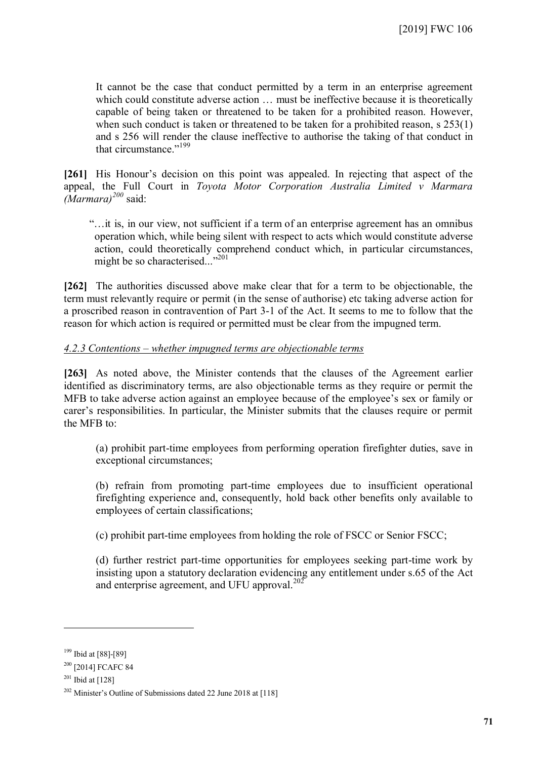It cannot be the case that conduct permitted by a term in an enterprise agreement which could constitute adverse action … must be ineffective because it is theoretically capable of being taken or threatened to be taken for a prohibited reason. However, when such conduct is taken or threatened to be taken for a prohibited reason, s 253(1) and s 256 will render the clause ineffective to authorise the taking of that conduct in that circumstance."[199]

**[261]** His Honour's decision on this point was appealed. In rejecting that aspect of the appeal, the Full Court in *Toyota Motor Corporation Australia Limited v Marmara (Marmara)*[200] said:

"…it is, in our view, not sufficient if a term of an enterprise agreement has an omnibus operation which, while being silent with respect to acts which would constitute adverse action, could theoretically comprehend conduct which, in particular circumstances, might be so characterised..."[201]

**[262]** The authorities discussed above make clear that for a term to be objectionable, the term must relevantly require or permit (in the sense of authorise) etc taking adverse action for a proscribed reason in contravention of Part 3-1 of the Act. It seems to me to follow that the reason for which action is required or permitted must be clear from the impugned term.

*4.2.3 Contentions – whether impugned terms are objectionable terms*

**[263]** As noted above, the Minister contends that the clauses of the Agreement earlier identified as discriminatory terms, are also objectionable terms as they require or permit the MFB to take adverse action against an employee because of the employee's sex or family or carer's responsibilities. In particular, the Minister submits that the clauses require or permit the MFB to:

(a) prohibit part-time employees from performing operation firefighter duties, save in exceptional circumstances;

(b) refrain from promoting part-time employees due to insufficient operational firefighting experience and, consequently, hold back other benefits only available to employees of certain classifications;

(c) prohibit part-time employees from holding the role of FSCC or Senior FSCC;

(d) further restrict part-time opportunities for employees seeking part-time work by insisting upon a statutory declaration evidencing any entitlement under s.65 of the Act and enterprise agreement, and UFU approval.[202]

---

[199] Ibid at [88]-[89]

[200] [2014] FCAFC 84

[201] Ibid at [128]

[202] Minister's Outline of Submissions dated 22 June 2018 at [118]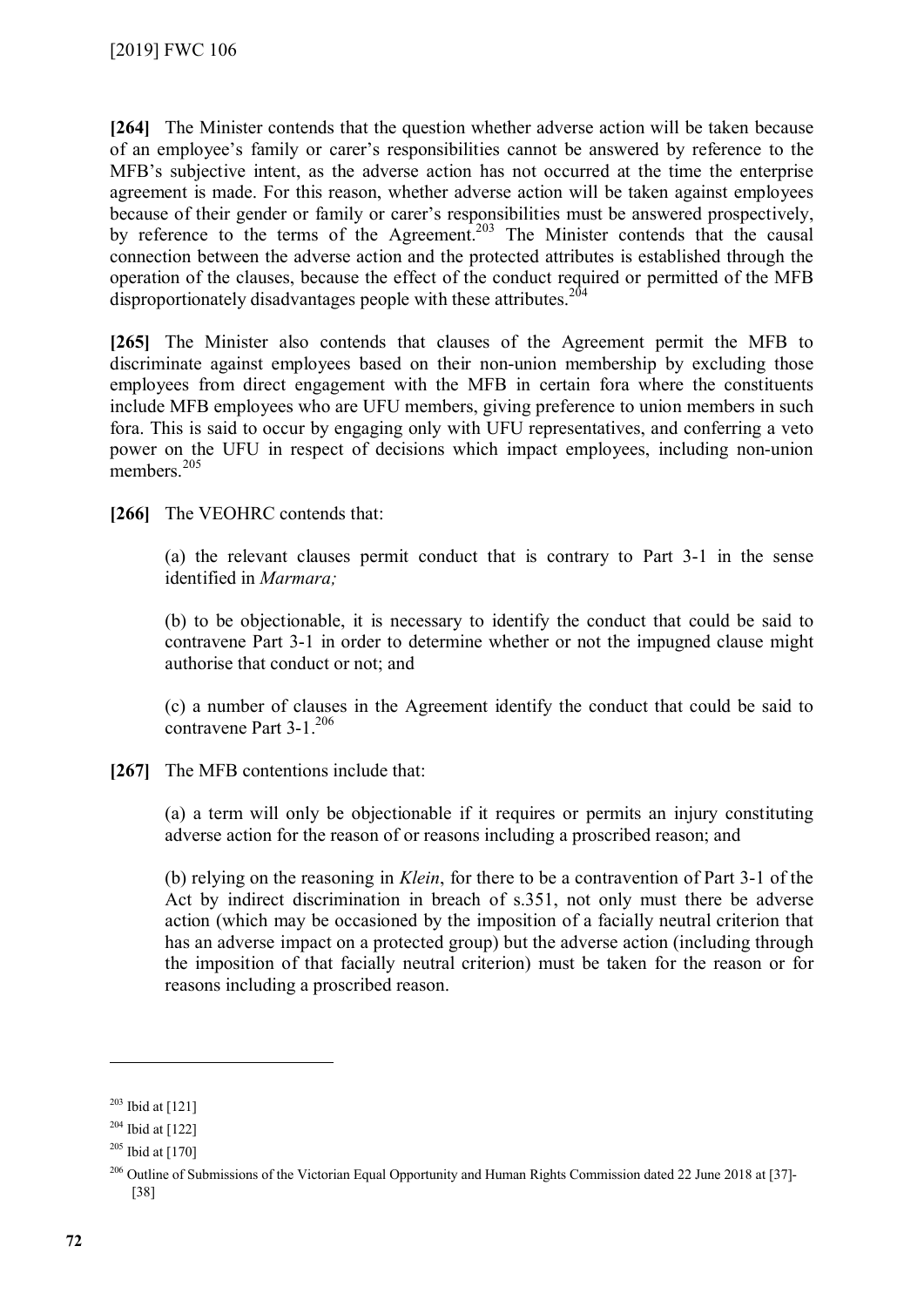**[264]** The Minister contends that the question whether adverse action will be taken because of an employee's family or carer's responsibilities cannot be answered by reference to the MFB's subjective intent, as the adverse action has not occurred at the time the enterprise agreement is made. For this reason, whether adverse action will be taken against employees because of their gender or family or carer's responsibilities must be answered prospectively, by reference to the terms of the Agreement.[203] The Minister contends that the causal connection between the adverse action and the protected attributes is established through the operation of the clauses, because the effect of the conduct required or permitted of the MFB disproportionately disadvantages people with these attributes.[204]

**[265]** The Minister also contends that clauses of the Agreement permit the MFB to discriminate against employees based on their non-union membership by excluding those employees from direct engagement with the MFB in certain fora where the constituents include MFB employees who are UFU members, giving preference to union members in such fora. This is said to occur by engaging only with UFU representatives, and conferring a veto power on the UFU in respect of decisions which impact employees, including non-union members.[205]

**[266]** The VEOHRC contends that:

> (a) the relevant clauses permit conduct that is contrary to Part 3-1 in the sense identified in *Marmara;*
>
> (b) to be objectionable, it is necessary to identify the conduct that could be said to contravene Part 3-1 in order to determine whether or not the impugned clause might authorise that conduct or not; and
>
> (c) a number of clauses in the Agreement identify the conduct that could be said to contravene Part 3-1.[206]

**[267]** The MFB contentions include that:

> (a) a term will only be objectionable if it requires or permits an injury constituting adverse action for the reason of or reasons including a proscribed reason; and
>
> (b) relying on the reasoning in *Klein*, for there to be a contravention of Part 3-1 of the Act by indirect discrimination in breach of s.351, not only must there be adverse action (which may be occasioned by the imposition of a facially neutral criterion that has an adverse impact on a protected group) but the adverse action (including through the imposition of that facially neutral criterion) must be taken for the reason or for reasons including a proscribed reason.

---

[203] Ibid at [121]

[204] Ibid at [122]

[205] Ibid at [170]

[206] Outline of Submissions of the Victorian Equal Opportunity and Human Rights Commission dated 22 June 2018 at [37]-[38]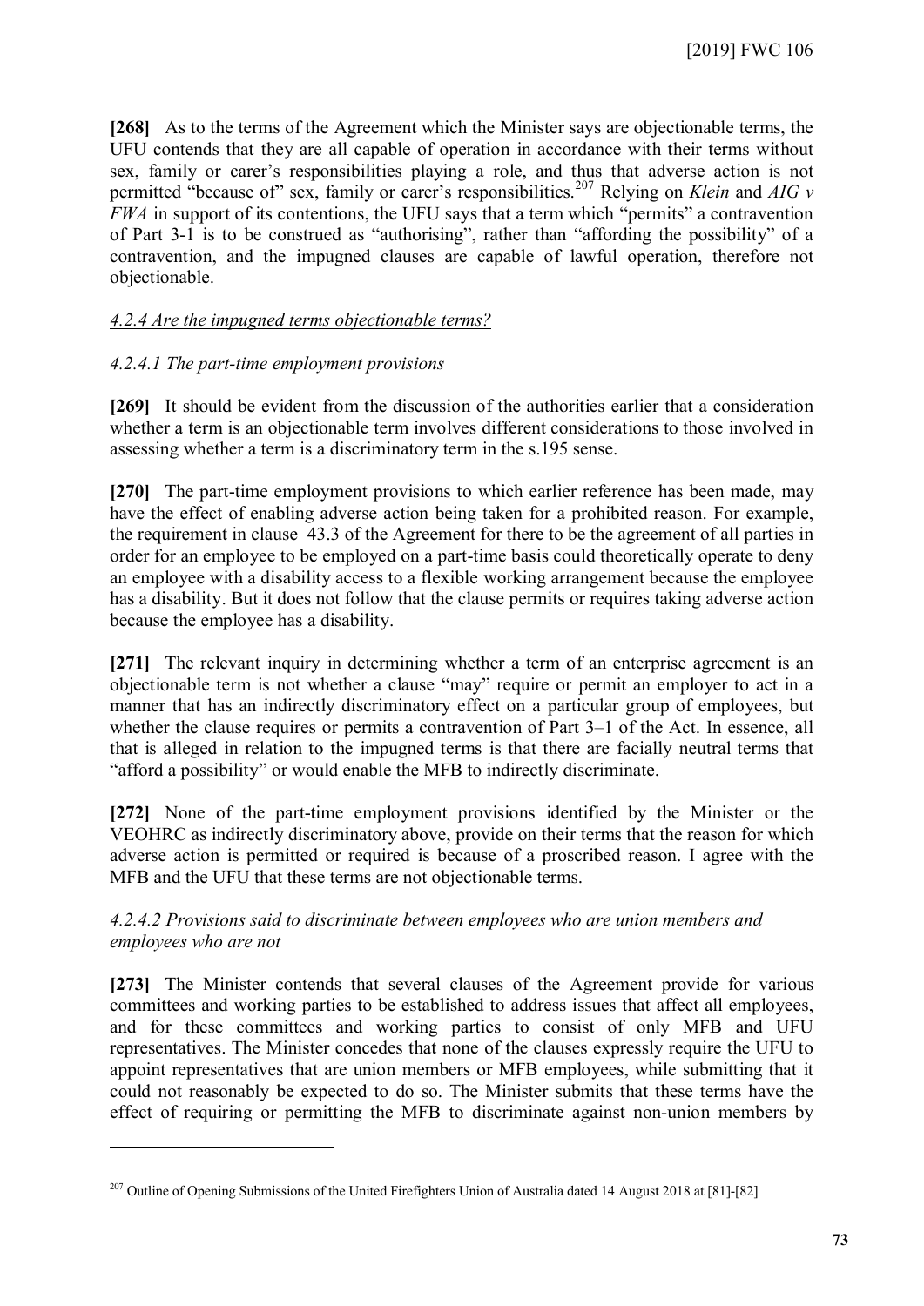**[268]** As to the terms of the Agreement which the Minister says are objectionable terms, the UFU contends that they are all capable of operation in accordance with their terms without sex, family or carer's responsibilities playing a role, and thus that adverse action is not permitted "because of" sex, family or carer's responsibilities.[207] Relying on *Klein* and *AIG v FWA* in support of its contentions, the UFU says that a term which "permits" a contravention of Part 3-1 is to be construed as "authorising", rather than "affording the possibility" of a contravention, and the impugned clauses are capable of lawful operation, therefore not objectionable.

*4.2.4 Are the impugned terms objectionable terms?*

*4.2.4.1 The part-time employment provisions*

**[269]** It should be evident from the discussion of the authorities earlier that a consideration whether a term is an objectionable term involves different considerations to those involved in assessing whether a term is a discriminatory term in the s.195 sense.

**[270]** The part-time employment provisions to which earlier reference has been made, may have the effect of enabling adverse action being taken for a prohibited reason. For example, the requirement in clause 43.3 of the Agreement for there to be the agreement of all parties in order for an employee to be employed on a part-time basis could theoretically operate to deny an employee with a disability access to a flexible working arrangement because the employee has a disability. But it does not follow that the clause permits or requires taking adverse action because the employee has a disability.

**[271]** The relevant inquiry in determining whether a term of an enterprise agreement is an objectionable term is not whether a clause "may" require or permit an employer to act in a manner that has an indirectly discriminatory effect on a particular group of employees, but whether the clause requires or permits a contravention of Part 3–1 of the Act. In essence, all that is alleged in relation to the impugned terms is that there are facially neutral terms that "afford a possibility" or would enable the MFB to indirectly discriminate.

**[272]** None of the part-time employment provisions identified by the Minister or the VEOHRC as indirectly discriminatory above, provide on their terms that the reason for which adverse action is permitted or required is because of a proscribed reason. I agree with the MFB and the UFU that these terms are not objectionable terms.

*4.2.4.2 Provisions said to discriminate between employees who are union members and employees who are not*

**[273]** The Minister contends that several clauses of the Agreement provide for various committees and working parties to be established to address issues that affect all employees, and for these committees and working parties to consist of only MFB and UFU representatives. The Minister concedes that none of the clauses expressly require the UFU to appoint representatives that are union members or MFB employees, while submitting that it could not reasonably be expected to do so. The Minister submits that these terms have the effect of requiring or permitting the MFB to discriminate against non-union members by

---

[207] Outline of Opening Submissions of the United Firefighters Union of Australia dated 14 August 2018 at [81]-[82]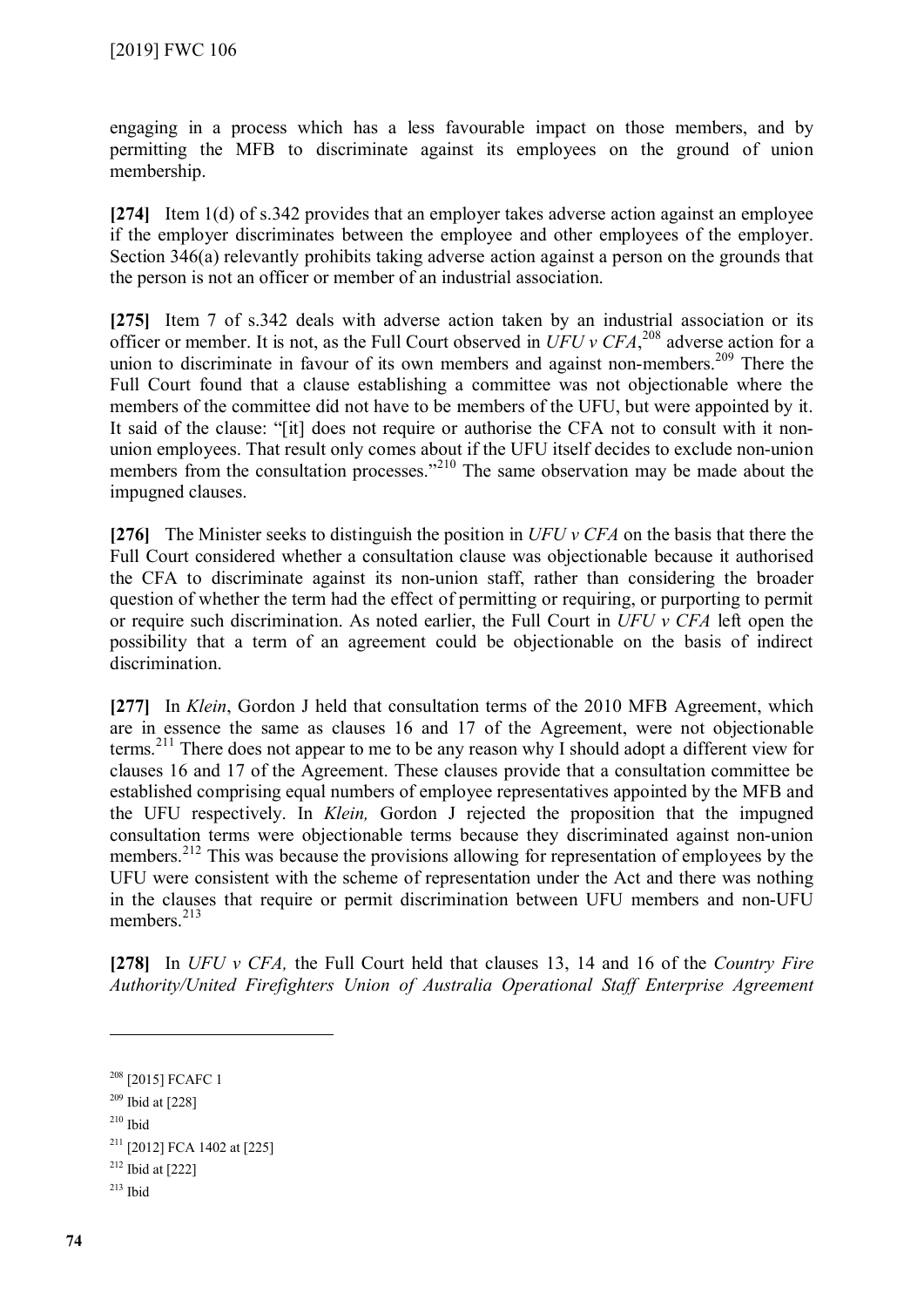engaging in a process which has a less favourable impact on those members, and by permitting the MFB to discriminate against its employees on the ground of union membership.

**[274]** Item 1(d) of s.342 provides that an employer takes adverse action against an employee if the employer discriminates between the employee and other employees of the employer. Section 346(a) relevantly prohibits taking adverse action against a person on the grounds that the person is not an officer or member of an industrial association.

**[275]** Item 7 of s.342 deals with adverse action taken by an industrial association or its officer or member. It is not, as the Full Court observed in *UFU v CFA*,[208] adverse action for a union to discriminate in favour of its own members and against non-members.[209] There the Full Court found that a clause establishing a committee was not objectionable where the members of the committee did not have to be members of the UFU, but were appointed by it. It said of the clause: "[it] does not require or authorise the CFA not to consult with it non-union employees. That result only comes about if the UFU itself decides to exclude non-union members from the consultation processes."[210] The same observation may be made about the impugned clauses.

**[276]** The Minister seeks to distinguish the position in *UFU v CFA* on the basis that there the Full Court considered whether a consultation clause was objectionable because it authorised the CFA to discriminate against its non-union staff, rather than considering the broader question of whether the term had the effect of permitting or requiring, or purporting to permit or require such discrimination. As noted earlier, the Full Court in *UFU v CFA* left open the possibility that a term of an agreement could be objectionable on the basis of indirect discrimination.

**[277]** In *Klein*, Gordon J held that consultation terms of the 2010 MFB Agreement, which are in essence the same as clauses 16 and 17 of the Agreement, were not objectionable terms.[211] There does not appear to me to be any reason why I should adopt a different view for clauses 16 and 17 of the Agreement. These clauses provide that a consultation committee be established comprising equal numbers of employee representatives appointed by the MFB and the UFU respectively. In *Klein,* Gordon J rejected the proposition that the impugned consultation terms were objectionable terms because they discriminated against non-union members.[212] This was because the provisions allowing for representation of employees by the UFU were consistent with the scheme of representation under the Act and there was nothing in the clauses that require or permit discrimination between UFU members and non-UFU members.[213]

**[278]** In *UFU v CFA,* the Full Court held that clauses 13, 14 and 16 of the *Country Fire Authority/United Firefighters Union of Australia Operational Staff Enterprise Agreement*

---

[208] [2015] FCAFC 1

[209] Ibid at [228]

[210] Ibid

[211] [2012] FCA 1402 at [225]

[212] Ibid at [222]

[213] Ibid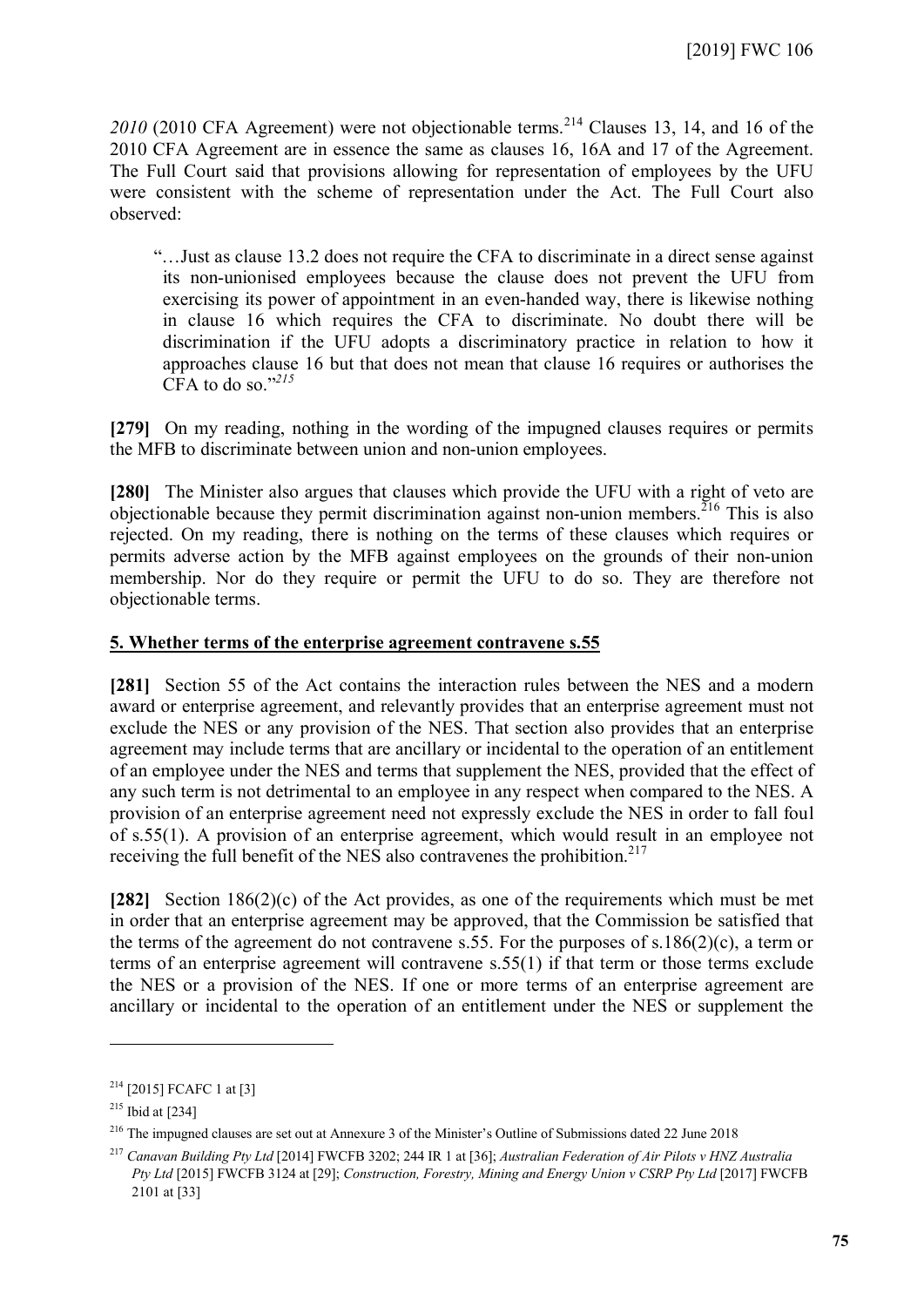*2010* (2010 CFA Agreement) were not objectionable terms.[214] Clauses 13, 14, and 16 of the 2010 CFA Agreement are in essence the same as clauses 16, 16A and 17 of the Agreement. The Full Court said that provisions allowing for representation of employees by the UFU were consistent with the scheme of representation under the Act. The Full Court also observed:

> "…Just as clause 13.2 does not require the CFA to discriminate in a direct sense against its non-unionised employees because the clause does not prevent the UFU from exercising its power of appointment in an even-handed way, there is likewise nothing in clause 16 which requires the CFA to discriminate. No doubt there will be discrimination if the UFU adopts a discriminatory practice in relation to how it approaches clause 16 but that does not mean that clause 16 requires or authorises the CFA to do so."[215]

**[279]** On my reading, nothing in the wording of the impugned clauses requires or permits the MFB to discriminate between union and non-union employees.

**[280]** The Minister also argues that clauses which provide the UFU with a right of veto are objectionable because they permit discrimination against non-union members.[216] This is also rejected. On my reading, there is nothing on the terms of these clauses which requires or permits adverse action by the MFB against employees on the grounds of their non-union membership. Nor do they require or permit the UFU to do so. They are therefore not objectionable terms.

## 5. Whether terms of the enterprise agreement contravene s.55

**[281]** Section 55 of the Act contains the interaction rules between the NES and a modern award or enterprise agreement, and relevantly provides that an enterprise agreement must not exclude the NES or any provision of the NES. That section also provides that an enterprise agreement may include terms that are ancillary or incidental to the operation of an entitlement of an employee under the NES and terms that supplement the NES, provided that the effect of any such term is not detrimental to an employee in any respect when compared to the NES. A provision of an enterprise agreement need not expressly exclude the NES in order to fall foul of s.55(1). A provision of an enterprise agreement, which would result in an employee not receiving the full benefit of the NES also contravenes the prohibition.[217]

**[282]** Section 186(2)(c) of the Act provides, as one of the requirements which must be met in order that an enterprise agreement may be approved, that the Commission be satisfied that the terms of the agreement do not contravene s.55. For the purposes of s.186(2)(c), a term or terms of an enterprise agreement will contravene s.55(1) if that term or those terms exclude the NES or a provision of the NES. If one or more terms of an enterprise agreement are ancillary or incidental to the operation of an entitlement under the NES or supplement the

---

[214] [2015] FCAFC 1 at [3]

[215] Ibid at [234]

[216] The impugned clauses are set out at Annexure 3 of the Minister's Outline of Submissions dated 22 June 2018

[217] *Canavan Building Pty Ltd* [2014] FWCFB 3202; 244 IR 1 at [36]; *Australian Federation of Air Pilots v HNZ Australia Pty Ltd* [2015] FWCFB 3124 at [29]; *Construction, Forestry, Mining and Energy Union v CSRP Pty Ltd* [2017] FWCFB 2101 at [33]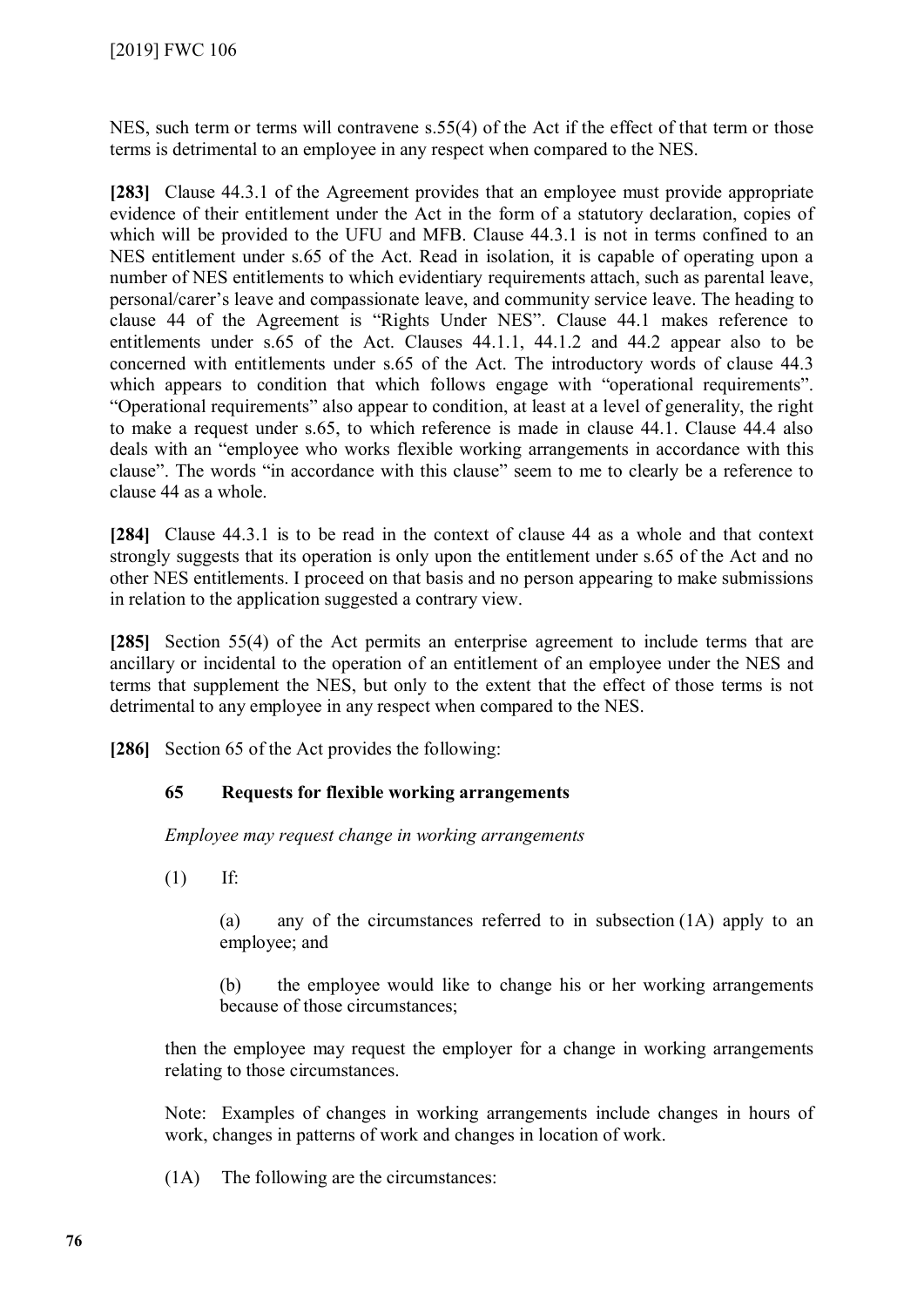NES, such term or terms will contravene s.55(4) of the Act if the effect of that term or those terms is detrimental to an employee in any respect when compared to the NES.

**[283]** Clause 44.3.1 of the Agreement provides that an employee must provide appropriate evidence of their entitlement under the Act in the form of a statutory declaration, copies of which will be provided to the UFU and MFB. Clause 44.3.1 is not in terms confined to an NES entitlement under s.65 of the Act. Read in isolation, it is capable of operating upon a number of NES entitlements to which evidentiary requirements attach, such as parental leave, personal/carer's leave and compassionate leave, and community service leave. The heading to clause 44 of the Agreement is "Rights Under NES". Clause 44.1 makes reference to entitlements under s.65 of the Act. Clauses 44.1.1, 44.1.2 and 44.2 appear also to be concerned with entitlements under s.65 of the Act. The introductory words of clause 44.3 which appears to condition that which follows engage with "operational requirements". "Operational requirements" also appear to condition, at least at a level of generality, the right to make a request under s.65, to which reference is made in clause 44.1. Clause 44.4 also deals with an "employee who works flexible working arrangements in accordance with this clause". The words "in accordance with this clause" seem to me to clearly be a reference to clause 44 as a whole.

**[284]** Clause 44.3.1 is to be read in the context of clause 44 as a whole and that context strongly suggests that its operation is only upon the entitlement under s.65 of the Act and no other NES entitlements. I proceed on that basis and no person appearing to make submissions in relation to the application suggested a contrary view.

**[285]** Section 55(4) of the Act permits an enterprise agreement to include terms that are ancillary or incidental to the operation of an entitlement of an employee under the NES and terms that supplement the NES, but only to the extent that the effect of those terms is not detrimental to any employee in any respect when compared to the NES.

**[286]** Section 65 of the Act provides the following:

> **65 Requests for flexible working arrangements**
>
> *Employee may request change in working arrangements*
>
> (1) If:
>
> (a) any of the circumstances referred to in subsection (1A) apply to an employee; and
>
> (b) the employee would like to change his or her working arrangements because of those circumstances;
>
> then the employee may request the employer for a change in working arrangements relating to those circumstances.
>
> Note: Examples of changes in working arrangements include changes in hours of work, changes in patterns of work and changes in location of work.
>
> (1A) The following are the circumstances: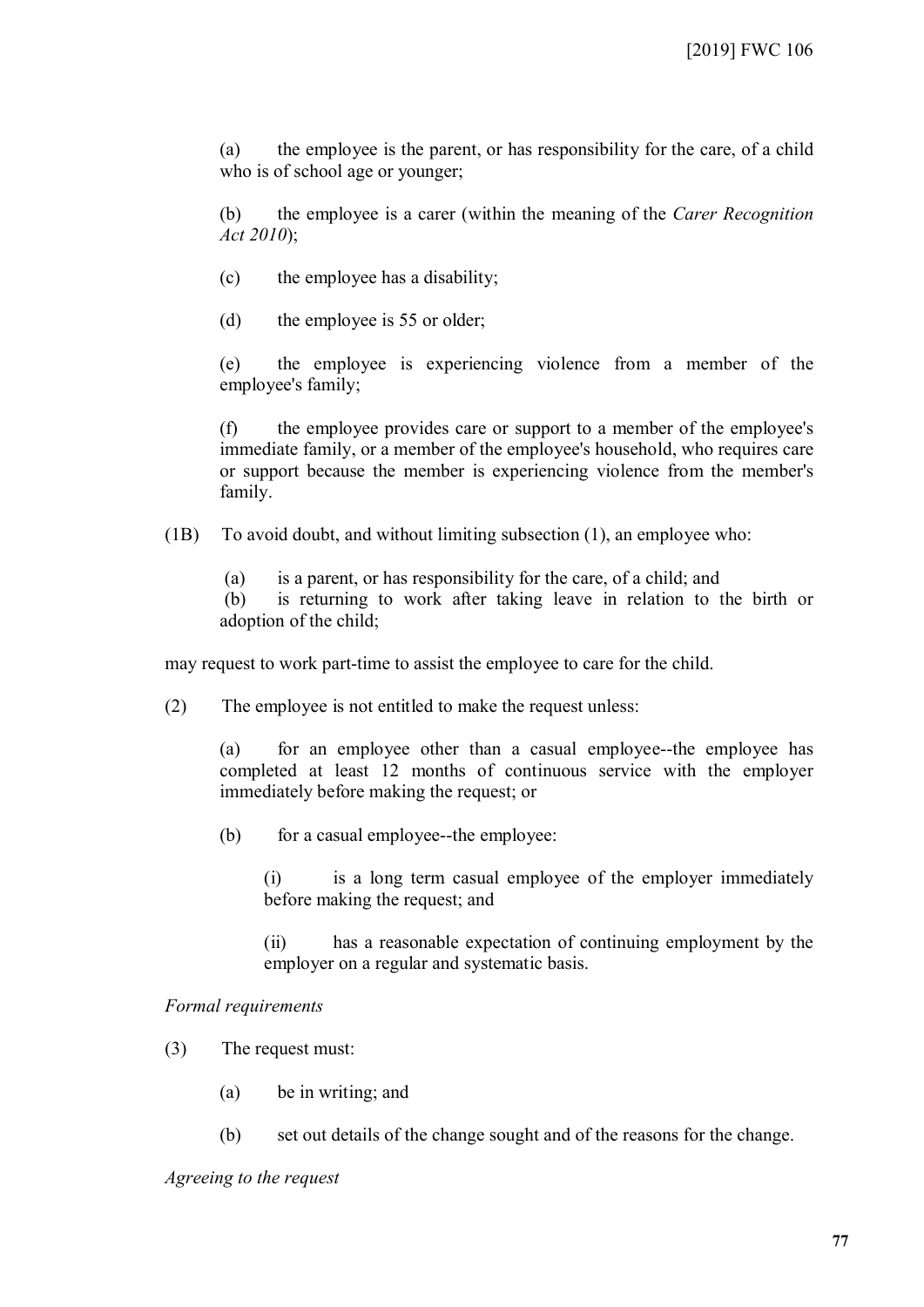(a) the employee is the parent, or has responsibility for the care, of a child who is of school age or younger;

(b) the employee is a carer (within the meaning of the *Carer Recognition Act 2010*);

(c) the employee has a disability;

(d) the employee is 55 or older;

(e) the employee is experiencing violence from a member of the employee's family;

(f) the employee provides care or support to a member of the employee's immediate family, or a member of the employee's household, who requires care or support because the member is experiencing violence from the member's family.

(1B) To avoid doubt, and without limiting subsection (1), an employee who:

(a) is a parent, or has responsibility for the care, of a child; and
(b) is returning to work after taking leave in relation to the birth or adoption of the child;

may request to work part-time to assist the employee to care for the child.

(2) The employee is not entitled to make the request unless:

(a) for an employee other than a casual employee--the employee has completed at least 12 months of continuous service with the employer immediately before making the request; or

(b) for a casual employee--the employee:

(i) is a long term casual employee of the employer immediately before making the request; and

(ii) has a reasonable expectation of continuing employment by the employer on a regular and systematic basis.

*Formal requirements*

(3) The request must:

(a) be in writing; and

(b) set out details of the change sought and of the reasons for the change.

*Agreeing to the request*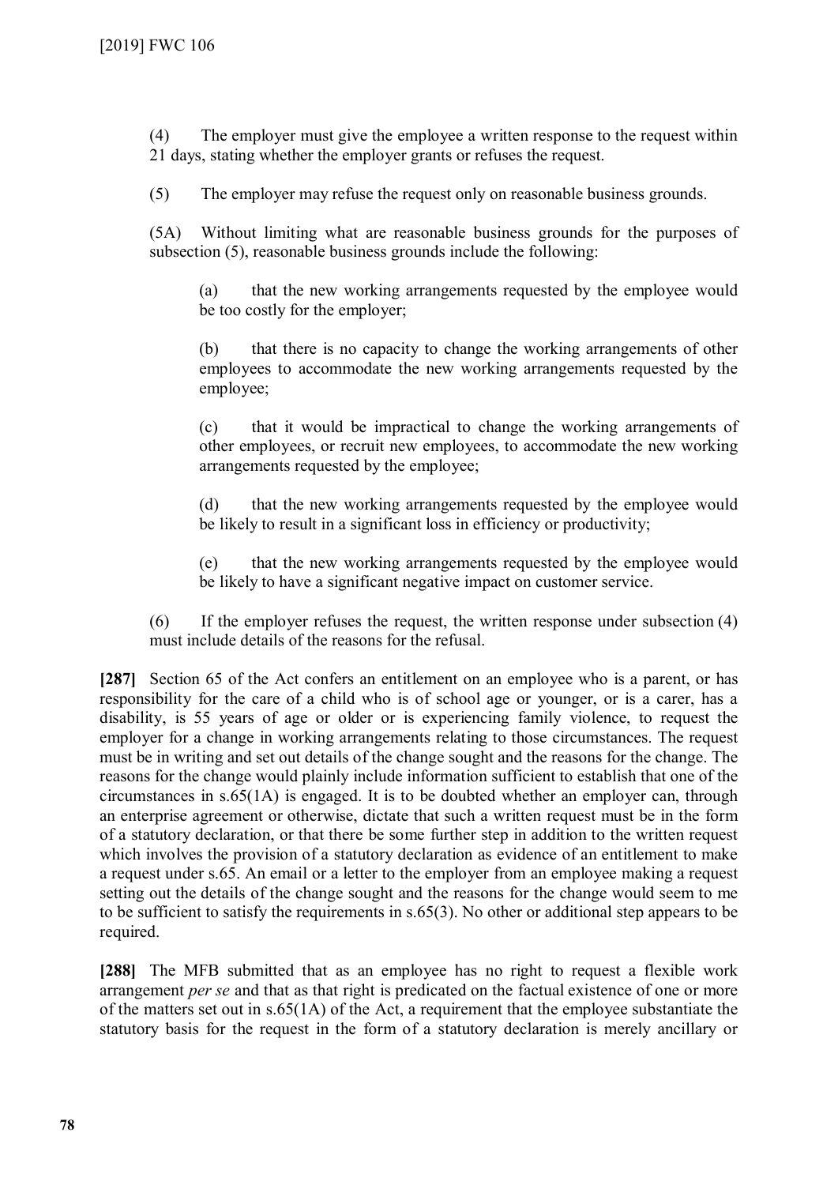(4) The employer must give the employee a written response to the request within 21 days, stating whether the employer grants or refuses the request.

(5) The employer may refuse the request only on reasonable business grounds.

(5A) Without limiting what are reasonable business grounds for the purposes of subsection (5), reasonable business grounds include the following:

(a) that the new working arrangements requested by the employee would be too costly for the employer;

(b) that there is no capacity to change the working arrangements of other employees to accommodate the new working arrangements requested by the employee;

(c) that it would be impractical to change the working arrangements of other employees, or recruit new employees, to accommodate the new working arrangements requested by the employee;

(d) that the new working arrangements requested by the employee would be likely to result in a significant loss in efficiency or productivity;

(e) that the new working arrangements requested by the employee would be likely to have a significant negative impact on customer service.

(6) If the employer refuses the request, the written response under subsection (4) must include details of the reasons for the refusal.

**[287]** Section 65 of the Act confers an entitlement on an employee who is a parent, or has responsibility for the care of a child who is of school age or younger, or is a carer, has a disability, is 55 years of age or older or is experiencing family violence, to request the employer for a change in working arrangements relating to those circumstances. The request must be in writing and set out details of the change sought and the reasons for the change. The reasons for the change would plainly include information sufficient to establish that one of the circumstances in s.65(1A) is engaged. It is to be doubted whether an employer can, through an enterprise agreement or otherwise, dictate that such a written request must be in the form of a statutory declaration, or that there be some further step in addition to the written request which involves the provision of a statutory declaration as evidence of an entitlement to make a request under s.65. An email or a letter to the employer from an employee making a request setting out the details of the change sought and the reasons for the change would seem to me to be sufficient to satisfy the requirements in s.65(3). No other or additional step appears to be required.

**[288]** The MFB submitted that as an employee has no right to request a flexible work arrangement *per se* and that as that right is predicated on the factual existence of one or more of the matters set out in s.65(1A) of the Act, a requirement that the employee substantiate the statutory basis for the request in the form of a statutory declaration is merely ancillary or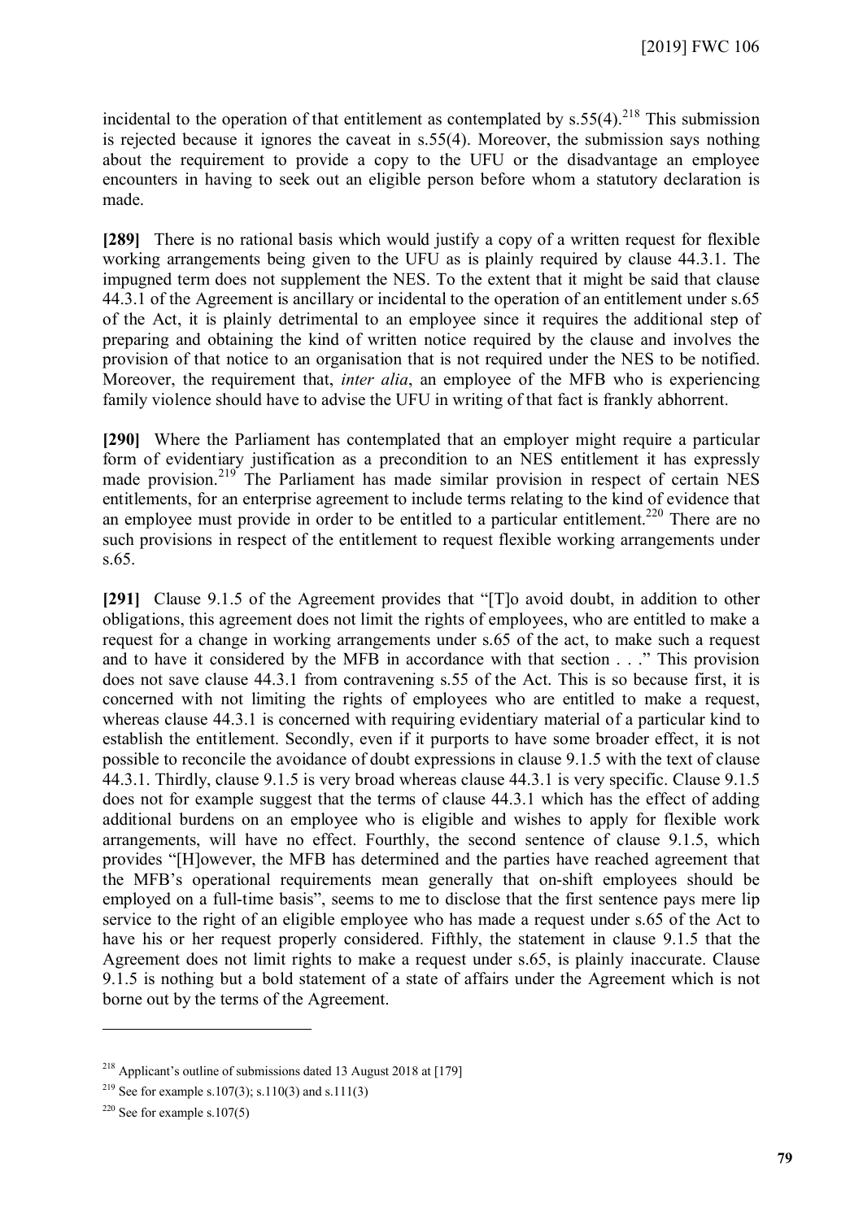incidental to the operation of that entitlement as contemplated by s.55(4).[218] This submission is rejected because it ignores the caveat in s.55(4). Moreover, the submission says nothing about the requirement to provide a copy to the UFU or the disadvantage an employee encounters in having to seek out an eligible person before whom a statutory declaration is made.

**[289]** There is no rational basis which would justify a copy of a written request for flexible working arrangements being given to the UFU as is plainly required by clause 44.3.1. The impugned term does not supplement the NES. To the extent that it might be said that clause 44.3.1 of the Agreement is ancillary or incidental to the operation of an entitlement under s.65 of the Act, it is plainly detrimental to an employee since it requires the additional step of preparing and obtaining the kind of written notice required by the clause and involves the provision of that notice to an organisation that is not required under the NES to be notified. Moreover, the requirement that, *inter alia*, an employee of the MFB who is experiencing family violence should have to advise the UFU in writing of that fact is frankly abhorrent.

**[290]** Where the Parliament has contemplated that an employer might require a particular form of evidentiary justification as a precondition to an NES entitlement it has expressly made provision.[219] The Parliament has made similar provision in respect of certain NES entitlements, for an enterprise agreement to include terms relating to the kind of evidence that an employee must provide in order to be entitled to a particular entitlement.[220] There are no such provisions in respect of the entitlement to request flexible working arrangements under s.65.

**[291]** Clause 9.1.5 of the Agreement provides that "[T]o avoid doubt, in addition to other obligations, this agreement does not limit the rights of employees, who are entitled to make a request for a change in working arrangements under s.65 of the act, to make such a request and to have it considered by the MFB in accordance with that section . . ." This provision does not save clause 44.3.1 from contravening s.55 of the Act. This is so because first, it is concerned with not limiting the rights of employees who are entitled to make a request, whereas clause 44.3.1 is concerned with requiring evidentiary material of a particular kind to establish the entitlement. Secondly, even if it purports to have some broader effect, it is not possible to reconcile the avoidance of doubt expressions in clause 9.1.5 with the text of clause 44.3.1. Thirdly, clause 9.1.5 is very broad whereas clause 44.3.1 is very specific. Clause 9.1.5 does not for example suggest that the terms of clause 44.3.1 which has the effect of adding additional burdens on an employee who is eligible and wishes to apply for flexible work arrangements, will have no effect. Fourthly, the second sentence of clause 9.1.5, which provides "[H]owever, the MFB has determined and the parties have reached agreement that the MFB's operational requirements mean generally that on-shift employees should be employed on a full-time basis", seems to me to disclose that the first sentence pays mere lip service to the right of an eligible employee who has made a request under s.65 of the Act to have his or her request properly considered. Fifthly, the statement in clause 9.1.5 that the Agreement does not limit rights to make a request under s.65, is plainly inaccurate. Clause 9.1.5 is nothing but a bold statement of a state of affairs under the Agreement which is not borne out by the terms of the Agreement.

---

[218] Applicant's outline of submissions dated 13 August 2018 at [179]

[219] See for example s.107(3); s.110(3) and s.111(3)

[220] See for example s.107(5)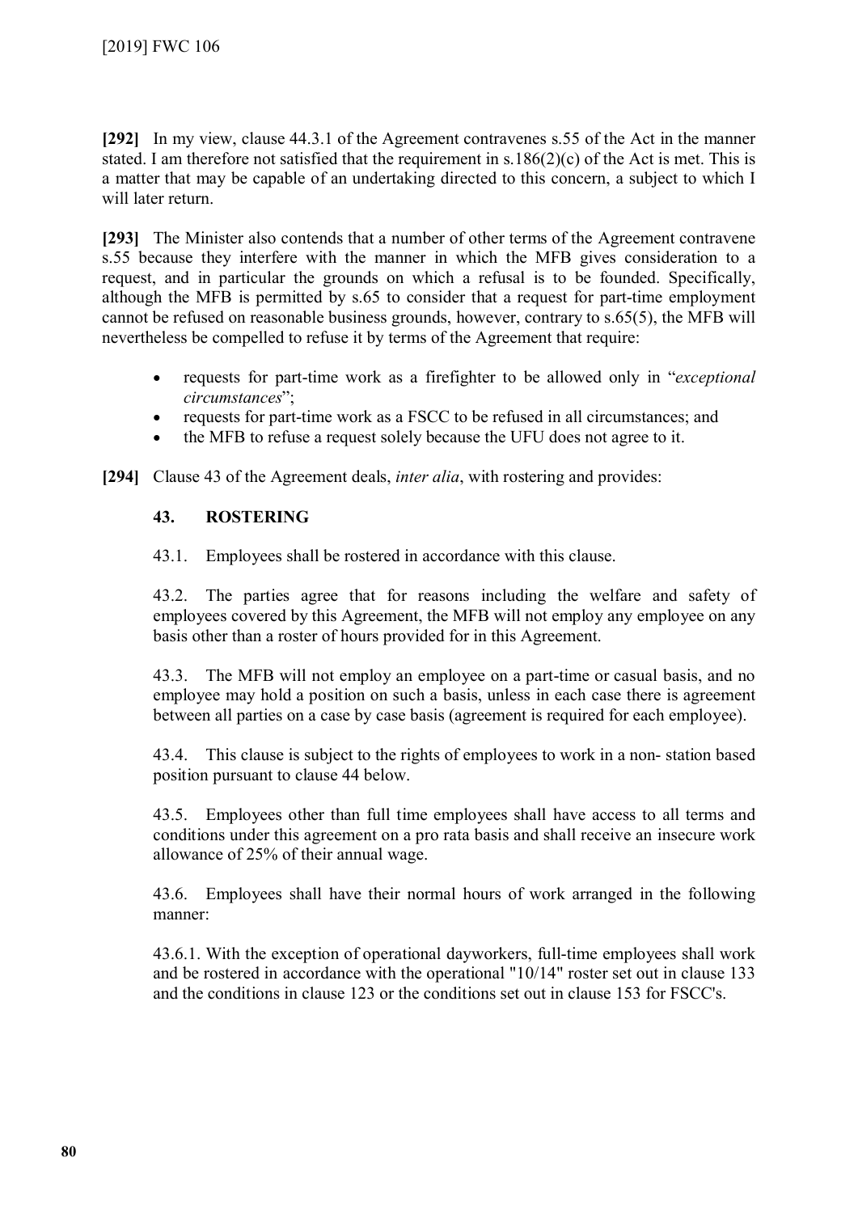**[292]** In my view, clause 44.3.1 of the Agreement contravenes s.55 of the Act in the manner stated. I am therefore not satisfied that the requirement in s.186(2)(c) of the Act is met. This is a matter that may be capable of an undertaking directed to this concern, a subject to which I will later return.

**[293]** The Minister also contends that a number of other terms of the Agreement contravene s.55 because they interfere with the manner in which the MFB gives consideration to a request, and in particular the grounds on which a refusal is to be founded. Specifically, although the MFB is permitted by s.65 to consider that a request for part-time employment cannot be refused on reasonable business grounds, however, contrary to s.65(5), the MFB will nevertheless be compelled to refuse it by terms of the Agreement that require:

- requests for part-time work as a firefighter to be allowed only in "*exceptional circumstances*";
- requests for part-time work as a FSCC to be refused in all circumstances; and
- the MFB to refuse a request solely because the UFU does not agree to it.

**[294]** Clause 43 of the Agreement deals, *inter alia*, with rostering and provides:

> **43. ROSTERING**
>
> 43.1. Employees shall be rostered in accordance with this clause.
>
> 43.2. The parties agree that for reasons including the welfare and safety of employees covered by this Agreement, the MFB will not employ any employee on any basis other than a roster of hours provided for in this Agreement.
>
> 43.3. The MFB will not employ an employee on a part-time or casual basis, and no employee may hold a position on such a basis, unless in each case there is agreement between all parties on a case by case basis (agreement is required for each employee).
>
> 43.4. This clause is subject to the rights of employees to work in a non- station based position pursuant to clause 44 below.
>
> 43.5. Employees other than full time employees shall have access to all terms and conditions under this agreement on a pro rata basis and shall receive an insecure work allowance of 25% of their annual wage.
>
> 43.6. Employees shall have their normal hours of work arranged in the following manner:
>
> 43.6.1. With the exception of operational dayworkers, full-time employees shall work and be rostered in accordance with the operational "10/14" roster set out in clause 133 and the conditions in clause 123 or the conditions set out in clause 153 for FSCC's.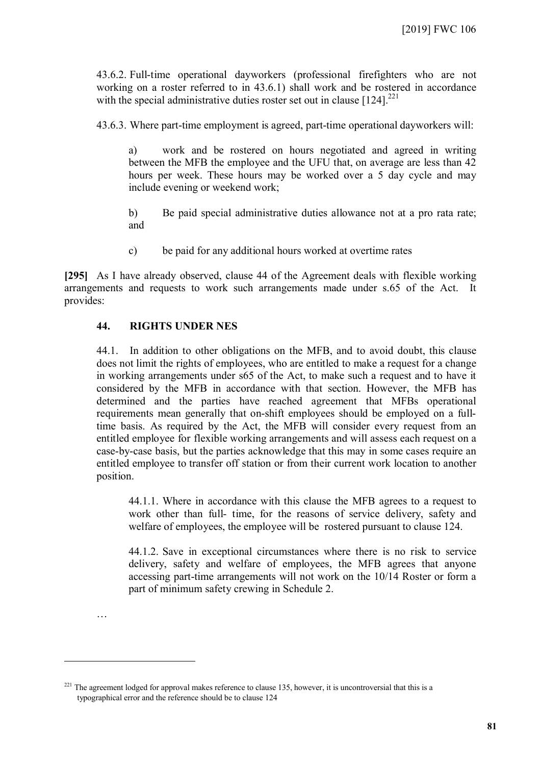43.6.2. Full-time operational dayworkers (professional firefighters who are not working on a roster referred to in 43.6.1) shall work and be rostered in accordance with the special administrative duties roster set out in clause [124].[221]

43.6.3. Where part-time employment is agreed, part-time operational dayworkers will:

a) work and be rostered on hours negotiated and agreed in writing between the MFB the employee and the UFU that, on average are less than 42 hours per week. These hours may be worked over a 5 day cycle and may include evening or weekend work;

b) Be paid special administrative duties allowance not at a pro rata rate; and

c) be paid for any additional hours worked at overtime rates

**[295]** As I have already observed, clause 44 of the Agreement deals with flexible working arrangements and requests to work such arrangements made under s.65 of the Act. It provides:

**44. RIGHTS UNDER NES**

44.1. In addition to other obligations on the MFB, and to avoid doubt, this clause does not limit the rights of employees, who are entitled to make a request for a change in working arrangements under s65 of the Act, to make such a request and to have it considered by the MFB in accordance with that section. However, the MFB has determined and the parties have reached agreement that MFBs operational requirements mean generally that on-shift employees should be employed on a full-time basis. As required by the Act, the MFB will consider every request from an entitled employee for flexible working arrangements and will assess each request on a case-by-case basis, but the parties acknowledge that this may in some cases require an entitled employee to transfer off station or from their current work location to another position.

44.1.1. Where in accordance with this clause the MFB agrees to a request to work other than full- time, for the reasons of service delivery, safety and welfare of employees, the employee will be rostered pursuant to clause 124.

44.1.2. Save in exceptional circumstances where there is no risk to service delivery, safety and welfare of employees, the MFB agrees that anyone accessing part-time arrangements will not work on the 10/14 Roster or form a part of minimum safety crewing in Schedule 2.

…

---

[221] The agreement lodged for approval makes reference to clause 135, however, it is uncontroversial that this is a typographical error and the reference should be to clause 124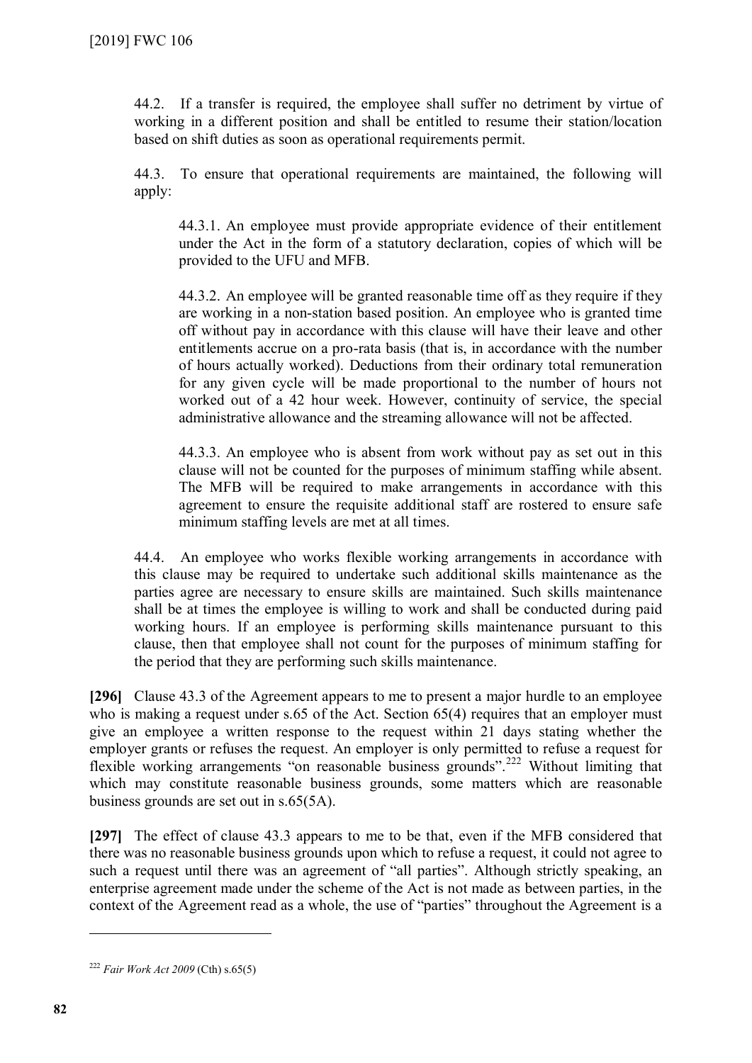44.2. If a transfer is required, the employee shall suffer no detriment by virtue of working in a different position and shall be entitled to resume their station/location based on shift duties as soon as operational requirements permit.

44.3. To ensure that operational requirements are maintained, the following will apply:

> 44.3.1. An employee must provide appropriate evidence of their entitlement under the Act in the form of a statutory declaration, copies of which will be provided to the UFU and MFB.
>
> 44.3.2. An employee will be granted reasonable time off as they require if they are working in a non-station based position. An employee who is granted time off without pay in accordance with this clause will have their leave and other entitlements accrue on a pro-rata basis (that is, in accordance with the number of hours actually worked). Deductions from their ordinary total remuneration for any given cycle will be made proportional to the number of hours not worked out of a 42 hour week. However, continuity of service, the special administrative allowance and the streaming allowance will not be affected.
>
> 44.3.3. An employee who is absent from work without pay as set out in this clause will not be counted for the purposes of minimum staffing while absent. The MFB will be required to make arrangements in accordance with this agreement to ensure the requisite additional staff are rostered to ensure safe minimum staffing levels are met at all times.

44.4. An employee who works flexible working arrangements in accordance with this clause may be required to undertake such additional skills maintenance as the parties agree are necessary to ensure skills are maintained. Such skills maintenance shall be at times the employee is willing to work and shall be conducted during paid working hours. If an employee is performing skills maintenance pursuant to this clause, then that employee shall not count for the purposes of minimum staffing for the period that they are performing such skills maintenance.

**[296]** Clause 43.3 of the Agreement appears to me to present a major hurdle to an employee who is making a request under s.65 of the Act. Section 65(4) requires that an employer must give an employee a written response to the request within 21 days stating whether the employer grants or refuses the request. An employer is only permitted to refuse a request for flexible working arrangements "on reasonable business grounds".[222] Without limiting that which may constitute reasonable business grounds, some matters which are reasonable business grounds are set out in s.65(5A).

**[297]** The effect of clause 43.3 appears to me to be that, even if the MFB considered that there was no reasonable business grounds upon which to refuse a request, it could not agree to such a request until there was an agreement of "all parties". Although strictly speaking, an enterprise agreement made under the scheme of the Act is not made as between parties, in the context of the Agreement read as a whole, the use of "parties" throughout the Agreement is a

[222] *Fair Work Act 2009* (Cth) s.65(5)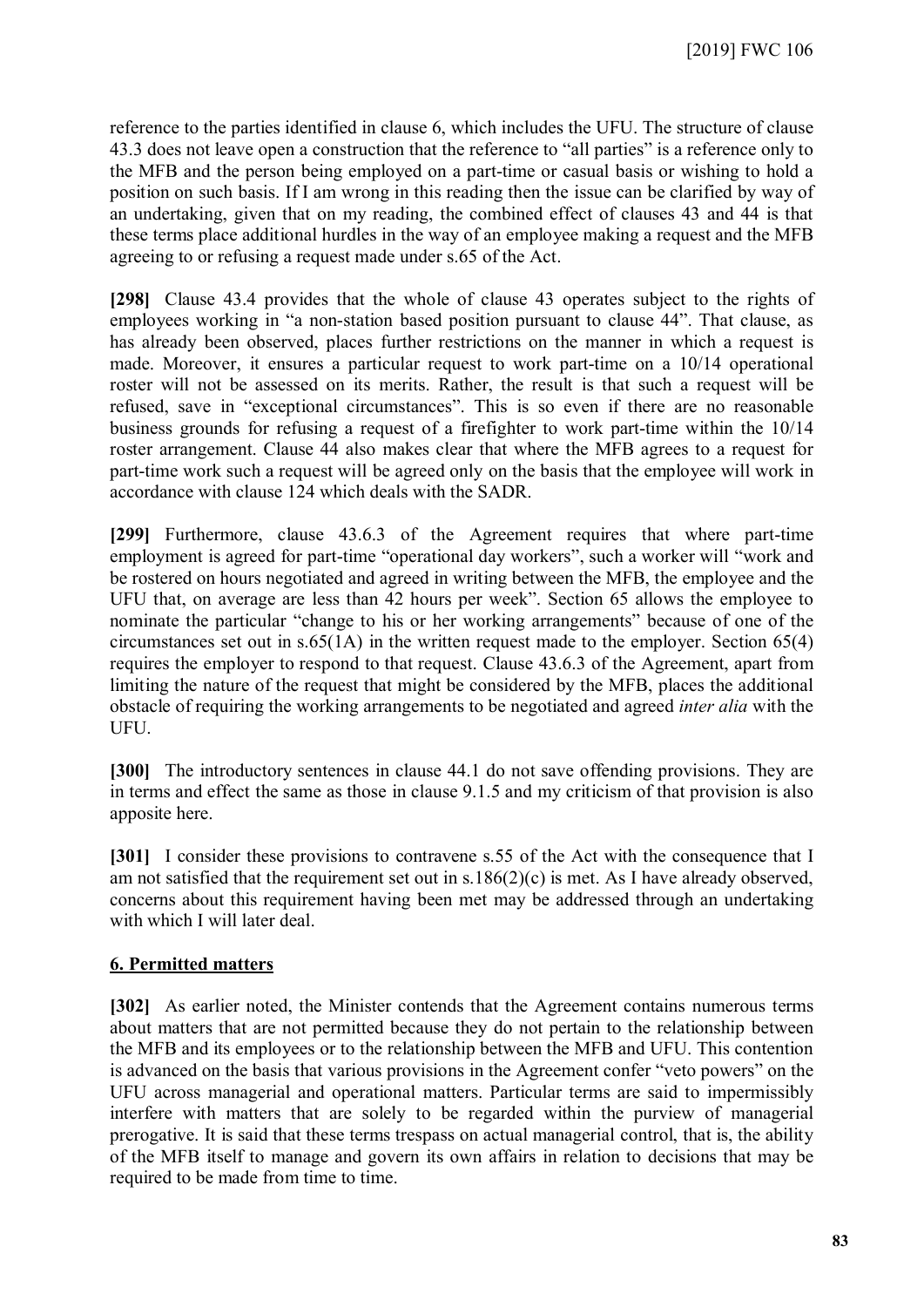reference to the parties identified in clause 6, which includes the UFU. The structure of clause 43.3 does not leave open a construction that the reference to "all parties" is a reference only to the MFB and the person being employed on a part-time or casual basis or wishing to hold a position on such basis. If I am wrong in this reading then the issue can be clarified by way of an undertaking, given that on my reading, the combined effect of clauses 43 and 44 is that these terms place additional hurdles in the way of an employee making a request and the MFB agreeing to or refusing a request made under s.65 of the Act.

**[298]** Clause 43.4 provides that the whole of clause 43 operates subject to the rights of employees working in "a non-station based position pursuant to clause 44". That clause, as has already been observed, places further restrictions on the manner in which a request is made. Moreover, it ensures a particular request to work part-time on a 10/14 operational roster will not be assessed on its merits. Rather, the result is that such a request will be refused, save in "exceptional circumstances". This is so even if there are no reasonable business grounds for refusing a request of a firefighter to work part-time within the 10/14 roster arrangement. Clause 44 also makes clear that where the MFB agrees to a request for part-time work such a request will be agreed only on the basis that the employee will work in accordance with clause 124 which deals with the SADR.

**[299]** Furthermore, clause 43.6.3 of the Agreement requires that where part-time employment is agreed for part-time "operational day workers", such a worker will "work and be rostered on hours negotiated and agreed in writing between the MFB, the employee and the UFU that, on average are less than 42 hours per week". Section 65 allows the employee to nominate the particular "change to his or her working arrangements" because of one of the circumstances set out in s.65(1A) in the written request made to the employer. Section 65(4) requires the employer to respond to that request. Clause 43.6.3 of the Agreement, apart from limiting the nature of the request that might be considered by the MFB, places the additional obstacle of requiring the working arrangements to be negotiated and agreed *inter alia* with the UFU.

**[300]** The introductory sentences in clause 44.1 do not save offending provisions. They are in terms and effect the same as those in clause 9.1.5 and my criticism of that provision is also apposite here.

**[301]** I consider these provisions to contravene s.55 of the Act with the consequence that I am not satisfied that the requirement set out in s.186(2)(c) is met. As I have already observed, concerns about this requirement having been met may be addressed through an undertaking with which I will later deal.

## 6. Permitted matters

**[302]** As earlier noted, the Minister contends that the Agreement contains numerous terms about matters that are not permitted because they do not pertain to the relationship between the MFB and its employees or to the relationship between the MFB and UFU. This contention is advanced on the basis that various provisions in the Agreement confer "veto powers" on the UFU across managerial and operational matters. Particular terms are said to impermissibly interfere with matters that are solely to be regarded within the purview of managerial prerogative. It is said that these terms trespass on actual managerial control, that is, the ability of the MFB itself to manage and govern its own affairs in relation to decisions that may be required to be made from time to time.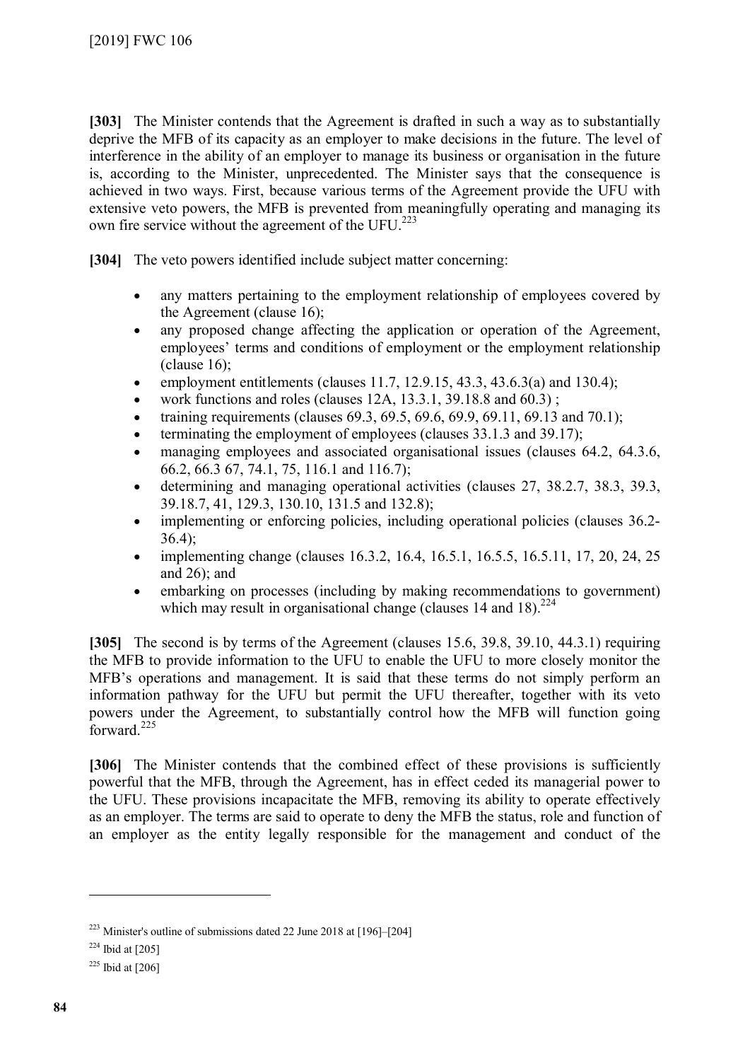**[303]** The Minister contends that the Agreement is drafted in such a way as to substantially deprive the MFB of its capacity as an employer to make decisions in the future. The level of interference in the ability of an employer to manage its business or organisation in the future is, according to the Minister, unprecedented. The Minister says that the consequence is achieved in two ways. First, because various terms of the Agreement provide the UFU with extensive veto powers, the MFB is prevented from meaningfully operating and managing its own fire service without the agreement of the UFU.[223]

**[304]** The veto powers identified include subject matter concerning:

- any matters pertaining to the employment relationship of employees covered by the Agreement (clause 16);
- any proposed change affecting the application or operation of the Agreement, employees' terms and conditions of employment or the employment relationship (clause 16);
- employment entitlements (clauses 11.7, 12.9.15, 43.3, 43.6.3(a) and 130.4);
- work functions and roles (clauses 12A, 13.3.1, 39.18.8 and 60.3) ;
- training requirements (clauses 69.3, 69.5, 69.6, 69.9, 69.11, 69.13 and 70.1);
- terminating the employment of employees (clauses 33.1.3 and 39.17);
- managing employees and associated organisational issues (clauses 64.2, 64.3.6, 66.2, 66.3 67, 74.1, 75, 116.1 and 116.7);
- determining and managing operational activities (clauses 27, 38.2.7, 38.3, 39.3, 39.18.7, 41, 129.3, 130.10, 131.5 and 132.8);
- implementing or enforcing policies, including operational policies (clauses 36.2-36.4);
- implementing change (clauses 16.3.2, 16.4, 16.5.1, 16.5.5, 16.5.11, 17, 20, 24, 25 and 26); and
- embarking on processes (including by making recommendations to government) which may result in organisational change (clauses 14 and 18).[224]

**[305]** The second is by terms of the Agreement (clauses 15.6, 39.8, 39.10, 44.3.1) requiring the MFB to provide information to the UFU to enable the UFU to more closely monitor the MFB's operations and management. It is said that these terms do not simply perform an information pathway for the UFU but permit the UFU thereafter, together with its veto powers under the Agreement, to substantially control how the MFB will function going forward.[225]

**[306]** The Minister contends that the combined effect of these provisions is sufficiently powerful that the MFB, through the Agreement, has in effect ceded its managerial power to the UFU. These provisions incapacitate the MFB, removing its ability to operate effectively as an employer. The terms are said to operate to deny the MFB the status, role and function of an employer as the entity legally responsible for the management and conduct of the

---

[223] Minister's outline of submissions dated 22 June 2018 at [196]–[204]

[224] Ibid at [205]

[225] Ibid at [206]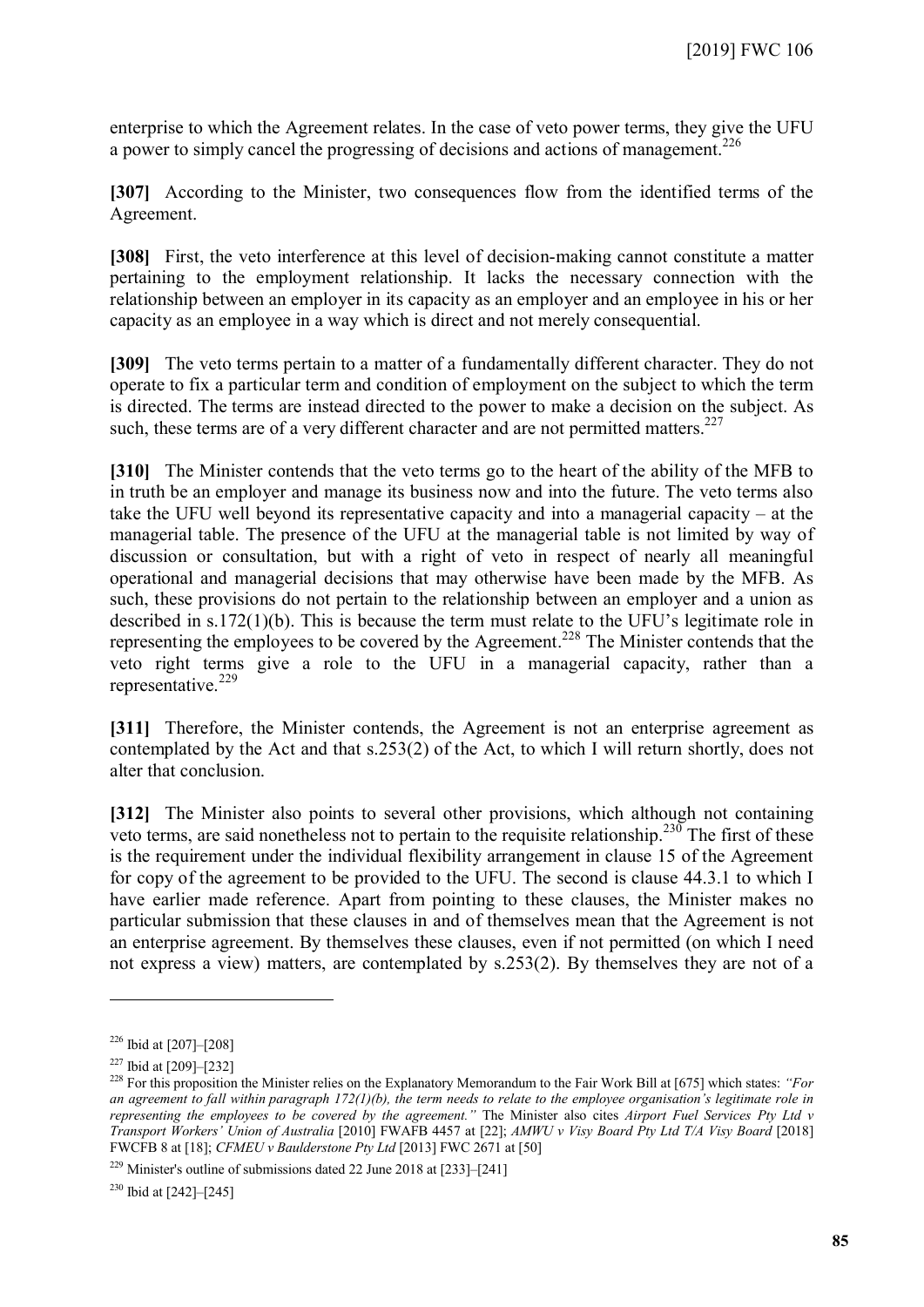enterprise to which the Agreement relates. In the case of veto power terms, they give the UFU a power to simply cancel the progressing of decisions and actions of management.[226]

**[307]** According to the Minister, two consequences flow from the identified terms of the Agreement.

**[308]** First, the veto interference at this level of decision-making cannot constitute a matter pertaining to the employment relationship. It lacks the necessary connection with the relationship between an employer in its capacity as an employer and an employee in his or her capacity as an employee in a way which is direct and not merely consequential.

**[309]** The veto terms pertain to a matter of a fundamentally different character. They do not operate to fix a particular term and condition of employment on the subject to which the term is directed. The terms are instead directed to the power to make a decision on the subject. As such, these terms are of a very different character and are not permitted matters.[227]

**[310]** The Minister contends that the veto terms go to the heart of the ability of the MFB to in truth be an employer and manage its business now and into the future. The veto terms also take the UFU well beyond its representative capacity and into a managerial capacity – at the managerial table. The presence of the UFU at the managerial table is not limited by way of discussion or consultation, but with a right of veto in respect of nearly all meaningful operational and managerial decisions that may otherwise have been made by the MFB. As such, these provisions do not pertain to the relationship between an employer and a union as described in s.172(1)(b). This is because the term must relate to the UFU's legitimate role in representing the employees to be covered by the Agreement.[228] The Minister contends that the veto right terms give a role to the UFU in a managerial capacity, rather than a representative.[229]

**[311]** Therefore, the Minister contends, the Agreement is not an enterprise agreement as contemplated by the Act and that s.253(2) of the Act, to which I will return shortly, does not alter that conclusion.

**[312]** The Minister also points to several other provisions, which although not containing veto terms, are said nonetheless not to pertain to the requisite relationship.[230] The first of these is the requirement under the individual flexibility arrangement in clause 15 of the Agreement for copy of the agreement to be provided to the UFU. The second is clause 44.3.1 to which I have earlier made reference. Apart from pointing to these clauses, the Minister makes no particular submission that these clauses in and of themselves mean that the Agreement is not an enterprise agreement. By themselves these clauses, even if not permitted (on which I need not express a view) matters, are contemplated by s.253(2). By themselves they are not of a

---

[226] Ibid at [207]–[208]

[227] Ibid at [209]–[232]

[228] For this proposition the Minister relies on the Explanatory Memorandum to the Fair Work Bill at [675] which states: *"For an agreement to fall within paragraph 172(1)(b), the term needs to relate to the employee organisation's legitimate role in representing the employees to be covered by the agreement."* The Minister also cites *Airport Fuel Services Pty Ltd v Transport Workers' Union of Australia* [2010] FWAFB 4457 at [22]; *AMWU v Visy Board Pty Ltd T/A Visy Board* [2018] FWCFB 8 at [18]; *CFMEU v Baulderstone Pty Ltd* [2013] FWC 2671 at [50]

[229] Minister's outline of submissions dated 22 June 2018 at [233]–[241]

[230] Ibid at [242]–[245]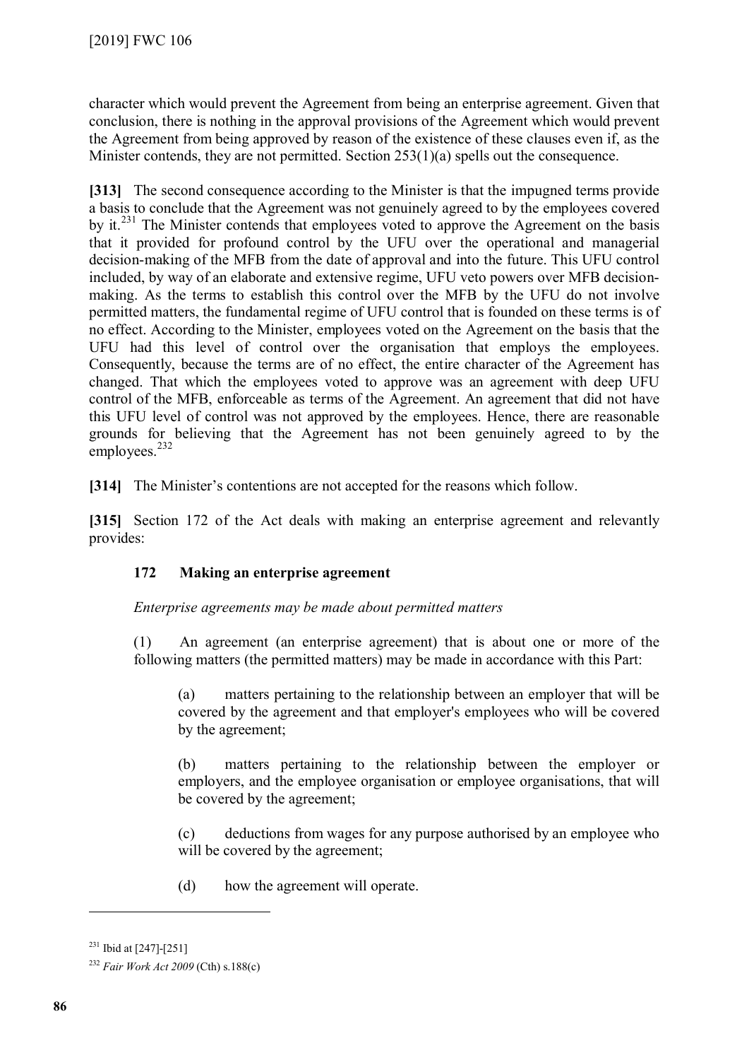character which would prevent the Agreement from being an enterprise agreement. Given that conclusion, there is nothing in the approval provisions of the Agreement which would prevent the Agreement from being approved by reason of the existence of these clauses even if, as the Minister contends, they are not permitted. Section 253(1)(a) spells out the consequence.

**[313]** The second consequence according to the Minister is that the impugned terms provide a basis to conclude that the Agreement was not genuinely agreed to by the employees covered by it.[231] The Minister contends that employees voted to approve the Agreement on the basis that it provided for profound control by the UFU over the operational and managerial decision-making of the MFB from the date of approval and into the future. This UFU control included, by way of an elaborate and extensive regime, UFU veto powers over MFB decision-making. As the terms to establish this control over the MFB by the UFU do not involve permitted matters, the fundamental regime of UFU control that is founded on these terms is of no effect. According to the Minister, employees voted on the Agreement on the basis that the UFU had this level of control over the organisation that employs the employees. Consequently, because the terms are of no effect, the entire character of the Agreement has changed. That which the employees voted to approve was an agreement with deep UFU control of the MFB, enforceable as terms of the Agreement. An agreement that did not have this UFU level of control was not approved by the employees. Hence, there are reasonable grounds for believing that the Agreement has not been genuinely agreed to by the employees.[232]

**[314]** The Minister's contentions are not accepted for the reasons which follow.

**[315]** Section 172 of the Act deals with making an enterprise agreement and relevantly provides:

> **172 Making an enterprise agreement**
>
> *Enterprise agreements may be made about permitted matters*
>
> (1) An agreement (an enterprise agreement) that is about one or more of the following matters (the permitted matters) may be made in accordance with this Part:
>
> > (a) matters pertaining to the relationship between an employer that will be covered by the agreement and that employer's employees who will be covered by the agreement;
> >
> > (b) matters pertaining to the relationship between the employer or employers, and the employee organisation or employee organisations, that will be covered by the agreement;
> >
> > (c) deductions from wages for any purpose authorised by an employee who will be covered by the agreement;
> >
> > (d) how the agreement will operate.

---

[231] Ibid at [247]-[251]

[232] *Fair Work Act 2009* (Cth) s.188(c)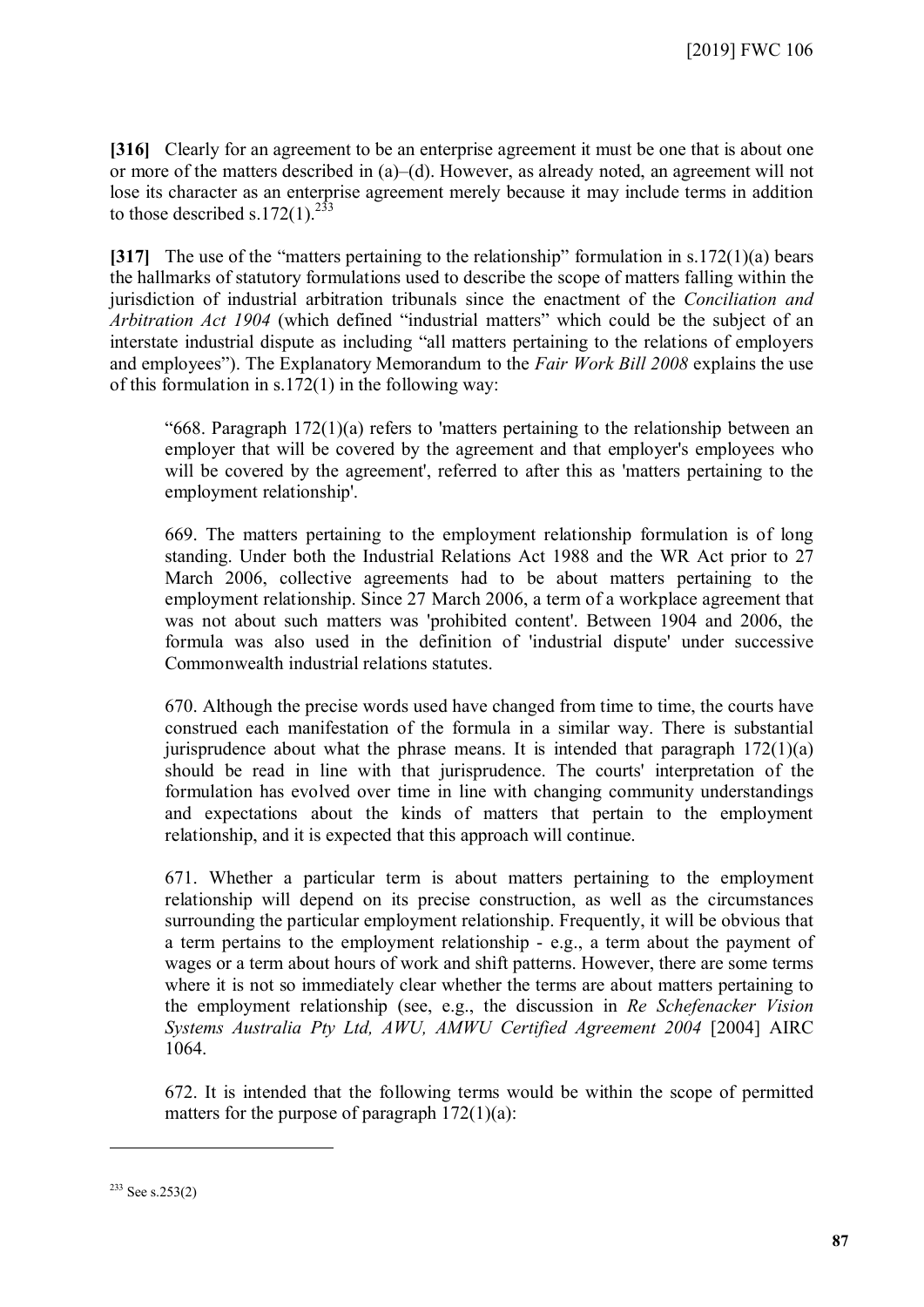**[316]** Clearly for an agreement to be an enterprise agreement it must be one that is about one or more of the matters described in (a)–(d). However, as already noted, an agreement will not lose its character as an enterprise agreement merely because it may include terms in addition to those described s.172(1).[233]

**[317]** The use of the "matters pertaining to the relationship" formulation in s.172(1)(a) bears the hallmarks of statutory formulations used to describe the scope of matters falling within the jurisdiction of industrial arbitration tribunals since the enactment of the *Conciliation and Arbitration Act 1904* (which defined "industrial matters" which could be the subject of an interstate industrial dispute as including "all matters pertaining to the relations of employers and employees"). The Explanatory Memorandum to the *Fair Work Bill 2008* explains the use of this formulation in s.172(1) in the following way:

> "668. Paragraph 172(1)(a) refers to 'matters pertaining to the relationship between an employer that will be covered by the agreement and that employer's employees who will be covered by the agreement', referred to after this as 'matters pertaining to the employment relationship'.
>
> 669. The matters pertaining to the employment relationship formulation is of long standing. Under both the Industrial Relations Act 1988 and the WR Act prior to 27 March 2006, collective agreements had to be about matters pertaining to the employment relationship. Since 27 March 2006, a term of a workplace agreement that was not about such matters was 'prohibited content'. Between 1904 and 2006, the formula was also used in the definition of 'industrial dispute' under successive Commonwealth industrial relations statutes.
>
> 670. Although the precise words used have changed from time to time, the courts have construed each manifestation of the formula in a similar way. There is substantial jurisprudence about what the phrase means. It is intended that paragraph 172(1)(a) should be read in line with that jurisprudence. The courts' interpretation of the formulation has evolved over time in line with changing community understandings and expectations about the kinds of matters that pertain to the employment relationship, and it is expected that this approach will continue.
>
> 671. Whether a particular term is about matters pertaining to the employment relationship will depend on its precise construction, as well as the circumstances surrounding the particular employment relationship. Frequently, it will be obvious that a term pertains to the employment relationship - e.g., a term about the payment of wages or a term about hours of work and shift patterns. However, there are some terms where it is not so immediately clear whether the terms are about matters pertaining to the employment relationship (see, e.g., the discussion in *Re Schefenacker Vision Systems Australia Pty Ltd, AWU, AMWU Certified Agreement 2004* [2004] AIRC 1064.
>
> 672. It is intended that the following terms would be within the scope of permitted matters for the purpose of paragraph 172(1)(a):

---

[233] See s.253(2)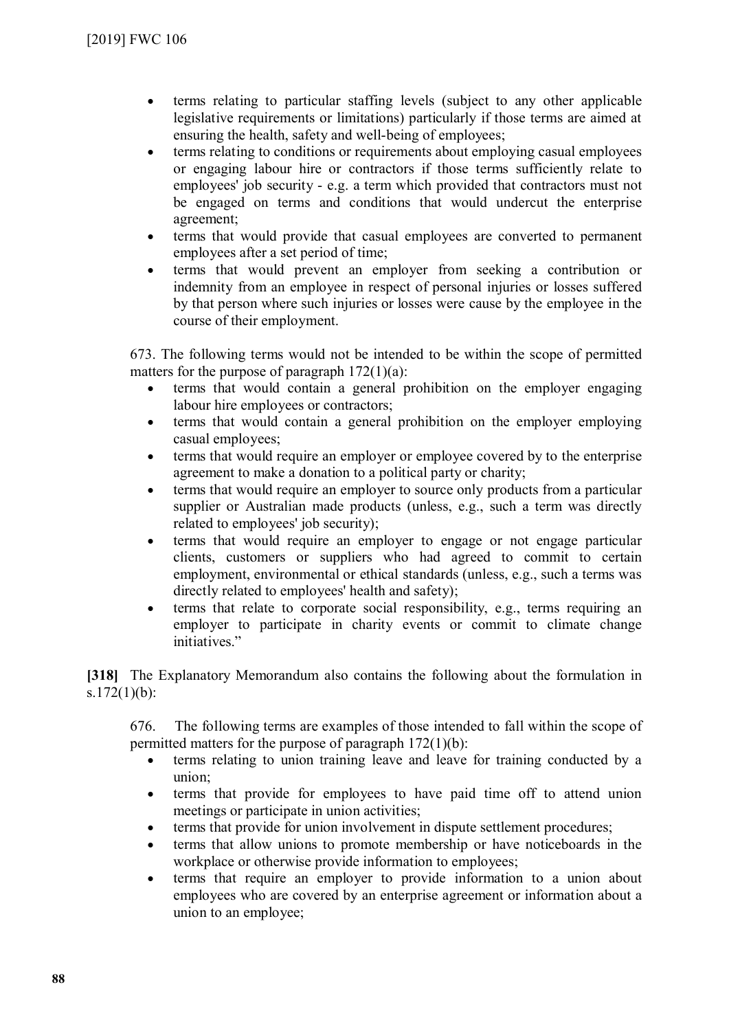- terms relating to particular staffing levels (subject to any other applicable legislative requirements or limitations) particularly if those terms are aimed at ensuring the health, safety and well-being of employees;
- terms relating to conditions or requirements about employing casual employees or engaging labour hire or contractors if those terms sufficiently relate to employees' job security - e.g. a term which provided that contractors must not be engaged on terms and conditions that would undercut the enterprise agreement;
- terms that would provide that casual employees are converted to permanent employees after a set period of time;
- terms that would prevent an employer from seeking a contribution or indemnity from an employee in respect of personal injuries or losses suffered by that person where such injuries or losses were cause by the employee in the course of their employment.

673. The following terms would not be intended to be within the scope of permitted matters for the purpose of paragraph 172(1)(a):

- terms that would contain a general prohibition on the employer engaging labour hire employees or contractors;
- terms that would contain a general prohibition on the employer employing casual employees;
- terms that would require an employer or employee covered by to the enterprise agreement to make a donation to a political party or charity;
- terms that would require an employer to source only products from a particular supplier or Australian made products (unless, e.g., such a term was directly related to employees' job security);
- terms that would require an employer to engage or not engage particular clients, customers or suppliers who had agreed to commit to certain employment, environmental or ethical standards (unless, e.g., such a terms was directly related to employees' health and safety);
- terms that relate to corporate social responsibility, e.g., terms requiring an employer to participate in charity events or commit to climate change initiatives."

**[318]** The Explanatory Memorandum also contains the following about the formulation in s.172(1)(b):

676. The following terms are examples of those intended to fall within the scope of permitted matters for the purpose of paragraph 172(1)(b):

- terms relating to union training leave and leave for training conducted by a union;
- terms that provide for employees to have paid time off to attend union meetings or participate in union activities;
- terms that provide for union involvement in dispute settlement procedures;
- terms that allow unions to promote membership or have noticeboards in the workplace or otherwise provide information to employees;
- terms that require an employer to provide information to a union about employees who are covered by an enterprise agreement or information about a union to an employee;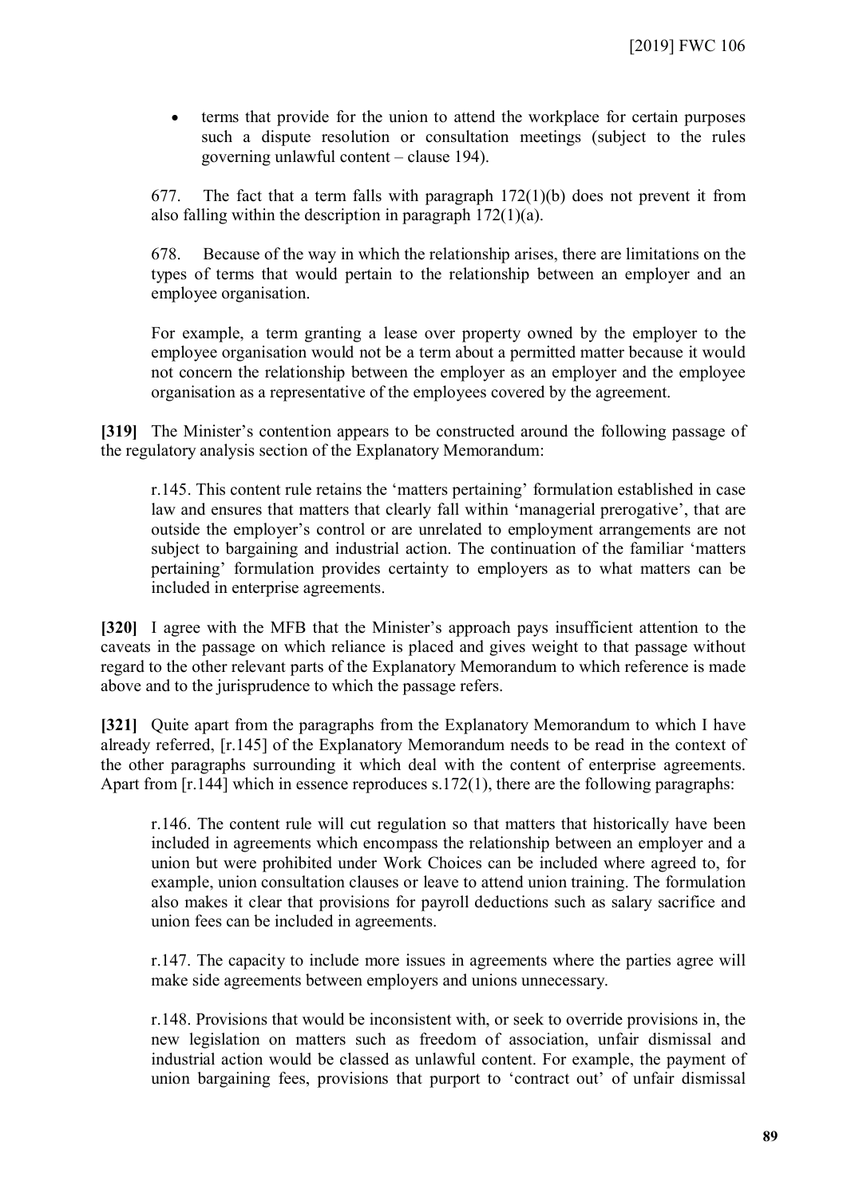- terms that provide for the union to attend the workplace for certain purposes such a dispute resolution or consultation meetings (subject to the rules governing unlawful content – clause 194).

677. The fact that a term falls with paragraph 172(1)(b) does not prevent it from also falling within the description in paragraph 172(1)(a).

678. Because of the way in which the relationship arises, there are limitations on the types of terms that would pertain to the relationship between an employer and an employee organisation.

For example, a term granting a lease over property owned by the employer to the employee organisation would not be a term about a permitted matter because it would not concern the relationship between the employer as an employer and the employee organisation as a representative of the employees covered by the agreement.

**[319]** The Minister's contention appears to be constructed around the following passage of the regulatory analysis section of the Explanatory Memorandum:

> r.145. This content rule retains the 'matters pertaining' formulation established in case law and ensures that matters that clearly fall within 'managerial prerogative', that are outside the employer's control or are unrelated to employment arrangements are not subject to bargaining and industrial action. The continuation of the familiar 'matters pertaining' formulation provides certainty to employers as to what matters can be included in enterprise agreements.

**[320]** I agree with the MFB that the Minister's approach pays insufficient attention to the caveats in the passage on which reliance is placed and gives weight to that passage without regard to the other relevant parts of the Explanatory Memorandum to which reference is made above and to the jurisprudence to which the passage refers.

**[321]** Quite apart from the paragraphs from the Explanatory Memorandum to which I have already referred, [r.145] of the Explanatory Memorandum needs to be read in the context of the other paragraphs surrounding it which deal with the content of enterprise agreements. Apart from [r.144] which in essence reproduces s.172(1), there are the following paragraphs:

> r.146. The content rule will cut regulation so that matters that historically have been included in agreements which encompass the relationship between an employer and a union but were prohibited under Work Choices can be included where agreed to, for example, union consultation clauses or leave to attend union training. The formulation also makes it clear that provisions for payroll deductions such as salary sacrifice and union fees can be included in agreements.
>
> r.147. The capacity to include more issues in agreements where the parties agree will make side agreements between employers and unions unnecessary.
>
> r.148. Provisions that would be inconsistent with, or seek to override provisions in, the new legislation on matters such as freedom of association, unfair dismissal and industrial action would be classed as unlawful content. For example, the payment of union bargaining fees, provisions that purport to 'contract out' of unfair dismissal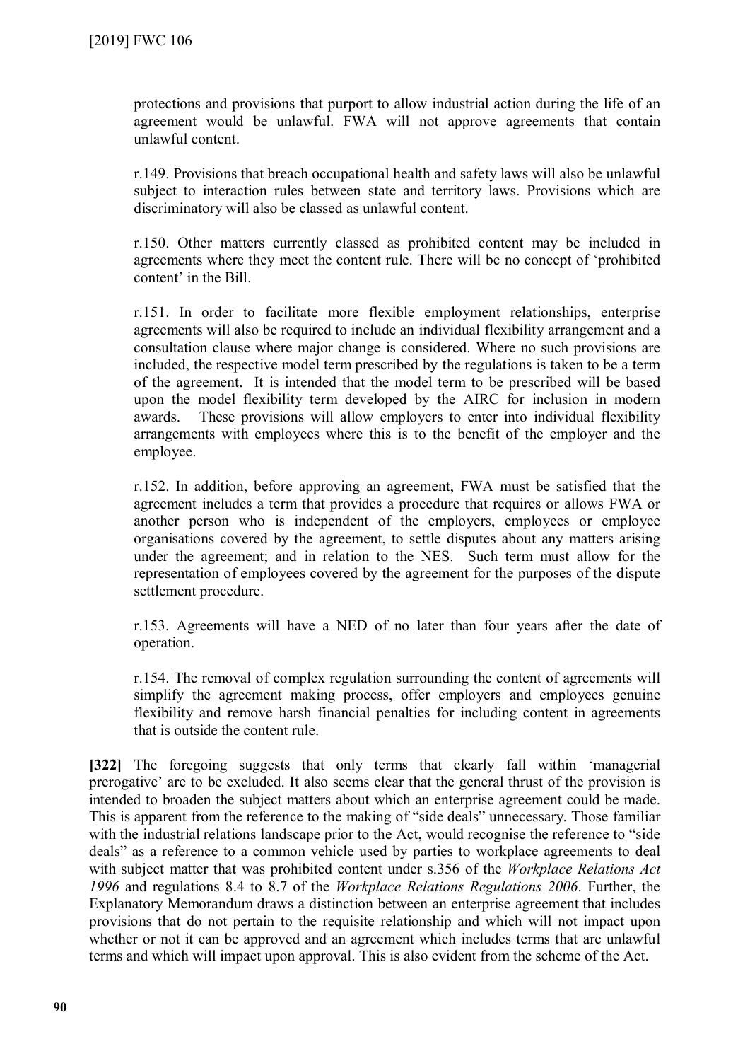protections and provisions that purport to allow industrial action during the life of an agreement would be unlawful. FWA will not approve agreements that contain unlawful content.

> r.149. Provisions that breach occupational health and safety laws will also be unlawful subject to interaction rules between state and territory laws. Provisions which are discriminatory will also be classed as unlawful content.
>
> r.150. Other matters currently classed as prohibited content may be included in agreements where they meet the content rule. There will be no concept of 'prohibited content' in the Bill.
>
> r.151. In order to facilitate more flexible employment relationships, enterprise agreements will also be required to include an individual flexibility arrangement and a consultation clause where major change is considered. Where no such provisions are included, the respective model term prescribed by the regulations is taken to be a term of the agreement. It is intended that the model term to be prescribed will be based upon the model flexibility term developed by the AIRC for inclusion in modern awards. These provisions will allow employers to enter into individual flexibility arrangements with employees where this is to the benefit of the employer and the employee.
>
> r.152. In addition, before approving an agreement, FWA must be satisfied that the agreement includes a term that provides a procedure that requires or allows FWA or another person who is independent of the employers, employees or employee organisations covered by the agreement, to settle disputes about any matters arising under the agreement; and in relation to the NES. Such term must allow for the representation of employees covered by the agreement for the purposes of the dispute settlement procedure.
>
> r.153. Agreements will have a NED of no later than four years after the date of operation.
>
> r.154. The removal of complex regulation surrounding the content of agreements will simplify the agreement making process, offer employers and employees genuine flexibility and remove harsh financial penalties for including content in agreements that is outside the content rule.

**[322]** The foregoing suggests that only terms that clearly fall within 'managerial prerogative' are to be excluded. It also seems clear that the general thrust of the provision is intended to broaden the subject matters about which an enterprise agreement could be made. This is apparent from the reference to the making of "side deals" unnecessary. Those familiar with the industrial relations landscape prior to the Act, would recognise the reference to "side deals" as a reference to a common vehicle used by parties to workplace agreements to deal with subject matter that was prohibited content under s.356 of the *Workplace Relations Act 1996* and regulations 8.4 to 8.7 of the *Workplace Relations Regulations 2006*. Further, the Explanatory Memorandum draws a distinction between an enterprise agreement that includes provisions that do not pertain to the requisite relationship and which will not impact upon whether or not it can be approved and an agreement which includes terms that are unlawful terms and which will impact upon approval. This is also evident from the scheme of the Act.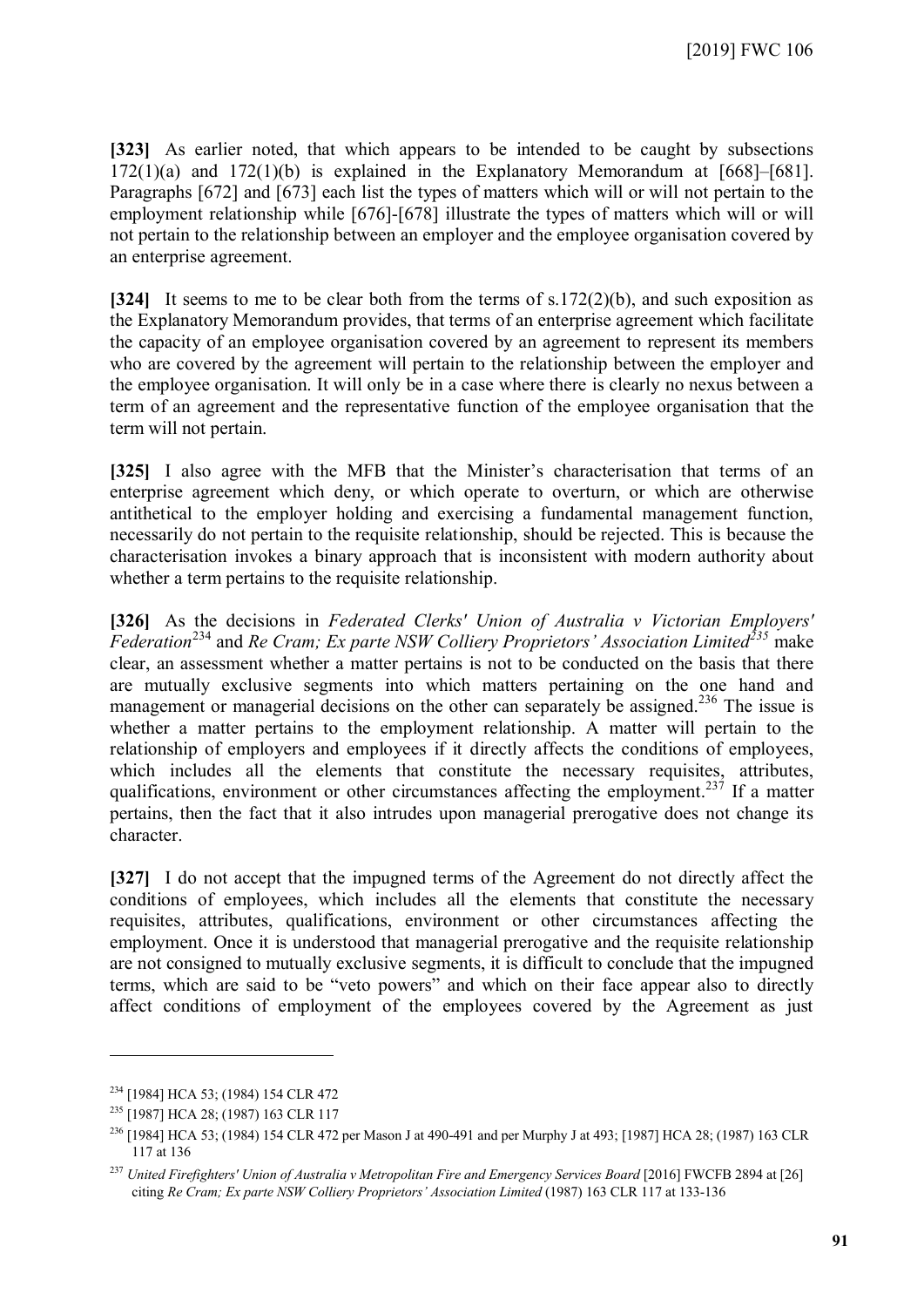**[323]** As earlier noted, that which appears to be intended to be caught by subsections 172(1)(a) and 172(1)(b) is explained in the Explanatory Memorandum at [668]–[681]. Paragraphs [672] and [673] each list the types of matters which will or will not pertain to the employment relationship while [676]-[678] illustrate the types of matters which will or will not pertain to the relationship between an employer and the employee organisation covered by an enterprise agreement.

**[324]** It seems to me to be clear both from the terms of s.172(2)(b), and such exposition as the Explanatory Memorandum provides, that terms of an enterprise agreement which facilitate the capacity of an employee organisation covered by an agreement to represent its members who are covered by the agreement will pertain to the relationship between the employer and the employee organisation. It will only be in a case where there is clearly no nexus between a term of an agreement and the representative function of the employee organisation that the term will not pertain.

**[325]** I also agree with the MFB that the Minister's characterisation that terms of an enterprise agreement which deny, or which operate to overturn, or which are otherwise antithetical to the employer holding and exercising a fundamental management function, necessarily do not pertain to the requisite relationship, should be rejected. This is because the characterisation invokes a binary approach that is inconsistent with modern authority about whether a term pertains to the requisite relationship.

**[326]** As the decisions in *Federated Clerks' Union of Australia v Victorian Employers' Federation*[234] and *Re Cram; Ex parte NSW Colliery Proprietors' Association Limited*[235] make clear, an assessment whether a matter pertains is not to be conducted on the basis that there are mutually exclusive segments into which matters pertaining on the one hand and management or managerial decisions on the other can separately be assigned.[236] The issue is whether a matter pertains to the employment relationship. A matter will pertain to the relationship of employers and employees if it directly affects the conditions of employees, which includes all the elements that constitute the necessary requisites, attributes, qualifications, environment or other circumstances affecting the employment.[237] If a matter pertains, then the fact that it also intrudes upon managerial prerogative does not change its character.

**[327]** I do not accept that the impugned terms of the Agreement do not directly affect the conditions of employees, which includes all the elements that constitute the necessary requisites, attributes, qualifications, environment or other circumstances affecting the employment. Once it is understood that managerial prerogative and the requisite relationship are not consigned to mutually exclusive segments, it is difficult to conclude that the impugned terms, which are said to be "veto powers" and which on their face appear also to directly affect conditions of employment of the employees covered by the Agreement as just

---

[234] [1984] HCA 53; (1984) 154 CLR 472

[235] [1987] HCA 28; (1987) 163 CLR 117

[236] [1984] HCA 53; (1984) 154 CLR 472 per Mason J at 490-491 and per Murphy J at 493; [1987] HCA 28; (1987) 163 CLR 117 at 136

[237] *United Firefighters' Union of Australia v Metropolitan Fire and Emergency Services Board* [2016] FWCFB 2894 at [26] citing *Re Cram; Ex parte NSW Colliery Proprietors' Association Limited* (1987) 163 CLR 117 at 133-136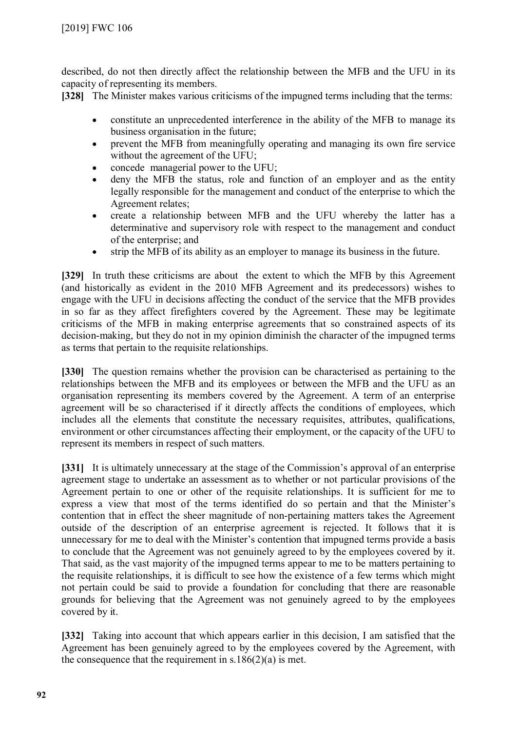described, do not then directly affect the relationship between the MFB and the UFU in its capacity of representing its members.

**[328]** The Minister makes various criticisms of the impugned terms including that the terms:

- constitute an unprecedented interference in the ability of the MFB to manage its business organisation in the future;
- prevent the MFB from meaningfully operating and managing its own fire service without the agreement of the UFU;
- concede managerial power to the UFU;
- deny the MFB the status, role and function of an employer and as the entity legally responsible for the management and conduct of the enterprise to which the Agreement relates;
- create a relationship between MFB and the UFU whereby the latter has a determinative and supervisory role with respect to the management and conduct of the enterprise; and
- strip the MFB of its ability as an employer to manage its business in the future.

**[329]** In truth these criticisms are about the extent to which the MFB by this Agreement (and historically as evident in the 2010 MFB Agreement and its predecessors) wishes to engage with the UFU in decisions affecting the conduct of the service that the MFB provides in so far as they affect firefighters covered by the Agreement. These may be legitimate criticisms of the MFB in making enterprise agreements that so constrained aspects of its decision-making, but they do not in my opinion diminish the character of the impugned terms as terms that pertain to the requisite relationships.

**[330]** The question remains whether the provision can be characterised as pertaining to the relationships between the MFB and its employees or between the MFB and the UFU as an organisation representing its members covered by the Agreement. A term of an enterprise agreement will be so characterised if it directly affects the conditions of employees, which includes all the elements that constitute the necessary requisites, attributes, qualifications, environment or other circumstances affecting their employment, or the capacity of the UFU to represent its members in respect of such matters.

**[331]** It is ultimately unnecessary at the stage of the Commission's approval of an enterprise agreement stage to undertake an assessment as to whether or not particular provisions of the Agreement pertain to one or other of the requisite relationships. It is sufficient for me to express a view that most of the terms identified do so pertain and that the Minister's contention that in effect the sheer magnitude of non-pertaining matters takes the Agreement outside of the description of an enterprise agreement is rejected. It follows that it is unnecessary for me to deal with the Minister's contention that impugned terms provide a basis to conclude that the Agreement was not genuinely agreed to by the employees covered by it. That said, as the vast majority of the impugned terms appear to me to be matters pertaining to the requisite relationships, it is difficult to see how the existence of a few terms which might not pertain could be said to provide a foundation for concluding that there are reasonable grounds for believing that the Agreement was not genuinely agreed to by the employees covered by it.

**[332]** Taking into account that which appears earlier in this decision, I am satisfied that the Agreement has been genuinely agreed to by the employees covered by the Agreement, with the consequence that the requirement in s.186(2)(a) is met.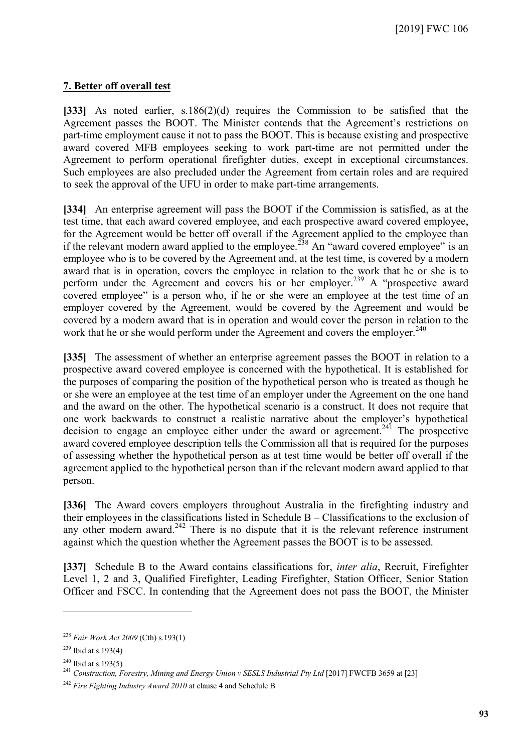## 7. Better off overall test

**[333]** As noted earlier, s.186(2)(d) requires the Commission to be satisfied that the Agreement passes the BOOT. The Minister contends that the Agreement's restrictions on part-time employment cause it not to pass the BOOT. This is because existing and prospective award covered MFB employees seeking to work part-time are not permitted under the Agreement to perform operational firefighter duties, except in exceptional circumstances. Such employees are also precluded under the Agreement from certain roles and are required to seek the approval of the UFU in order to make part-time arrangements.

**[334]** An enterprise agreement will pass the BOOT if the Commission is satisfied, as at the test time, that each award covered employee, and each prospective award covered employee, for the Agreement would be better off overall if the Agreement applied to the employee than if the relevant modern award applied to the employee.[238] An "award covered employee" is an employee who is to be covered by the Agreement and, at the test time, is covered by a modern award that is in operation, covers the employee in relation to the work that he or she is to perform under the Agreement and covers his or her employer.[239] A "prospective award covered employee" is a person who, if he or she were an employee at the test time of an employer covered by the Agreement, would be covered by the Agreement and would be covered by a modern award that is in operation and would cover the person in relation to the work that he or she would perform under the Agreement and covers the employer.[240]

**[335]** The assessment of whether an enterprise agreement passes the BOOT in relation to a prospective award covered employee is concerned with the hypothetical. It is established for the purposes of comparing the position of the hypothetical person who is treated as though he or she were an employee at the test time of an employer under the Agreement on the one hand and the award on the other. The hypothetical scenario is a construct. It does not require that one work backwards to construct a realistic narrative about the employer's hypothetical decision to engage an employee either under the award or agreement.[241] The prospective award covered employee description tells the Commission all that is required for the purposes of assessing whether the hypothetical person as at test time would be better off overall if the agreement applied to the hypothetical person than if the relevant modern award applied to that person.

**[336]** The Award covers employers throughout Australia in the firefighting industry and their employees in the classifications listed in Schedule B – Classifications to the exclusion of any other modern award.[242] There is no dispute that it is the relevant reference instrument against which the question whether the Agreement passes the BOOT is to be assessed.

**[337]** Schedule B to the Award contains classifications for, *inter alia*, Recruit, Firefighter Level 1, 2 and 3, Qualified Firefighter, Leading Firefighter, Station Officer, Senior Station Officer and FSCC. In contending that the Agreement does not pass the BOOT, the Minister

---

[238] *Fair Work Act 2009* (Cth) s.193(1)

[239] Ibid at s.193(4)

[240] Ibid at s.193(5)

[241] *Construction, Forestry, Mining and Energy Union v SESLS Industrial Pty Ltd* [2017] FWCFB 3659 at [23]

[242] *Fire Fighting Industry Award 2010* at clause 4 and Schedule B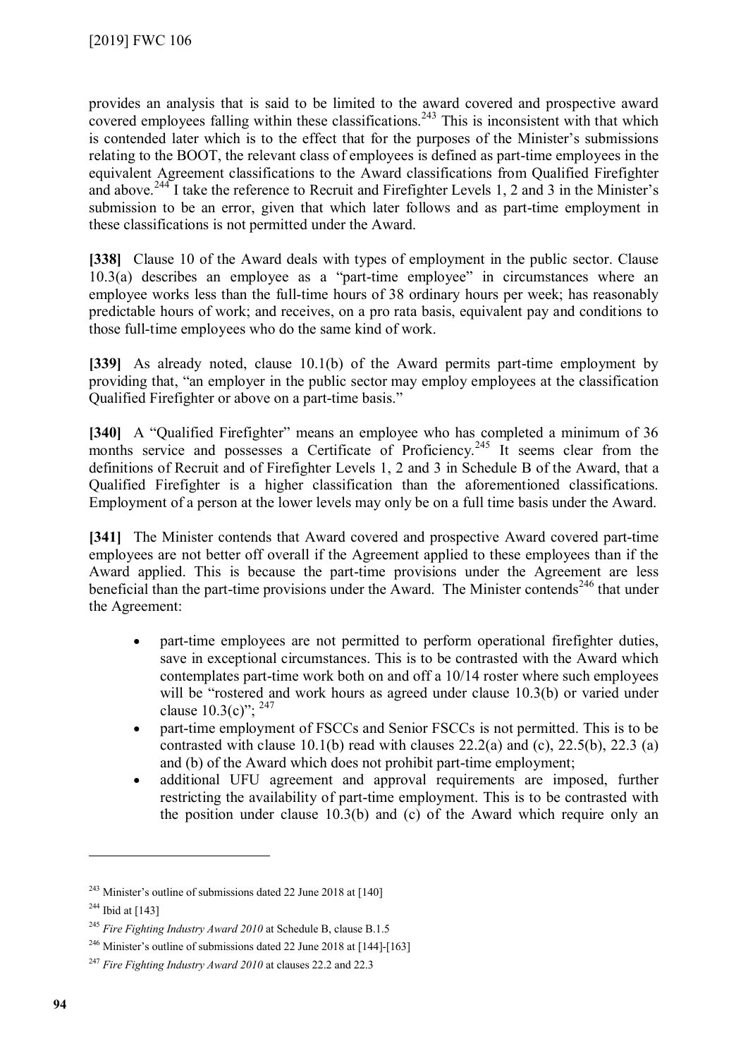provides an analysis that is said to be limited to the award covered and prospective award covered employees falling within these classifications.[243] This is inconsistent with that which is contended later which is to the effect that for the purposes of the Minister's submissions relating to the BOOT, the relevant class of employees is defined as part-time employees in the equivalent Agreement classifications to the Award classifications from Qualified Firefighter and above.[244] I take the reference to Recruit and Firefighter Levels 1, 2 and 3 in the Minister's submission to be an error, given that which later follows and as part-time employment in these classifications is not permitted under the Award.

**[338]** Clause 10 of the Award deals with types of employment in the public sector. Clause 10.3(a) describes an employee as a "part-time employee" in circumstances where an employee works less than the full-time hours of 38 ordinary hours per week; has reasonably predictable hours of work; and receives, on a pro rata basis, equivalent pay and conditions to those full-time employees who do the same kind of work.

**[339]** As already noted, clause 10.1(b) of the Award permits part-time employment by providing that, "an employer in the public sector may employ employees at the classification Qualified Firefighter or above on a part-time basis."

**[340]** A "Qualified Firefighter" means an employee who has completed a minimum of 36 months service and possesses a Certificate of Proficiency.[245] It seems clear from the definitions of Recruit and of Firefighter Levels 1, 2 and 3 in Schedule B of the Award, that a Qualified Firefighter is a higher classification than the aforementioned classifications. Employment of a person at the lower levels may only be on a full time basis under the Award.

**[341]** The Minister contends that Award covered and prospective Award covered part-time employees are not better off overall if the Agreement applied to these employees than if the Award applied. This is because the part-time provisions under the Agreement are less beneficial than the part-time provisions under the Award. The Minister contends[246] that under the Agreement:

- part-time employees are not permitted to perform operational firefighter duties, save in exceptional circumstances. This is to be contrasted with the Award which contemplates part-time work both on and off a 10/14 roster where such employees will be "rostered and work hours as agreed under clause 10.3(b) or varied under clause 10.3(c)"; [247]
- part-time employment of FSCCs and Senior FSCCs is not permitted. This is to be contrasted with clause 10.1(b) read with clauses 22.2(a) and (c), 22.5(b), 22.3 (a) and (b) of the Award which does not prohibit part-time employment;
- additional UFU agreement and approval requirements are imposed, further restricting the availability of part-time employment. This is to be contrasted with the position under clause 10.3(b) and (c) of the Award which require only an

---

[243] Minister's outline of submissions dated 22 June 2018 at [140]

[244] Ibid at [143]

[245] *Fire Fighting Industry Award 2010* at Schedule B, clause B.1.5

[246] Minister's outline of submissions dated 22 June 2018 at [144]-[163]

[247] *Fire Fighting Industry Award 2010* at clauses 22.2 and 22.3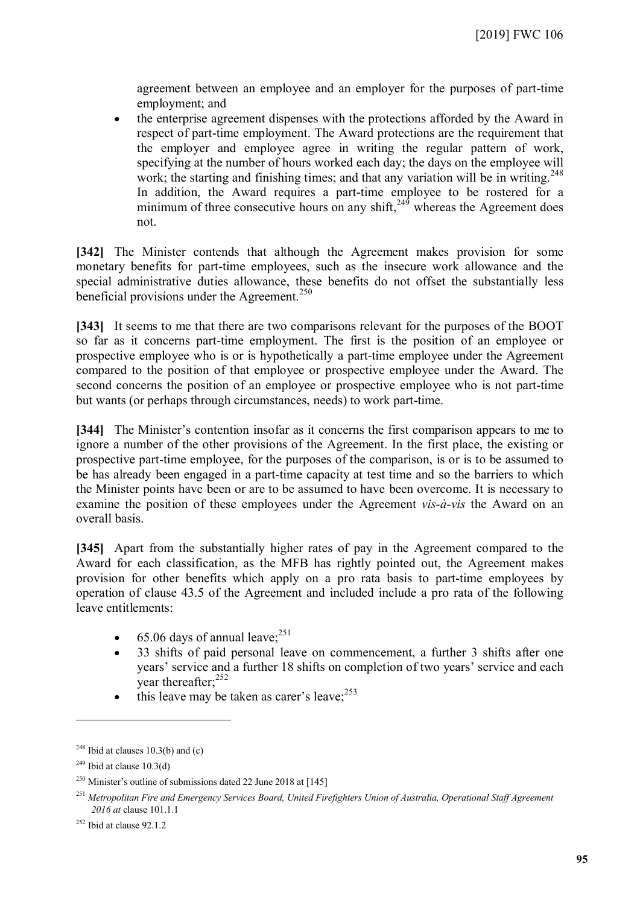agreement between an employee and an employer for the purposes of part-time employment; and

- the enterprise agreement dispenses with the protections afforded by the Award in respect of part-time employment. The Award protections are the requirement that the employer and employee agree in writing the regular pattern of work, specifying at the number of hours worked each day; the days on the employee will work; the starting and finishing times; and that any variation will be in writing.[248] In addition, the Award requires a part-time employee to be rostered for a minimum of three consecutive hours on any shift,[249] whereas the Agreement does not.

**[342]** The Minister contends that although the Agreement makes provision for some monetary benefits for part-time employees, such as the insecure work allowance and the special administrative duties allowance, these benefits do not offset the substantially less beneficial provisions under the Agreement.[250]

**[343]** It seems to me that there are two comparisons relevant for the purposes of the BOOT so far as it concerns part-time employment. The first is the position of an employee or prospective employee who is or is hypothetically a part-time employee under the Agreement compared to the position of that employee or prospective employee under the Award. The second concerns the position of an employee or prospective employee who is not part-time but wants (or perhaps through circumstances, needs) to work part-time.

**[344]** The Minister's contention insofar as it concerns the first comparison appears to me to ignore a number of the other provisions of the Agreement. In the first place, the existing or prospective part-time employee, for the purposes of the comparison, is or is to be assumed to be has already been engaged in a part-time capacity at test time and so the barriers to which the Minister points have been or are to be assumed to have been overcome. It is necessary to examine the position of these employees under the Agreement *vis-à-vis* the Award on an overall basis.

**[345]** Apart from the substantially higher rates of pay in the Agreement compared to the Award for each classification, as the MFB has rightly pointed out, the Agreement makes provision for other benefits which apply on a pro rata basis to part-time employees by operation of clause 43.5 of the Agreement and included include a pro rata of the following leave entitlements:

- 65.06 days of annual leave;[251]
- 33 shifts of paid personal leave on commencement, a further 3 shifts after one years' service and a further 18 shifts on completion of two years' service and each year thereafter;[252]
- this leave may be taken as carer's leave;[253]

---

[248] Ibid at clauses 10.3(b) and (c)

[249] Ibid at clause 10.3(d)

[250] Minister's outline of submissions dated 22 June 2018 at [145]

[251] *Metropolitan Fire and Emergency Services Board, United Firefighters Union of Australia, Operational Staff Agreement 2016 at* clause 101.1.1

[252] Ibid at clause 92.1.2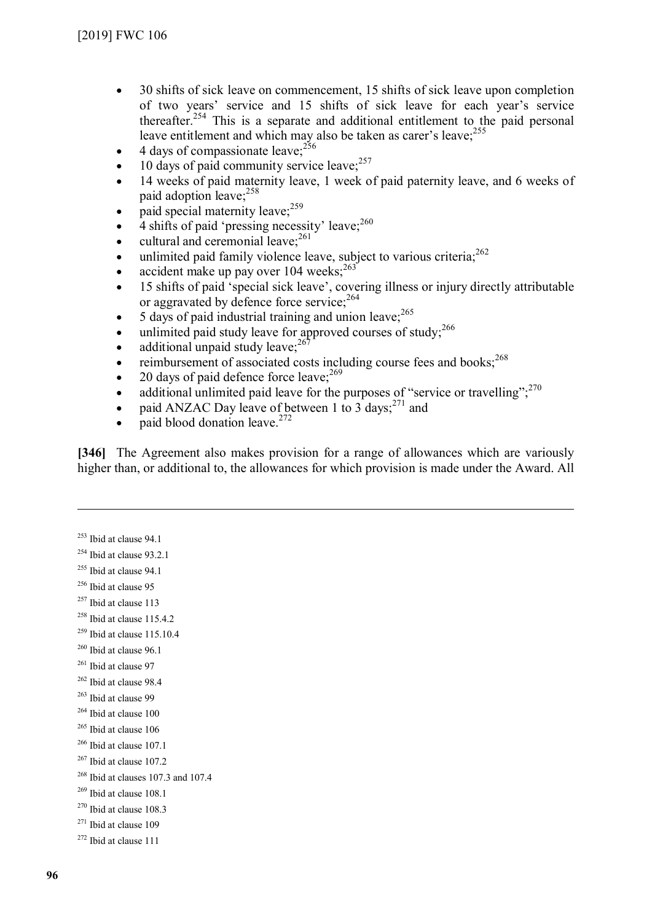- 30 shifts of sick leave on commencement, 15 shifts of sick leave upon completion of two years' service and 15 shifts of sick leave for each year's service thereafter.[254] This is a separate and additional entitlement to the paid personal leave entitlement and which may also be taken as carer's leave;[255]
- 4 days of compassionate leave;[256]
- 10 days of paid community service leave;[257]
- 14 weeks of paid maternity leave, 1 week of paid paternity leave, and 6 weeks of paid adoption leave;[258]
- paid special maternity leave;[259]
- 4 shifts of paid 'pressing necessity' leave;[260]
- cultural and ceremonial leave;[261]
- unlimited paid family violence leave, subject to various criteria;[262]
- accident make up pay over 104 weeks;[263]
- 15 shifts of paid 'special sick leave', covering illness or injury directly attributable or aggravated by defence force service;[264]
- 5 days of paid industrial training and union leave;[265]
- unlimited paid study leave for approved courses of study;[266]
- additional unpaid study leave;[267]
- reimbursement of associated costs including course fees and books;[268]
- 20 days of paid defence force leave;[269]
- additional unlimited paid leave for the purposes of "service or travelling";[270]
- paid ANZAC Day leave of between 1 to 3 days;[271] and
- paid blood donation leave.[272]

**[346]** The Agreement also makes provision for a range of allowances which are variously higher than, or additional to, the allowances for which provision is made under the Award. All

---

[253] Ibid at clause 94.1

[254] Ibid at clause 93.2.1

[255] Ibid at clause 94.1

[256] Ibid at clause 95

[257] Ibid at clause 113

[258] Ibid at clause 115.4.2

[259] Ibid at clause 115.10.4

[260] Ibid at clause 96.1

[261] Ibid at clause 97

[262] Ibid at clause 98.4

[263] Ibid at clause 99

[264] Ibid at clause 100

[265] Ibid at clause 106

[266] Ibid at clause 107.1

[267] Ibid at clause 107.2

[268] Ibid at clauses 107.3 and 107.4

[269] Ibid at clause 108.1

[270] Ibid at clause 108.3

[271] Ibid at clause 109

[272] Ibid at clause 111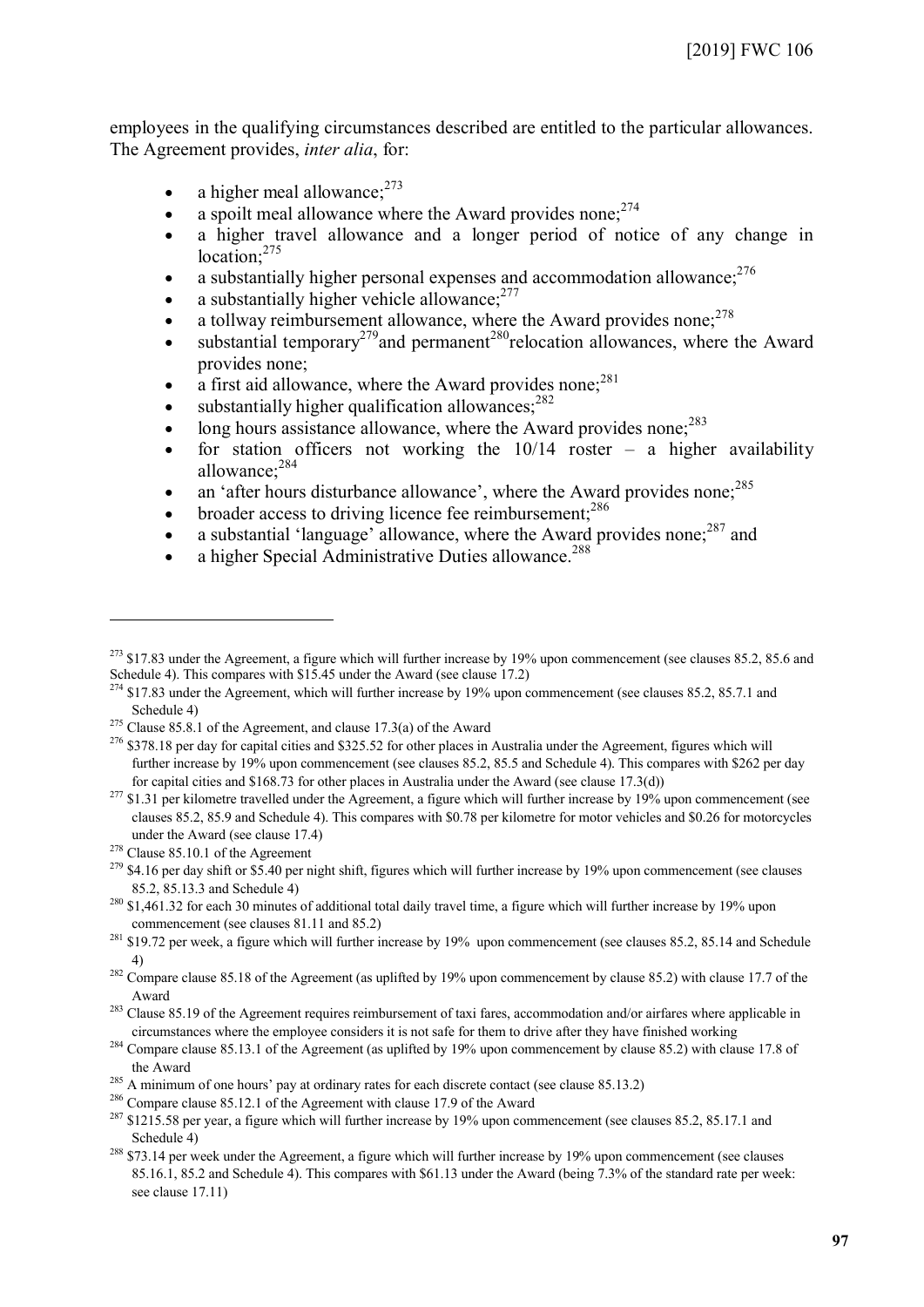employees in the qualifying circumstances described are entitled to the particular allowances. The Agreement provides, *inter alia*, for:

- a higher meal allowance;[273]
- a spoilt meal allowance where the Award provides none;[274]
- a higher travel allowance and a longer period of notice of any change in location;[275]
- a substantially higher personal expenses and accommodation allowance;[276]
- a substantially higher vehicle allowance;[277]
- a tollway reimbursement allowance, where the Award provides none;[278]
- substantial temporary[279] and permanent[280] relocation allowances, where the Award provides none;
- a first aid allowance, where the Award provides none;[281]
- substantially higher qualification allowances;[282]
- long hours assistance allowance, where the Award provides none;[283]
- for station officers not working the 10/14 roster – a higher availability allowance;[284]
- an 'after hours disturbance allowance', where the Award provides none;[285]
- broader access to driving licence fee reimbursement;[286]
- a substantial 'language' allowance, where the Award provides none;[287] and
- a higher Special Administrative Duties allowance.[288]

---

[273] $17.83 under the Agreement, a figure which will further increase by 19% upon commencement (see clauses 85.2, 85.6 and Schedule 4). This compares with $15.45 under the Award (see clause 17.2)

[274] $17.83 under the Agreement, which will further increase by 19% upon commencement (see clauses 85.2, 85.7.1 and Schedule 4)

[275] Clause 85.8.1 of the Agreement, and clause 17.3(a) of the Award

[276] $378.18 per day for capital cities and $325.52 for other places in Australia under the Agreement, figures which will further increase by 19% upon commencement (see clauses 85.2, 85.5 and Schedule 4). This compares with $262 per day for capital cities and $168.73 for other places in Australia under the Award (see clause 17.3(d))

[277] $1.31 per kilometre travelled under the Agreement, a figure which will further increase by 19% upon commencement (see clauses 85.2, 85.9 and Schedule 4). This compares with $0.78 per kilometre for motor vehicles and $0.26 for motorcycles under the Award (see clause 17.4)

[278] Clause 85.10.1 of the Agreement

[279] $4.16 per day shift or $5.40 per night shift, figures which will further increase by 19% upon commencement (see clauses 85.2, 85.13.3 and Schedule 4)

[280] $1,461.32 for each 30 minutes of additional total daily travel time, a figure which will further increase by 19% upon commencement (see clauses 81.11 and 85.2)

[281] $19.72 per week, a figure which will further increase by 19% upon commencement (see clauses 85.2, 85.14 and Schedule 4)

[282] Compare clause 85.18 of the Agreement (as uplifted by 19% upon commencement by clause 85.2) with clause 17.7 of the Award

[283] Clause 85.19 of the Agreement requires reimbursement of taxi fares, accommodation and/or airfares where applicable in circumstances where the employee considers it is not safe for them to drive after they have finished working

[284] Compare clause 85.13.1 of the Agreement (as uplifted by 19% upon commencement by clause 85.2) with clause 17.8 of the Award

[285] A minimum of one hours' pay at ordinary rates for each discrete contact (see clause 85.13.2)

[286] Compare clause 85.12.1 of the Agreement with clause 17.9 of the Award

[287] $1215.58 per year, a figure which will further increase by 19% upon commencement (see clauses 85.2, 85.17.1 and Schedule 4)

[288] $73.14 per week under the Agreement, a figure which will further increase by 19% upon commencement (see clauses 85.16.1, 85.2 and Schedule 4). This compares with $61.13 under the Award (being 7.3% of the standard rate per week: see clause 17.11)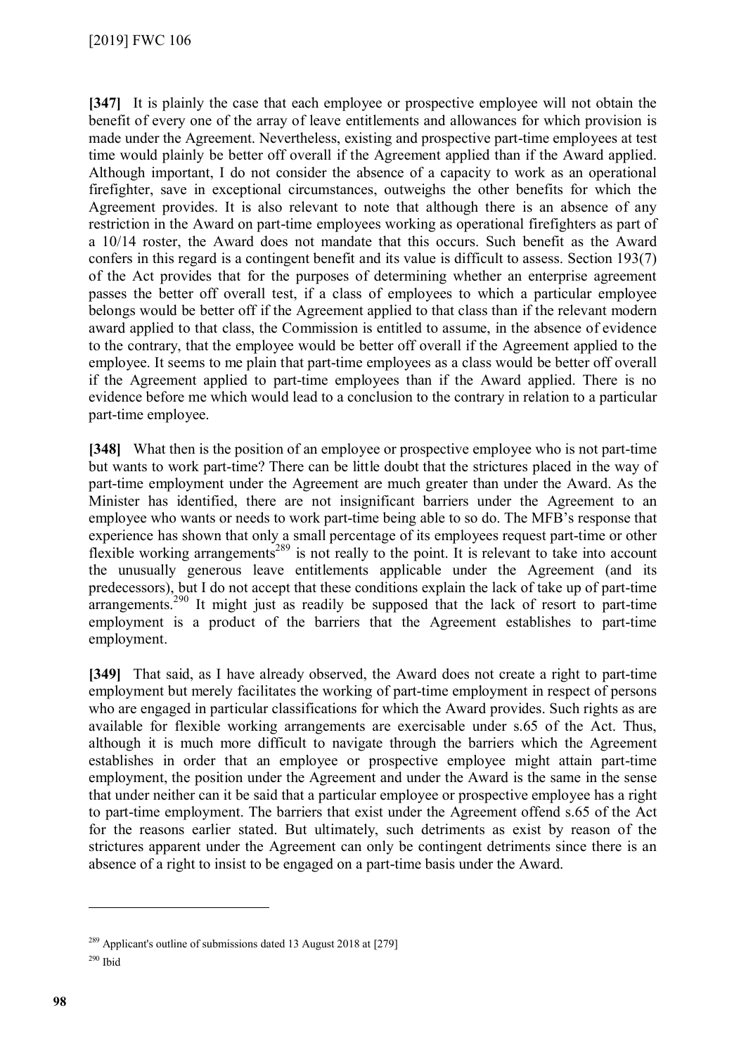**[347]** It is plainly the case that each employee or prospective employee will not obtain the benefit of every one of the array of leave entitlements and allowances for which provision is made under the Agreement. Nevertheless, existing and prospective part-time employees at test time would plainly be better off overall if the Agreement applied than if the Award applied. Although important, I do not consider the absence of a capacity to work as an operational firefighter, save in exceptional circumstances, outweighs the other benefits for which the Agreement provides. It is also relevant to note that although there is an absence of any restriction in the Award on part-time employees working as operational firefighters as part of a 10/14 roster, the Award does not mandate that this occurs. Such benefit as the Award confers in this regard is a contingent benefit and its value is difficult to assess. Section 193(7) of the Act provides that for the purposes of determining whether an enterprise agreement passes the better off overall test, if a class of employees to which a particular employee belongs would be better off if the Agreement applied to that class than if the relevant modern award applied to that class, the Commission is entitled to assume, in the absence of evidence to the contrary, that the employee would be better off overall if the Agreement applied to the employee. It seems to me plain that part-time employees as a class would be better off overall if the Agreement applied to part-time employees than if the Award applied. There is no evidence before me which would lead to a conclusion to the contrary in relation to a particular part-time employee.

**[348]** What then is the position of an employee or prospective employee who is not part-time but wants to work part-time? There can be little doubt that the strictures placed in the way of part-time employment under the Agreement are much greater than under the Award. As the Minister has identified, there are not insignificant barriers under the Agreement to an employee who wants or needs to work part-time being able to so do. The MFB's response that experience has shown that only a small percentage of its employees request part-time or other flexible working arrangements[289] is not really to the point. It is relevant to take into account the unusually generous leave entitlements applicable under the Agreement (and its predecessors), but I do not accept that these conditions explain the lack of take up of part-time arrangements.[290] It might just as readily be supposed that the lack of resort to part-time employment is a product of the barriers that the Agreement establishes to part-time employment.

**[349]** That said, as I have already observed, the Award does not create a right to part-time employment but merely facilitates the working of part-time employment in respect of persons who are engaged in particular classifications for which the Award provides. Such rights as are available for flexible working arrangements are exercisable under s.65 of the Act. Thus, although it is much more difficult to navigate through the barriers which the Agreement establishes in order that an employee or prospective employee might attain part-time employment, the position under the Agreement and under the Award is the same in the sense that under neither can it be said that a particular employee or prospective employee has a right to part-time employment. The barriers that exist under the Agreement offend s.65 of the Act for the reasons earlier stated. But ultimately, such detriments as exist by reason of the strictures apparent under the Agreement can only be contingent detriments since there is an absence of a right to insist to be engaged on a part-time basis under the Award.

---

[289] Applicant's outline of submissions dated 13 August 2018 at [279]

[290] Ibid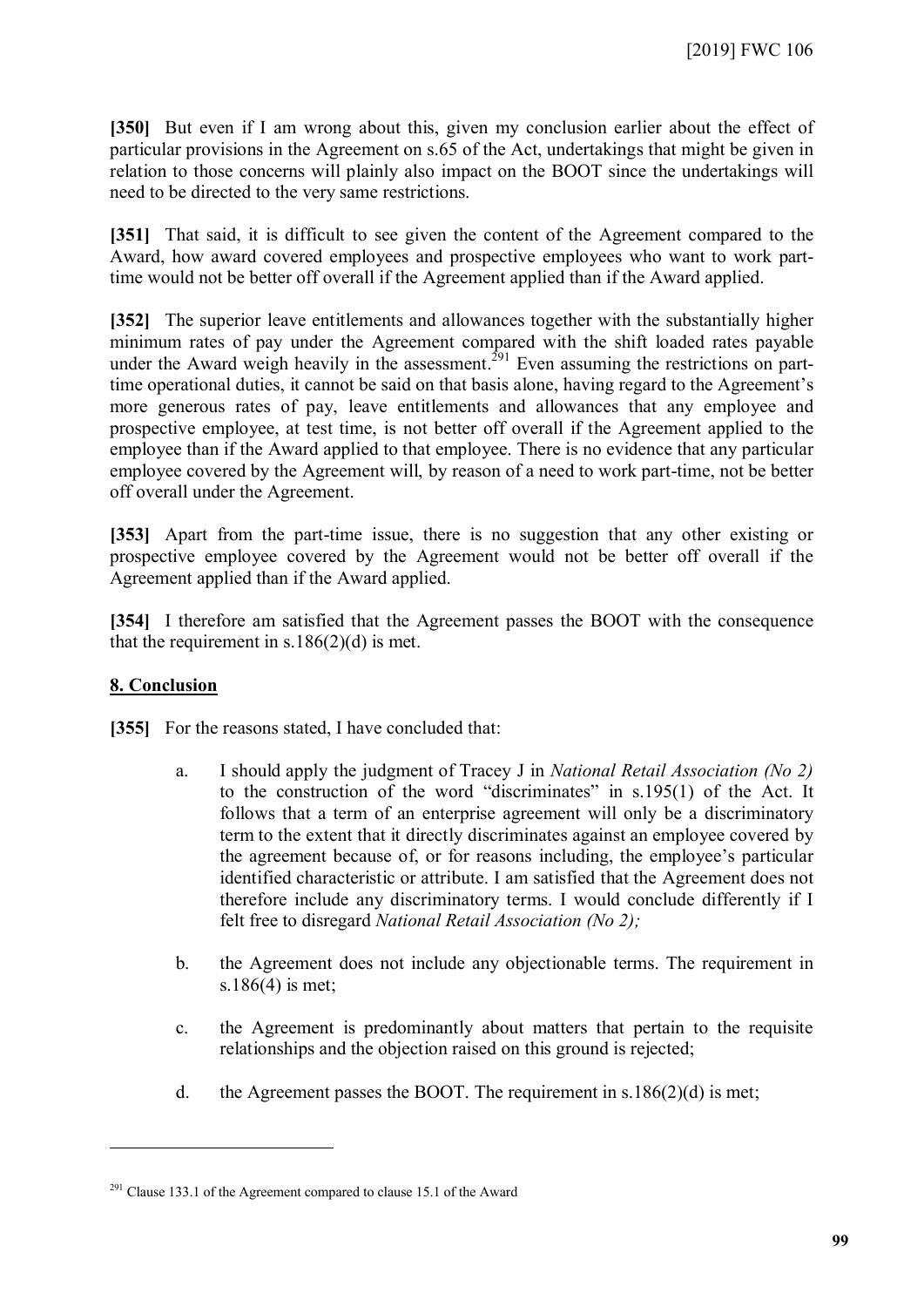**[350]** But even if I am wrong about this, given my conclusion earlier about the effect of particular provisions in the Agreement on s.65 of the Act, undertakings that might be given in relation to those concerns will plainly also impact on the BOOT since the undertakings will need to be directed to the very same restrictions.

**[351]** That said, it is difficult to see given the content of the Agreement compared to the Award, how award covered employees and prospective employees who want to work part-time would not be better off overall if the Agreement applied than if the Award applied.

**[352]** The superior leave entitlements and allowances together with the substantially higher minimum rates of pay under the Agreement compared with the shift loaded rates payable under the Award weigh heavily in the assessment.[291] Even assuming the restrictions on part-time operational duties, it cannot be said on that basis alone, having regard to the Agreement's more generous rates of pay, leave entitlements and allowances that any employee and prospective employee, at test time, is not better off overall if the Agreement applied to the employee than if the Award applied to that employee. There is no evidence that any particular employee covered by the Agreement will, by reason of a need to work part-time, not be better off overall under the Agreement.

**[353]** Apart from the part-time issue, there is no suggestion that any other existing or prospective employee covered by the Agreement would not be better off overall if the Agreement applied than if the Award applied.

**[354]** I therefore am satisfied that the Agreement passes the BOOT with the consequence that the requirement in s.186(2)(d) is met.

## 8. Conclusion

**[355]** For the reasons stated, I have concluded that:

a. I should apply the judgment of Tracey J in *National Retail Association (No 2)* to the construction of the word "discriminates" in s.195(1) of the Act. It follows that a term of an enterprise agreement will only be a discriminatory term to the extent that it directly discriminates against an employee covered by the agreement because of, or for reasons including, the employee's particular identified characteristic or attribute. I am satisfied that the Agreement does not therefore include any discriminatory terms. I would conclude differently if I felt free to disregard *National Retail Association (No 2);*

b. the Agreement does not include any objectionable terms. The requirement in s.186(4) is met;

c. the Agreement is predominantly about matters that pertain to the requisite relationships and the objection raised on this ground is rejected;

d. the Agreement passes the BOOT. The requirement in s.186(2)(d) is met;

---

[291] Clause 133.1 of the Agreement compared to clause 15.1 of the Award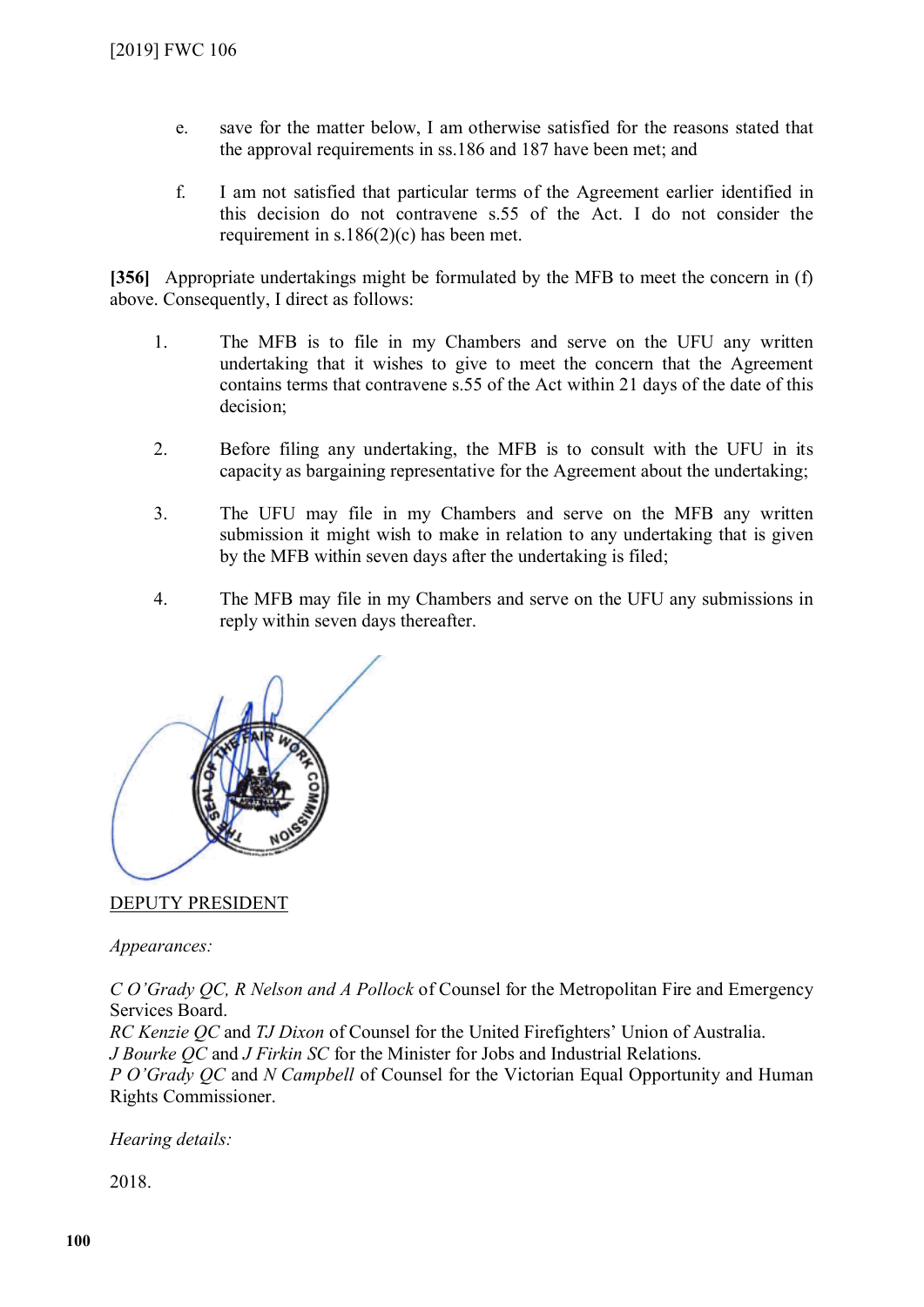e. save for the matter below, I am otherwise satisfied for the reasons stated that the approval requirements in ss.186 and 187 have been met; and

f. I am not satisfied that particular terms of the Agreement earlier identified in this decision do not contravene s.55 of the Act. I do not consider the requirement in s.186(2)(c) has been met.

**[356]** Appropriate undertakings might be formulated by the MFB to meet the concern in (f) above. Consequently, I direct as follows:

1. The MFB is to file in my Chambers and serve on the UFU any written undertaking that it wishes to give to meet the concern that the Agreement contains terms that contravene s.55 of the Act within 21 days of the date of this decision;

2. Before filing any undertaking, the MFB is to consult with the UFU in its capacity as bargaining representative for the Agreement about the undertaking;

3. The UFU may file in my Chambers and serve on the MFB any written submission it might wish to make in relation to any undertaking that is given by the MFB within seven days after the undertaking is filed;

4. The MFB may file in my Chambers and serve on the UFU any submissions in reply within seven days thereafter.

THE SEAL OF THE FAIR WORK COMMISSION

<u>DEPUTY PRESIDENT</u>

*Appearances:*

*C O'Grady QC, R Nelson and A Pollock* of Counsel for the Metropolitan Fire and Emergency Services Board.
*RC Kenzie QC* and *TJ Dixon* of Counsel for the United Firefighters' Union of Australia.
*J Bourke QC* and *J Firkin SC* for the Minister for Jobs and Industrial Relations.
*P O'Grady QC* and *N Campbell* of Counsel for the Victorian Equal Opportunity and Human Rights Commissioner.

*Hearing details:*

2018.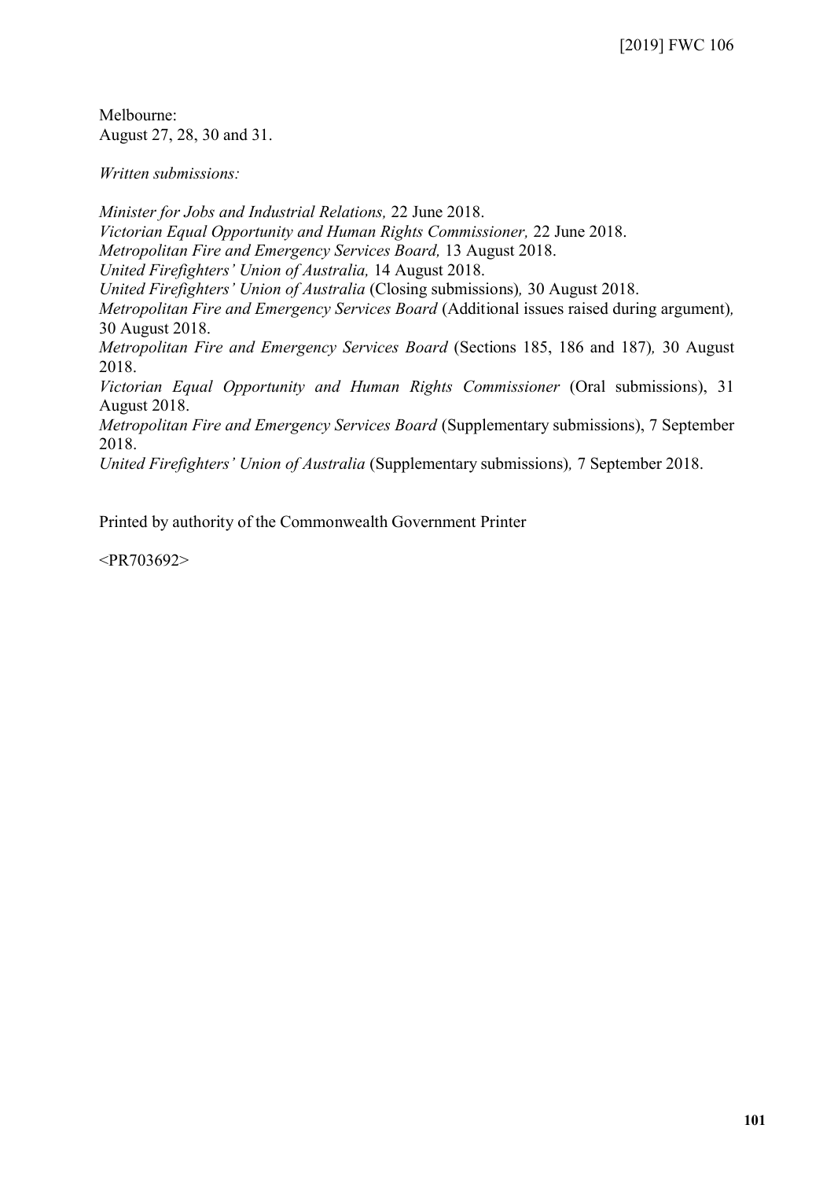Melbourne:
August 27, 28, 30 and 31.

*Written submissions:*

*Minister for Jobs and Industrial Relations,* 22 June 2018.
*Victorian Equal Opportunity and Human Rights Commissioner,* 22 June 2018.
*Metropolitan Fire and Emergency Services Board,* 13 August 2018.
*United Firefighters' Union of Australia,* 14 August 2018.
*United Firefighters' Union of Australia* (Closing submissions)*,* 30 August 2018.
*Metropolitan Fire and Emergency Services Board* (Additional issues raised during argument)*,* 30 August 2018.
*Metropolitan Fire and Emergency Services Board* (Sections 185, 186 and 187)*,* 30 August 2018.
*Victorian Equal Opportunity and Human Rights Commissioner* (Oral submissions), 31 August 2018.
*Metropolitan Fire and Emergency Services Board* (Supplementary submissions), 7 September 2018.
*United Firefighters' Union of Australia* (Supplementary submissions)*,* 7 September 2018.

Printed by authority of the Commonwealth Government Printer

<PR703692>